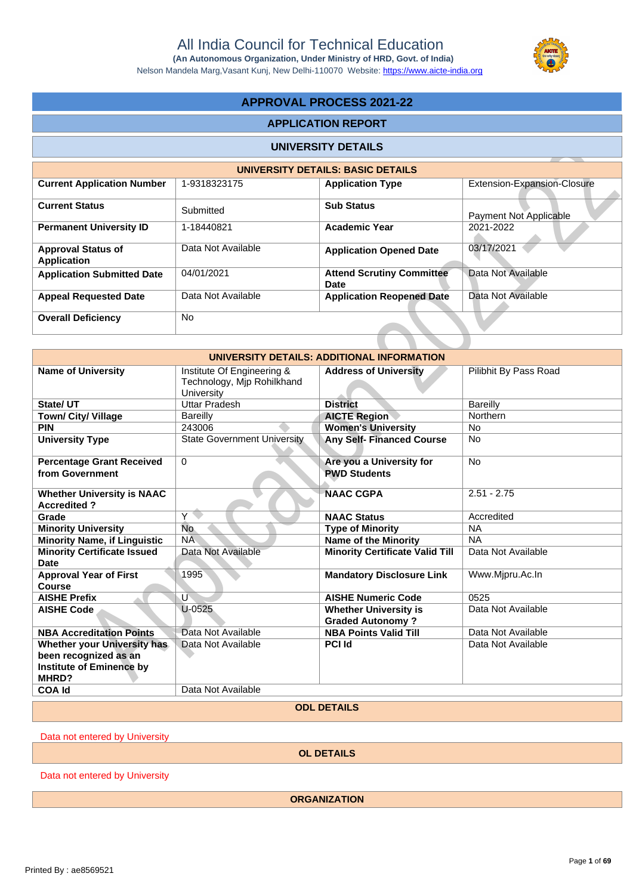# All India Council for Technical Education

**(An Autonomous Organization, Under Ministry of HRD, Govt. of India)**

Nelson Mandela Marg,Vasant Kunj, New Delhi-110070 Website: https://www.aicte-india.org

## APPROVAL PROCESS 2021-22

### APPLICATION REPORT

### UNIVERSITY DETAILS

| UNIVERSITY DETAILS: BASIC DETAILS | | | |
|---|---|---|---|
| **Current Application Number** | 1-9318323175 | **Application Type** | Extension-Expansion-Closure |
| **Current Status** | Submitted | **Sub Status** | Payment Not Applicable |
| **Permanent University ID** | 1-18440821 | **Academic Year** | 2021-2022 |
| **Approval Status of Application** | Data Not Available | **Application Opened Date** | 03/17/2021 |
| **Application Submitted Date** | 04/01/2021 | **Attend Scrutiny Committee Date** | Data Not Available |
| **Appeal Requested Date** | Data Not Available | **Application Reopened Date** | Data Not Available |
| **Overall Deficiency** | No | | |

| UNIVERSITY DETAILS: ADDITIONAL INFORMATION | | | |
|---|---|---|---|
| **Name of University** | Institute Of Engineering & Technology, Mjp Rohilkhand University | **Address of University** | Pilibhit By Pass Road |
| **State/ UT** | Uttar Pradesh | **District** | Bareilly |
| **Town/ City/ Village** | Bareilly | **AICTE Region** | Northern |
| **PIN** | 243006 | **Women's University** | No |
| **University Type** | State Government University | **Any Self- Financed Course** | No |
| **Percentage Grant Received from Government** | 0 | **Are you a University for PWD Students** | No |
| **Whether University is NAAC Accredited ?** | | **NAAC CGPA** | 2.51 - 2.75 |
| **Grade** | Y | **NAAC Status** | Accredited |
| **Minority University** | No | **Type of Minority** | NA |
| **Minority Name, if Linguistic** | NA | **Name of the Minority** | NA |
| **Minority Certificate Issued Date** | Data Not Available | **Minority Certificate Valid Till** | Data Not Available |
| **Approval Year of First Course** | 1995 | **Mandatory Disclosure Link** | Www.Mjpru.Ac.In |
| **AISHE Prefix** | U | **AISHE Numeric Code** | 0525 |
| **AISHE Code** | U-0525 | **Whether University is Graded Autonomy ?** | Data Not Available |
| **NBA Accreditation Points** | Data Not Available | **NBA Points Valid Till** | Data Not Available |
| **Whether your University has been recognized as an Institute of Eminence by MHRD?** | Data Not Available | **PCI Id** | Data Not Available |
| **COA Id** | Data Not Available | | |

**ODL DETAILS**

Data not entered by University

**OL DETAILS**

Data not entered by University

**ORGANIZATION**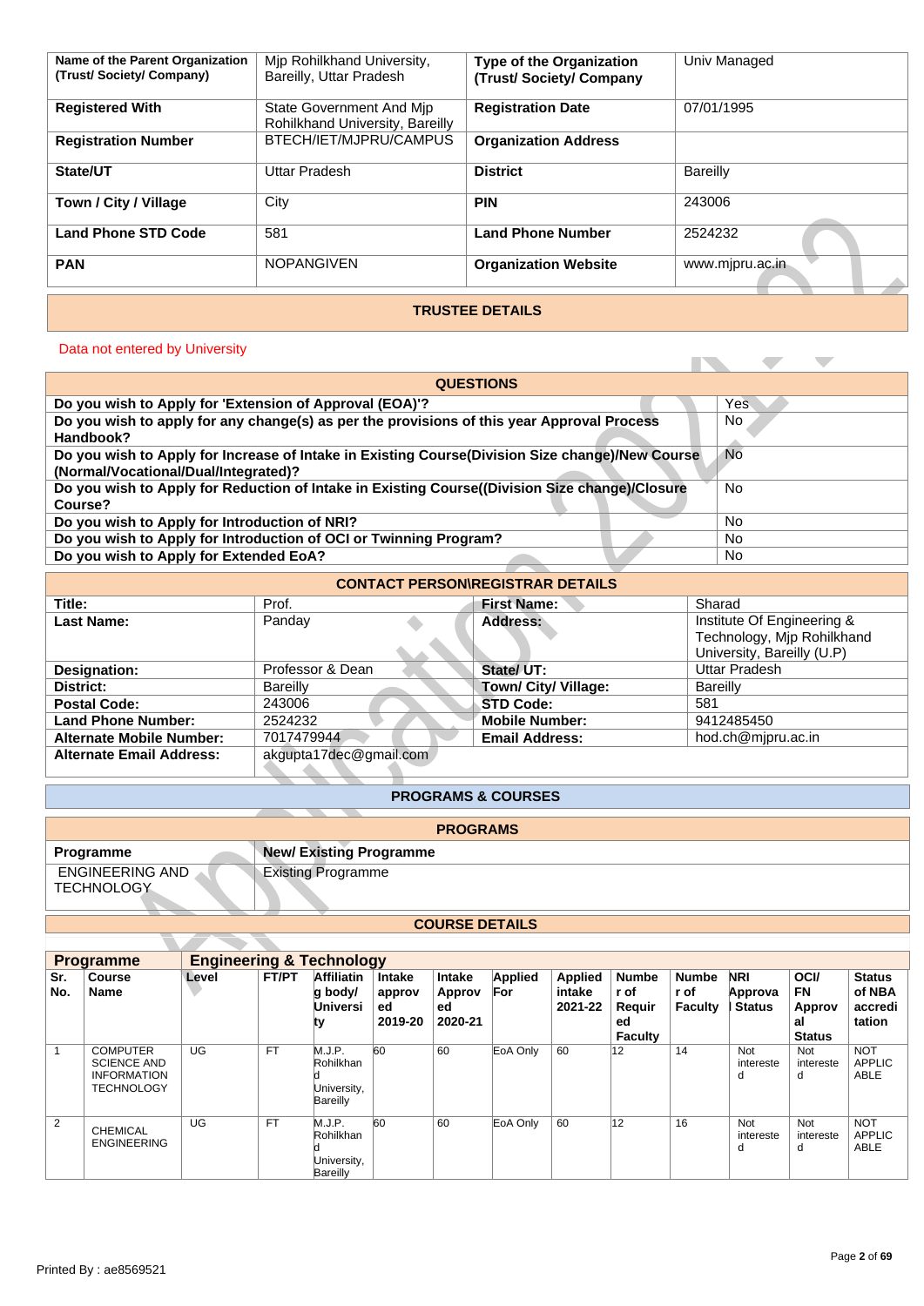| Name of the Parent Organization (Trust/ Society/ Company) | Mjp Rohilkhand University, Bareilly, Uttar Pradesh | Type of the Organization (Trust/ Society/ Company | Univ Managed |
|---|---|---|---|
| **Registered With** | State Government And Mjp Rohilkhand University, Bareilly | **Registration Date** | 07/01/1995 |
| **Registration Number** | BTECH/IET/MJPRU/CAMPUS | **Organization Address** | |
| **State/UT** | Uttar Pradesh | **District** | Bareilly |
| **Town / City / Village** | City | **PIN** | 243006 |
| **Land Phone STD Code** | 581 | **Land Phone Number** | 2524232 |
| **PAN** | NOPANGIVEN | **Organization Website** | www.mjpru.ac.in |

## TRUSTEE DETAILS

Data not entered by University

| QUESTIONS | |
|---|---|
| Do you wish to Apply for 'Extension of Approval (EOA)'? | Yes |
| Do you wish to apply for any change(s) as per the provisions of this year Approval Process Handbook? | No |
| Do you wish to Apply for Increase of Intake in Existing Course(Division Size change)/New Course (Normal/Vocational/Dual/Integrated)? | No |
| Do you wish to Apply for Reduction of Intake in Existing Course((Division Size change)/Closure Course? | No |
| Do you wish to Apply for Introduction of NRI? | No |
| Do you wish to Apply for Introduction of OCI or Twinning Program? | No |
| Do you wish to Apply for Extended EoA? | No |

## CONTACT PERSON\REGISTRAR DETAILS

| | | | |
|---|---|---|---|
| **Title:** | Prof. | **First Name:** | Sharad |
| **Last Name:** | Panday | **Address:** | Institute Of Engineering & Technology, Mjp Rohilkhand University, Bareilly (U.P) |
| **Designation:** | Professor & Dean | **State/ UT:** | Uttar Pradesh |
| **District:** | Bareilly | **Town/ City/ Village:** | Bareilly |
| **Postal Code:** | 243006 | **STD Code:** | 581 |
| **Land Phone Number:** | 2524232 | **Mobile Number:** | 9412485450 |
| **Alternate Mobile Number:** | 7017479944 | **Email Address:** | hod.ch@mjpru.ac.in |
| **Alternate Email Address:** | akgupta17dec@gmail.com | | |

## PROGRAMS & COURSES

### PROGRAMS

| Programme | New/ Existing Programme |
|---|---|
| ENGINEERING AND TECHNOLOGY | Existing Programme |

### COURSE DETAILS

**Programme: Engineering & Technology**

| Sr. No. | Course Name | Level | FT/PT | Affiliating body/ University | Intake approved 2019-20 | Intake Approved 2020-21 | Applied For | Applied intake 2021-22 | Number of Required Faculty | Number of Faculty | NRI Approval Status | OCI/ FN Approval Status | Status of NBA accreditation |
|---|---|---|---|---|---|---|---|---|---|---|---|---|---|
| 1 | COMPUTER SCIENCE AND INFORMATION TECHNOLOGY | UG | FT | M.J.P. Rohilkhand University, Bareilly | 60 | 60 | EoA Only | 60 | 12 | 14 | Not interested | Not interested | NOT APPLICABLE |
| 2 | CHEMICAL ENGINEERING | UG | FT | M.J.P. Rohilkhand University, Bareilly | 60 | 60 | EoA Only | 60 | 12 | 16 | Not interested | Not interested | NOT APPLICABLE |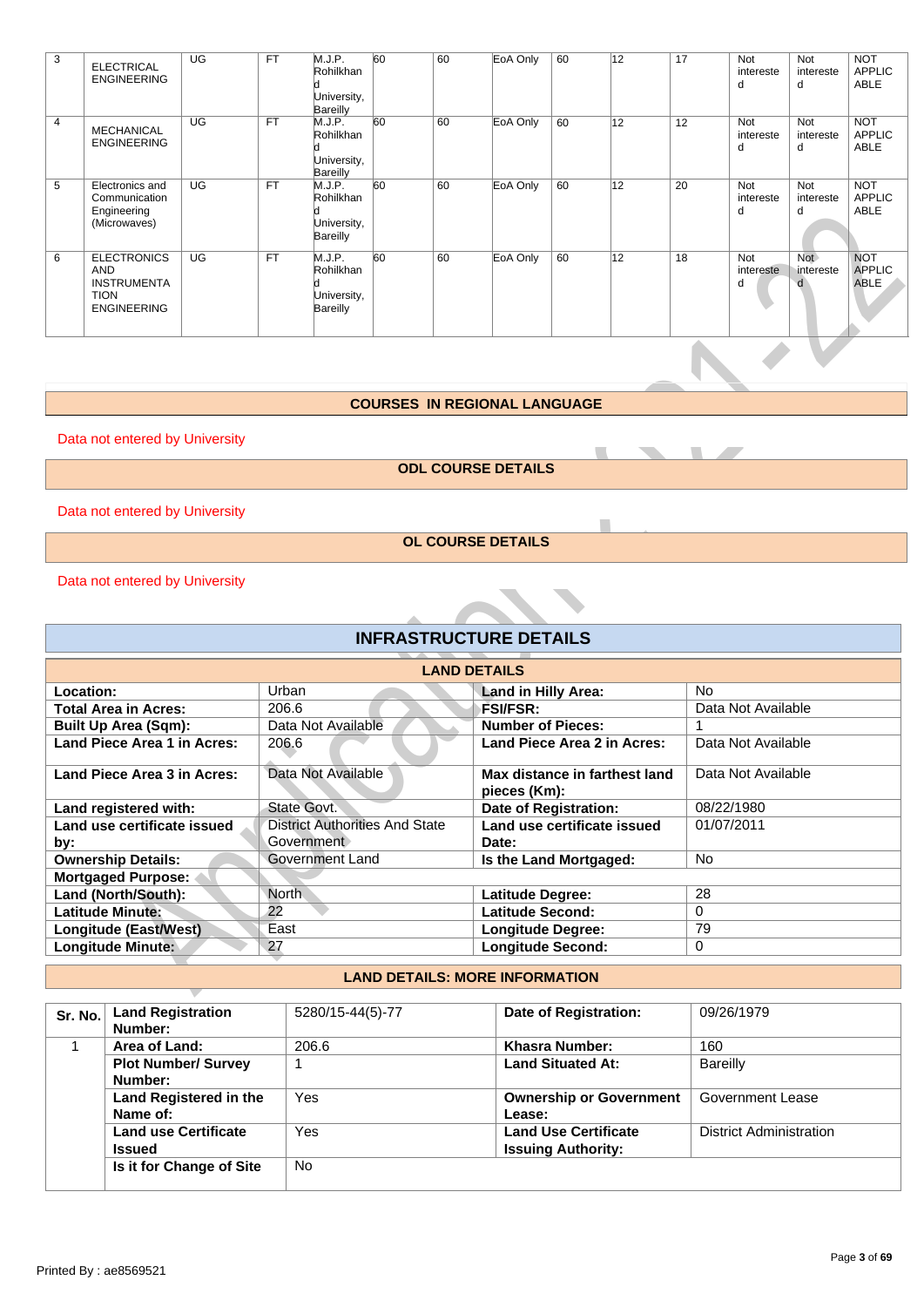| 3 | ELECTRICAL ENGINEERING | UG | FT | M.J.P. Rohilkhand University, Bareilly | 60 | 60 | EoA Only | 60 | 12 | 17 | Not interested | Not interested | NOT APPLICABLE |
|---|---|---|---|---|---|---|---|---|---|---|---|---|---|
| 4 | MECHANICAL ENGINEERING | UG | FT | M.J.P. Rohilkhand University, Bareilly | 60 | 60 | EoA Only | 60 | 12 | 12 | Not interested | Not interested | NOT APPLICABLE |
| 5 | Electronics and Communication Engineering (Microwaves) | UG | FT | M.J.P. Rohilkhand University, Bareilly | 60 | 60 | EoA Only | 60 | 12 | 20 | Not interested | Not interested | NOT APPLICABLE |
| 6 | ELECTRONICS AND INSTRUMENTATION ENGINEERING | UG | FT | M.J.P. Rohilkhand University, Bareilly | 60 | 60 | EoA Only | 60 | 12 | 18 | Not interested | Not interested | NOT APPLICABLE |

## COURSES IN REGIONAL LANGUAGE

Data not entered by University

## ODL COURSE DETAILS

Data not entered by University

## OL COURSE DETAILS

Data not entered by University

# INFRASTRUCTURE DETAILS

## LAND DETAILS

| | | | |
|---|---|---|---|
| **Location:** | Urban | **Land in Hilly Area:** | No |
| **Total Area in Acres:** | 206.6 | **FSI/FSR:** | Data Not Available |
| **Built Up Area (Sqm):** | Data Not Available | **Number of Pieces:** | 1 |
| **Land Piece Area 1 in Acres:** | 206.6 | **Land Piece Area 2 in Acres:** | Data Not Available |
| **Land Piece Area 3 in Acres:** | Data Not Available | **Max distance in farthest land pieces (Km):** | Data Not Available |
| **Land registered with:** | State Govt. | **Date of Registration:** | 08/22/1980 |
| **Land use certificate issued by:** | District Authorities And State Government | **Land use certificate issued Date:** | 01/07/2011 |
| **Ownership Details:** | Government Land | **Is the Land Mortgaged:** | No |
| **Mortgaged Purpose:** | | | |
| **Land (North/South):** | North | **Latitude Degree:** | 28 |
| **Latitude Minute:** | 22 | **Latitude Second:** | 0 |
| **Longitude (East/West)** | East | **Longitude Degree:** | 79 |
| **Longitude Minute:** | 27 | **Longitude Second:** | 0 |

## LAND DETAILS: MORE INFORMATION

| Sr. No. | | | | |
|---|---|---|---|---|
| | **Land Registration Number:** | 5280/15-44(5)-77 | **Date of Registration:** | 09/26/1979 |
| 1 | **Area of Land:** | 206.6 | **Khasra Number:** | 160 |
| | **Plot Number/ Survey Number:** | 1 | **Land Situated At:** | Bareilly |
| | **Land Registered in the Name of:** | Yes | **Ownership or Government Lease:** | Government Lease |
| | **Land use Certificate Issued** | Yes | **Land Use Certificate Issuing Authority:** | District Administration |
| | **Is it for Change of Site** | No | | |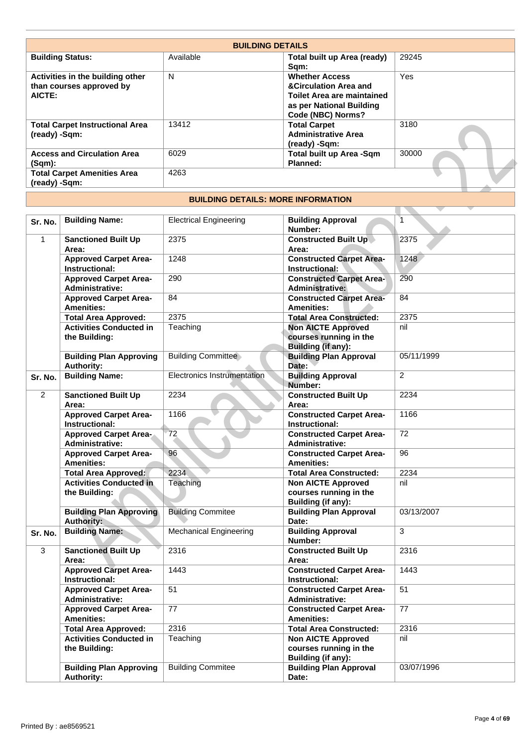## BUILDING DETAILS

| | | | |
|---|---|---|---|
| **Building Status:** | Available | **Total built up Area (ready) Sqm:** | 29245 |
| **Activities in the building other than courses approved by AICTE:** | N | **Whether Access &Circulation Area and Toilet Area are maintained as per National Building Code (NBC) Norms?** | Yes |
| **Total Carpet Instructional Area (ready) -Sqm:** | 13412 | **Total Carpet Administrative Area (ready) -Sqm:** | 3180 |
| **Access and Circulation Area (Sqm):** | 6029 | **Total built up Area -Sqm Planned:** | 30000 |
| **Total Carpet Amenities Area (ready) -Sqm:** | 4263 | | |

## BUILDING DETAILS: MORE INFORMATION

| Sr. No. | Building Name: | Electrical Engineering | Building Approval Number: | 1 |
|---|---|---|---|---|
| 1 | **Sanctioned Built Up Area:** | 2375 | **Constructed Built Up Area:** | 2375 |
| | **Approved Carpet Area-Instructional:** | 1248 | **Constructed Carpet Area-Instructional:** | 1248 |
| | **Approved Carpet Area-Administrative:** | 290 | **Constructed Carpet Area-Administrative:** | 290 |
| | **Approved Carpet Area-Amenities:** | 84 | **Constructed Carpet Area-Amenities:** | 84 |
| | **Total Area Approved:** | 2375 | **Total Area Constructed:** | 2375 |
| | **Activities Conducted in the Building:** | Teaching | **Non AICTE Approved courses running in the Building (if any):** | nil |
| | **Building Plan Approving Authority:** | Building Committee | **Building Plan Approval Date:** | 05/11/1999 |
| **Sr. No.** | **Building Name:** | Electronics Instrumentation | **Building Approval Number:** | 2 |
| 2 | **Sanctioned Built Up Area:** | 2234 | **Constructed Built Up Area:** | 2234 |
| | **Approved Carpet Area-Instructional:** | 1166 | **Constructed Carpet Area-Instructional:** | 1166 |
| | **Approved Carpet Area-Administrative:** | 72 | **Constructed Carpet Area-Administrative:** | 72 |
| | **Approved Carpet Area-Amenities:** | 96 | **Constructed Carpet Area-Amenities:** | 96 |
| | **Total Area Approved:** | 2234 | **Total Area Constructed:** | 2234 |
| | **Activities Conducted in the Building:** | Teaching | **Non AICTE Approved courses running in the Building (if any):** | nil |
| | **Building Plan Approving Authority:** | Building Commitee | **Building Plan Approval Date:** | 03/13/2007 |
| **Sr. No.** | **Building Name:** | Mechanical Engineering | **Building Approval Number:** | 3 |
| 3 | **Sanctioned Built Up Area:** | 2316 | **Constructed Built Up Area:** | 2316 |
| | **Approved Carpet Area-Instructional:** | 1443 | **Constructed Carpet Area-Instructional:** | 1443 |
| | **Approved Carpet Area-Administrative:** | 51 | **Constructed Carpet Area-Administrative:** | 51 |
| | **Approved Carpet Area-Amenities:** | 77 | **Constructed Carpet Area-Amenities:** | 77 |
| | **Total Area Approved:** | 2316 | **Total Area Constructed:** | 2316 |
| | **Activities Conducted in the Building:** | Teaching | **Non AICTE Approved courses running in the Building (if any):** | nil |
| | **Building Plan Approving Authority:** | Building Commitee | **Building Plan Approval Date:** | 03/07/1996 |

Printed By : ae8569521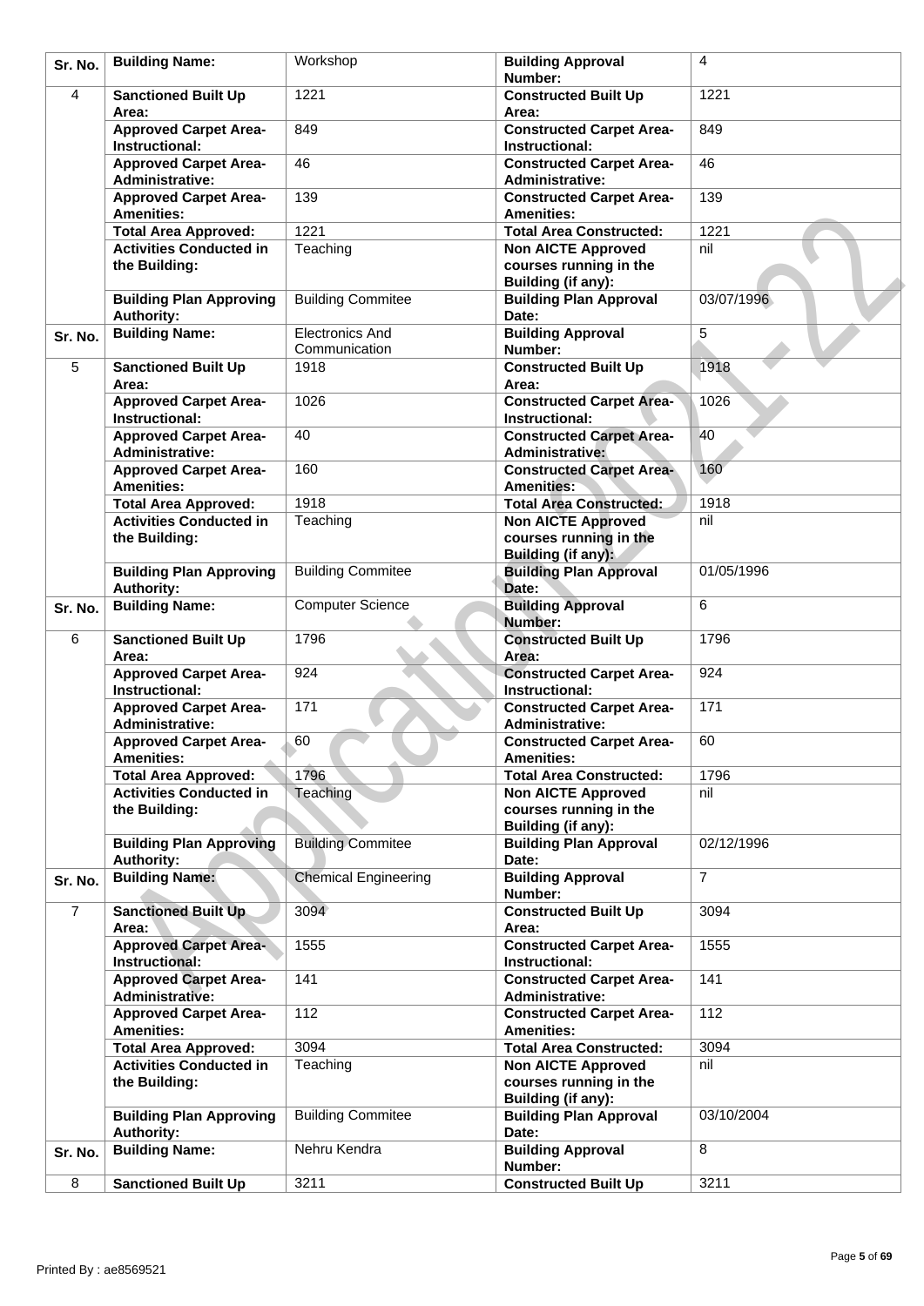| Sr. No. | Building Name: | Workshop | Building Approval Number: | 4 |
|---|---|---|---|---|
| 4 | Sanctioned Built Up Area: | 1221 | Constructed Built Up Area: | 1221 |
| | Approved Carpet Area-Instructional: | 849 | Constructed Carpet Area-Instructional: | 849 |
| | Approved Carpet Area-Administrative: | 46 | Constructed Carpet Area-Administrative: | 46 |
| | Approved Carpet Area-Amenities: | 139 | Constructed Carpet Area-Amenities: | 139 |
| | Total Area Approved: | 1221 | Total Area Constructed: | 1221 |
| | Activities Conducted in the Building: | Teaching | Non AICTE Approved courses running in the Building (if any): | nil |
| | Building Plan Approving Authority: | Building Commitee | Building Plan Approval Date: | 03/07/1996 |
| Sr. No. | Building Name: | Electronics And Communication | Building Approval Number: | 5 |
| 5 | Sanctioned Built Up Area: | 1918 | Constructed Built Up Area: | 1918 |
| | Approved Carpet Area-Instructional: | 1026 | Constructed Carpet Area-Instructional: | 1026 |
| | Approved Carpet Area-Administrative: | 40 | Constructed Carpet Area-Administrative: | 40 |
| | Approved Carpet Area-Amenities: | 160 | Constructed Carpet Area-Amenities: | 160 |
| | Total Area Approved: | 1918 | Total Area Constructed: | 1918 |
| | Activities Conducted in the Building: | Teaching | Non AICTE Approved courses running in the Building (if any): | nil |
| | Building Plan Approving Authority: | Building Commitee | Building Plan Approval Date: | 01/05/1996 |
| Sr. No. | Building Name: | Computer Science | Building Approval Number: | 6 |
| 6 | Sanctioned Built Up Area: | 1796 | Constructed Built Up Area: | 1796 |
| | Approved Carpet Area-Instructional: | 924 | Constructed Carpet Area-Instructional: | 924 |
| | Approved Carpet Area-Administrative: | 171 | Constructed Carpet Area-Administrative: | 171 |
| | Approved Carpet Area-Amenities: | 60 | Constructed Carpet Area-Amenities: | 60 |
| | Total Area Approved: | 1796 | Total Area Constructed: | 1796 |
| | Activities Conducted in the Building: | Teaching | Non AICTE Approved courses running in the Building (if any): | nil |
| | Building Plan Approving Authority: | Building Commitee | Building Plan Approval Date: | 02/12/1996 |
| Sr. No. | Building Name: | Chemical Engineering | Building Approval Number: | 7 |
| 7 | Sanctioned Built Up Area: | 3094 | Constructed Built Up Area: | 3094 |
| | Approved Carpet Area-Instructional: | 1555 | Constructed Carpet Area-Instructional: | 1555 |
| | Approved Carpet Area-Administrative: | 141 | Constructed Carpet Area-Administrative: | 141 |
| | Approved Carpet Area-Amenities: | 112 | Constructed Carpet Area-Amenities: | 112 |
| | Total Area Approved: | 3094 | Total Area Constructed: | 3094 |
| | Activities Conducted in the Building: | Teaching | Non AICTE Approved courses running in the Building (if any): | nil |
| | Building Plan Approving Authority: | Building Commitee | Building Plan Approval Date: | 03/10/2004 |
| Sr. No. | Building Name: | Nehru Kendra | Building Approval Number: | 8 |
| 8 | Sanctioned Built Up | 3211 | Constructed Built Up | 3211 |

Printed By : ae8569521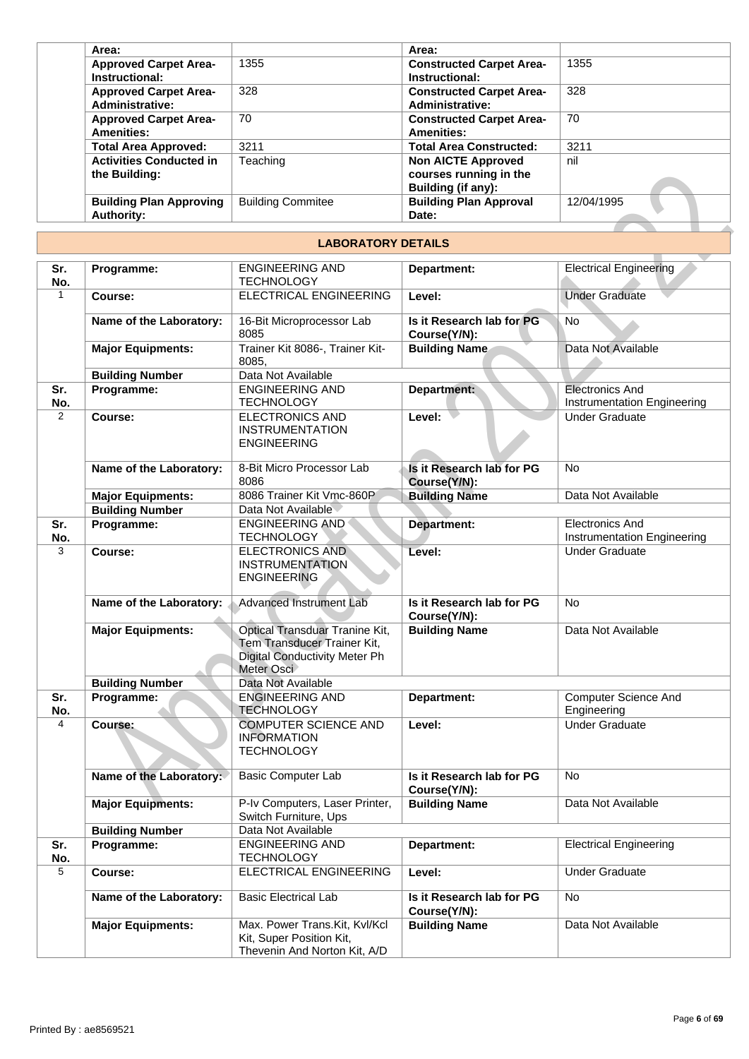| | | | | |
|---|---|---|---|---|
| | **Area:** | | **Area:** | |
| | **Approved Carpet Area-Instructional:** | 1355 | **Constructed Carpet Area-Instructional:** | 1355 |
| | **Approved Carpet Area-Administrative:** | 328 | **Constructed Carpet Area-Administrative:** | 328 |
| | **Approved Carpet Area-Amenities:** | 70 | **Constructed Carpet Area-Amenities:** | 70 |
| | **Total Area Approved:** | 3211 | **Total Area Constructed:** | 3211 |
| | **Activities Conducted in the Building:** | Teaching | **Non AICTE Approved courses running in the Building (if any):** | nil |
| | **Building Plan Approving Authority:** | Building Commitee | **Building Plan Approval Date:** | 12/04/1995 |

## LABORATORY DETAILS

| Sr. No. | Programme: | ENGINEERING AND TECHNOLOGY | Department: | Electrical Engineering |
|---|---|---|---|---|
| 1 | **Course:** | ELECTRICAL ENGINEERING | **Level:** | Under Graduate |
| | **Name of the Laboratory:** | 16-Bit Microprocessor Lab 8085 | **Is it Research lab for PG Course(Y/N):** | No |
| | **Major Equipments:** | Trainer Kit 8086-, Trainer Kit-8085, | **Building Name** | Data Not Available |
| | **Building Number** | Data Not Available | | |
| **Sr. No.** | **Programme:** | ENGINEERING AND TECHNOLOGY | **Department:** | Electronics And Instrumentation Engineering |
| 2 | **Course:** | ELECTRONICS AND INSTRUMENTATION ENGINEERING | **Level:** | Under Graduate |
| | **Name of the Laboratory:** | 8-Bit Micro Processor Lab 8086 | **Is it Research lab for PG Course(Y/N):** | No |
| | **Major Equipments:** | 8086 Trainer Kit Vmc-860P | **Building Name** | Data Not Available |
| | **Building Number** | Data Not Available | | |
| **Sr. No.** | **Programme:** | ENGINEERING AND TECHNOLOGY | **Department:** | Electronics And Instrumentation Engineering |
| 3 | **Course:** | ELECTRONICS AND INSTRUMENTATION ENGINEERING | **Level:** | Under Graduate |
| | **Name of the Laboratory:** | Advanced Instrument Lab | **Is it Research lab for PG Course(Y/N):** | No |
| | **Major Equipments:** | Optical Transduar Tranine Kit, Tem Transducer Trainer Kit, Digital Conductivity Meter Ph Meter Osci | **Building Name** | Data Not Available |
| | **Building Number** | Data Not Available | | |
| **Sr. No.** | **Programme:** | ENGINEERING AND TECHNOLOGY | **Department:** | Computer Science And Engineering |
| 4 | **Course:** | COMPUTER SCIENCE AND INFORMATION TECHNOLOGY | **Level:** | Under Graduate |
| | **Name of the Laboratory:** | Basic Computer Lab | **Is it Research lab for PG Course(Y/N):** | No |
| | **Major Equipments:** | P-Iv Computers, Laser Printer, Switch Furniture, Ups | **Building Name** | Data Not Available |
| | **Building Number** | Data Not Available | | |
| **Sr. No.** | **Programme:** | ENGINEERING AND TECHNOLOGY | **Department:** | Electrical Engineering |
| 5 | **Course:** | ELECTRICAL ENGINEERING | **Level:** | Under Graduate |
| | **Name of the Laboratory:** | Basic Electrical Lab | **Is it Research lab for PG Course(Y/N):** | No |
| | **Major Equipments:** | Max. Power Trans.Kit, Kvl/Kcl Kit, Super Position Kit, Thevenin And Norton Kit, A/D | **Building Name** | Data Not Available |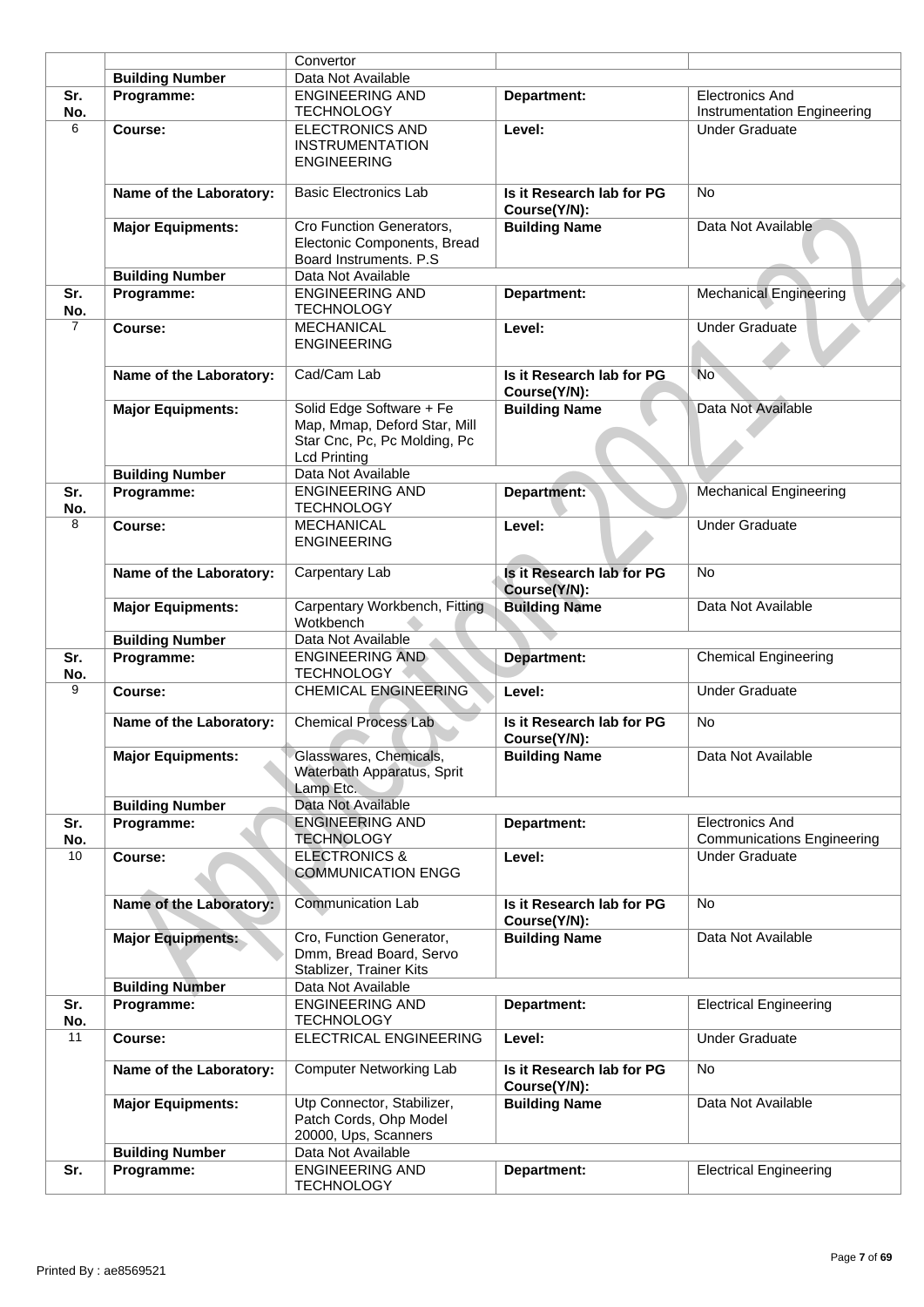| | | Convertor | | |
|---|---|---|---|---|
| | **Building Number** | Data Not Available | | |
| **Sr. No.** | **Programme:** | ENGINEERING AND TECHNOLOGY | **Department:** | Electronics And Instrumentation Engineering |
| 6 | **Course:** | ELECTRONICS AND INSTRUMENTATION ENGINEERING | **Level:** | Under Graduate |
| | **Name of the Laboratory:** | Basic Electronics Lab | **Is it Research lab for PG Course(Y/N):** | No |
| | **Major Equipments:** | Cro Function Generators, Electonic Components, Bread Board Instruments. P.S | **Building Name** | Data Not Available |
| | **Building Number** | Data Not Available | | |
| **Sr. No.** | **Programme:** | ENGINEERING AND TECHNOLOGY | **Department:** | Mechanical Engineering |
| 7 | **Course:** | MECHANICAL ENGINEERING | **Level:** | Under Graduate |
| | **Name of the Laboratory:** | Cad/Cam Lab | **Is it Research lab for PG Course(Y/N):** | No |
| | **Major Equipments:** | Solid Edge Software + Fe Map, Mmap, Deford Star, Mill Star Cnc, Pc, Pc Molding, Pc Lcd Printing | **Building Name** | Data Not Available |
| | **Building Number** | Data Not Available | | |
| **Sr. No.** | **Programme:** | ENGINEERING AND TECHNOLOGY | **Department:** | Mechanical Engineering |
| 8 | **Course:** | MECHANICAL ENGINEERING | **Level:** | Under Graduate |
| | **Name of the Laboratory:** | Carpentary Lab | **Is it Research lab for PG Course(Y/N):** | No |
| | **Major Equipments:** | Carpentary Workbench, Fitting Wotkbench | **Building Name** | Data Not Available |
| | **Building Number** | Data Not Available | | |
| **Sr. No.** | **Programme:** | ENGINEERING AND TECHNOLOGY | **Department:** | Chemical Engineering |
| 9 | **Course:** | CHEMICAL ENGINEERING | **Level:** | Under Graduate |
| | **Name of the Laboratory:** | Chemical Process Lab | **Is it Research lab for PG Course(Y/N):** | No |
| | **Major Equipments:** | Glasswares, Chemicals, Waterbath Apparatus, Sprit Lamp Etc. | **Building Name** | Data Not Available |
| | **Building Number** | Data Not Available | | |
| **Sr. No.** | **Programme:** | ENGINEERING AND TECHNOLOGY | **Department:** | Electronics And Communications Engineering |
| 10 | **Course:** | ELECTRONICS & COMMUNICATION ENGG | **Level:** | Under Graduate |
| | **Name of the Laboratory:** | Communication Lab | **Is it Research lab for PG Course(Y/N):** | No |
| | **Major Equipments:** | Cro, Function Generator, Dmm, Bread Board, Servo Stablizer, Trainer Kits | **Building Name** | Data Not Available |
| | **Building Number** | Data Not Available | | |
| **Sr. No.** | **Programme:** | ENGINEERING AND TECHNOLOGY | **Department:** | Electrical Engineering |
| 11 | **Course:** | ELECTRICAL ENGINEERING | **Level:** | Under Graduate |
| | **Name of the Laboratory:** | Computer Networking Lab | **Is it Research lab for PG Course(Y/N):** | No |
| | **Major Equipments:** | Utp Connector, Stabilizer, Patch Cords, Ohp Model 20000, Ups, Scanners | **Building Name** | Data Not Available |
| | **Building Number** | Data Not Available | | |
| **Sr.** | **Programme:** | ENGINEERING AND TECHNOLOGY | **Department:** | Electrical Engineering |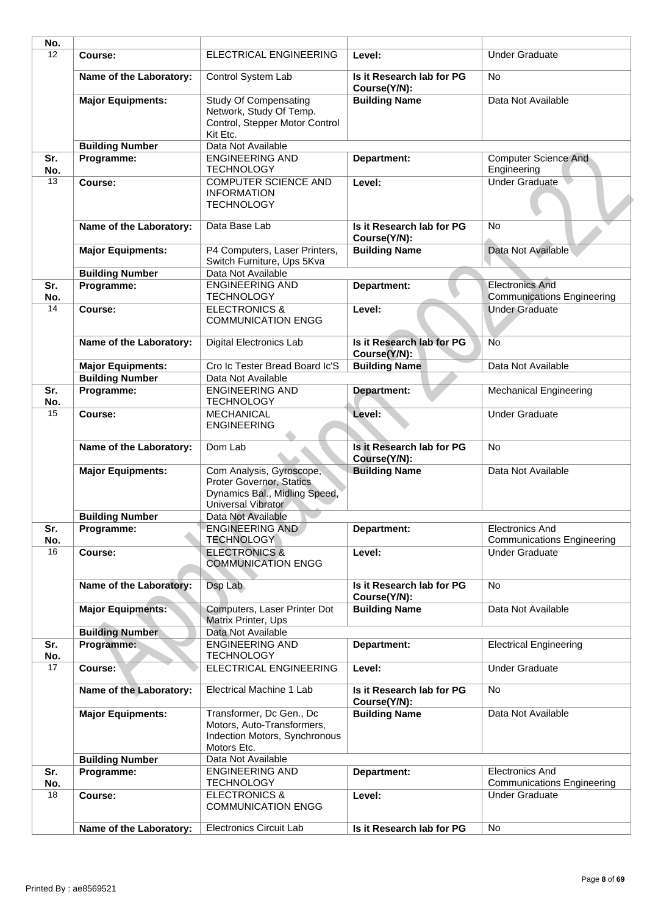| Sr. No. | | | | |
|---|---|---|---|---|
| 12 | Course: | ELECTRICAL ENGINEERING | Level: | Under Graduate |
| | Name of the Laboratory: | Control System Lab | Is it Research lab for PG Course(Y/N): | No |
| | Major Equipments: | Study Of Compensating Network, Study Of Temp. Control, Stepper Motor Control Kit Etc. | Building Name | Data Not Available |
| | Building Number | Data Not Available | | |
| Sr. No. | Programme: | ENGINEERING AND TECHNOLOGY | Department: | Computer Science And Engineering |
| 13 | Course: | COMPUTER SCIENCE AND INFORMATION TECHNOLOGY | Level: | Under Graduate |
| | Name of the Laboratory: | Data Base Lab | Is it Research lab for PG Course(Y/N): | No |
| | Major Equipments: | P4 Computers, Laser Printers, Switch Furniture, Ups 5Kva | Building Name | Data Not Available |
| | Building Number | Data Not Available | | |
| Sr. No. | Programme: | ENGINEERING AND TECHNOLOGY | Department: | Electronics And Communications Engineering |
| 14 | Course: | ELECTRONICS & COMMUNICATION ENGG | Level: | Under Graduate |
| | Name of the Laboratory: | Digital Electronics Lab | Is it Research lab for PG Course(Y/N): | No |
| | Major Equipments: | Cro Ic Tester Bread Board Ic'S | Building Name | Data Not Available |
| | Building Number | Data Not Available | | |
| Sr. No. | Programme: | ENGINEERING AND TECHNOLOGY | Department: | Mechanical Engineering |
| 15 | Course: | MECHANICAL ENGINEERING | Level: | Under Graduate |
| | Name of the Laboratory: | Dom Lab | Is it Research lab for PG Course(Y/N): | No |
| | Major Equipments: | Com Analysis, Gyroscope, Proter Governor, Statics Dynamics Bal., Midling Speed, Universal Vibrator | Building Name | Data Not Available |
| | Building Number | Data Not Available | | |
| Sr. No. | Programme: | ENGINEERING AND TECHNOLOGY | Department: | Electronics And Communications Engineering |
| 16 | Course: | ELECTRONICS & COMMUNICATION ENGG | Level: | Under Graduate |
| | Name of the Laboratory: | Dsp Lab | Is it Research lab for PG Course(Y/N): | No |
| | Major Equipments: | Computers, Laser Printer Dot Matrix Printer, Ups | Building Name | Data Not Available |
| | Building Number | Data Not Available | | |
| Sr. No. | Programme: | ENGINEERING AND TECHNOLOGY | Department: | Electrical Engineering |
| 17 | Course: | ELECTRICAL ENGINEERING | Level: | Under Graduate |
| | Name of the Laboratory: | Electrical Machine 1 Lab | Is it Research lab for PG Course(Y/N): | No |
| | Major Equipments: | Transformer, Dc Gen., Dc Motors, Auto-Transformers, Indection Motors, Synchronous Motors Etc. | Building Name | Data Not Available |
| | Building Number | Data Not Available | | |
| Sr. No. | Programme: | ENGINEERING AND TECHNOLOGY | Department: | Electronics And Communications Engineering |
| 18 | Course: | ELECTRONICS & COMMUNICATION ENGG | Level: | Under Graduate |
| | Name of the Laboratory: | Electronics Circuit Lab | Is it Research lab for PG | No |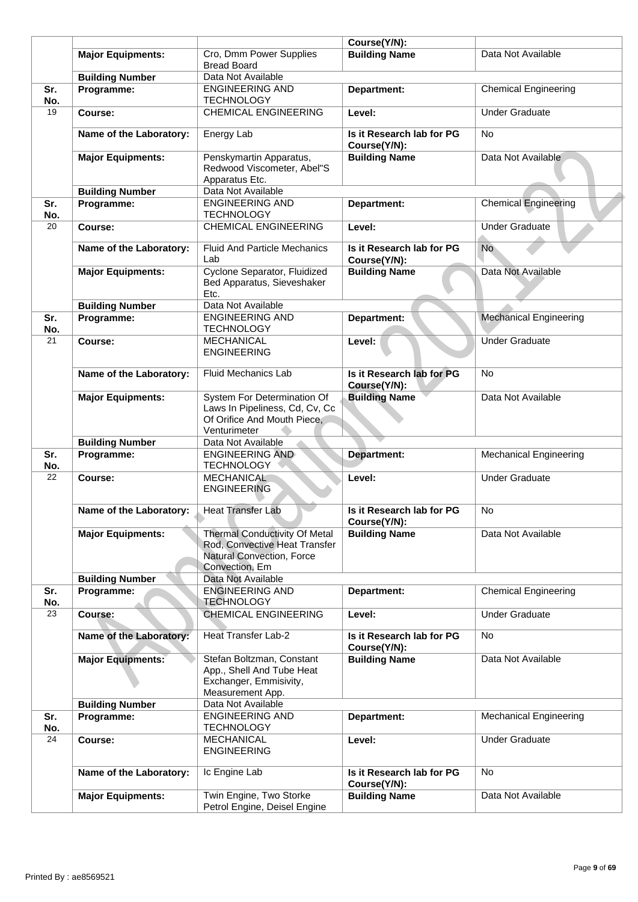|  |  |  | Course(Y/N): |  |
|---|---|---|---|---|
|  | **Major Equipments:** | Cro, Dmm Power Supplies Bread Board | **Building Name** | Data Not Available |
|  | **Building Number** | Data Not Available |  |  |
| **Sr. No.** | **Programme:** | ENGINEERING AND TECHNOLOGY | **Department:** | Chemical Engineering |
| 19 | **Course:** | CHEMICAL ENGINEERING | **Level:** | Under Graduate |
|  | **Name of the Laboratory:** | Energy Lab | **Is it Research lab for PG Course(Y/N):** | No |
|  | **Major Equipments:** | Penskymartin Apparatus, Redwood Viscometer, Abel"S Apparatus Etc. | **Building Name** | Data Not Available |
|  | **Building Number** | Data Not Available |  |  |
| **Sr. No.** | **Programme:** | ENGINEERING AND TECHNOLOGY | **Department:** | Chemical Engineering |
| 20 | **Course:** | CHEMICAL ENGINEERING | **Level:** | Under Graduate |
|  | **Name of the Laboratory:** | Fluid And Particle Mechanics Lab | **Is it Research lab for PG Course(Y/N):** | No |
|  | **Major Equipments:** | Cyclone Separator, Fluidized Bed Apparatus, Sieveshaker Etc. | **Building Name** | Data Not Available |
|  | **Building Number** | Data Not Available |  |  |
| **Sr. No.** | **Programme:** | ENGINEERING AND TECHNOLOGY | **Department:** | Mechanical Engineering |
| 21 | **Course:** | MECHANICAL ENGINEERING | **Level:** | Under Graduate |
|  | **Name of the Laboratory:** | Fluid Mechanics Lab | **Is it Research lab for PG Course(Y/N):** | No |
|  | **Major Equipments:** | System For Determination Of Laws In Pipeliness, Cd, Cv, Cc Of Orifice And Mouth Piece, Venturimeter | **Building Name** | Data Not Available |
|  | **Building Number** | Data Not Available |  |  |
| **Sr. No.** | **Programme:** | ENGINEERING AND TECHNOLOGY | **Department:** | Mechanical Engineering |
| 22 | **Course:** | MECHANICAL ENGINEERING | **Level:** | Under Graduate |
|  | **Name of the Laboratory:** | Heat Transfer Lab | **Is it Research lab for PG Course(Y/N):** | No |
|  | **Major Equipments:** | Thermal Conductivity Of Metal Rod, Convective Heat Transfer Natural Convection, Force Convection, Em | **Building Name** | Data Not Available |
|  | **Building Number** | Data Not Available |  |  |
| **Sr. No.** | **Programme:** | ENGINEERING AND TECHNOLOGY | **Department:** | Chemical Engineering |
| 23 | **Course:** | CHEMICAL ENGINEERING | **Level:** | Under Graduate |
|  | **Name of the Laboratory:** | Heat Transfer Lab-2 | **Is it Research lab for PG Course(Y/N):** | No |
|  | **Major Equipments:** | Stefan Boltzman, Constant App., Shell And Tube Heat Exchanger, Emmisivity, Measurement App. | **Building Name** | Data Not Available |
|  | **Building Number** | Data Not Available |  |  |
| **Sr. No.** | **Programme:** | ENGINEERING AND TECHNOLOGY | **Department:** | Mechanical Engineering |
| 24 | **Course:** | MECHANICAL ENGINEERING | **Level:** | Under Graduate |
|  | **Name of the Laboratory:** | Ic Engine Lab | **Is it Research lab for PG Course(Y/N):** | No |
|  | **Major Equipments:** | Twin Engine, Two Storke Petrol Engine, Deisel Engine | **Building Name** | Data Not Available |

Printed By : ae8569521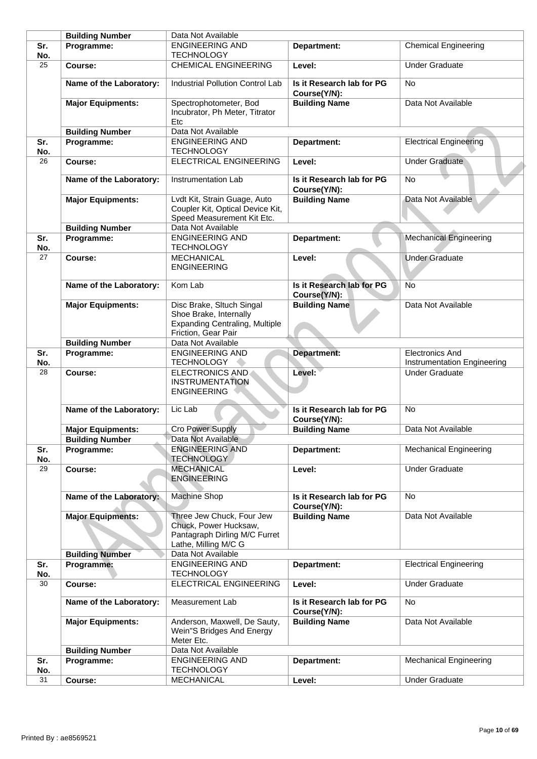| | | | | |
|---|---|---|---|---|
| | **Building Number** | Data Not Available | | |
| **Sr. No.** | **Programme:** | ENGINEERING AND TECHNOLOGY | **Department:** | Chemical Engineering |
| 25 | **Course:** | CHEMICAL ENGINEERING | **Level:** | Under Graduate |
| | **Name of the Laboratory:** | Industrial Pollution Control Lab | **Is it Research lab for PG Course(Y/N):** | No |
| | **Major Equipments:** | Spectrophotometer, Bod Incubator, Ph Meter, Titrator Etc | **Building Name** | Data Not Available |
| | **Building Number** | Data Not Available | | |
| **Sr. No.** | **Programme:** | ENGINEERING AND TECHNOLOGY | **Department:** | Electrical Engineering |
| 26 | **Course:** | ELECTRICAL ENGINEERING | **Level:** | Under Graduate |
| | **Name of the Laboratory:** | Instrumentation Lab | **Is it Research lab for PG Course(Y/N):** | No |
| | **Major Equipments:** | Lvdt Kit, Strain Guage, Auto Coupler Kit, Optical Device Kit, Speed Measurement Kit Etc. | **Building Name** | Data Not Available |
| | **Building Number** | Data Not Available | | |
| **Sr. No.** | **Programme:** | ENGINEERING AND TECHNOLOGY | **Department:** | Mechanical Engineering |
| 27 | **Course:** | MECHANICAL ENGINEERING | **Level:** | Under Graduate |
| | **Name of the Laboratory:** | Kom Lab | **Is it Research lab for PG Course(Y/N):** | No |
| | **Major Equipments:** | Disc Brake, Sltuch Singal Shoe Brake, Internally Expanding Centraling, Multiple Friction, Gear Pair | **Building Name** | Data Not Available |
| | **Building Number** | Data Not Available | | |
| **Sr. No.** | **Programme:** | ENGINEERING AND TECHNOLOGY | **Department:** | Electronics And Instrumentation Engineering |
| 28 | **Course:** | ELECTRONICS AND INSTRUMENTATION ENGINEERING | **Level:** | Under Graduate |
| | **Name of the Laboratory:** | Lic Lab | **Is it Research lab for PG Course(Y/N):** | No |
| | **Major Equipments:** | Cro Power Supply | **Building Name** | Data Not Available |
| | **Building Number** | Data Not Available | | |
| **Sr. No.** | **Programme:** | ENGINEERING AND TECHNOLOGY | **Department:** | Mechanical Engineering |
| 29 | **Course:** | MECHANICAL ENGINEERING | **Level:** | Under Graduate |
| | **Name of the Laboratory:** | Machine Shop | **Is it Research lab for PG Course(Y/N):** | No |
| | **Major Equipments:** | Three Jew Chuck, Four Jew Chuck, Power Hucksaw, Pantagraph Dirling M/C Furret Lathe, Milling M/C G | **Building Name** | Data Not Available |
| | **Building Number** | Data Not Available | | |
| **Sr. No.** | **Programme:** | ENGINEERING AND TECHNOLOGY | **Department:** | Electrical Engineering |
| 30 | **Course:** | ELECTRICAL ENGINEERING | **Level:** | Under Graduate |
| | **Name of the Laboratory:** | Measurement Lab | **Is it Research lab for PG Course(Y/N):** | No |
| | **Major Equipments:** | Anderson, Maxwell, De Sauty, Wein"S Bridges And Energy Meter Etc. | **Building Name** | Data Not Available |
| | **Building Number** | Data Not Available | | |
| **Sr. No.** | **Programme:** | ENGINEERING AND TECHNOLOGY | **Department:** | Mechanical Engineering |
| 31 | **Course:** | MECHANICAL | **Level:** | Under Graduate |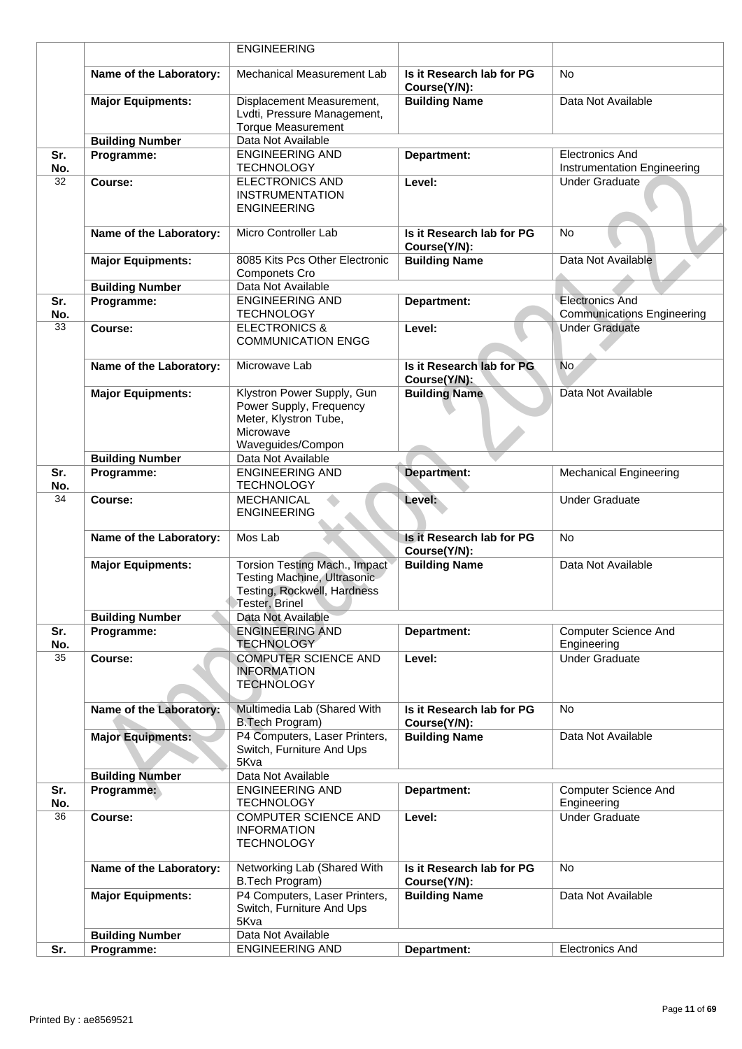| | | | | |
|---|---|---|---|---|
| | | ENGINEERING | | |
| | **Name of the Laboratory:** | Mechanical Measurement Lab | **Is it Research lab for PG Course(Y/N):** | No |
| | **Major Equipments:** | Displacement Measurement, Lvdti, Pressure Management, Torque Measurement | **Building Name** | Data Not Available |
| | **Building Number** | Data Not Available | | |
| **Sr. No.** | **Programme:** | ENGINEERING AND TECHNOLOGY | **Department:** | Electronics And Instrumentation Engineering |
| 32 | **Course:** | ELECTRONICS AND INSTRUMENTATION ENGINEERING | **Level:** | Under Graduate |
| | **Name of the Laboratory:** | Micro Controller Lab | **Is it Research lab for PG Course(Y/N):** | No |
| | **Major Equipments:** | 8085 Kits Pcs Other Electronic Componets Cro | **Building Name** | Data Not Available |
| | **Building Number** | Data Not Available | | |
| **Sr. No.** | **Programme:** | ENGINEERING AND TECHNOLOGY | **Department:** | Electronics And Communications Engineering |
| 33 | **Course:** | ELECTRONICS & COMMUNICATION ENGG | **Level:** | Under Graduate |
| | **Name of the Laboratory:** | Microwave Lab | **Is it Research lab for PG Course(Y/N):** | No |
| | **Major Equipments:** | Klystron Power Supply, Gun Power Supply, Frequency Meter, Klystron Tube, Microwave Waveguides/Compon | **Building Name** | Data Not Available |
| | **Building Number** | Data Not Available | | |
| **Sr. No.** | **Programme:** | ENGINEERING AND TECHNOLOGY | **Department:** | Mechanical Engineering |
| 34 | **Course:** | MECHANICAL ENGINEERING | **Level:** | Under Graduate |
| | **Name of the Laboratory:** | Mos Lab | **Is it Research lab for PG Course(Y/N):** | No |
| | **Major Equipments:** | Torsion Testing Mach., Impact Testing Machine, Ultrasonic Testing, Rockwell, Hardness Tester, Brinel | **Building Name** | Data Not Available |
| | **Building Number** | Data Not Available | | |
| **Sr. No.** | **Programme:** | ENGINEERING AND TECHNOLOGY | **Department:** | Computer Science And Engineering |
| 35 | **Course:** | COMPUTER SCIENCE AND INFORMATION TECHNOLOGY | **Level:** | Under Graduate |
| | **Name of the Laboratory:** | Multimedia Lab (Shared With B.Tech Program) | **Is it Research lab for PG Course(Y/N):** | No |
| | **Major Equipments:** | P4 Computers, Laser Printers, Switch, Furniture And Ups 5Kva | **Building Name** | Data Not Available |
| | **Building Number** | Data Not Available | | |
| **Sr. No.** | **Programme:** | ENGINEERING AND TECHNOLOGY | **Department:** | Computer Science And Engineering |
| 36 | **Course:** | COMPUTER SCIENCE AND INFORMATION TECHNOLOGY | **Level:** | Under Graduate |
| | **Name of the Laboratory:** | Networking Lab (Shared With B.Tech Program) | **Is it Research lab for PG Course(Y/N):** | No |
| | **Major Equipments:** | P4 Computers, Laser Printers, Switch, Furniture And Ups 5Kva | **Building Name** | Data Not Available |
| | **Building Number** | Data Not Available | | |
| **Sr.** | **Programme:** | ENGINEERING AND | **Department:** | Electronics And |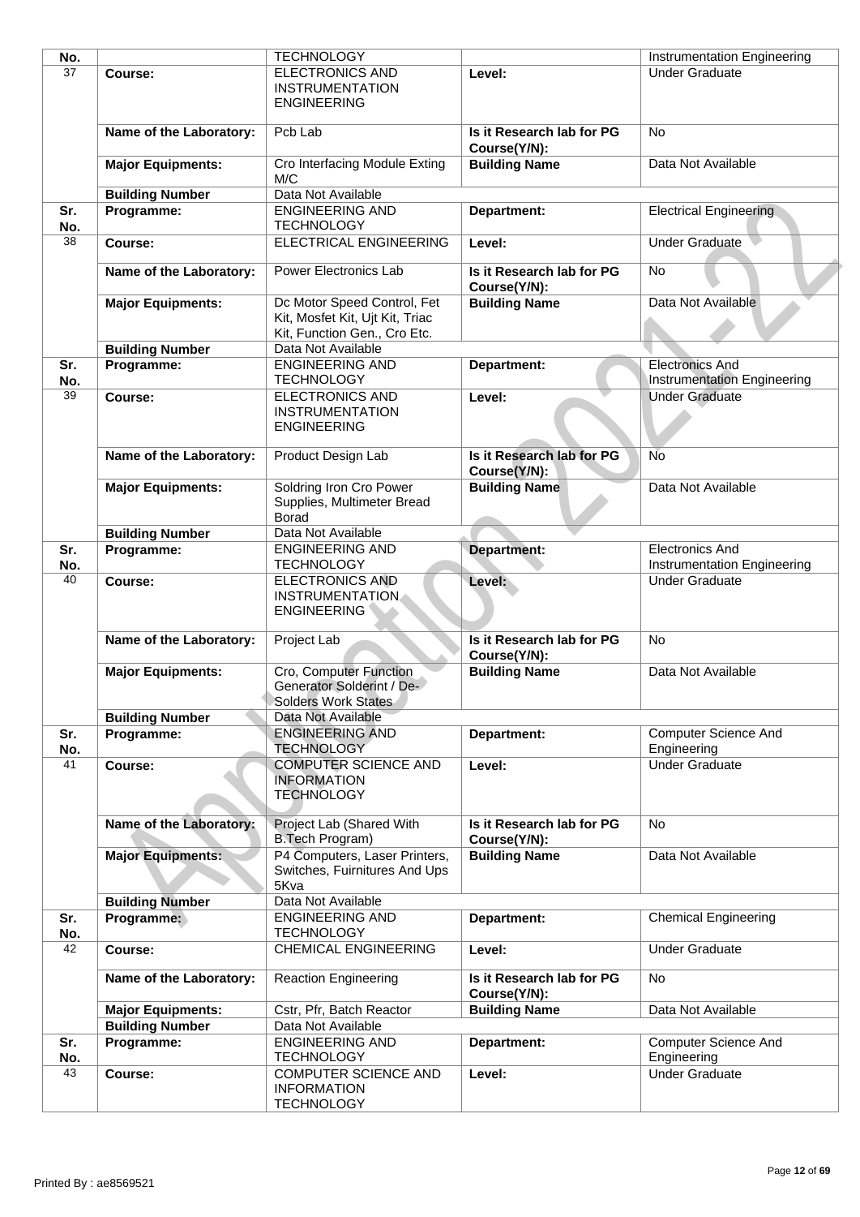| No. | | TECHNOLOGY | | Instrumentation Engineering |
|---|---|---|---|---|
| 37 | **Course:** | ELECTRONICS AND INSTRUMENTATION ENGINEERING | **Level:** | Under Graduate |
| | **Name of the Laboratory:** | Pcb Lab | **Is it Research lab for PG Course(Y/N):** | No |
| | **Major Equipments:** | Cro Interfacing Module Exting M/C | **Building Name** | Data Not Available |
| | **Building Number** | Data Not Available | | |
| **Sr. No.** | **Programme:** | ENGINEERING AND TECHNOLOGY | **Department:** | Electrical Engineering |
| 38 | **Course:** | ELECTRICAL ENGINEERING | **Level:** | Under Graduate |
| | **Name of the Laboratory:** | Power Electronics Lab | **Is it Research lab for PG Course(Y/N):** | No |
| | **Major Equipments:** | Dc Motor Speed Control, Fet Kit, Mosfet Kit, Ujt Kit, Triac Kit, Function Gen., Cro Etc. | **Building Name** | Data Not Available |
| | **Building Number** | Data Not Available | | |
| **Sr. No.** | **Programme:** | ENGINEERING AND TECHNOLOGY | **Department:** | Electronics And Instrumentation Engineering |
| 39 | **Course:** | ELECTRONICS AND INSTRUMENTATION ENGINEERING | **Level:** | Under Graduate |
| | **Name of the Laboratory:** | Product Design Lab | **Is it Research lab for PG Course(Y/N):** | No |
| | **Major Equipments:** | Soldring Iron Cro Power Supplies, Multimeter Bread Borad | **Building Name** | Data Not Available |
| | **Building Number** | Data Not Available | | |
| **Sr. No.** | **Programme:** | ENGINEERING AND TECHNOLOGY | **Department:** | Electronics And Instrumentation Engineering |
| 40 | **Course:** | ELECTRONICS AND INSTRUMENTATION ENGINEERING | **Level:** | Under Graduate |
| | **Name of the Laboratory:** | Project Lab | **Is it Research lab for PG Course(Y/N):** | No |
| | **Major Equipments:** | Cro, Computer Function Generator Solderint / De-Solders Work States | **Building Name** | Data Not Available |
| | **Building Number** | Data Not Available | | |
| **Sr. No.** | **Programme:** | ENGINEERING AND TECHNOLOGY | **Department:** | Computer Science And Engineering |
| 41 | **Course:** | COMPUTER SCIENCE AND INFORMATION TECHNOLOGY | **Level:** | Under Graduate |
| | **Name of the Laboratory:** | Project Lab (Shared With B.Tech Program) | **Is it Research lab for PG Course(Y/N):** | No |
| | **Major Equipments:** | P4 Computers, Laser Printers, Switches, Fuirnitures And Ups 5Kva | **Building Name** | Data Not Available |
| | **Building Number** | Data Not Available | | |
| **Sr. No.** | **Programme:** | ENGINEERING AND TECHNOLOGY | **Department:** | Chemical Engineering |
| 42 | **Course:** | CHEMICAL ENGINEERING | **Level:** | Under Graduate |
| | **Name of the Laboratory:** | Reaction Engineering | **Is it Research lab for PG Course(Y/N):** | No |
| | **Major Equipments:** | Cstr, Pfr, Batch Reactor | **Building Name** | Data Not Available |
| | **Building Number** | Data Not Available | | |
| **Sr. No.** | **Programme:** | ENGINEERING AND TECHNOLOGY | **Department:** | Computer Science And Engineering |
| 43 | **Course:** | COMPUTER SCIENCE AND INFORMATION TECHNOLOGY | **Level:** | Under Graduate |

Printed By : ae8569521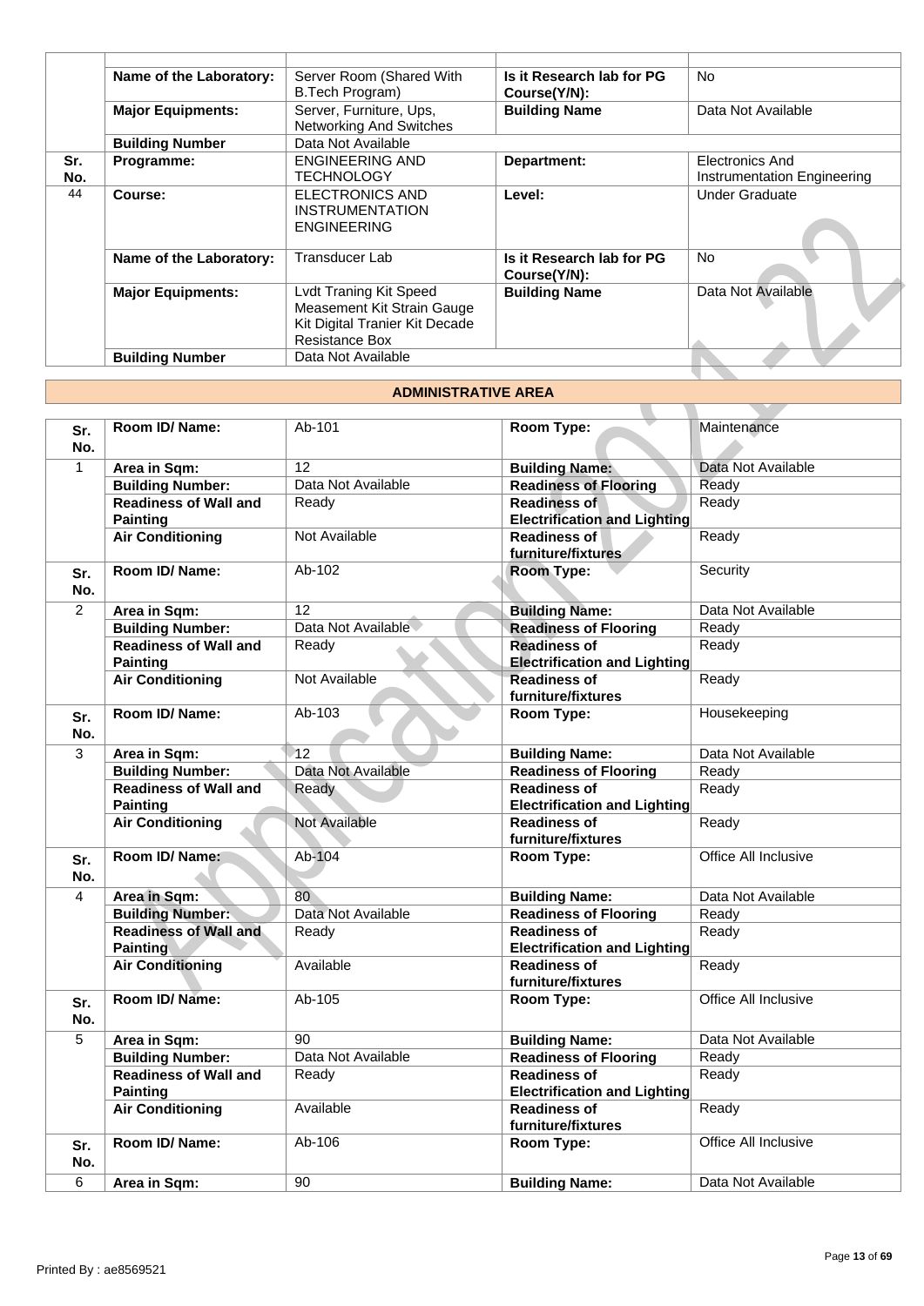| | | | | |
|---|---|---|---|---|
| | **Name of the Laboratory:** | Server Room (Shared With B.Tech Program) | **Is it Research lab for PG Course(Y/N):** | No |
| | **Major Equipments:** | Server, Furniture, Ups, Networking And Switches | **Building Name** | Data Not Available |
| | **Building Number** | Data Not Available | | |
| **Sr. No.** | **Programme:** | ENGINEERING AND TECHNOLOGY | **Department:** | Electronics And Instrumentation Engineering |
| 44 | **Course:** | ELECTRONICS AND INSTRUMENTATION ENGINEERING | **Level:** | Under Graduate |
| | **Name of the Laboratory:** | Transducer Lab | **Is it Research lab for PG Course(Y/N):** | No |
| | **Major Equipments:** | Lvdt Traning Kit Speed Measement Kit Strain Gauge Kit Digital Tranier Kit Decade Resistance Box | **Building Name** | Data Not Available |
| | **Building Number** | Data Not Available | | |

## ADMINISTRATIVE AREA

| | | | | |
|---|---|---|---|---|
| **Sr. No.** | **Room ID/ Name:** | Ab-101 | **Room Type:** | Maintenance |
| 1 | **Area in Sqm:** | 12 | **Building Name:** | Data Not Available |
| | **Building Number:** | Data Not Available | **Readiness of Flooring** | Ready |
| | **Readiness of Wall and Painting** | Ready | **Readiness of Electrification and Lighting** | Ready |
| | **Air Conditioning** | Not Available | **Readiness of furniture/fixtures** | Ready |
| **Sr. No.** | **Room ID/ Name:** | Ab-102 | **Room Type:** | Security |
| 2 | **Area in Sqm:** | 12 | **Building Name:** | Data Not Available |
| | **Building Number:** | Data Not Available | **Readiness of Flooring** | Ready |
| | **Readiness of Wall and Painting** | Ready | **Readiness of Electrification and Lighting** | Ready |
| | **Air Conditioning** | Not Available | **Readiness of furniture/fixtures** | Ready |
| **Sr. No.** | **Room ID/ Name:** | Ab-103 | **Room Type:** | Housekeeping |
| 3 | **Area in Sqm:** | 12 | **Building Name:** | Data Not Available |
| | **Building Number:** | Data Not Available | **Readiness of Flooring** | Ready |
| | **Readiness of Wall and Painting** | Ready | **Readiness of Electrification and Lighting** | Ready |
| | **Air Conditioning** | Not Available | **Readiness of furniture/fixtures** | Ready |
| **Sr. No.** | **Room ID/ Name:** | Ab-104 | **Room Type:** | Office All Inclusive |
| 4 | **Area in Sqm:** | 80 | **Building Name:** | Data Not Available |
| | **Building Number:** | Data Not Available | **Readiness of Flooring** | Ready |
| | **Readiness of Wall and Painting** | Ready | **Readiness of Electrification and Lighting** | Ready |
| | **Air Conditioning** | Available | **Readiness of furniture/fixtures** | Ready |
| **Sr. No.** | **Room ID/ Name:** | Ab-105 | **Room Type:** | Office All Inclusive |
| 5 | **Area in Sqm:** | 90 | **Building Name:** | Data Not Available |
| | **Building Number:** | Data Not Available | **Readiness of Flooring** | Ready |
| | **Readiness of Wall and Painting** | Ready | **Readiness of Electrification and Lighting** | Ready |
| | **Air Conditioning** | Available | **Readiness of furniture/fixtures** | Ready |
| **Sr. No.** | **Room ID/ Name:** | Ab-106 | **Room Type:** | Office All Inclusive |
| 6 | **Area in Sqm:** | 90 | **Building Name:** | Data Not Available |

Printed By : ae8569521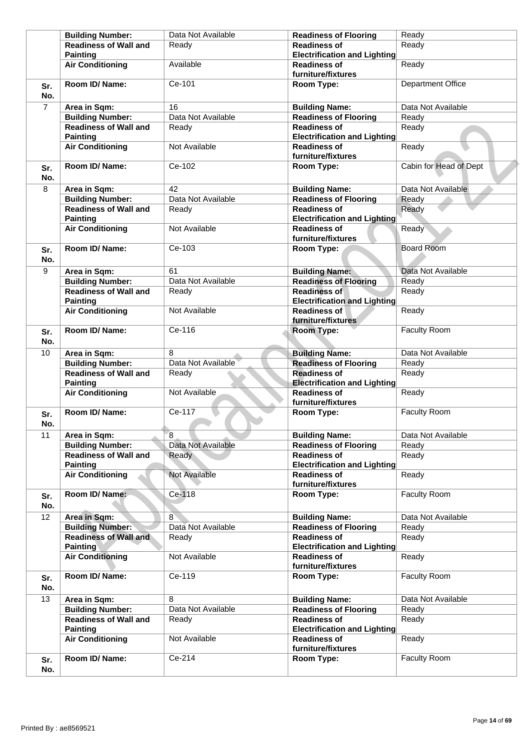| | | | | |
|---|---|---|---|---|
| | **Building Number:** | Data Not Available | **Readiness of Flooring** | Ready |
| | **Readiness of Wall and Painting** | Ready | **Readiness of Electrification and Lighting** | Ready |
| | **Air Conditioning** | Available | **Readiness of furniture/fixtures** | Ready |
| **Sr. No.** | **Room ID/ Name:** | Ce-101 | **Room Type:** | Department Office |
| 7 | **Area in Sqm:** | 16 | **Building Name:** | Data Not Available |
| | **Building Number:** | Data Not Available | **Readiness of Flooring** | Ready |
| | **Readiness of Wall and Painting** | Ready | **Readiness of Electrification and Lighting** | Ready |
| | **Air Conditioning** | Not Available | **Readiness of furniture/fixtures** | Ready |
| **Sr. No.** | **Room ID/ Name:** | Ce-102 | **Room Type:** | Cabin for Head of Dept |
| 8 | **Area in Sqm:** | 42 | **Building Name:** | Data Not Available |
| | **Building Number:** | Data Not Available | **Readiness of Flooring** | Ready |
| | **Readiness of Wall and Painting** | Ready | **Readiness of Electrification and Lighting** | Ready |
| | **Air Conditioning** | Not Available | **Readiness of furniture/fixtures** | Ready |
| **Sr. No.** | **Room ID/ Name:** | Ce-103 | **Room Type:** | Board Room |
| 9 | **Area in Sqm:** | 61 | **Building Name:** | Data Not Available |
| | **Building Number:** | Data Not Available | **Readiness of Flooring** | Ready |
| | **Readiness of Wall and Painting** | Ready | **Readiness of Electrification and Lighting** | Ready |
| | **Air Conditioning** | Not Available | **Readiness of furniture/fixtures** | Ready |
| **Sr. No.** | **Room ID/ Name:** | Ce-116 | **Room Type:** | Faculty Room |
| 10 | **Area in Sqm:** | 8 | **Building Name:** | Data Not Available |
| | **Building Number:** | Data Not Available | **Readiness of Flooring** | Ready |
| | **Readiness of Wall and Painting** | Ready | **Readiness of Electrification and Lighting** | Ready |
| | **Air Conditioning** | Not Available | **Readiness of furniture/fixtures** | Ready |
| **Sr. No.** | **Room ID/ Name:** | Ce-117 | **Room Type:** | Faculty Room |
| 11 | **Area in Sqm:** | 8 | **Building Name:** | Data Not Available |
| | **Building Number:** | Data Not Available | **Readiness of Flooring** | Ready |
| | **Readiness of Wall and Painting** | Ready | **Readiness of Electrification and Lighting** | Ready |
| | **Air Conditioning** | Not Available | **Readiness of furniture/fixtures** | Ready |
| **Sr. No.** | **Room ID/ Name:** | Ce-118 | **Room Type:** | Faculty Room |
| 12 | **Area in Sqm:** | 8 | **Building Name:** | Data Not Available |
| | **Building Number:** | Data Not Available | **Readiness of Flooring** | Ready |
| | **Readiness of Wall and Painting** | Ready | **Readiness of Electrification and Lighting** | Ready |
| | **Air Conditioning** | Not Available | **Readiness of furniture/fixtures** | Ready |
| **Sr. No.** | **Room ID/ Name:** | Ce-119 | **Room Type:** | Faculty Room |
| 13 | **Area in Sqm:** | 8 | **Building Name:** | Data Not Available |
| | **Building Number:** | Data Not Available | **Readiness of Flooring** | Ready |
| | **Readiness of Wall and Painting** | Ready | **Readiness of Electrification and Lighting** | Ready |
| | **Air Conditioning** | Not Available | **Readiness of furniture/fixtures** | Ready |
| **Sr. No.** | **Room ID/ Name:** | Ce-214 | **Room Type:** | Faculty Room |

Printed By : ae8569521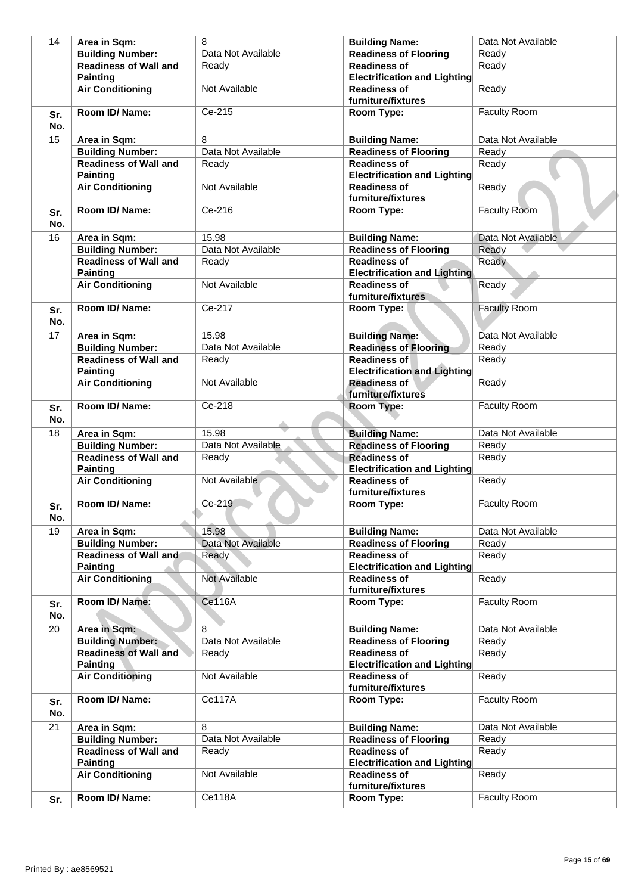| 14 | **Area in Sqm:** | 8 | **Building Name:** | Data Not Available |
|---|---|---|---|---|
| | **Building Number:** | Data Not Available | **Readiness of Flooring** | Ready |
| | **Readiness of Wall and Painting** | Ready | **Readiness of Electrification and Lighting** | Ready |
| | **Air Conditioning** | Not Available | **Readiness of furniture/fixtures** | Ready |
| **Sr. No.** | **Room ID/ Name:** | Ce-215 | **Room Type:** | Faculty Room |
| 15 | **Area in Sqm:** | 8 | **Building Name:** | Data Not Available |
| | **Building Number:** | Data Not Available | **Readiness of Flooring** | Ready |
| | **Readiness of Wall and Painting** | Ready | **Readiness of Electrification and Lighting** | Ready |
| | **Air Conditioning** | Not Available | **Readiness of furniture/fixtures** | Ready |
| **Sr. No.** | **Room ID/ Name:** | Ce-216 | **Room Type:** | Faculty Room |
| 16 | **Area in Sqm:** | 15.98 | **Building Name:** | Data Not Available |
| | **Building Number:** | Data Not Available | **Readiness of Flooring** | Ready |
| | **Readiness of Wall and Painting** | Ready | **Readiness of Electrification and Lighting** | Ready |
| | **Air Conditioning** | Not Available | **Readiness of furniture/fixtures** | Ready |
| **Sr. No.** | **Room ID/ Name:** | Ce-217 | **Room Type:** | Faculty Room |
| 17 | **Area in Sqm:** | 15.98 | **Building Name:** | Data Not Available |
| | **Building Number:** | Data Not Available | **Readiness of Flooring** | Ready |
| | **Readiness of Wall and Painting** | Ready | **Readiness of Electrification and Lighting** | Ready |
| | **Air Conditioning** | Not Available | **Readiness of furniture/fixtures** | Ready |
| **Sr. No.** | **Room ID/ Name:** | Ce-218 | **Room Type:** | Faculty Room |
| 18 | **Area in Sqm:** | 15.98 | **Building Name:** | Data Not Available |
| | **Building Number:** | Data Not Available | **Readiness of Flooring** | Ready |
| | **Readiness of Wall and Painting** | Ready | **Readiness of Electrification and Lighting** | Ready |
| | **Air Conditioning** | Not Available | **Readiness of furniture/fixtures** | Ready |
| **Sr. No.** | **Room ID/ Name:** | Ce-219 | **Room Type:** | Faculty Room |
| 19 | **Area in Sqm:** | 15.98 | **Building Name:** | Data Not Available |
| | **Building Number:** | Data Not Available | **Readiness of Flooring** | Ready |
| | **Readiness of Wall and Painting** | Ready | **Readiness of Electrification and Lighting** | Ready |
| | **Air Conditioning** | Not Available | **Readiness of furniture/fixtures** | Ready |
| **Sr. No.** | **Room ID/ Name:** | Ce116A | **Room Type:** | Faculty Room |
| 20 | **Area in Sqm:** | 8 | **Building Name:** | Data Not Available |
| | **Building Number:** | Data Not Available | **Readiness of Flooring** | Ready |
| | **Readiness of Wall and Painting** | Ready | **Readiness of Electrification and Lighting** | Ready |
| | **Air Conditioning** | Not Available | **Readiness of furniture/fixtures** | Ready |
| **Sr. No.** | **Room ID/ Name:** | Ce117A | **Room Type:** | Faculty Room |
| 21 | **Area in Sqm:** | 8 | **Building Name:** | Data Not Available |
| | **Building Number:** | Data Not Available | **Readiness of Flooring** | Ready |
| | **Readiness of Wall and Painting** | Ready | **Readiness of Electrification and Lighting** | Ready |
| | **Air Conditioning** | Not Available | **Readiness of furniture/fixtures** | Ready |
| **Sr.** | **Room ID/ Name:** | Ce118A | **Room Type:** | Faculty Room |

Printed By : ae8569521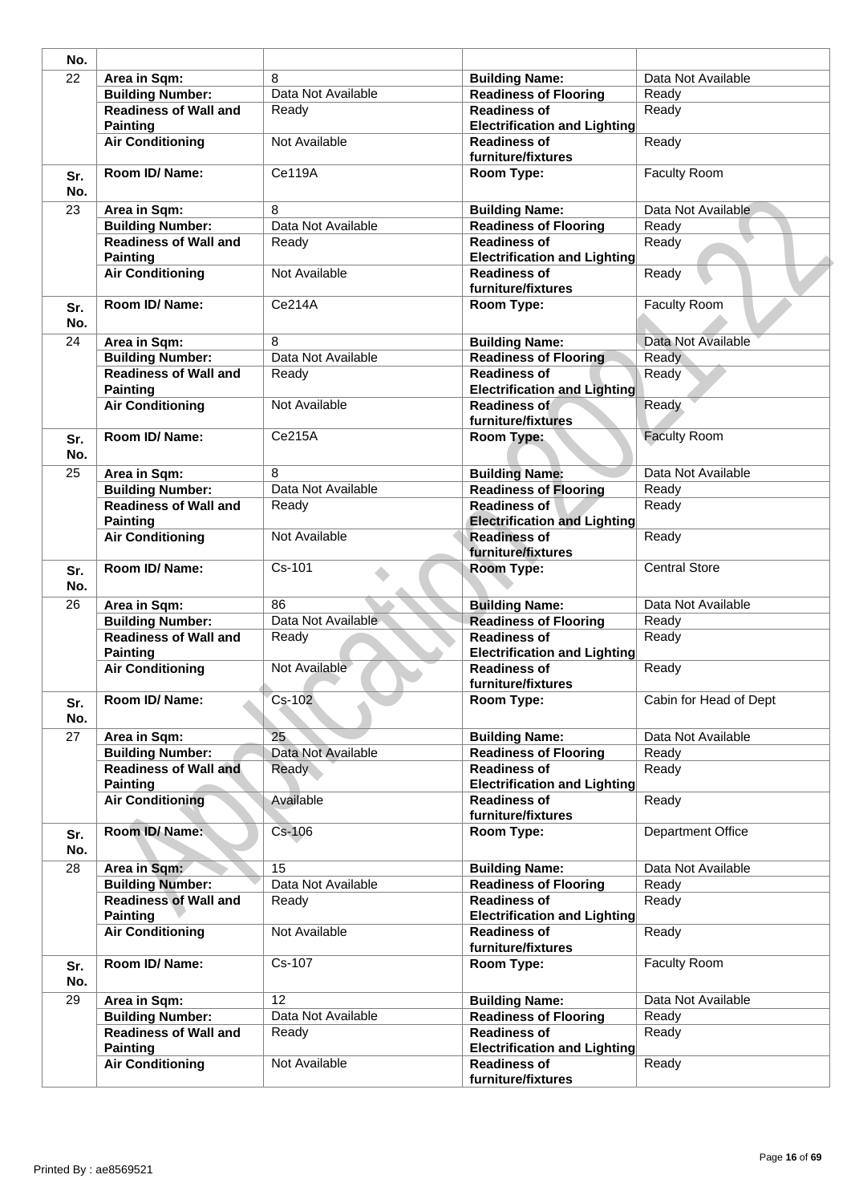| No. | | | | |
|---|---|---|---|---|
| 22 | **Area in Sqm:** | 8 | **Building Name:** | Data Not Available |
| | **Building Number:** | Data Not Available | **Readiness of Flooring** | Ready |
| | **Readiness of Wall and Painting** | Ready | **Readiness of Electrification and Lighting** | Ready |
| | **Air Conditioning** | Not Available | **Readiness of furniture/fixtures** | Ready |
| **Sr. No.** | **Room ID/ Name:** | Ce119A | **Room Type:** | Faculty Room |
| 23 | **Area in Sqm:** | 8 | **Building Name:** | Data Not Available |
| | **Building Number:** | Data Not Available | **Readiness of Flooring** | Ready |
| | **Readiness of Wall and Painting** | Ready | **Readiness of Electrification and Lighting** | Ready |
| | **Air Conditioning** | Not Available | **Readiness of furniture/fixtures** | Ready |
| **Sr. No.** | **Room ID/ Name:** | Ce214A | **Room Type:** | Faculty Room |
| 24 | **Area in Sqm:** | 8 | **Building Name:** | Data Not Available |
| | **Building Number:** | Data Not Available | **Readiness of Flooring** | Ready |
| | **Readiness of Wall and Painting** | Ready | **Readiness of Electrification and Lighting** | Ready |
| | **Air Conditioning** | Not Available | **Readiness of furniture/fixtures** | Ready |
| **Sr. No.** | **Room ID/ Name:** | Ce215A | **Room Type:** | Faculty Room |
| 25 | **Area in Sqm:** | 8 | **Building Name:** | Data Not Available |
| | **Building Number:** | Data Not Available | **Readiness of Flooring** | Ready |
| | **Readiness of Wall and Painting** | Ready | **Readiness of Electrification and Lighting** | Ready |
| | **Air Conditioning** | Not Available | **Readiness of furniture/fixtures** | Ready |
| **Sr. No.** | **Room ID/ Name:** | Cs-101 | **Room Type:** | Central Store |
| 26 | **Area in Sqm:** | 86 | **Building Name:** | Data Not Available |
| | **Building Number:** | Data Not Available | **Readiness of Flooring** | Ready |
| | **Readiness of Wall and Painting** | Ready | **Readiness of Electrification and Lighting** | Ready |
| | **Air Conditioning** | Not Available | **Readiness of furniture/fixtures** | Ready |
| **Sr. No.** | **Room ID/ Name:** | Cs-102 | **Room Type:** | Cabin for Head of Dept |
| 27 | **Area in Sqm:** | 25 | **Building Name:** | Data Not Available |
| | **Building Number:** | Data Not Available | **Readiness of Flooring** | Ready |
| | **Readiness of Wall and Painting** | Ready | **Readiness of Electrification and Lighting** | Ready |
| | **Air Conditioning** | Available | **Readiness of furniture/fixtures** | Ready |
| **Sr. No.** | **Room ID/ Name:** | Cs-106 | **Room Type:** | Department Office |
| 28 | **Area in Sqm:** | 15 | **Building Name:** | Data Not Available |
| | **Building Number:** | Data Not Available | **Readiness of Flooring** | Ready |
| | **Readiness of Wall and Painting** | Ready | **Readiness of Electrification and Lighting** | Ready |
| | **Air Conditioning** | Not Available | **Readiness of furniture/fixtures** | Ready |
| **Sr. No.** | **Room ID/ Name:** | Cs-107 | **Room Type:** | Faculty Room |
| 29 | **Area in Sqm:** | 12 | **Building Name:** | Data Not Available |
| | **Building Number:** | Data Not Available | **Readiness of Flooring** | Ready |
| | **Readiness of Wall and Painting** | Ready | **Readiness of Electrification and Lighting** | Ready |
| | **Air Conditioning** | Not Available | **Readiness of furniture/fixtures** | Ready |

Printed By : ae8569521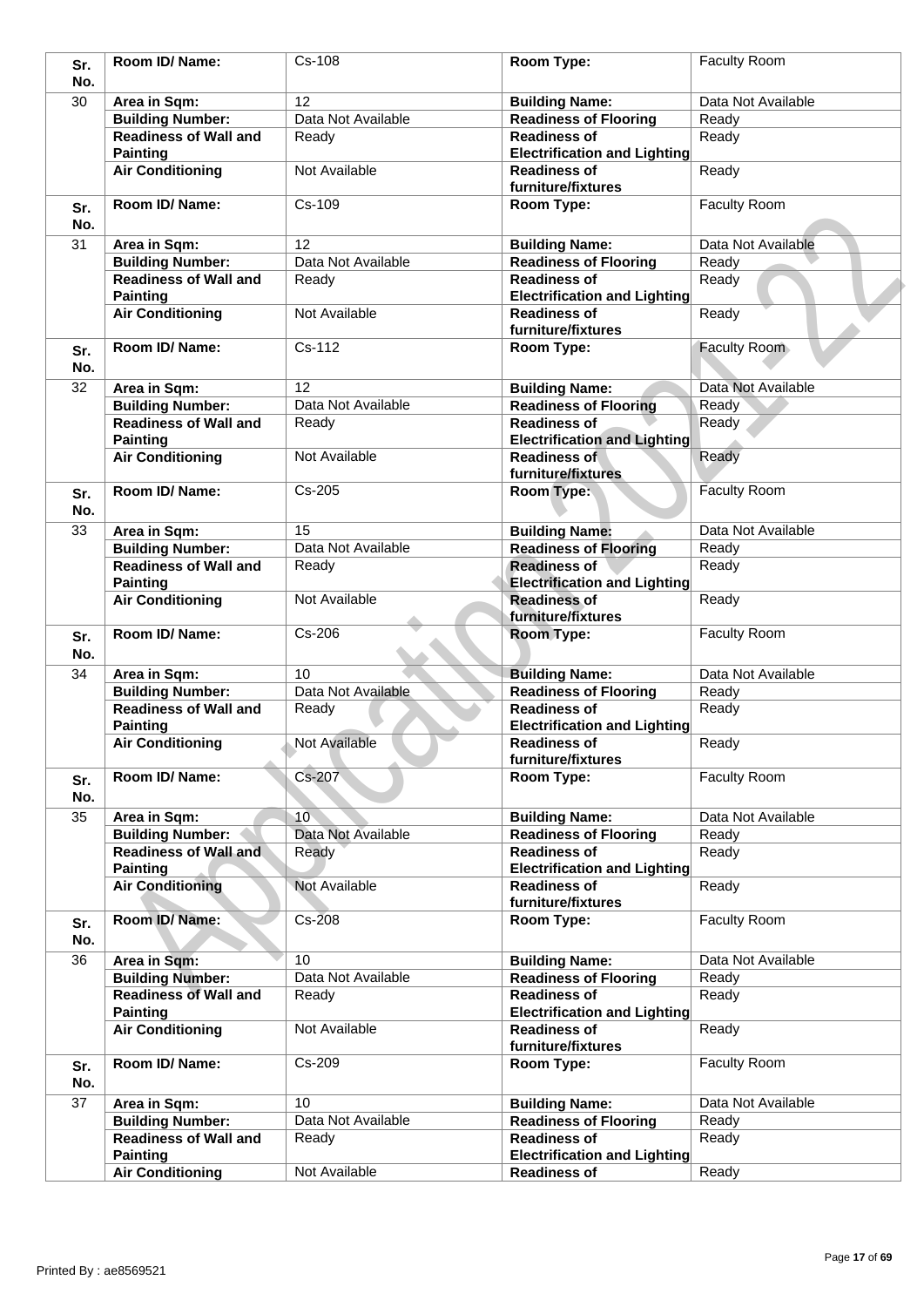| Sr. No. | Room ID/ Name: | Cs-108 | Room Type: | Faculty Room |
|---|---|---|---|---|
| 30 | Area in Sqm: | 12 | Building Name: | Data Not Available |
| | Building Number: | Data Not Available | Readiness of Flooring | Ready |
| | Readiness of Wall and Painting | Ready | Readiness of Electrification and Lighting | Ready |
| | Air Conditioning | Not Available | Readiness of furniture/fixtures | Ready |
| Sr. No. | Room ID/ Name: | Cs-109 | Room Type: | Faculty Room |
| 31 | Area in Sqm: | 12 | Building Name: | Data Not Available |
| | Building Number: | Data Not Available | Readiness of Flooring | Ready |
| | Readiness of Wall and Painting | Ready | Readiness of Electrification and Lighting | Ready |
| | Air Conditioning | Not Available | Readiness of furniture/fixtures | Ready |
| Sr. No. | Room ID/ Name: | Cs-112 | Room Type: | Faculty Room |
| 32 | Area in Sqm: | 12 | Building Name: | Data Not Available |
| | Building Number: | Data Not Available | Readiness of Flooring | Ready |
| | Readiness of Wall and Painting | Ready | Readiness of Electrification and Lighting | Ready |
| | Air Conditioning | Not Available | Readiness of furniture/fixtures | Ready |
| Sr. No. | Room ID/ Name: | Cs-205 | Room Type: | Faculty Room |
| 33 | Area in Sqm: | 15 | Building Name: | Data Not Available |
| | Building Number: | Data Not Available | Readiness of Flooring | Ready |
| | Readiness of Wall and Painting | Ready | Readiness of Electrification and Lighting | Ready |
| | Air Conditioning | Not Available | Readiness of furniture/fixtures | Ready |
| Sr. No. | Room ID/ Name: | Cs-206 | Room Type: | Faculty Room |
| 34 | Area in Sqm: | 10 | Building Name: | Data Not Available |
| | Building Number: | Data Not Available | Readiness of Flooring | Ready |
| | Readiness of Wall and Painting | Ready | Readiness of Electrification and Lighting | Ready |
| | Air Conditioning | Not Available | Readiness of furniture/fixtures | Ready |
| Sr. No. | Room ID/ Name: | Cs-207 | Room Type: | Faculty Room |
| 35 | Area in Sqm: | 10 | Building Name: | Data Not Available |
| | Building Number: | Data Not Available | Readiness of Flooring | Ready |
| | Readiness of Wall and Painting | Ready | Readiness of Electrification and Lighting | Ready |
| | Air Conditioning | Not Available | Readiness of furniture/fixtures | Ready |
| Sr. No. | Room ID/ Name: | Cs-208 | Room Type: | Faculty Room |
| 36 | Area in Sqm: | 10 | Building Name: | Data Not Available |
| | Building Number: | Data Not Available | Readiness of Flooring | Ready |
| | Readiness of Wall and Painting | Ready | Readiness of Electrification and Lighting | Ready |
| | Air Conditioning | Not Available | Readiness of furniture/fixtures | Ready |
| Sr. No. | Room ID/ Name: | Cs-209 | Room Type: | Faculty Room |
| 37 | Area in Sqm: | 10 | Building Name: | Data Not Available |
| | Building Number: | Data Not Available | Readiness of Flooring | Ready |
| | Readiness of Wall and Painting | Ready | Readiness of Electrification and Lighting | Ready |
| | Air Conditioning | Not Available | Readiness of | Ready |

Printed By : ae8569521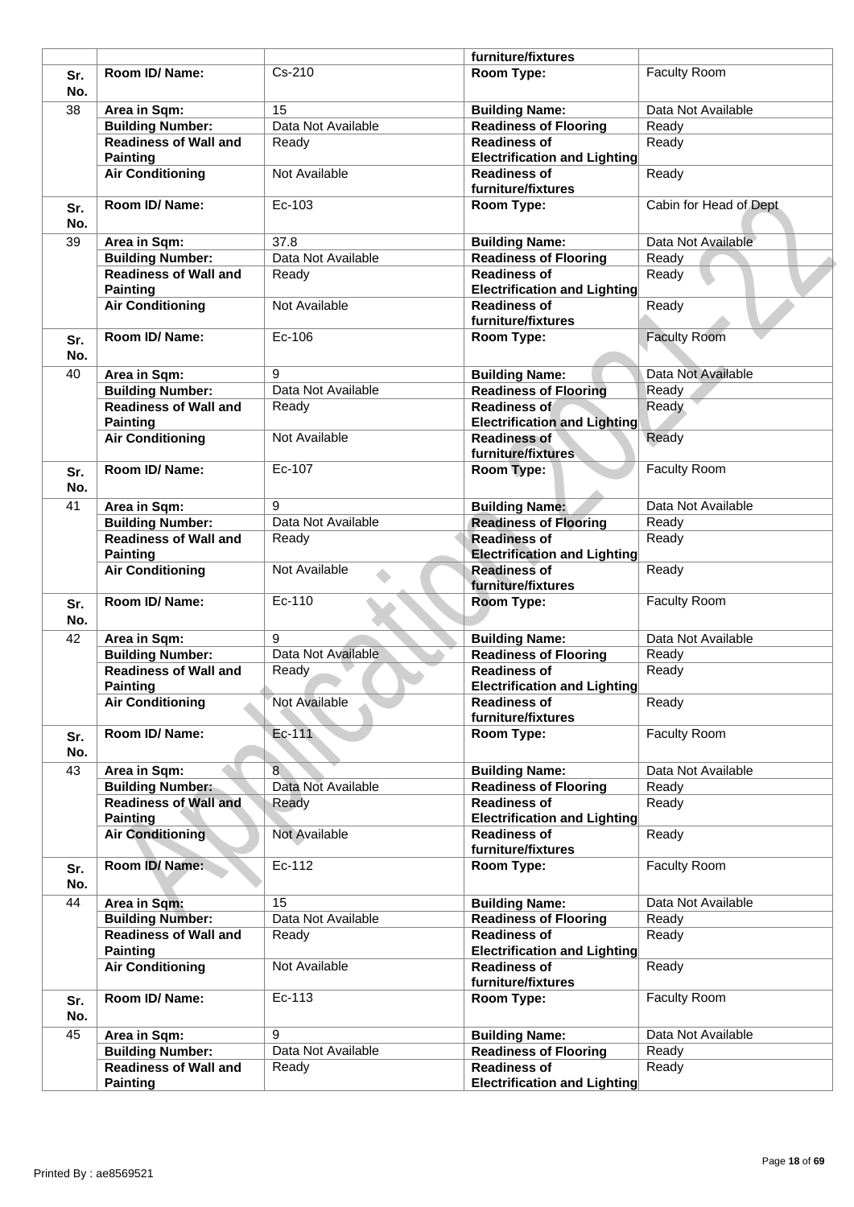| | | | furniture/fixtures | |
|---|---|---|---|---|
| **Sr. No.** | **Room ID/ Name:** | Cs-210 | **Room Type:** | Faculty Room |
| 38 | **Area in Sqm:** | 15 | **Building Name:** | Data Not Available |
| | **Building Number:** | Data Not Available | **Readiness of Flooring** | Ready |
| | **Readiness of Wall and Painting** | Ready | **Readiness of Electrification and Lighting** | Ready |
| | **Air Conditioning** | Not Available | **Readiness of furniture/fixtures** | Ready |
| **Sr. No.** | **Room ID/ Name:** | Ec-103 | **Room Type:** | Cabin for Head of Dept |
| 39 | **Area in Sqm:** | 37.8 | **Building Name:** | Data Not Available |
| | **Building Number:** | Data Not Available | **Readiness of Flooring** | Ready |
| | **Readiness of Wall and Painting** | Ready | **Readiness of Electrification and Lighting** | Ready |
| | **Air Conditioning** | Not Available | **Readiness of furniture/fixtures** | Ready |
| **Sr. No.** | **Room ID/ Name:** | Ec-106 | **Room Type:** | Faculty Room |
| 40 | **Area in Sqm:** | 9 | **Building Name:** | Data Not Available |
| | **Building Number:** | Data Not Available | **Readiness of Flooring** | Ready |
| | **Readiness of Wall and Painting** | Ready | **Readiness of Electrification and Lighting** | Ready |
| | **Air Conditioning** | Not Available | **Readiness of furniture/fixtures** | Ready |
| **Sr. No.** | **Room ID/ Name:** | Ec-107 | **Room Type:** | Faculty Room |
| 41 | **Area in Sqm:** | 9 | **Building Name:** | Data Not Available |
| | **Building Number:** | Data Not Available | **Readiness of Flooring** | Ready |
| | **Readiness of Wall and Painting** | Ready | **Readiness of Electrification and Lighting** | Ready |
| | **Air Conditioning** | Not Available | **Readiness of furniture/fixtures** | Ready |
| **Sr. No.** | **Room ID/ Name:** | Ec-110 | **Room Type:** | Faculty Room |
| 42 | **Area in Sqm:** | 9 | **Building Name:** | Data Not Available |
| | **Building Number:** | Data Not Available | **Readiness of Flooring** | Ready |
| | **Readiness of Wall and Painting** | Ready | **Readiness of Electrification and Lighting** | Ready |
| | **Air Conditioning** | Not Available | **Readiness of furniture/fixtures** | Ready |
| **Sr. No.** | **Room ID/ Name:** | Ec-111 | **Room Type:** | Faculty Room |
| 43 | **Area in Sqm:** | 8 | **Building Name:** | Data Not Available |
| | **Building Number:** | Data Not Available | **Readiness of Flooring** | Ready |
| | **Readiness of Wall and Painting** | Ready | **Readiness of Electrification and Lighting** | Ready |
| | **Air Conditioning** | Not Available | **Readiness of furniture/fixtures** | Ready |
| **Sr. No.** | **Room ID/ Name:** | Ec-112 | **Room Type:** | Faculty Room |
| 44 | **Area in Sqm:** | 15 | **Building Name:** | Data Not Available |
| | **Building Number:** | Data Not Available | **Readiness of Flooring** | Ready |
| | **Readiness of Wall and Painting** | Ready | **Readiness of Electrification and Lighting** | Ready |
| | **Air Conditioning** | Not Available | **Readiness of furniture/fixtures** | Ready |
| **Sr. No.** | **Room ID/ Name:** | Ec-113 | **Room Type:** | Faculty Room |
| 45 | **Area in Sqm:** | 9 | **Building Name:** | Data Not Available |
| | **Building Number:** | Data Not Available | **Readiness of Flooring** | Ready |
| | **Readiness of Wall and Painting** | Ready | **Readiness of Electrification and Lighting** | Ready |

Printed By : ae8569521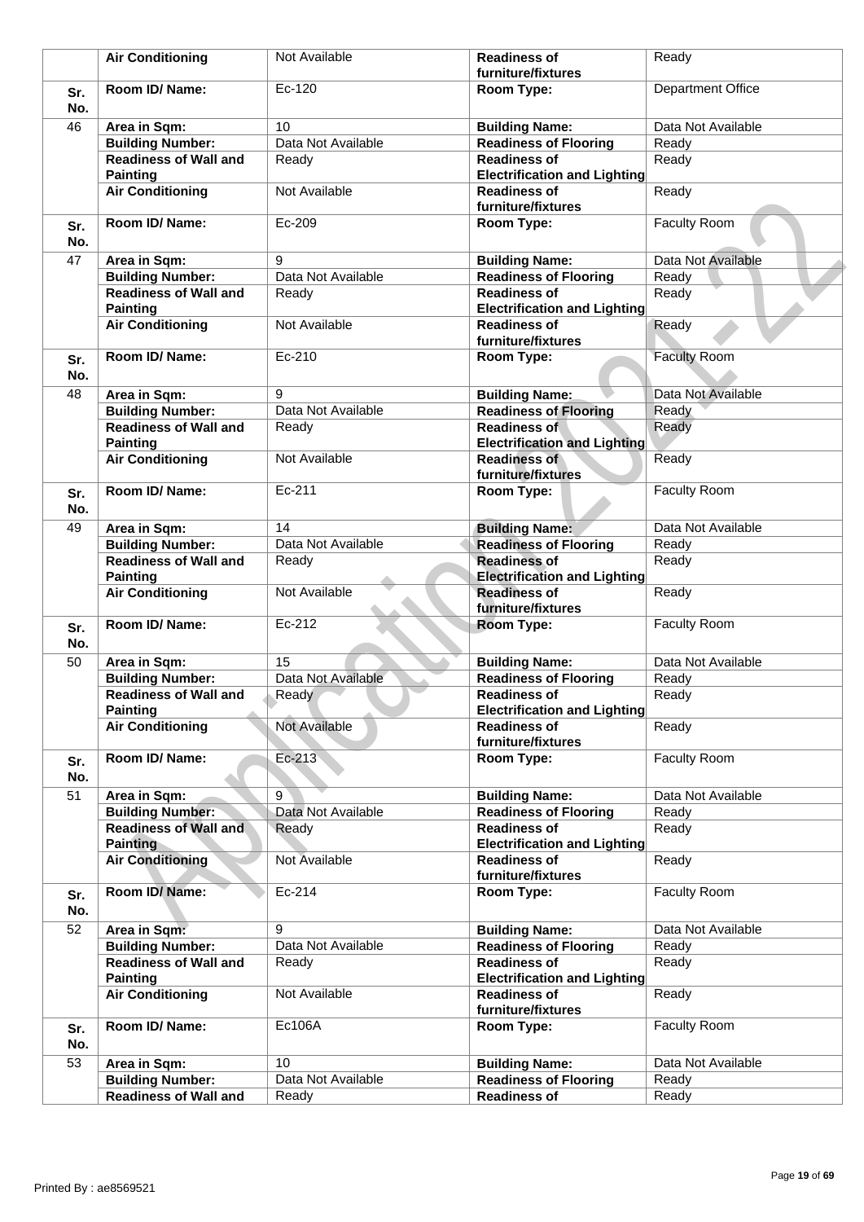| | | | | |
|---|---|---|---|---|
| | **Air Conditioning** | Not Available | **Readiness of furniture/fixtures** | Ready |
| **Sr. No.** | **Room ID/ Name:** | Ec-120 | **Room Type:** | Department Office |
| 46 | **Area in Sqm:** | 10 | **Building Name:** | Data Not Available |
| | **Building Number:** | Data Not Available | **Readiness of Flooring** | Ready |
| | **Readiness of Wall and Painting** | Ready | **Readiness of Electrification and Lighting** | Ready |
| | **Air Conditioning** | Not Available | **Readiness of furniture/fixtures** | Ready |
| **Sr. No.** | **Room ID/ Name:** | Ec-209 | **Room Type:** | Faculty Room |
| 47 | **Area in Sqm:** | 9 | **Building Name:** | Data Not Available |
| | **Building Number:** | Data Not Available | **Readiness of Flooring** | Ready |
| | **Readiness of Wall and Painting** | Ready | **Readiness of Electrification and Lighting** | Ready |
| | **Air Conditioning** | Not Available | **Readiness of furniture/fixtures** | Ready |
| **Sr. No.** | **Room ID/ Name:** | Ec-210 | **Room Type:** | Faculty Room |
| 48 | **Area in Sqm:** | 9 | **Building Name:** | Data Not Available |
| | **Building Number:** | Data Not Available | **Readiness of Flooring** | Ready |
| | **Readiness of Wall and Painting** | Ready | **Readiness of Electrification and Lighting** | Ready |
| | **Air Conditioning** | Not Available | **Readiness of furniture/fixtures** | Ready |
| **Sr. No.** | **Room ID/ Name:** | Ec-211 | **Room Type:** | Faculty Room |
| 49 | **Area in Sqm:** | 14 | **Building Name:** | Data Not Available |
| | **Building Number:** | Data Not Available | **Readiness of Flooring** | Ready |
| | **Readiness of Wall and Painting** | Ready | **Readiness of Electrification and Lighting** | Ready |
| | **Air Conditioning** | Not Available | **Readiness of furniture/fixtures** | Ready |
| **Sr. No.** | **Room ID/ Name:** | Ec-212 | **Room Type:** | Faculty Room |
| 50 | **Area in Sqm:** | 15 | **Building Name:** | Data Not Available |
| | **Building Number:** | Data Not Available | **Readiness of Flooring** | Ready |
| | **Readiness of Wall and Painting** | Ready | **Readiness of Electrification and Lighting** | Ready |
| | **Air Conditioning** | Not Available | **Readiness of furniture/fixtures** | Ready |
| **Sr. No.** | **Room ID/ Name:** | Ec-213 | **Room Type:** | Faculty Room |
| 51 | **Area in Sqm:** | 9 | **Building Name:** | Data Not Available |
| | **Building Number:** | Data Not Available | **Readiness of Flooring** | Ready |
| | **Readiness of Wall and Painting** | Ready | **Readiness of Electrification and Lighting** | Ready |
| | **Air Conditioning** | Not Available | **Readiness of furniture/fixtures** | Ready |
| **Sr. No.** | **Room ID/ Name:** | Ec-214 | **Room Type:** | Faculty Room |
| 52 | **Area in Sqm:** | 9 | **Building Name:** | Data Not Available |
| | **Building Number:** | Data Not Available | **Readiness of Flooring** | Ready |
| | **Readiness of Wall and Painting** | Ready | **Readiness of Electrification and Lighting** | Ready |
| | **Air Conditioning** | Not Available | **Readiness of furniture/fixtures** | Ready |
| **Sr. No.** | **Room ID/ Name:** | Ec106A | **Room Type:** | Faculty Room |
| 53 | **Area in Sqm:** | 10 | **Building Name:** | Data Not Available |
| | **Building Number:** | Data Not Available | **Readiness of Flooring** | Ready |
| | **Readiness of Wall and** | Ready | **Readiness of** | Ready |

Printed By : ae8569521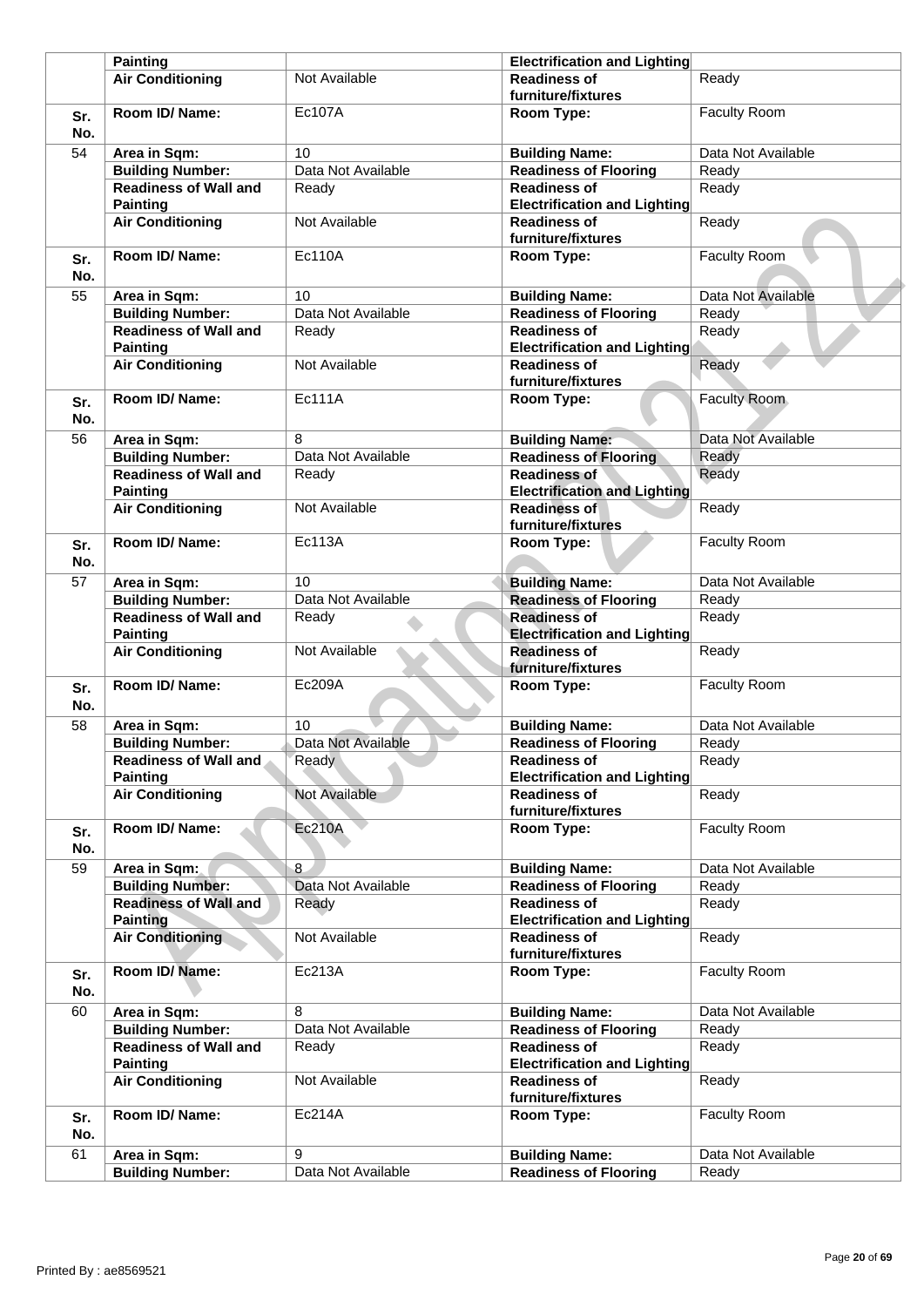| | | | | |
|---|---|---|---|---|
| | **Painting** | | **Electrification and Lighting** | |
| | **Air Conditioning** | Not Available | **Readiness of furniture/fixtures** | Ready |
| **Sr. No.** | **Room ID/ Name:** | Ec107A | **Room Type:** | Faculty Room |
| 54 | **Area in Sqm:** | 10 | **Building Name:** | Data Not Available |
| | **Building Number:** | Data Not Available | **Readiness of Flooring** | Ready |
| | **Readiness of Wall and Painting** | Ready | **Readiness of Electrification and Lighting** | Ready |
| | **Air Conditioning** | Not Available | **Readiness of furniture/fixtures** | Ready |
| **Sr. No.** | **Room ID/ Name:** | Ec110A | **Room Type:** | Faculty Room |
| 55 | **Area in Sqm:** | 10 | **Building Name:** | Data Not Available |
| | **Building Number:** | Data Not Available | **Readiness of Flooring** | Ready |
| | **Readiness of Wall and Painting** | Ready | **Readiness of Electrification and Lighting** | Ready |
| | **Air Conditioning** | Not Available | **Readiness of furniture/fixtures** | Ready |
| **Sr. No.** | **Room ID/ Name:** | Ec111A | **Room Type:** | Faculty Room |
| 56 | **Area in Sqm:** | 8 | **Building Name:** | Data Not Available |
| | **Building Number:** | Data Not Available | **Readiness of Flooring** | Ready |
| | **Readiness of Wall and Painting** | Ready | **Readiness of Electrification and Lighting** | Ready |
| | **Air Conditioning** | Not Available | **Readiness of furniture/fixtures** | Ready |
| **Sr. No.** | **Room ID/ Name:** | Ec113A | **Room Type:** | Faculty Room |
| 57 | **Area in Sqm:** | 10 | **Building Name:** | Data Not Available |
| | **Building Number:** | Data Not Available | **Readiness of Flooring** | Ready |
| | **Readiness of Wall and Painting** | Ready | **Readiness of Electrification and Lighting** | Ready |
| | **Air Conditioning** | Not Available | **Readiness of furniture/fixtures** | Ready |
| **Sr. No.** | **Room ID/ Name:** | Ec209A | **Room Type:** | Faculty Room |
| 58 | **Area in Sqm:** | 10 | **Building Name:** | Data Not Available |
| | **Building Number:** | Data Not Available | **Readiness of Flooring** | Ready |
| | **Readiness of Wall and Painting** | Ready | **Readiness of Electrification and Lighting** | Ready |
| | **Air Conditioning** | Not Available | **Readiness of furniture/fixtures** | Ready |
| **Sr. No.** | **Room ID/ Name:** | Ec210A | **Room Type:** | Faculty Room |
| 59 | **Area in Sqm:** | 8 | **Building Name:** | Data Not Available |
| | **Building Number:** | Data Not Available | **Readiness of Flooring** | Ready |
| | **Readiness of Wall and Painting** | Ready | **Readiness of Electrification and Lighting** | Ready |
| | **Air Conditioning** | Not Available | **Readiness of furniture/fixtures** | Ready |
| **Sr. No.** | **Room ID/ Name:** | Ec213A | **Room Type:** | Faculty Room |
| 60 | **Area in Sqm:** | 8 | **Building Name:** | Data Not Available |
| | **Building Number:** | Data Not Available | **Readiness of Flooring** | Ready |
| | **Readiness of Wall and Painting** | Ready | **Readiness of Electrification and Lighting** | Ready |
| | **Air Conditioning** | Not Available | **Readiness of furniture/fixtures** | Ready |
| **Sr. No.** | **Room ID/ Name:** | Ec214A | **Room Type:** | Faculty Room |
| 61 | **Area in Sqm:** | 9 | **Building Name:** | Data Not Available |
| | **Building Number:** | Data Not Available | **Readiness of Flooring** | Ready |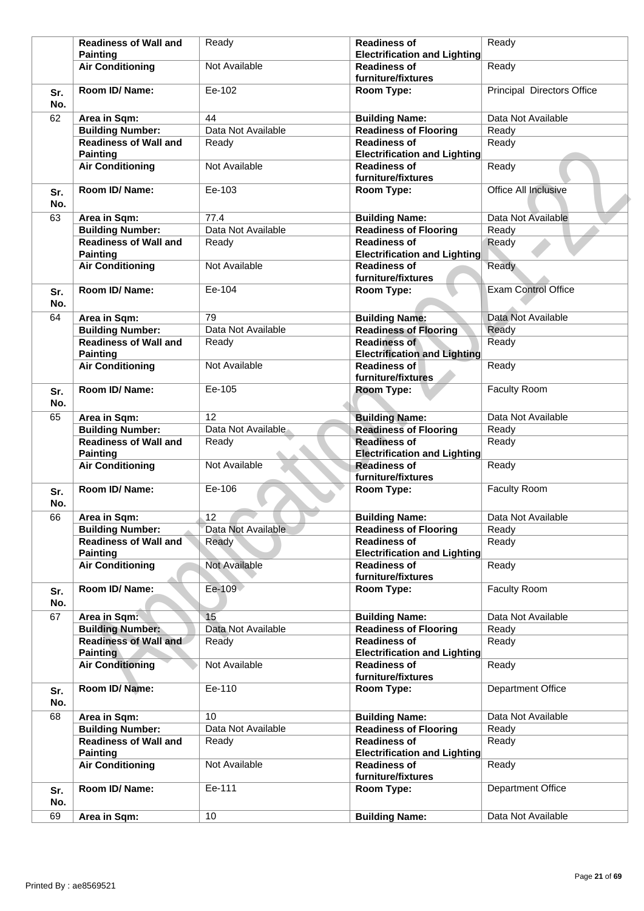| | | | | |
|---|---|---|---|---|
| | **Readiness of Wall and Painting** | Ready | **Readiness of Electrification and Lighting** | Ready |
| | **Air Conditioning** | Not Available | **Readiness of furniture/fixtures** | Ready |
| **Sr. No.** | **Room ID/ Name:** | Ee-102 | **Room Type:** | Principal Directors Office |
| 62 | **Area in Sqm:** | 44 | **Building Name:** | Data Not Available |
| | **Building Number:** | Data Not Available | **Readiness of Flooring** | Ready |
| | **Readiness of Wall and Painting** | Ready | **Readiness of Electrification and Lighting** | Ready |
| | **Air Conditioning** | Not Available | **Readiness of furniture/fixtures** | Ready |
| **Sr. No.** | **Room ID/ Name:** | Ee-103 | **Room Type:** | Office All Inclusive |
| 63 | **Area in Sqm:** | 77.4 | **Building Name:** | Data Not Available |
| | **Building Number:** | Data Not Available | **Readiness of Flooring** | Ready |
| | **Readiness of Wall and Painting** | Ready | **Readiness of Electrification and Lighting** | Ready |
| | **Air Conditioning** | Not Available | **Readiness of furniture/fixtures** | Ready |
| **Sr. No.** | **Room ID/ Name:** | Ee-104 | **Room Type:** | Exam Control Office |
| 64 | **Area in Sqm:** | 79 | **Building Name:** | Data Not Available |
| | **Building Number:** | Data Not Available | **Readiness of Flooring** | Ready |
| | **Readiness of Wall and Painting** | Ready | **Readiness of Electrification and Lighting** | Ready |
| | **Air Conditioning** | Not Available | **Readiness of furniture/fixtures** | Ready |
| **Sr. No.** | **Room ID/ Name:** | Ee-105 | **Room Type:** | Faculty Room |
| 65 | **Area in Sqm:** | 12 | **Building Name:** | Data Not Available |
| | **Building Number:** | Data Not Available | **Readiness of Flooring** | Ready |
| | **Readiness of Wall and Painting** | Ready | **Readiness of Electrification and Lighting** | Ready |
| | **Air Conditioning** | Not Available | **Readiness of furniture/fixtures** | Ready |
| **Sr. No.** | **Room ID/ Name:** | Ee-106 | **Room Type:** | Faculty Room |
| 66 | **Area in Sqm:** | 12 | **Building Name:** | Data Not Available |
| | **Building Number:** | Data Not Available | **Readiness of Flooring** | Ready |
| | **Readiness of Wall and Painting** | Ready | **Readiness of Electrification and Lighting** | Ready |
| | **Air Conditioning** | Not Available | **Readiness of furniture/fixtures** | Ready |
| **Sr. No.** | **Room ID/ Name:** | Ee-109 | **Room Type:** | Faculty Room |
| 67 | **Area in Sqm:** | 15 | **Building Name:** | Data Not Available |
| | **Building Number:** | Data Not Available | **Readiness of Flooring** | Ready |
| | **Readiness of Wall and Painting** | Ready | **Readiness of Electrification and Lighting** | Ready |
| | **Air Conditioning** | Not Available | **Readiness of furniture/fixtures** | Ready |
| **Sr. No.** | **Room ID/ Name:** | Ee-110 | **Room Type:** | Department Office |
| 68 | **Area in Sqm:** | 10 | **Building Name:** | Data Not Available |
| | **Building Number:** | Data Not Available | **Readiness of Flooring** | Ready |
| | **Readiness of Wall and Painting** | Ready | **Readiness of Electrification and Lighting** | Ready |
| | **Air Conditioning** | Not Available | **Readiness of furniture/fixtures** | Ready |
| **Sr. No.** | **Room ID/ Name:** | Ee-111 | **Room Type:** | Department Office |
| 69 | **Area in Sqm:** | 10 | **Building Name:** | Data Not Available |

Printed By : ae8569521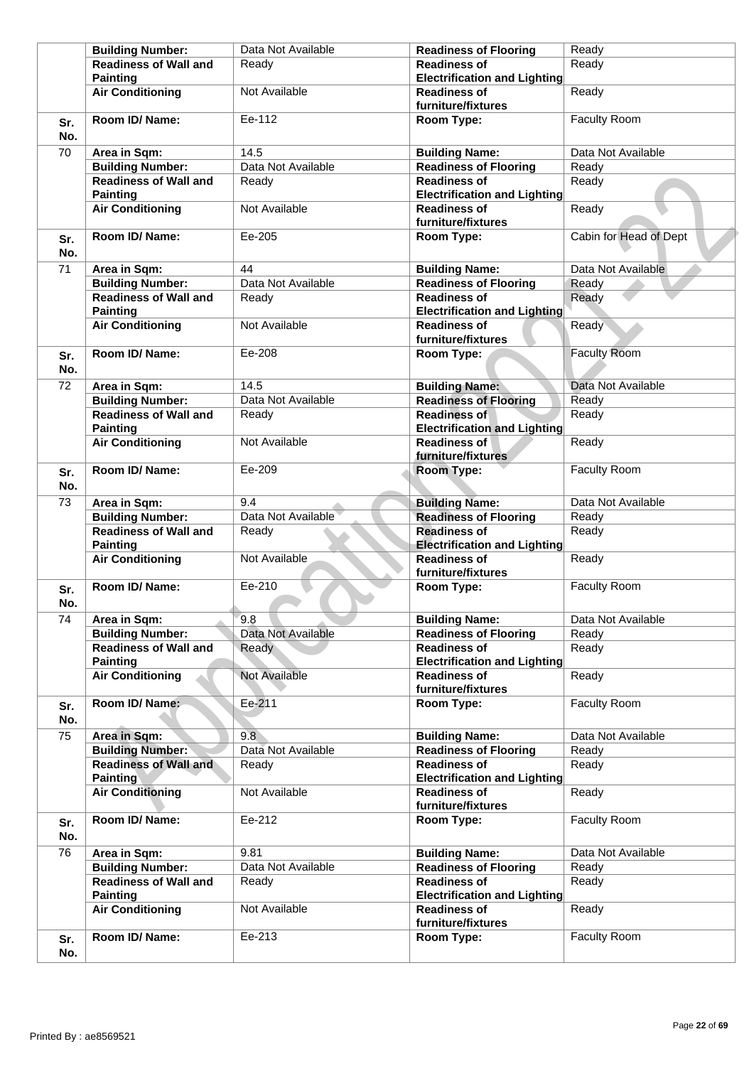| | | | | |
|---|---|---|---|---|
| | **Building Number:** | Data Not Available | **Readiness of Flooring** | Ready |
| | **Readiness of Wall and Painting** | Ready | **Readiness of Electrification and Lighting** | Ready |
| | **Air Conditioning** | Not Available | **Readiness of furniture/fixtures** | Ready |
| **Sr. No.** | **Room ID/ Name:** | Ee-112 | **Room Type:** | Faculty Room |
| 70 | **Area in Sqm:** | 14.5 | **Building Name:** | Data Not Available |
| | **Building Number:** | Data Not Available | **Readiness of Flooring** | Ready |
| | **Readiness of Wall and Painting** | Ready | **Readiness of Electrification and Lighting** | Ready |
| | **Air Conditioning** | Not Available | **Readiness of furniture/fixtures** | Ready |
| **Sr. No.** | **Room ID/ Name:** | Ee-205 | **Room Type:** | Cabin for Head of Dept |
| 71 | **Area in Sqm:** | 44 | **Building Name:** | Data Not Available |
| | **Building Number:** | Data Not Available | **Readiness of Flooring** | Ready |
| | **Readiness of Wall and Painting** | Ready | **Readiness of Electrification and Lighting** | Ready |
| | **Air Conditioning** | Not Available | **Readiness of furniture/fixtures** | Ready |
| **Sr. No.** | **Room ID/ Name:** | Ee-208 | **Room Type:** | Faculty Room |
| 72 | **Area in Sqm:** | 14.5 | **Building Name:** | Data Not Available |
| | **Building Number:** | Data Not Available | **Readiness of Flooring** | Ready |
| | **Readiness of Wall and Painting** | Ready | **Readiness of Electrification and Lighting** | Ready |
| | **Air Conditioning** | Not Available | **Readiness of furniture/fixtures** | Ready |
| **Sr. No.** | **Room ID/ Name:** | Ee-209 | **Room Type:** | Faculty Room |
| 73 | **Area in Sqm:** | 9.4 | **Building Name:** | Data Not Available |
| | **Building Number:** | Data Not Available | **Readiness of Flooring** | Ready |
| | **Readiness of Wall and Painting** | Ready | **Readiness of Electrification and Lighting** | Ready |
| | **Air Conditioning** | Not Available | **Readiness of furniture/fixtures** | Ready |
| **Sr. No.** | **Room ID/ Name:** | Ee-210 | **Room Type:** | Faculty Room |
| 74 | **Area in Sqm:** | 9.8 | **Building Name:** | Data Not Available |
| | **Building Number:** | Data Not Available | **Readiness of Flooring** | Ready |
| | **Readiness of Wall and Painting** | Ready | **Readiness of Electrification and Lighting** | Ready |
| | **Air Conditioning** | Not Available | **Readiness of furniture/fixtures** | Ready |
| **Sr. No.** | **Room ID/ Name:** | Ee-211 | **Room Type:** | Faculty Room |
| 75 | **Area in Sqm:** | 9.8 | **Building Name:** | Data Not Available |
| | **Building Number:** | Data Not Available | **Readiness of Flooring** | Ready |
| | **Readiness of Wall and Painting** | Ready | **Readiness of Electrification and Lighting** | Ready |
| | **Air Conditioning** | Not Available | **Readiness of furniture/fixtures** | Ready |
| **Sr. No.** | **Room ID/ Name:** | Ee-212 | **Room Type:** | Faculty Room |
| 76 | **Area in Sqm:** | 9.81 | **Building Name:** | Data Not Available |
| | **Building Number:** | Data Not Available | **Readiness of Flooring** | Ready |
| | **Readiness of Wall and Painting** | Ready | **Readiness of Electrification and Lighting** | Ready |
| | **Air Conditioning** | Not Available | **Readiness of furniture/fixtures** | Ready |
| **Sr. No.** | **Room ID/ Name:** | Ee-213 | **Room Type:** | Faculty Room |

Printed By : ae8569521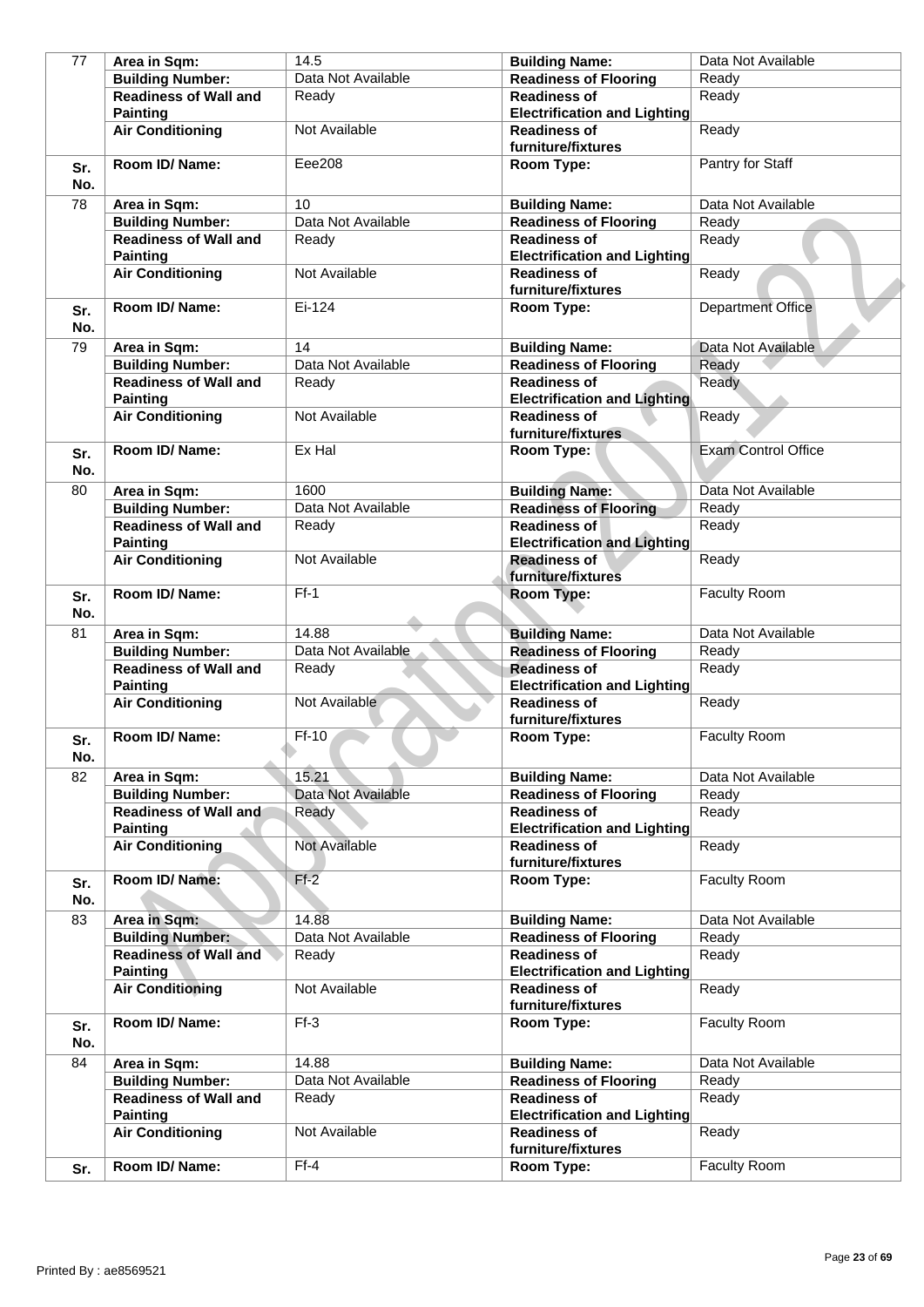| 77 | Area in Sqm: | 14.5 | Building Name: | Data Not Available |
|---|---|---|---|---|
| | Building Number: | Data Not Available | Readiness of Flooring | Ready |
| | Readiness of Wall and Painting | Ready | Readiness of Electrification and Lighting | Ready |
| | Air Conditioning | Not Available | Readiness of furniture/fixtures | Ready |
| Sr. No. | Room ID/ Name: | Eee208 | Room Type: | Pantry for Staff |
| 78 | Area in Sqm: | 10 | Building Name: | Data Not Available |
| | Building Number: | Data Not Available | Readiness of Flooring | Ready |
| | Readiness of Wall and Painting | Ready | Readiness of Electrification and Lighting | Ready |
| | Air Conditioning | Not Available | Readiness of furniture/fixtures | Ready |
| Sr. No. | Room ID/ Name: | Ei-124 | Room Type: | Department Office |
| 79 | Area in Sqm: | 14 | Building Name: | Data Not Available |
| | Building Number: | Data Not Available | Readiness of Flooring | Ready |
| | Readiness of Wall and Painting | Ready | Readiness of Electrification and Lighting | Ready |
| | Air Conditioning | Not Available | Readiness of furniture/fixtures | Ready |
| Sr. No. | Room ID/ Name: | Ex Hal | Room Type: | Exam Control Office |
| 80 | Area in Sqm: | 1600 | Building Name: | Data Not Available |
| | Building Number: | Data Not Available | Readiness of Flooring | Ready |
| | Readiness of Wall and Painting | Ready | Readiness of Electrification and Lighting | Ready |
| | Air Conditioning | Not Available | Readiness of furniture/fixtures | Ready |
| Sr. No. | Room ID/ Name: | Ff-1 | Room Type: | Faculty Room |
| 81 | Area in Sqm: | 14.88 | Building Name: | Data Not Available |
| | Building Number: | Data Not Available | Readiness of Flooring | Ready |
| | Readiness of Wall and Painting | Ready | Readiness of Electrification and Lighting | Ready |
| | Air Conditioning | Not Available | Readiness of furniture/fixtures | Ready |
| Sr. No. | Room ID/ Name: | Ff-10 | Room Type: | Faculty Room |
| 82 | Area in Sqm: | 15.21 | Building Name: | Data Not Available |
| | Building Number: | Data Not Available | Readiness of Flooring | Ready |
| | Readiness of Wall and Painting | Ready | Readiness of Electrification and Lighting | Ready |
| | Air Conditioning | Not Available | Readiness of furniture/fixtures | Ready |
| Sr. No. | Room ID/ Name: | Ff-2 | Room Type: | Faculty Room |
| 83 | Area in Sqm: | 14.88 | Building Name: | Data Not Available |
| | Building Number: | Data Not Available | Readiness of Flooring | Ready |
| | Readiness of Wall and Painting | Ready | Readiness of Electrification and Lighting | Ready |
| | Air Conditioning | Not Available | Readiness of furniture/fixtures | Ready |
| Sr. No. | Room ID/ Name: | Ff-3 | Room Type: | Faculty Room |
| 84 | Area in Sqm: | 14.88 | Building Name: | Data Not Available |
| | Building Number: | Data Not Available | Readiness of Flooring | Ready |
| | Readiness of Wall and Painting | Ready | Readiness of Electrification and Lighting | Ready |
| | Air Conditioning | Not Available | Readiness of furniture/fixtures | Ready |
| Sr. | Room ID/ Name: | Ff-4 | Room Type: | Faculty Room |

Printed By : ae8569521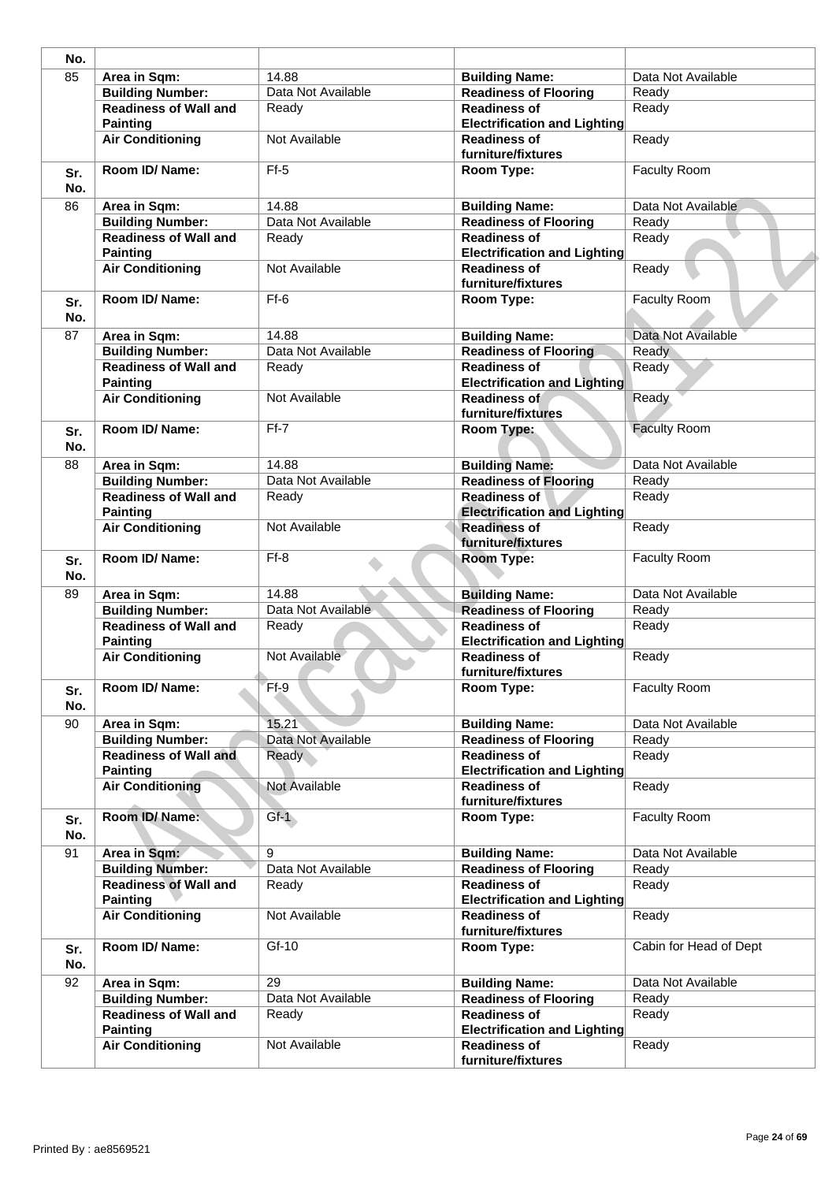| No. | | | | |
|---|---|---|---|---|
| 85 | **Area in Sqm:** | 14.88 | **Building Name:** | Data Not Available |
| | **Building Number:** | Data Not Available | **Readiness of Flooring** | Ready |
| | **Readiness of Wall and Painting** | Ready | **Readiness of Electrification and Lighting** | Ready |
| | **Air Conditioning** | Not Available | **Readiness of furniture/fixtures** | Ready |
| **Sr. No.** | **Room ID/ Name:** | Ff-5 | **Room Type:** | Faculty Room |
| 86 | **Area in Sqm:** | 14.88 | **Building Name:** | Data Not Available |
| | **Building Number:** | Data Not Available | **Readiness of Flooring** | Ready |
| | **Readiness of Wall and Painting** | Ready | **Readiness of Electrification and Lighting** | Ready |
| | **Air Conditioning** | Not Available | **Readiness of furniture/fixtures** | Ready |
| **Sr. No.** | **Room ID/ Name:** | Ff-6 | **Room Type:** | Faculty Room |
| 87 | **Area in Sqm:** | 14.88 | **Building Name:** | Data Not Available |
| | **Building Number:** | Data Not Available | **Readiness of Flooring** | Ready |
| | **Readiness of Wall and Painting** | Ready | **Readiness of Electrification and Lighting** | Ready |
| | **Air Conditioning** | Not Available | **Readiness of furniture/fixtures** | Ready |
| **Sr. No.** | **Room ID/ Name:** | Ff-7 | **Room Type:** | Faculty Room |
| 88 | **Area in Sqm:** | 14.88 | **Building Name:** | Data Not Available |
| | **Building Number:** | Data Not Available | **Readiness of Flooring** | Ready |
| | **Readiness of Wall and Painting** | Ready | **Readiness of Electrification and Lighting** | Ready |
| | **Air Conditioning** | Not Available | **Readiness of furniture/fixtures** | Ready |
| **Sr. No.** | **Room ID/ Name:** | Ff-8 | **Room Type:** | Faculty Room |
| 89 | **Area in Sqm:** | 14.88 | **Building Name:** | Data Not Available |
| | **Building Number:** | Data Not Available | **Readiness of Flooring** | Ready |
| | **Readiness of Wall and Painting** | Ready | **Readiness of Electrification and Lighting** | Ready |
| | **Air Conditioning** | Not Available | **Readiness of furniture/fixtures** | Ready |
| **Sr. No.** | **Room ID/ Name:** | Ff-9 | **Room Type:** | Faculty Room |
| 90 | **Area in Sqm:** | 15.21 | **Building Name:** | Data Not Available |
| | **Building Number:** | Data Not Available | **Readiness of Flooring** | Ready |
| | **Readiness of Wall and Painting** | Ready | **Readiness of Electrification and Lighting** | Ready |
| | **Air Conditioning** | Not Available | **Readiness of furniture/fixtures** | Ready |
| **Sr. No.** | **Room ID/ Name:** | Gf-1 | **Room Type:** | Faculty Room |
| 91 | **Area in Sqm:** | 9 | **Building Name:** | Data Not Available |
| | **Building Number:** | Data Not Available | **Readiness of Flooring** | Ready |
| | **Readiness of Wall and Painting** | Ready | **Readiness of Electrification and Lighting** | Ready |
| | **Air Conditioning** | Not Available | **Readiness of furniture/fixtures** | Ready |
| **Sr. No.** | **Room ID/ Name:** | Gf-10 | **Room Type:** | Cabin for Head of Dept |
| 92 | **Area in Sqm:** | 29 | **Building Name:** | Data Not Available |
| | **Building Number:** | Data Not Available | **Readiness of Flooring** | Ready |
| | **Readiness of Wall and Painting** | Ready | **Readiness of Electrification and Lighting** | Ready |
| | **Air Conditioning** | Not Available | **Readiness of furniture/fixtures** | Ready |

Printed By : ae8569521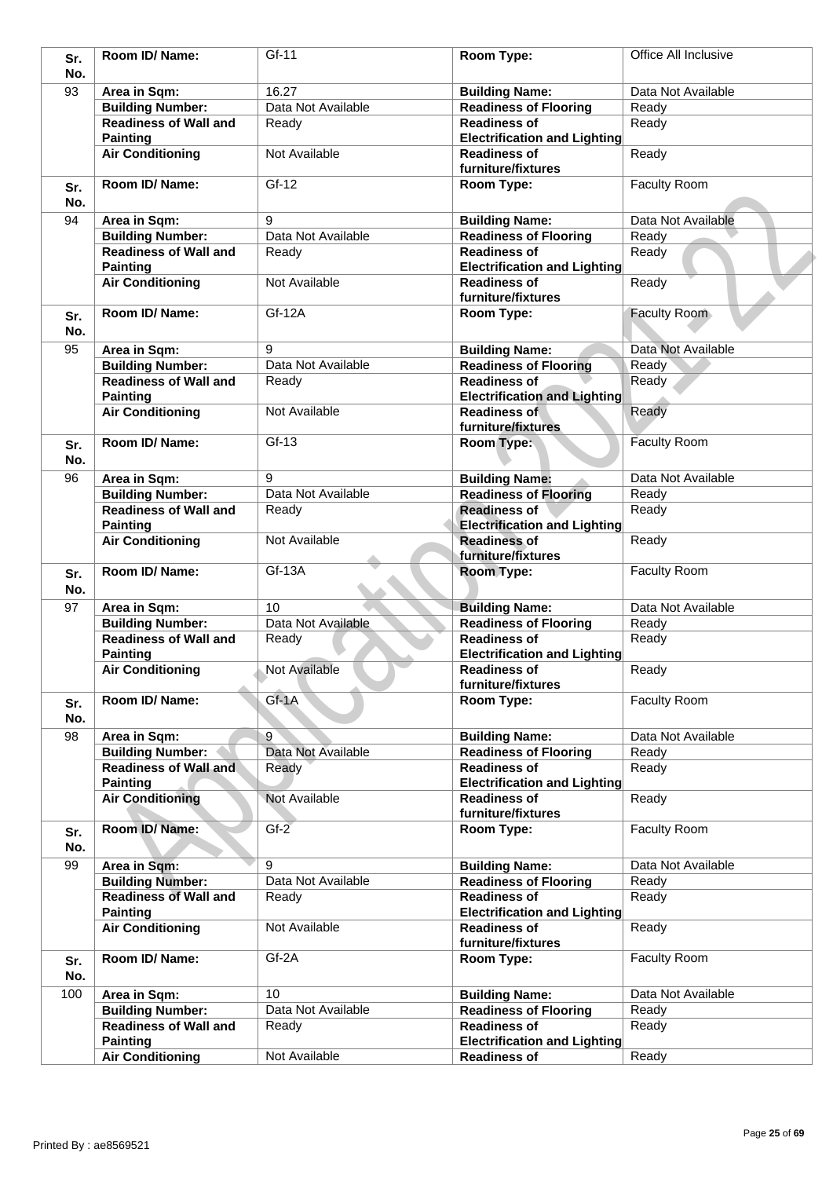| Sr. No. | Room ID/ Name: | Gf-11 | Room Type: | Office All Inclusive |
|---|---|---|---|---|
| 93 | Area in Sqm: | 16.27 | Building Name: | Data Not Available |
| | Building Number: | Data Not Available | Readiness of Flooring | Ready |
| | Readiness of Wall and Painting | Ready | Readiness of Electrification and Lighting | Ready |
| | Air Conditioning | Not Available | Readiness of furniture/fixtures | Ready |
| Sr. No. | Room ID/ Name: | Gf-12 | Room Type: | Faculty Room |
| 94 | Area in Sqm: | 9 | Building Name: | Data Not Available |
| | Building Number: | Data Not Available | Readiness of Flooring | Ready |
| | Readiness of Wall and Painting | Ready | Readiness of Electrification and Lighting | Ready |
| | Air Conditioning | Not Available | Readiness of furniture/fixtures | Ready |
| Sr. No. | Room ID/ Name: | Gf-12A | Room Type: | Faculty Room |
| 95 | Area in Sqm: | 9 | Building Name: | Data Not Available |
| | Building Number: | Data Not Available | Readiness of Flooring | Ready |
| | Readiness of Wall and Painting | Ready | Readiness of Electrification and Lighting | Ready |
| | Air Conditioning | Not Available | Readiness of furniture/fixtures | Ready |
| Sr. No. | Room ID/ Name: | Gf-13 | Room Type: | Faculty Room |
| 96 | Area in Sqm: | 9 | Building Name: | Data Not Available |
| | Building Number: | Data Not Available | Readiness of Flooring | Ready |
| | Readiness of Wall and Painting | Ready | Readiness of Electrification and Lighting | Ready |
| | Air Conditioning | Not Available | Readiness of furniture/fixtures | Ready |
| Sr. No. | Room ID/ Name: | Gf-13A | Room Type: | Faculty Room |
| 97 | Area in Sqm: | 10 | Building Name: | Data Not Available |
| | Building Number: | Data Not Available | Readiness of Flooring | Ready |
| | Readiness of Wall and Painting | Ready | Readiness of Electrification and Lighting | Ready |
| | Air Conditioning | Not Available | Readiness of furniture/fixtures | Ready |
| Sr. No. | Room ID/ Name: | Gf-1A | Room Type: | Faculty Room |
| 98 | Area in Sqm: | 9 | Building Name: | Data Not Available |
| | Building Number: | Data Not Available | Readiness of Flooring | Ready |
| | Readiness of Wall and Painting | Ready | Readiness of Electrification and Lighting | Ready |
| | Air Conditioning | Not Available | Readiness of furniture/fixtures | Ready |
| Sr. No. | Room ID/ Name: | Gf-2 | Room Type: | Faculty Room |
| 99 | Area in Sqm: | 9 | Building Name: | Data Not Available |
| | Building Number: | Data Not Available | Readiness of Flooring | Ready |
| | Readiness of Wall and Painting | Ready | Readiness of Electrification and Lighting | Ready |
| | Air Conditioning | Not Available | Readiness of furniture/fixtures | Ready |
| Sr. No. | Room ID/ Name: | Gf-2A | Room Type: | Faculty Room |
| 100 | Area in Sqm: | 10 | Building Name: | Data Not Available |
| | Building Number: | Data Not Available | Readiness of Flooring | Ready |
| | Readiness of Wall and Painting | Ready | Readiness of Electrification and Lighting | Ready |
| | Air Conditioning | Not Available | Readiness of | Ready |

Printed By : ae8569521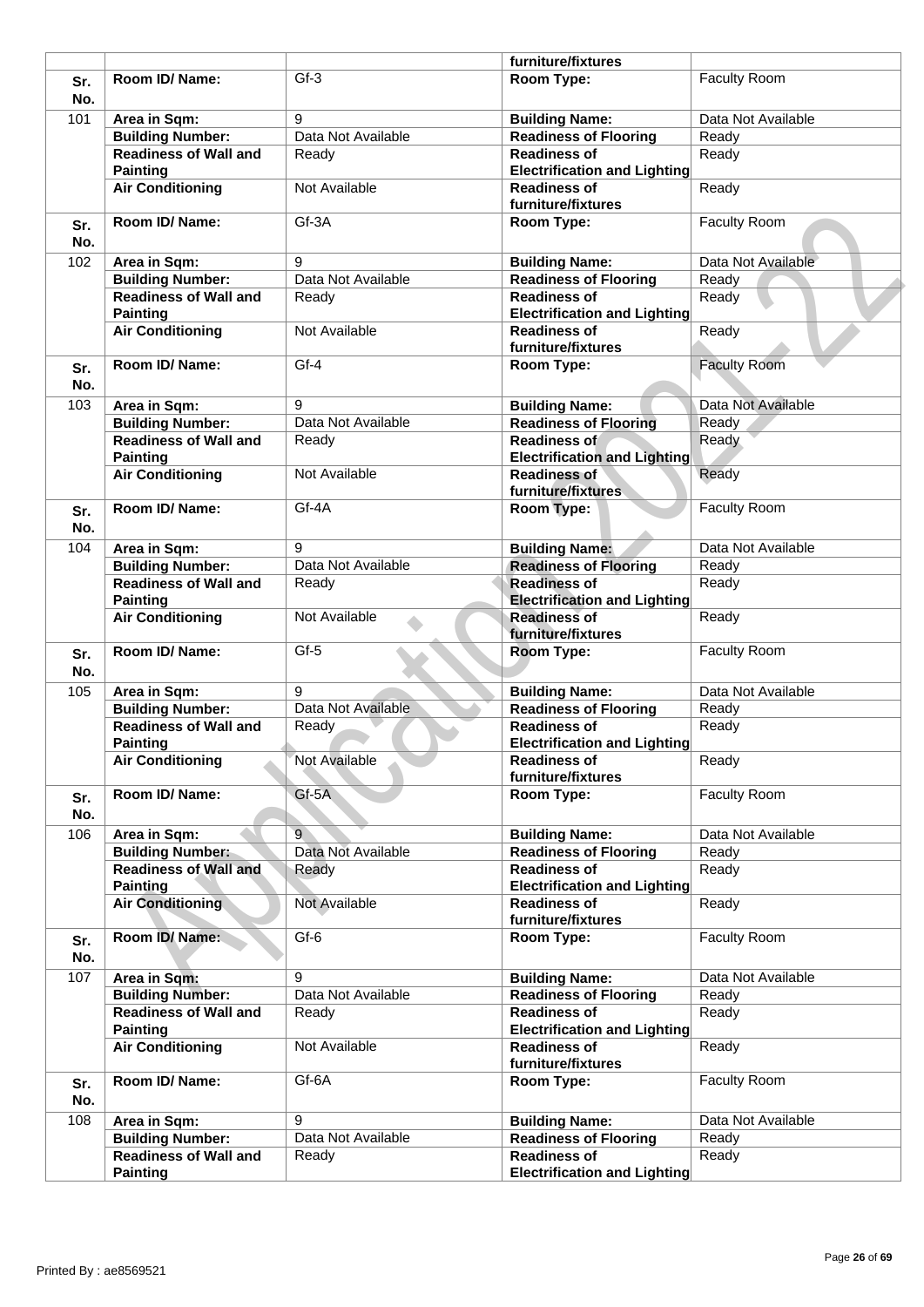| | | | furniture/fixtures | |
|---|---|---|---|---|
| **Sr. No.** | **Room ID/ Name:** | Gf-3 | **Room Type:** | Faculty Room |
| 101 | **Area in Sqm:** | 9 | **Building Name:** | Data Not Available |
| | **Building Number:** | Data Not Available | **Readiness of Flooring** | Ready |
| | **Readiness of Wall and Painting** | Ready | **Readiness of Electrification and Lighting** | Ready |
| | **Air Conditioning** | Not Available | **Readiness of furniture/fixtures** | Ready |
| **Sr. No.** | **Room ID/ Name:** | Gf-3A | **Room Type:** | Faculty Room |
| 102 | **Area in Sqm:** | 9 | **Building Name:** | Data Not Available |
| | **Building Number:** | Data Not Available | **Readiness of Flooring** | Ready |
| | **Readiness of Wall and Painting** | Ready | **Readiness of Electrification and Lighting** | Ready |
| | **Air Conditioning** | Not Available | **Readiness of furniture/fixtures** | Ready |
| **Sr. No.** | **Room ID/ Name:** | Gf-4 | **Room Type:** | Faculty Room |
| 103 | **Area in Sqm:** | 9 | **Building Name:** | Data Not Available |
| | **Building Number:** | Data Not Available | **Readiness of Flooring** | Ready |
| | **Readiness of Wall and Painting** | Ready | **Readiness of Electrification and Lighting** | Ready |
| | **Air Conditioning** | Not Available | **Readiness of furniture/fixtures** | Ready |
| **Sr. No.** | **Room ID/ Name:** | Gf-4A | **Room Type:** | Faculty Room |
| 104 | **Area in Sqm:** | 9 | **Building Name:** | Data Not Available |
| | **Building Number:** | Data Not Available | **Readiness of Flooring** | Ready |
| | **Readiness of Wall and Painting** | Ready | **Readiness of Electrification and Lighting** | Ready |
| | **Air Conditioning** | Not Available | **Readiness of furniture/fixtures** | Ready |
| **Sr. No.** | **Room ID/ Name:** | Gf-5 | **Room Type:** | Faculty Room |
| 105 | **Area in Sqm:** | 9 | **Building Name:** | Data Not Available |
| | **Building Number:** | Data Not Available | **Readiness of Flooring** | Ready |
| | **Readiness of Wall and Painting** | Ready | **Readiness of Electrification and Lighting** | Ready |
| | **Air Conditioning** | Not Available | **Readiness of furniture/fixtures** | Ready |
| **Sr. No.** | **Room ID/ Name:** | Gf-5A | **Room Type:** | Faculty Room |
| 106 | **Area in Sqm:** | 9 | **Building Name:** | Data Not Available |
| | **Building Number:** | Data Not Available | **Readiness of Flooring** | Ready |
| | **Readiness of Wall and Painting** | Ready | **Readiness of Electrification and Lighting** | Ready |
| | **Air Conditioning** | Not Available | **Readiness of furniture/fixtures** | Ready |
| **Sr. No.** | **Room ID/ Name:** | Gf-6 | **Room Type:** | Faculty Room |
| 107 | **Area in Sqm:** | 9 | **Building Name:** | Data Not Available |
| | **Building Number:** | Data Not Available | **Readiness of Flooring** | Ready |
| | **Readiness of Wall and Painting** | Ready | **Readiness of Electrification and Lighting** | Ready |
| | **Air Conditioning** | Not Available | **Readiness of furniture/fixtures** | Ready |
| **Sr. No.** | **Room ID/ Name:** | Gf-6A | **Room Type:** | Faculty Room |
| 108 | **Area in Sqm:** | 9 | **Building Name:** | Data Not Available |
| | **Building Number:** | Data Not Available | **Readiness of Flooring** | Ready |
| | **Readiness of Wall and Painting** | Ready | **Readiness of Electrification and Lighting** | Ready |

Printed By : ae8569521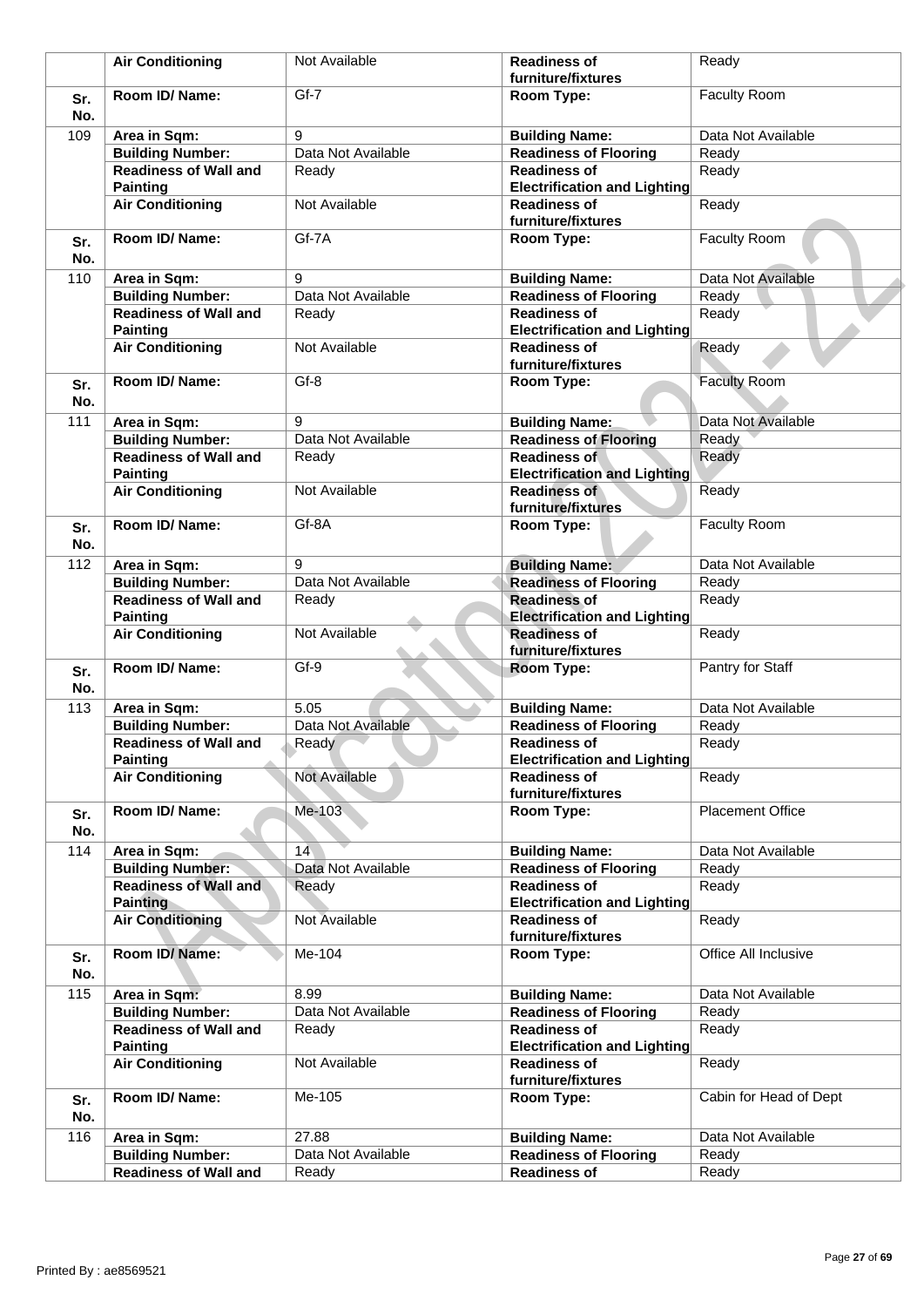| | | | | |
|---|---|---|---|---|
| | **Air Conditioning** | Not Available | **Readiness of furniture/fixtures** | Ready |
| **Sr. No.** | **Room ID/ Name:** | Gf-7 | **Room Type:** | Faculty Room |
| 109 | **Area in Sqm:** | 9 | **Building Name:** | Data Not Available |
| | **Building Number:** | Data Not Available | **Readiness of Flooring** | Ready |
| | **Readiness of Wall and Painting** | Ready | **Readiness of Electrification and Lighting** | Ready |
| | **Air Conditioning** | Not Available | **Readiness of furniture/fixtures** | Ready |
| **Sr. No.** | **Room ID/ Name:** | Gf-7A | **Room Type:** | Faculty Room |
| 110 | **Area in Sqm:** | 9 | **Building Name:** | Data Not Available |
| | **Building Number:** | Data Not Available | **Readiness of Flooring** | Ready |
| | **Readiness of Wall and Painting** | Ready | **Readiness of Electrification and Lighting** | Ready |
| | **Air Conditioning** | Not Available | **Readiness of furniture/fixtures** | Ready |
| **Sr. No.** | **Room ID/ Name:** | Gf-8 | **Room Type:** | Faculty Room |
| 111 | **Area in Sqm:** | 9 | **Building Name:** | Data Not Available |
| | **Building Number:** | Data Not Available | **Readiness of Flooring** | Ready |
| | **Readiness of Wall and Painting** | Ready | **Readiness of Electrification and Lighting** | Ready |
| | **Air Conditioning** | Not Available | **Readiness of furniture/fixtures** | Ready |
| **Sr. No.** | **Room ID/ Name:** | Gf-8A | **Room Type:** | Faculty Room |
| 112 | **Area in Sqm:** | 9 | **Building Name:** | Data Not Available |
| | **Building Number:** | Data Not Available | **Readiness of Flooring** | Ready |
| | **Readiness of Wall and Painting** | Ready | **Readiness of Electrification and Lighting** | Ready |
| | **Air Conditioning** | Not Available | **Readiness of furniture/fixtures** | Ready |
| **Sr. No.** | **Room ID/ Name:** | Gf-9 | **Room Type:** | Pantry for Staff |
| 113 | **Area in Sqm:** | 5.05 | **Building Name:** | Data Not Available |
| | **Building Number:** | Data Not Available | **Readiness of Flooring** | Ready |
| | **Readiness of Wall and Painting** | Ready | **Readiness of Electrification and Lighting** | Ready |
| | **Air Conditioning** | Not Available | **Readiness of furniture/fixtures** | Ready |
| **Sr. No.** | **Room ID/ Name:** | Me-103 | **Room Type:** | Placement Office |
| 114 | **Area in Sqm:** | 14 | **Building Name:** | Data Not Available |
| | **Building Number:** | Data Not Available | **Readiness of Flooring** | Ready |
| | **Readiness of Wall and Painting** | Ready | **Readiness of Electrification and Lighting** | Ready |
| | **Air Conditioning** | Not Available | **Readiness of furniture/fixtures** | Ready |
| **Sr. No.** | **Room ID/ Name:** | Me-104 | **Room Type:** | Office All Inclusive |
| 115 | **Area in Sqm:** | 8.99 | **Building Name:** | Data Not Available |
| | **Building Number:** | Data Not Available | **Readiness of Flooring** | Ready |
| | **Readiness of Wall and Painting** | Ready | **Readiness of Electrification and Lighting** | Ready |
| | **Air Conditioning** | Not Available | **Readiness of furniture/fixtures** | Ready |
| **Sr. No.** | **Room ID/ Name:** | Me-105 | **Room Type:** | Cabin for Head of Dept |
| 116 | **Area in Sqm:** | 27.88 | **Building Name:** | Data Not Available |
| | **Building Number:** | Data Not Available | **Readiness of Flooring** | Ready |
| | **Readiness of Wall and** | Ready | **Readiness of** | Ready |

Printed By : ae8569521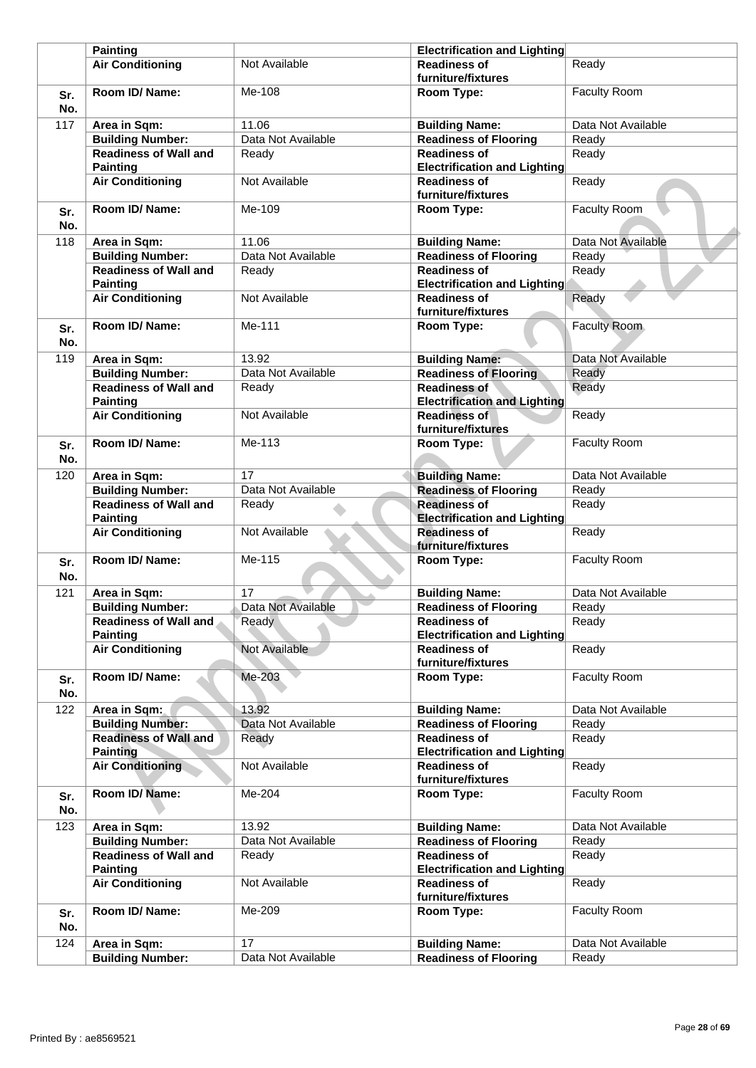|  | Painting |  | Electrification and Lighting |  |
|---|---|---|---|---|
|  | Air Conditioning | Not Available | Readiness of furniture/fixtures | Ready |
| Sr. No. | Room ID/ Name: | Me-108 | Room Type: | Faculty Room |
| 117 | Area in Sqm: | 11.06 | Building Name: | Data Not Available |
|  | Building Number: | Data Not Available | Readiness of Flooring | Ready |
|  | Readiness of Wall and Painting | Ready | Readiness of Electrification and Lighting | Ready |
|  | Air Conditioning | Not Available | Readiness of furniture/fixtures | Ready |
| Sr. No. | Room ID/ Name: | Me-109 | Room Type: | Faculty Room |
| 118 | Area in Sqm: | 11.06 | Building Name: | Data Not Available |
|  | Building Number: | Data Not Available | Readiness of Flooring | Ready |
|  | Readiness of Wall and Painting | Ready | Readiness of Electrification and Lighting | Ready |
|  | Air Conditioning | Not Available | Readiness of furniture/fixtures | Ready |
| Sr. No. | Room ID/ Name: | Me-111 | Room Type: | Faculty Room |
| 119 | Area in Sqm: | 13.92 | Building Name: | Data Not Available |
|  | Building Number: | Data Not Available | Readiness of Flooring | Ready |
|  | Readiness of Wall and Painting | Ready | Readiness of Electrification and Lighting | Ready |
|  | Air Conditioning | Not Available | Readiness of furniture/fixtures | Ready |
| Sr. No. | Room ID/ Name: | Me-113 | Room Type: | Faculty Room |
| 120 | Area in Sqm: | 17 | Building Name: | Data Not Available |
|  | Building Number: | Data Not Available | Readiness of Flooring | Ready |
|  | Readiness of Wall and Painting | Ready | Readiness of Electrification and Lighting | Ready |
|  | Air Conditioning | Not Available | Readiness of furniture/fixtures | Ready |
| Sr. No. | Room ID/ Name: | Me-115 | Room Type: | Faculty Room |
| 121 | Area in Sqm: | 17 | Building Name: | Data Not Available |
|  | Building Number: | Data Not Available | Readiness of Flooring | Ready |
|  | Readiness of Wall and Painting | Ready | Readiness of Electrification and Lighting | Ready |
|  | Air Conditioning | Not Available | Readiness of furniture/fixtures | Ready |
| Sr. No. | Room ID/ Name: | Me-203 | Room Type: | Faculty Room |
| 122 | Area in Sqm: | 13.92 | Building Name: | Data Not Available |
|  | Building Number: | Data Not Available | Readiness of Flooring | Ready |
|  | Readiness of Wall and Painting | Ready | Readiness of Electrification and Lighting | Ready |
|  | Air Conditioning | Not Available | Readiness of furniture/fixtures | Ready |
| Sr. No. | Room ID/ Name: | Me-204 | Room Type: | Faculty Room |
| 123 | Area in Sqm: | 13.92 | Building Name: | Data Not Available |
|  | Building Number: | Data Not Available | Readiness of Flooring | Ready |
|  | Readiness of Wall and Painting | Ready | Readiness of Electrification and Lighting | Ready |
|  | Air Conditioning | Not Available | Readiness of furniture/fixtures | Ready |
| Sr. No. | Room ID/ Name: | Me-209 | Room Type: | Faculty Room |
| 124 | Area in Sqm: | 17 | Building Name: | Data Not Available |
|  | Building Number: | Data Not Available | Readiness of Flooring | Ready |

Printed By : ae8569521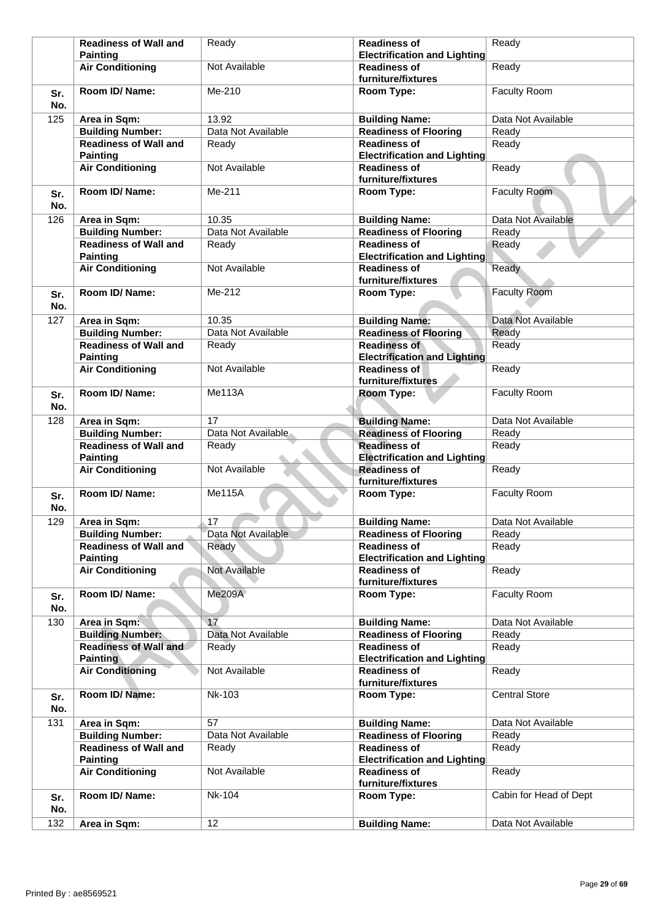| Sr. No. | | | | |
|---|---|---|---|---|
| | **Readiness of Wall and Painting** | Ready | **Readiness of Electrification and Lighting** | Ready |
| | **Air Conditioning** | Not Available | **Readiness of furniture/fixtures** | Ready |
| **Sr. No.** | **Room ID/ Name:** | Me-210 | **Room Type:** | Faculty Room |
| 125 | **Area in Sqm:** | 13.92 | **Building Name:** | Data Not Available |
| | **Building Number:** | Data Not Available | **Readiness of Flooring** | Ready |
| | **Readiness of Wall and Painting** | Ready | **Readiness of Electrification and Lighting** | Ready |
| | **Air Conditioning** | Not Available | **Readiness of furniture/fixtures** | Ready |
| **Sr. No.** | **Room ID/ Name:** | Me-211 | **Room Type:** | Faculty Room |
| 126 | **Area in Sqm:** | 10.35 | **Building Name:** | Data Not Available |
| | **Building Number:** | Data Not Available | **Readiness of Flooring** | Ready |
| | **Readiness of Wall and Painting** | Ready | **Readiness of Electrification and Lighting** | Ready |
| | **Air Conditioning** | Not Available | **Readiness of furniture/fixtures** | Ready |
| **Sr. No.** | **Room ID/ Name:** | Me-212 | **Room Type:** | Faculty Room |
| 127 | **Area in Sqm:** | 10.35 | **Building Name:** | Data Not Available |
| | **Building Number:** | Data Not Available | **Readiness of Flooring** | Ready |
| | **Readiness of Wall and Painting** | Ready | **Readiness of Electrification and Lighting** | Ready |
| | **Air Conditioning** | Not Available | **Readiness of furniture/fixtures** | Ready |
| **Sr. No.** | **Room ID/ Name:** | Me113A | **Room Type:** | Faculty Room |
| 128 | **Area in Sqm:** | 17 | **Building Name:** | Data Not Available |
| | **Building Number:** | Data Not Available | **Readiness of Flooring** | Ready |
| | **Readiness of Wall and Painting** | Ready | **Readiness of Electrification and Lighting** | Ready |
| | **Air Conditioning** | Not Available | **Readiness of furniture/fixtures** | Ready |
| **Sr. No.** | **Room ID/ Name:** | Me115A | **Room Type:** | Faculty Room |
| 129 | **Area in Sqm:** | 17 | **Building Name:** | Data Not Available |
| | **Building Number:** | Data Not Available | **Readiness of Flooring** | Ready |
| | **Readiness of Wall and Painting** | Ready | **Readiness of Electrification and Lighting** | Ready |
| | **Air Conditioning** | Not Available | **Readiness of furniture/fixtures** | Ready |
| **Sr. No.** | **Room ID/ Name:** | Me209A | **Room Type:** | Faculty Room |
| 130 | **Area in Sqm:** | 17 | **Building Name:** | Data Not Available |
| | **Building Number:** | Data Not Available | **Readiness of Flooring** | Ready |
| | **Readiness of Wall and Painting** | Ready | **Readiness of Electrification and Lighting** | Ready |
| | **Air Conditioning** | Not Available | **Readiness of furniture/fixtures** | Ready |
| **Sr. No.** | **Room ID/ Name:** | Nk-103 | **Room Type:** | Central Store |
| 131 | **Area in Sqm:** | 57 | **Building Name:** | Data Not Available |
| | **Building Number:** | Data Not Available | **Readiness of Flooring** | Ready |
| | **Readiness of Wall and Painting** | Ready | **Readiness of Electrification and Lighting** | Ready |
| | **Air Conditioning** | Not Available | **Readiness of furniture/fixtures** | Ready |
| **Sr. No.** | **Room ID/ Name:** | Nk-104 | **Room Type:** | Cabin for Head of Dept |
| 132 | **Area in Sqm:** | 12 | **Building Name:** | Data Not Available |

Printed By : ae8569521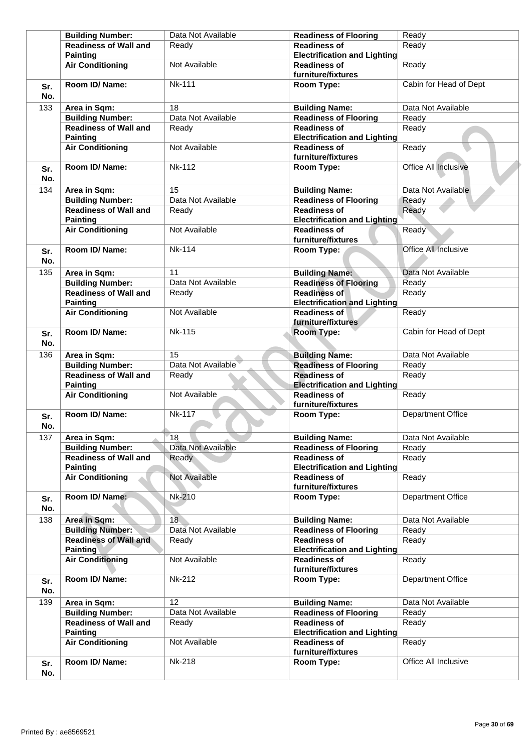| | | | | |
|---|---|---|---|---|
| | **Building Number:** | Data Not Available | **Readiness of Flooring** | Ready |
| | **Readiness of Wall and Painting** | Ready | **Readiness of Electrification and Lighting** | Ready |
| | **Air Conditioning** | Not Available | **Readiness of furniture/fixtures** | Ready |
| **Sr. No.** | **Room ID/ Name:** | Nk-111 | **Room Type:** | Cabin for Head of Dept |
| 133 | **Area in Sqm:** | 18 | **Building Name:** | Data Not Available |
| | **Building Number:** | Data Not Available | **Readiness of Flooring** | Ready |
| | **Readiness of Wall and Painting** | Ready | **Readiness of Electrification and Lighting** | Ready |
| | **Air Conditioning** | Not Available | **Readiness of furniture/fixtures** | Ready |
| **Sr. No.** | **Room ID/ Name:** | Nk-112 | **Room Type:** | Office All Inclusive |
| 134 | **Area in Sqm:** | 15 | **Building Name:** | Data Not Available |
| | **Building Number:** | Data Not Available | **Readiness of Flooring** | Ready |
| | **Readiness of Wall and Painting** | Ready | **Readiness of Electrification and Lighting** | Ready |
| | **Air Conditioning** | Not Available | **Readiness of furniture/fixtures** | Ready |
| **Sr. No.** | **Room ID/ Name:** | Nk-114 | **Room Type:** | Office All Inclusive |
| 135 | **Area in Sqm:** | 11 | **Building Name:** | Data Not Available |
| | **Building Number:** | Data Not Available | **Readiness of Flooring** | Ready |
| | **Readiness of Wall and Painting** | Ready | **Readiness of Electrification and Lighting** | Ready |
| | **Air Conditioning** | Not Available | **Readiness of furniture/fixtures** | Ready |
| **Sr. No.** | **Room ID/ Name:** | Nk-115 | **Room Type:** | Cabin for Head of Dept |
| 136 | **Area in Sqm:** | 15 | **Building Name:** | Data Not Available |
| | **Building Number:** | Data Not Available | **Readiness of Flooring** | Ready |
| | **Readiness of Wall and Painting** | Ready | **Readiness of Electrification and Lighting** | Ready |
| | **Air Conditioning** | Not Available | **Readiness of furniture/fixtures** | Ready |
| **Sr. No.** | **Room ID/ Name:** | Nk-117 | **Room Type:** | Department Office |
| 137 | **Area in Sqm:** | 18 | **Building Name:** | Data Not Available |
| | **Building Number:** | Data Not Available | **Readiness of Flooring** | Ready |
| | **Readiness of Wall and Painting** | Ready | **Readiness of Electrification and Lighting** | Ready |
| | **Air Conditioning** | Not Available | **Readiness of furniture/fixtures** | Ready |
| **Sr. No.** | **Room ID/ Name:** | Nk-210 | **Room Type:** | Department Office |
| 138 | **Area in Sqm:** | 18 | **Building Name:** | Data Not Available |
| | **Building Number:** | Data Not Available | **Readiness of Flooring** | Ready |
| | **Readiness of Wall and Painting** | Ready | **Readiness of Electrification and Lighting** | Ready |
| | **Air Conditioning** | Not Available | **Readiness of furniture/fixtures** | Ready |
| **Sr. No.** | **Room ID/ Name:** | Nk-212 | **Room Type:** | Department Office |
| 139 | **Area in Sqm:** | 12 | **Building Name:** | Data Not Available |
| | **Building Number:** | Data Not Available | **Readiness of Flooring** | Ready |
| | **Readiness of Wall and Painting** | Ready | **Readiness of Electrification and Lighting** | Ready |
| | **Air Conditioning** | Not Available | **Readiness of furniture/fixtures** | Ready |
| **Sr. No.** | **Room ID/ Name:** | Nk-218 | **Room Type:** | Office All Inclusive |

Printed By : ae8569521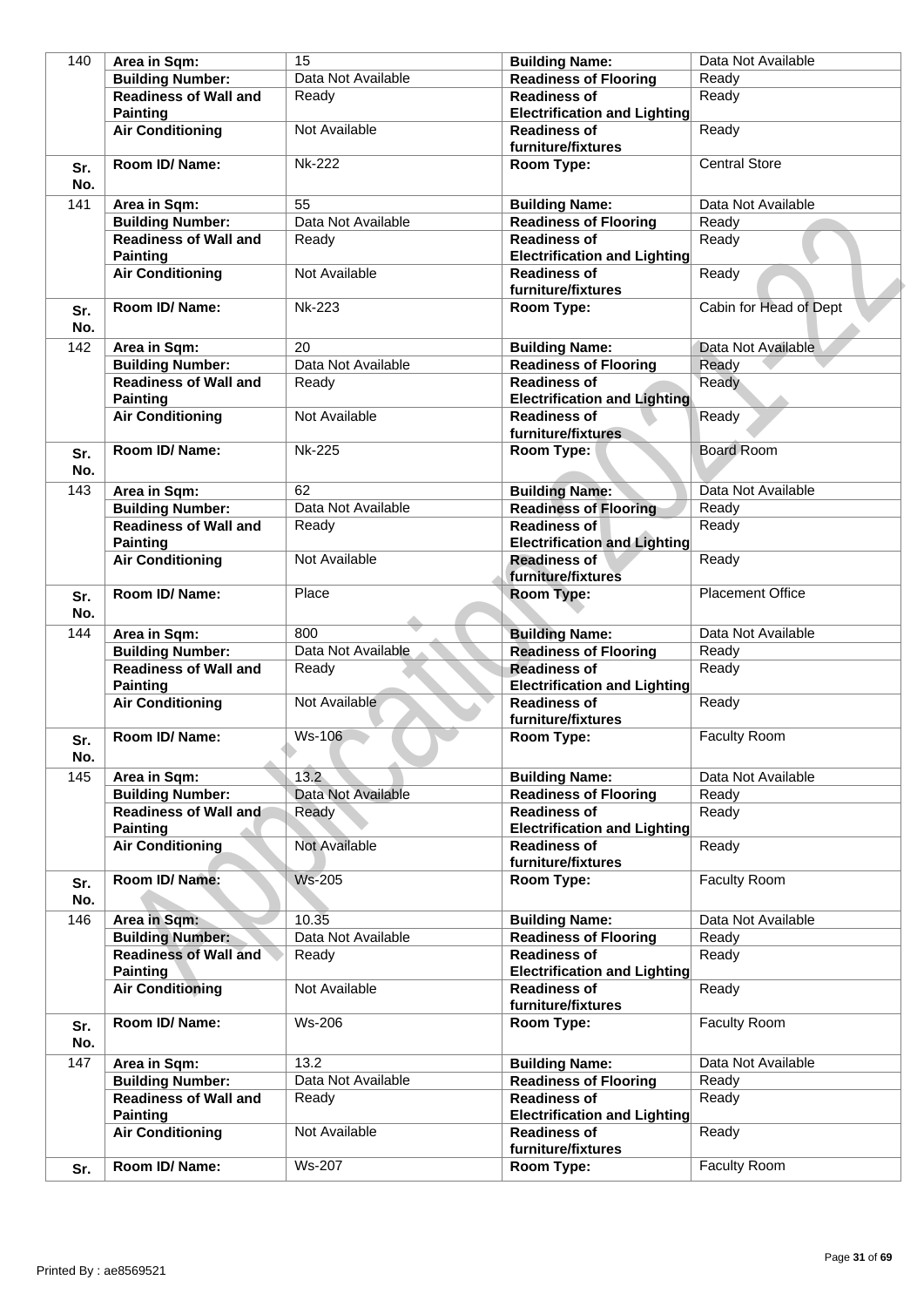| 140 | Area in Sqm: | 15 | Building Name: | Data Not Available |
|---|---|---|---|---|
| | Building Number: | Data Not Available | Readiness of Flooring | Ready |
| | Readiness of Wall and Painting | Ready | Readiness of Electrification and Lighting | Ready |
| | Air Conditioning | Not Available | Readiness of furniture/fixtures | Ready |
| Sr. No. | Room ID/ Name: | Nk-222 | Room Type: | Central Store |
| 141 | Area in Sqm: | 55 | Building Name: | Data Not Available |
| | Building Number: | Data Not Available | Readiness of Flooring | Ready |
| | Readiness of Wall and Painting | Ready | Readiness of Electrification and Lighting | Ready |
| | Air Conditioning | Not Available | Readiness of furniture/fixtures | Ready |
| Sr. No. | Room ID/ Name: | Nk-223 | Room Type: | Cabin for Head of Dept |
| 142 | Area in Sqm: | 20 | Building Name: | Data Not Available |
| | Building Number: | Data Not Available | Readiness of Flooring | Ready |
| | Readiness of Wall and Painting | Ready | Readiness of Electrification and Lighting | Ready |
| | Air Conditioning | Not Available | Readiness of furniture/fixtures | Ready |
| Sr. No. | Room ID/ Name: | Nk-225 | Room Type: | Board Room |
| 143 | Area in Sqm: | 62 | Building Name: | Data Not Available |
| | Building Number: | Data Not Available | Readiness of Flooring | Ready |
| | Readiness of Wall and Painting | Ready | Readiness of Electrification and Lighting | Ready |
| | Air Conditioning | Not Available | Readiness of furniture/fixtures | Ready |
| Sr. No. | Room ID/ Name: | Place | Room Type: | Placement Office |
| 144 | Area in Sqm: | 800 | Building Name: | Data Not Available |
| | Building Number: | Data Not Available | Readiness of Flooring | Ready |
| | Readiness of Wall and Painting | Ready | Readiness of Electrification and Lighting | Ready |
| | Air Conditioning | Not Available | Readiness of furniture/fixtures | Ready |
| Sr. No. | Room ID/ Name: | Ws-106 | Room Type: | Faculty Room |
| 145 | Area in Sqm: | 13.2 | Building Name: | Data Not Available |
| | Building Number: | Data Not Available | Readiness of Flooring | Ready |
| | Readiness of Wall and Painting | Ready | Readiness of Electrification and Lighting | Ready |
| | Air Conditioning | Not Available | Readiness of furniture/fixtures | Ready |
| Sr. No. | Room ID/ Name: | Ws-205 | Room Type: | Faculty Room |
| 146 | Area in Sqm: | 10.35 | Building Name: | Data Not Available |
| | Building Number: | Data Not Available | Readiness of Flooring | Ready |
| | Readiness of Wall and Painting | Ready | Readiness of Electrification and Lighting | Ready |
| | Air Conditioning | Not Available | Readiness of furniture/fixtures | Ready |
| Sr. No. | Room ID/ Name: | Ws-206 | Room Type: | Faculty Room |
| 147 | Area in Sqm: | 13.2 | Building Name: | Data Not Available |
| | Building Number: | Data Not Available | Readiness of Flooring | Ready |
| | Readiness of Wall and Painting | Ready | Readiness of Electrification and Lighting | Ready |
| | Air Conditioning | Not Available | Readiness of furniture/fixtures | Ready |
| Sr. | Room ID/ Name: | Ws-207 | Room Type: | Faculty Room |

Printed By : ae8569521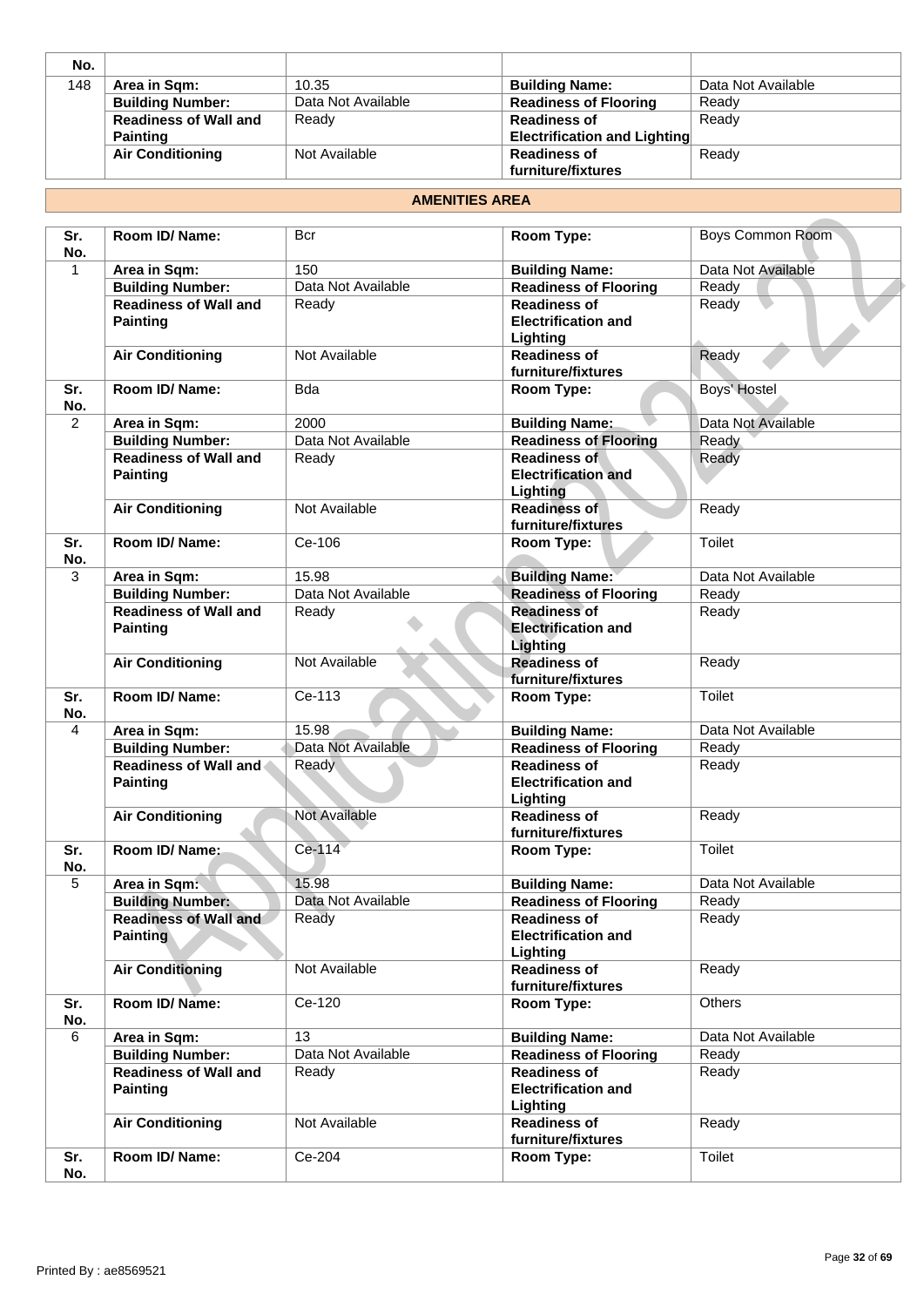| No. | | | | |
|---|---|---|---|---|
| 148 | **Area in Sqm:** | 10.35 | **Building Name:** | Data Not Available |
| | **Building Number:** | Data Not Available | **Readiness of Flooring** | Ready |
| | **Readiness of Wall and Painting** | Ready | **Readiness of Electrification and Lighting** | Ready |
| | **Air Conditioning** | Not Available | **Readiness of furniture/fixtures** | Ready |

## AMENITIES AREA

| Sr. No. | Room ID/ Name: | Bcr | Room Type: | Boys Common Room |
|---|---|---|---|---|
| 1 | **Area in Sqm:** | 150 | **Building Name:** | Data Not Available |
| | **Building Number:** | Data Not Available | **Readiness of Flooring** | Ready |
| | **Readiness of Wall and Painting** | Ready | **Readiness of Electrification and Lighting** | Ready |
| | **Air Conditioning** | Not Available | **Readiness of furniture/fixtures** | Ready |
| **Sr. No.** | **Room ID/ Name:** | Bda | **Room Type:** | Boys' Hostel |
| 2 | **Area in Sqm:** | 2000 | **Building Name:** | Data Not Available |
| | **Building Number:** | Data Not Available | **Readiness of Flooring** | Ready |
| | **Readiness of Wall and Painting** | Ready | **Readiness of Electrification and Lighting** | Ready |
| | **Air Conditioning** | Not Available | **Readiness of furniture/fixtures** | Ready |
| **Sr. No.** | **Room ID/ Name:** | Ce-106 | **Room Type:** | Toilet |
| 3 | **Area in Sqm:** | 15.98 | **Building Name:** | Data Not Available |
| | **Building Number:** | Data Not Available | **Readiness of Flooring** | Ready |
| | **Readiness of Wall and Painting** | Ready | **Readiness of Electrification and Lighting** | Ready |
| | **Air Conditioning** | Not Available | **Readiness of furniture/fixtures** | Ready |
| **Sr. No.** | **Room ID/ Name:** | Ce-113 | **Room Type:** | Toilet |
| 4 | **Area in Sqm:** | 15.98 | **Building Name:** | Data Not Available |
| | **Building Number:** | Data Not Available | **Readiness of Flooring** | Ready |
| | **Readiness of Wall and Painting** | Ready | **Readiness of Electrification and Lighting** | Ready |
| | **Air Conditioning** | Not Available | **Readiness of furniture/fixtures** | Ready |
| **Sr. No.** | **Room ID/ Name:** | Ce-114 | **Room Type:** | Toilet |
| 5 | **Area in Sqm:** | 15.98 | **Building Name:** | Data Not Available |
| | **Building Number:** | Data Not Available | **Readiness of Flooring** | Ready |
| | **Readiness of Wall and Painting** | Ready | **Readiness of Electrification and Lighting** | Ready |
| | **Air Conditioning** | Not Available | **Readiness of furniture/fixtures** | Ready |
| **Sr. No.** | **Room ID/ Name:** | Ce-120 | **Room Type:** | Others |
| 6 | **Area in Sqm:** | 13 | **Building Name:** | Data Not Available |
| | **Building Number:** | Data Not Available | **Readiness of Flooring** | Ready |
| | **Readiness of Wall and Painting** | Ready | **Readiness of Electrification and Lighting** | Ready |
| | **Air Conditioning** | Not Available | **Readiness of furniture/fixtures** | Ready |
| **Sr. No.** | **Room ID/ Name:** | Ce-204 | **Room Type:** | Toilet |

Printed By : ae8569521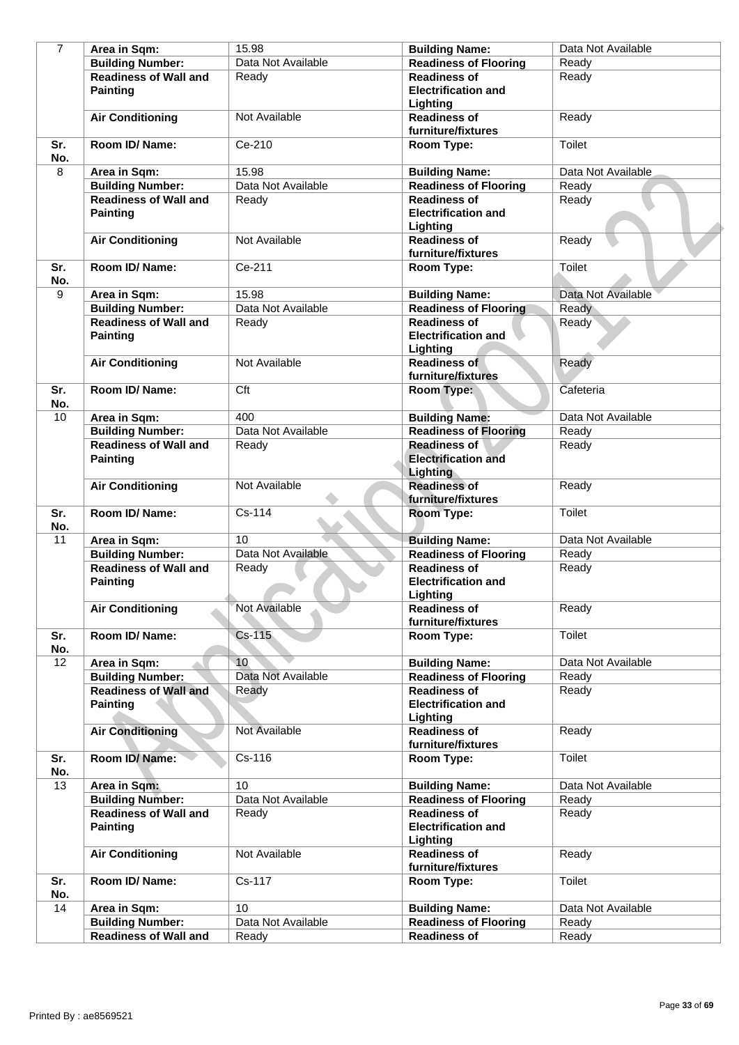| 7 | Area in Sqm: | 15.98 | Building Name: | Data Not Available |
|---|---|---|---|---|
| | Building Number: | Data Not Available | Readiness of Flooring | Ready |
| | Readiness of Wall and Painting | Ready | Readiness of Electrification and Lighting | Ready |
| | Air Conditioning | Not Available | Readiness of furniture/fixtures | Ready |
| Sr. No. | Room ID/ Name: | Ce-210 | Room Type: | Toilet |
| 8 | Area in Sqm: | 15.98 | Building Name: | Data Not Available |
| | Building Number: | Data Not Available | Readiness of Flooring | Ready |
| | Readiness of Wall and Painting | Ready | Readiness of Electrification and Lighting | Ready |
| | Air Conditioning | Not Available | Readiness of furniture/fixtures | Ready |
| Sr. No. | Room ID/ Name: | Ce-211 | Room Type: | Toilet |
| 9 | Area in Sqm: | 15.98 | Building Name: | Data Not Available |
| | Building Number: | Data Not Available | Readiness of Flooring | Ready |
| | Readiness of Wall and Painting | Ready | Readiness of Electrification and Lighting | Ready |
| | Air Conditioning | Not Available | Readiness of furniture/fixtures | Ready |
| Sr. No. | Room ID/ Name: | Cft | Room Type: | Cafeteria |
| 10 | Area in Sqm: | 400 | Building Name: | Data Not Available |
| | Building Number: | Data Not Available | Readiness of Flooring | Ready |
| | Readiness of Wall and Painting | Ready | Readiness of Electrification and Lighting | Ready |
| | Air Conditioning | Not Available | Readiness of furniture/fixtures | Ready |
| Sr. No. | Room ID/ Name: | Cs-114 | Room Type: | Toilet |
| 11 | Area in Sqm: | 10 | Building Name: | Data Not Available |
| | Building Number: | Data Not Available | Readiness of Flooring | Ready |
| | Readiness of Wall and Painting | Ready | Readiness of Electrification and Lighting | Ready |
| | Air Conditioning | Not Available | Readiness of furniture/fixtures | Ready |
| Sr. No. | Room ID/ Name: | Cs-115 | Room Type: | Toilet |
| 12 | Area in Sqm: | 10 | Building Name: | Data Not Available |
| | Building Number: | Data Not Available | Readiness of Flooring | Ready |
| | Readiness of Wall and Painting | Ready | Readiness of Electrification and Lighting | Ready |
| | Air Conditioning | Not Available | Readiness of furniture/fixtures | Ready |
| Sr. No. | Room ID/ Name: | Cs-116 | Room Type: | Toilet |
| 13 | Area in Sqm: | 10 | Building Name: | Data Not Available |
| | Building Number: | Data Not Available | Readiness of Flooring | Ready |
| | Readiness of Wall and Painting | Ready | Readiness of Electrification and Lighting | Ready |
| | Air Conditioning | Not Available | Readiness of furniture/fixtures | Ready |
| Sr. No. | Room ID/ Name: | Cs-117 | Room Type: | Toilet |
| 14 | Area in Sqm: | 10 | Building Name: | Data Not Available |
| | Building Number: | Data Not Available | Readiness of Flooring | Ready |
| | Readiness of Wall and | Ready | Readiness of | Ready |

Printed By : ae8569521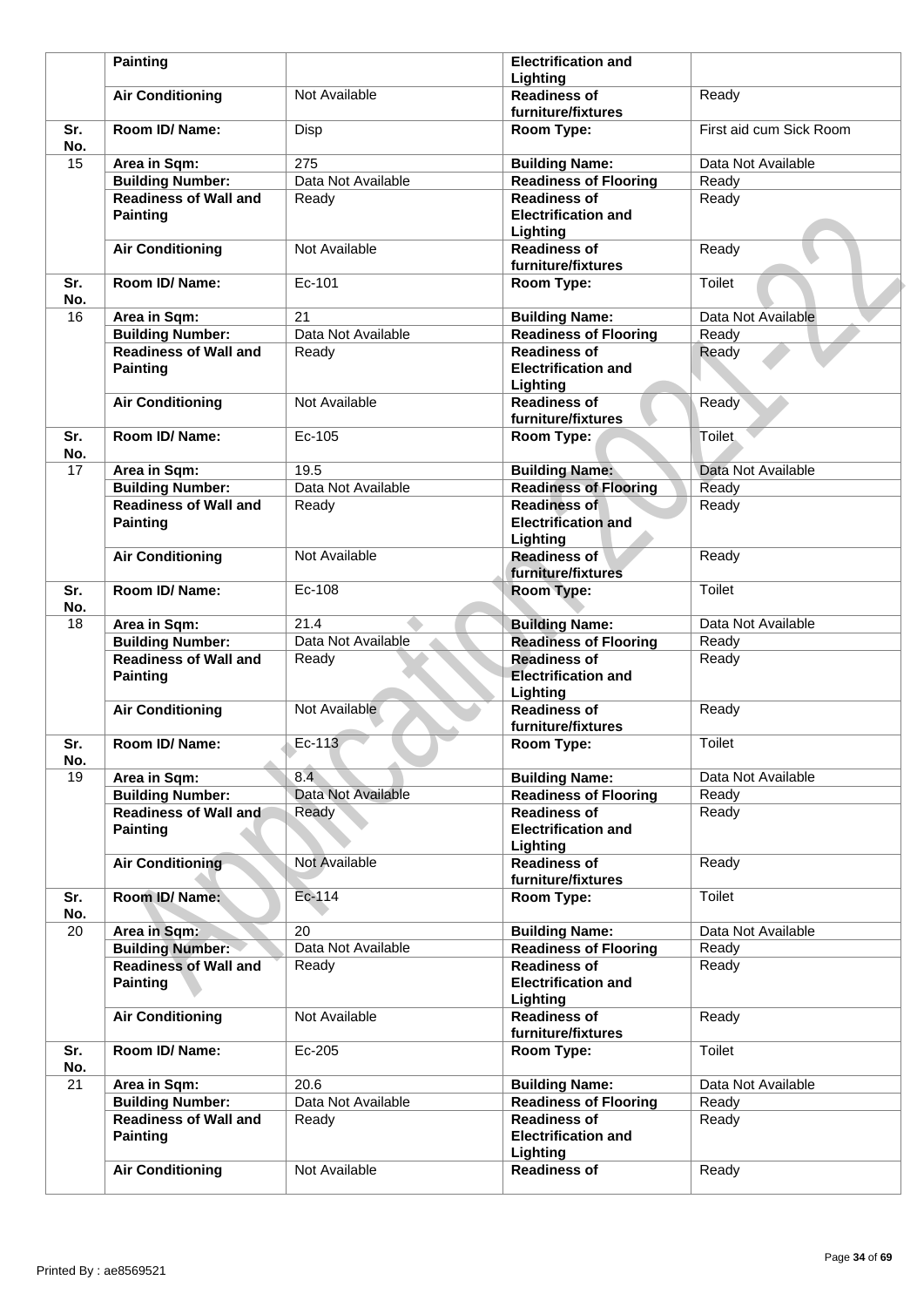| Sr. No. | | | | |
|---|---|---|---|---|
| | **Painting** | | **Electrification and Lighting** | |
| | **Air Conditioning** | Not Available | **Readiness of furniture/fixtures** | Ready |
| **Sr. No.** | **Room ID/ Name:** | Disp | **Room Type:** | First aid cum Sick Room |
| 15 | **Area in Sqm:** | 275 | **Building Name:** | Data Not Available |
| | **Building Number:** | Data Not Available | **Readiness of Flooring** | Ready |
| | **Readiness of Wall and Painting** | Ready | **Readiness of Electrification and Lighting** | Ready |
| | **Air Conditioning** | Not Available | **Readiness of furniture/fixtures** | Ready |
| **Sr. No.** | **Room ID/ Name:** | Ec-101 | **Room Type:** | Toilet |
| 16 | **Area in Sqm:** | 21 | **Building Name:** | Data Not Available |
| | **Building Number:** | Data Not Available | **Readiness of Flooring** | Ready |
| | **Readiness of Wall and Painting** | Ready | **Readiness of Electrification and Lighting** | Ready |
| | **Air Conditioning** | Not Available | **Readiness of furniture/fixtures** | Ready |
| **Sr. No.** | **Room ID/ Name:** | Ec-105 | **Room Type:** | Toilet |
| 17 | **Area in Sqm:** | 19.5 | **Building Name:** | Data Not Available |
| | **Building Number:** | Data Not Available | **Readiness of Flooring** | Ready |
| | **Readiness of Wall and Painting** | Ready | **Readiness of Electrification and Lighting** | Ready |
| | **Air Conditioning** | Not Available | **Readiness of furniture/fixtures** | Ready |
| **Sr. No.** | **Room ID/ Name:** | Ec-108 | **Room Type:** | Toilet |
| 18 | **Area in Sqm:** | 21.4 | **Building Name:** | Data Not Available |
| | **Building Number:** | Data Not Available | **Readiness of Flooring** | Ready |
| | **Readiness of Wall and Painting** | Ready | **Readiness of Electrification and Lighting** | Ready |
| | **Air Conditioning** | Not Available | **Readiness of furniture/fixtures** | Ready |
| **Sr. No.** | **Room ID/ Name:** | Ec-113 | **Room Type:** | Toilet |
| 19 | **Area in Sqm:** | 8.4 | **Building Name:** | Data Not Available |
| | **Building Number:** | Data Not Available | **Readiness of Flooring** | Ready |
| | **Readiness of Wall and Painting** | Ready | **Readiness of Electrification and Lighting** | Ready |
| | **Air Conditioning** | Not Available | **Readiness of furniture/fixtures** | Ready |
| **Sr. No.** | **Room ID/ Name:** | Ec-114 | **Room Type:** | Toilet |
| 20 | **Area in Sqm:** | 20 | **Building Name:** | Data Not Available |
| | **Building Number:** | Data Not Available | **Readiness of Flooring** | Ready |
| | **Readiness of Wall and Painting** | Ready | **Readiness of Electrification and Lighting** | Ready |
| | **Air Conditioning** | Not Available | **Readiness of furniture/fixtures** | Ready |
| **Sr. No.** | **Room ID/ Name:** | Ec-205 | **Room Type:** | Toilet |
| 21 | **Area in Sqm:** | 20.6 | **Building Name:** | Data Not Available |
| | **Building Number:** | Data Not Available | **Readiness of Flooring** | Ready |
| | **Readiness of Wall and Painting** | Ready | **Readiness of Electrification and Lighting** | Ready |
| | **Air Conditioning** | Not Available | **Readiness of** | Ready |

Printed By : ae8569521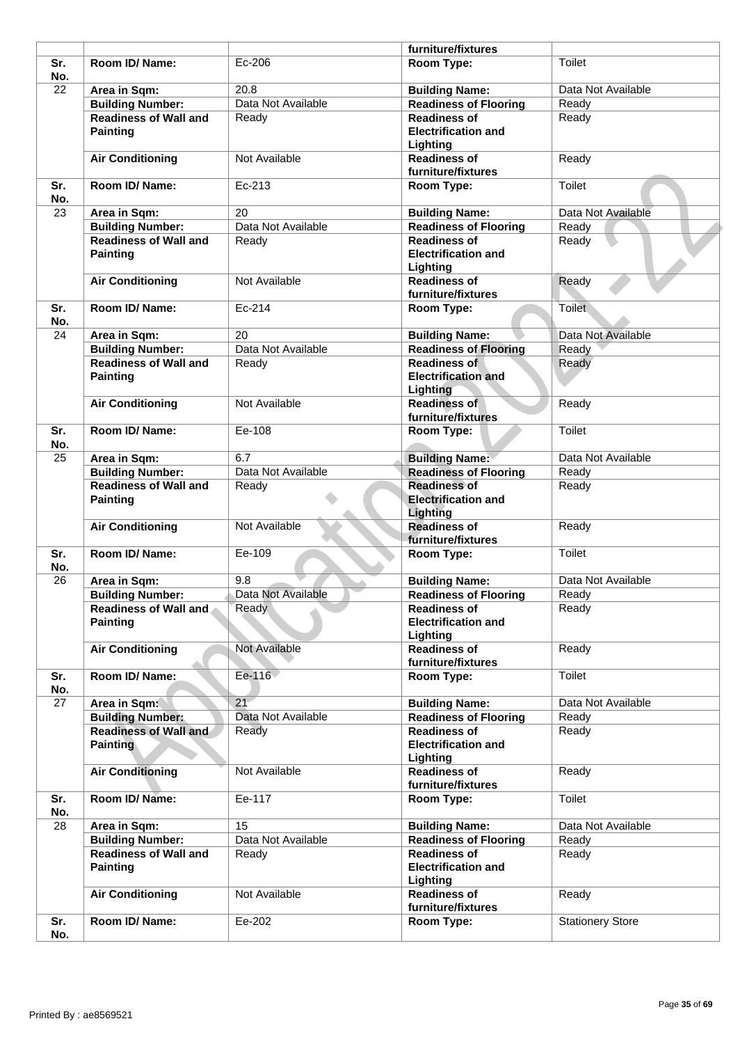|  |  |  | furniture/fixtures |  |
|---|---|---|---|---|
| **Sr. No.** | **Room ID/ Name:** | Ec-206 | **Room Type:** | Toilet |
| 22 | **Area in Sqm:** | 20.8 | **Building Name:** | Data Not Available |
|  | **Building Number:** | Data Not Available | **Readiness of Flooring** | Ready |
|  | **Readiness of Wall and Painting** | Ready | **Readiness of Electrification and Lighting** | Ready |
|  | **Air Conditioning** | Not Available | **Readiness of furniture/fixtures** | Ready |
| **Sr. No.** | **Room ID/ Name:** | Ec-213 | **Room Type:** | Toilet |
| 23 | **Area in Sqm:** | 20 | **Building Name:** | Data Not Available |
|  | **Building Number:** | Data Not Available | **Readiness of Flooring** | Ready |
|  | **Readiness of Wall and Painting** | Ready | **Readiness of Electrification and Lighting** | Ready |
|  | **Air Conditioning** | Not Available | **Readiness of furniture/fixtures** | Ready |
| **Sr. No.** | **Room ID/ Name:** | Ec-214 | **Room Type:** | Toilet |
| 24 | **Area in Sqm:** | 20 | **Building Name:** | Data Not Available |
|  | **Building Number:** | Data Not Available | **Readiness of Flooring** | Ready |
|  | **Readiness of Wall and Painting** | Ready | **Readiness of Electrification and Lighting** | Ready |
|  | **Air Conditioning** | Not Available | **Readiness of furniture/fixtures** | Ready |
| **Sr. No.** | **Room ID/ Name:** | Ee-108 | **Room Type:** | Toilet |
| 25 | **Area in Sqm:** | 6.7 | **Building Name:** | Data Not Available |
|  | **Building Number:** | Data Not Available | **Readiness of Flooring** | Ready |
|  | **Readiness of Wall and Painting** | Ready | **Readiness of Electrification and Lighting** | Ready |
|  | **Air Conditioning** | Not Available | **Readiness of furniture/fixtures** | Ready |
| **Sr. No.** | **Room ID/ Name:** | Ee-109 | **Room Type:** | Toilet |
| 26 | **Area in Sqm:** | 9.8 | **Building Name:** | Data Not Available |
|  | **Building Number:** | Data Not Available | **Readiness of Flooring** | Ready |
|  | **Readiness of Wall and Painting** | Ready | **Readiness of Electrification and Lighting** | Ready |
|  | **Air Conditioning** | Not Available | **Readiness of furniture/fixtures** | Ready |
| **Sr. No.** | **Room ID/ Name:** | Ee-116 | **Room Type:** | Toilet |
| 27 | **Area in Sqm:** | 21 | **Building Name:** | Data Not Available |
|  | **Building Number:** | Data Not Available | **Readiness of Flooring** | Ready |
|  | **Readiness of Wall and Painting** | Ready | **Readiness of Electrification and Lighting** | Ready |
|  | **Air Conditioning** | Not Available | **Readiness of furniture/fixtures** | Ready |
| **Sr. No.** | **Room ID/ Name:** | Ee-117 | **Room Type:** | Toilet |
| 28 | **Area in Sqm:** | 15 | **Building Name:** | Data Not Available |
|  | **Building Number:** | Data Not Available | **Readiness of Flooring** | Ready |
|  | **Readiness of Wall and Painting** | Ready | **Readiness of Electrification and Lighting** | Ready |
|  | **Air Conditioning** | Not Available | **Readiness of furniture/fixtures** | Ready |
| **Sr. No.** | **Room ID/ Name:** | Ee-202 | **Room Type:** | Stationery Store |

Printed By : ae8569521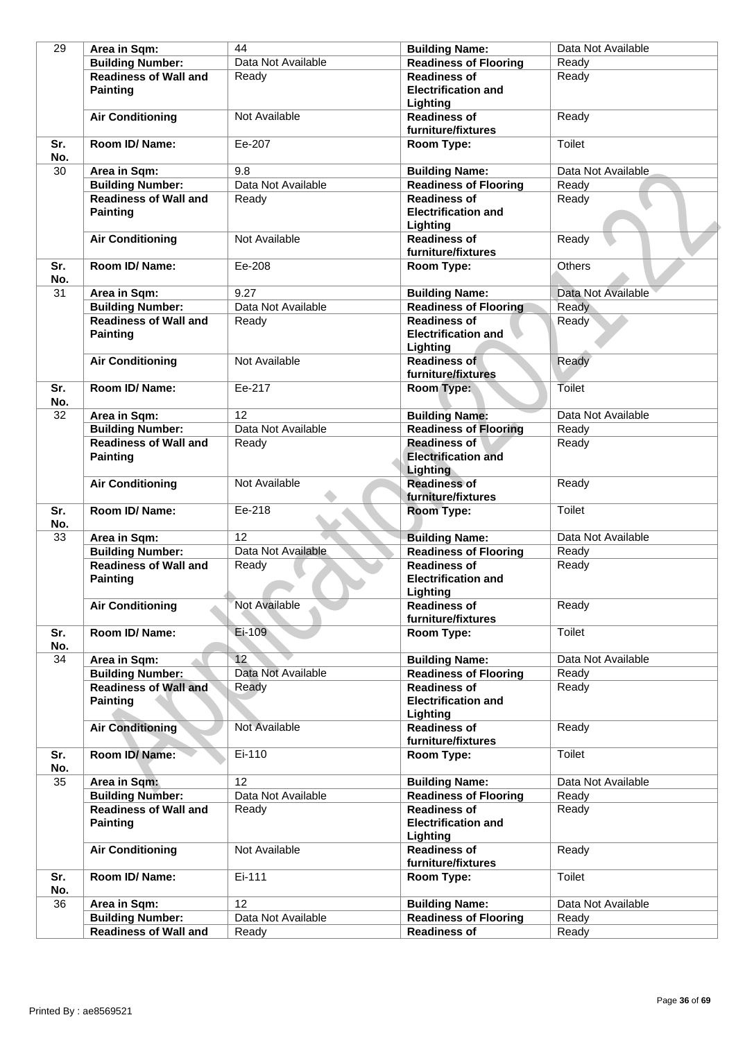| 29 | Area in Sqm: | 44 | Building Name: | Data Not Available |
|---|---|---|---|---|
| | Building Number: | Data Not Available | Readiness of Flooring | Ready |
| | Readiness of Wall and Painting | Ready | Readiness of Electrification and Lighting | Ready |
| | Air Conditioning | Not Available | Readiness of furniture/fixtures | Ready |
| Sr. No. | Room ID/ Name: | Ee-207 | Room Type: | Toilet |
| 30 | Area in Sqm: | 9.8 | Building Name: | Data Not Available |
| | Building Number: | Data Not Available | Readiness of Flooring | Ready |
| | Readiness of Wall and Painting | Ready | Readiness of Electrification and Lighting | Ready |
| | Air Conditioning | Not Available | Readiness of furniture/fixtures | Ready |
| Sr. No. | Room ID/ Name: | Ee-208 | Room Type: | Others |
| 31 | Area in Sqm: | 9.27 | Building Name: | Data Not Available |
| | Building Number: | Data Not Available | Readiness of Flooring | Ready |
| | Readiness of Wall and Painting | Ready | Readiness of Electrification and Lighting | Ready |
| | Air Conditioning | Not Available | Readiness of furniture/fixtures | Ready |
| Sr. No. | Room ID/ Name: | Ee-217 | Room Type: | Toilet |
| 32 | Area in Sqm: | 12 | Building Name: | Data Not Available |
| | Building Number: | Data Not Available | Readiness of Flooring | Ready |
| | Readiness of Wall and Painting | Ready | Readiness of Electrification and Lighting | Ready |
| | Air Conditioning | Not Available | Readiness of furniture/fixtures | Ready |
| Sr. No. | Room ID/ Name: | Ee-218 | Room Type: | Toilet |
| 33 | Area in Sqm: | 12 | Building Name: | Data Not Available |
| | Building Number: | Data Not Available | Readiness of Flooring | Ready |
| | Readiness of Wall and Painting | Ready | Readiness of Electrification and Lighting | Ready |
| | Air Conditioning | Not Available | Readiness of furniture/fixtures | Ready |
| Sr. No. | Room ID/ Name: | Ei-109 | Room Type: | Toilet |
| 34 | Area in Sqm: | 12 | Building Name: | Data Not Available |
| | Building Number: | Data Not Available | Readiness of Flooring | Ready |
| | Readiness of Wall and Painting | Ready | Readiness of Electrification and Lighting | Ready |
| | Air Conditioning | Not Available | Readiness of furniture/fixtures | Ready |
| Sr. No. | Room ID/ Name: | Ei-110 | Room Type: | Toilet |
| 35 | Area in Sqm: | 12 | Building Name: | Data Not Available |
| | Building Number: | Data Not Available | Readiness of Flooring | Ready |
| | Readiness of Wall and Painting | Ready | Readiness of Electrification and Lighting | Ready |
| | Air Conditioning | Not Available | Readiness of furniture/fixtures | Ready |
| Sr. No. | Room ID/ Name: | Ei-111 | Room Type: | Toilet |
| 36 | Area in Sqm: | 12 | Building Name: | Data Not Available |
| | Building Number: | Data Not Available | Readiness of Flooring | Ready |
| | Readiness of Wall and | Ready | Readiness of | Ready |

Printed By : ae8569521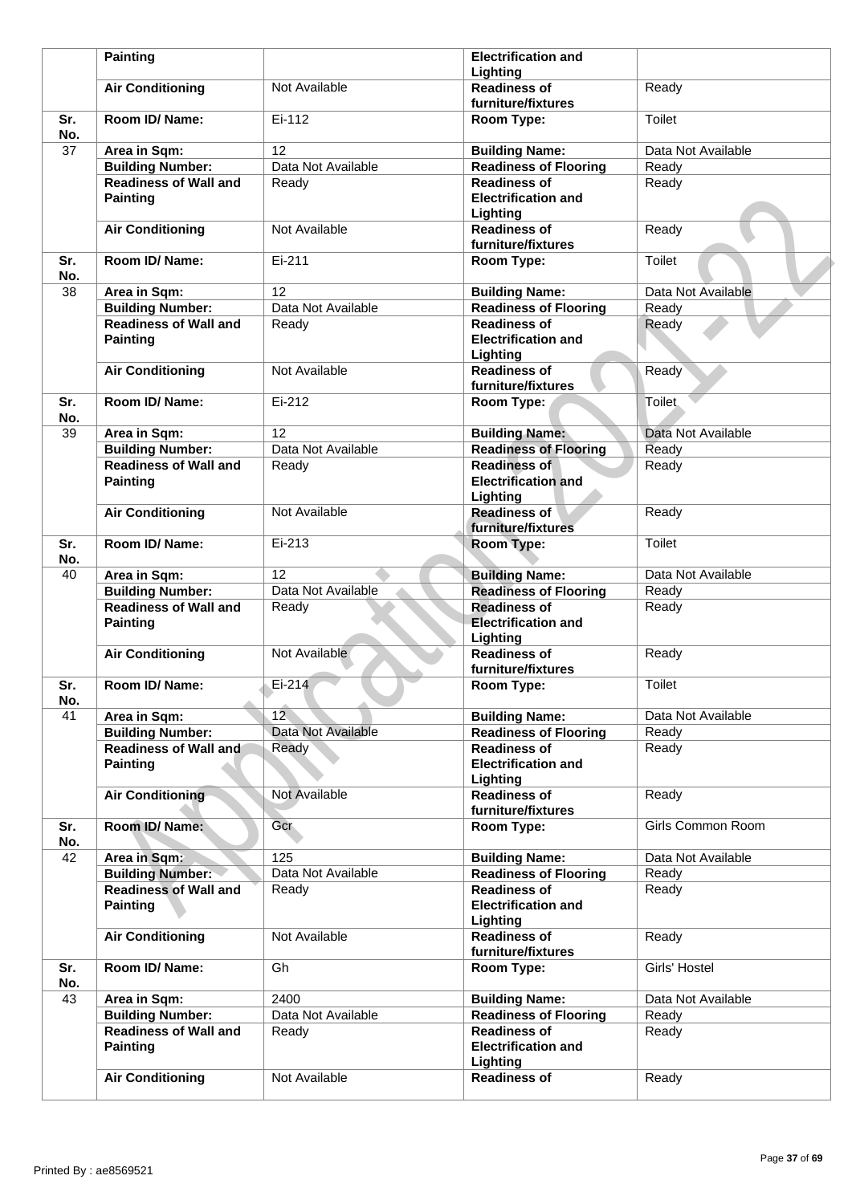|  | Painting |  | Electrification and Lighting |  |
|---|---|---|---|---|
|  | Air Conditioning | Not Available | Readiness of furniture/fixtures | Ready |
| Sr. No. | Room ID/ Name: | Ei-112 | Room Type: | Toilet |
| 37 | Area in Sqm: | 12 | Building Name: | Data Not Available |
|  | Building Number: | Data Not Available | Readiness of Flooring | Ready |
|  | Readiness of Wall and Painting | Ready | Readiness of Electrification and Lighting | Ready |
|  | Air Conditioning | Not Available | Readiness of furniture/fixtures | Ready |
| Sr. No. | Room ID/ Name: | Ei-211 | Room Type: | Toilet |
| 38 | Area in Sqm: | 12 | Building Name: | Data Not Available |
|  | Building Number: | Data Not Available | Readiness of Flooring | Ready |
|  | Readiness of Wall and Painting | Ready | Readiness of Electrification and Lighting | Ready |
|  | Air Conditioning | Not Available | Readiness of furniture/fixtures | Ready |
| Sr. No. | Room ID/ Name: | Ei-212 | Room Type: | Toilet |
| 39 | Area in Sqm: | 12 | Building Name: | Data Not Available |
|  | Building Number: | Data Not Available | Readiness of Flooring | Ready |
|  | Readiness of Wall and Painting | Ready | Readiness of Electrification and Lighting | Ready |
|  | Air Conditioning | Not Available | Readiness of furniture/fixtures | Ready |
| Sr. No. | Room ID/ Name: | Ei-213 | Room Type: | Toilet |
| 40 | Area in Sqm: | 12 | Building Name: | Data Not Available |
|  | Building Number: | Data Not Available | Readiness of Flooring | Ready |
|  | Readiness of Wall and Painting | Ready | Readiness of Electrification and Lighting | Ready |
|  | Air Conditioning | Not Available | Readiness of furniture/fixtures | Ready |
| Sr. No. | Room ID/ Name: | Ei-214 | Room Type: | Toilet |
| 41 | Area in Sqm: | 12 | Building Name: | Data Not Available |
|  | Building Number: | Data Not Available | Readiness of Flooring | Ready |
|  | Readiness of Wall and Painting | Ready | Readiness of Electrification and Lighting | Ready |
|  | Air Conditioning | Not Available | Readiness of furniture/fixtures | Ready |
| Sr. No. | Room ID/ Name: | Gcr | Room Type: | Girls Common Room |
| 42 | Area in Sqm: | 125 | Building Name: | Data Not Available |
|  | Building Number: | Data Not Available | Readiness of Flooring | Ready |
|  | Readiness of Wall and Painting | Ready | Readiness of Electrification and Lighting | Ready |
|  | Air Conditioning | Not Available | Readiness of furniture/fixtures | Ready |
| Sr. No. | Room ID/ Name: | Gh | Room Type: | Girls' Hostel |
| 43 | Area in Sqm: | 2400 | Building Name: | Data Not Available |
|  | Building Number: | Data Not Available | Readiness of Flooring | Ready |
|  | Readiness of Wall and Painting | Ready | Readiness of Electrification and Lighting | Ready |
|  | Air Conditioning | Not Available | Readiness of | Ready |

Printed By : ae8569521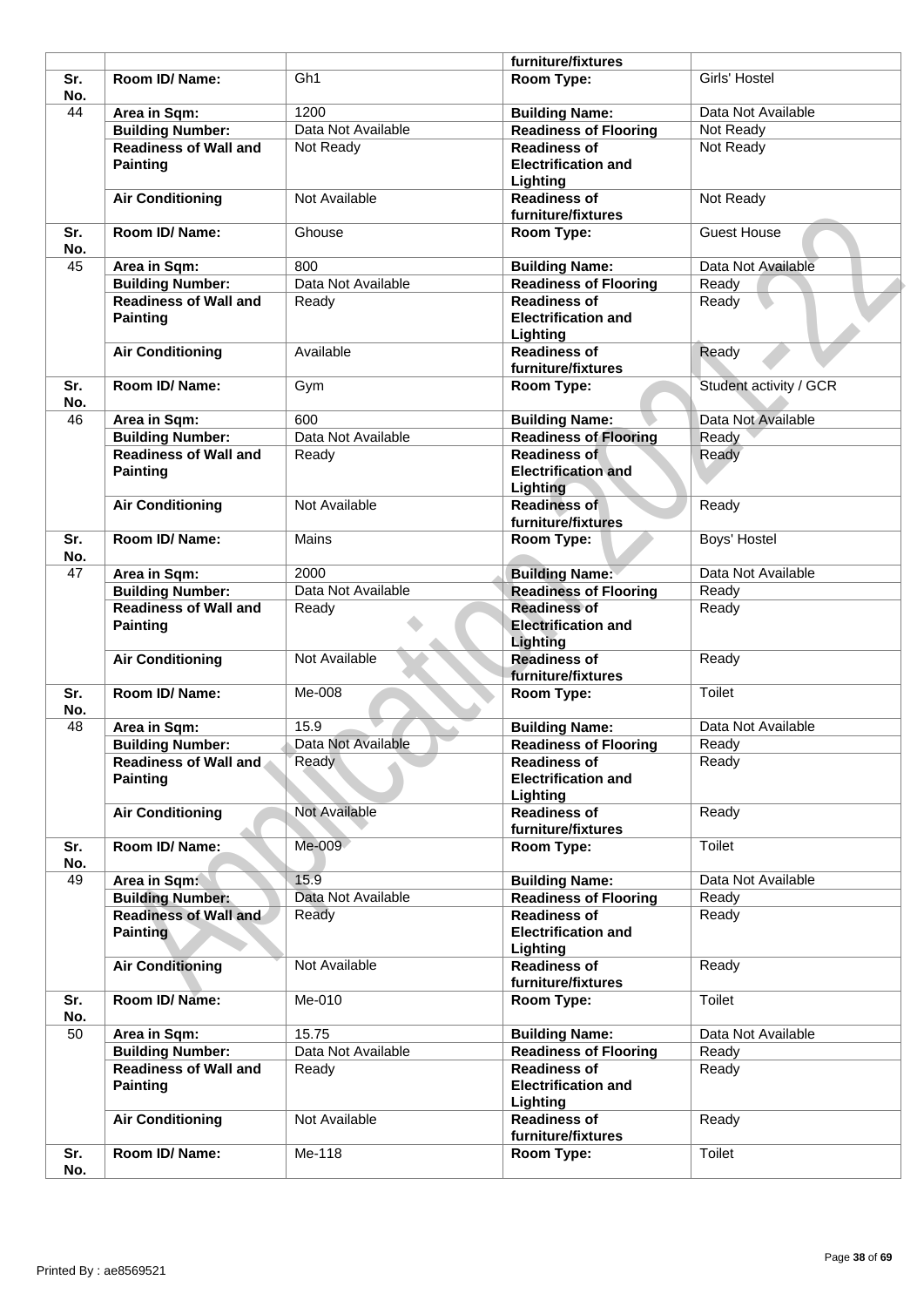|  |  |  | furniture/fixtures |  |
|---|---|---|---|---|
| Sr. No. | **Room ID/ Name:** | Gh1 | **Room Type:** | Girls' Hostel |
| 44 | **Area in Sqm:** | 1200 | **Building Name:** | Data Not Available |
|  | **Building Number:** | Data Not Available | **Readiness of Flooring** | Not Ready |
|  | **Readiness of Wall and Painting** | Not Ready | **Readiness of Electrification and Lighting** | Not Ready |
|  | **Air Conditioning** | Not Available | **Readiness of furniture/fixtures** | Not Ready |
| Sr. No. | **Room ID/ Name:** | Ghouse | **Room Type:** | Guest House |
| 45 | **Area in Sqm:** | 800 | **Building Name:** | Data Not Available |
|  | **Building Number:** | Data Not Available | **Readiness of Flooring** | Ready |
|  | **Readiness of Wall and Painting** | Ready | **Readiness of Electrification and Lighting** | Ready |
|  | **Air Conditioning** | Available | **Readiness of furniture/fixtures** | Ready |
| Sr. No. | **Room ID/ Name:** | Gym | **Room Type:** | Student activity / GCR |
| 46 | **Area in Sqm:** | 600 | **Building Name:** | Data Not Available |
|  | **Building Number:** | Data Not Available | **Readiness of Flooring** | Ready |
|  | **Readiness of Wall and Painting** | Ready | **Readiness of Electrification and Lighting** | Ready |
|  | **Air Conditioning** | Not Available | **Readiness of furniture/fixtures** | Ready |
| Sr. No. | **Room ID/ Name:** | Mains | **Room Type:** | Boys' Hostel |
| 47 | **Area in Sqm:** | 2000 | **Building Name:** | Data Not Available |
|  | **Building Number:** | Data Not Available | **Readiness of Flooring** | Ready |
|  | **Readiness of Wall and Painting** | Ready | **Readiness of Electrification and Lighting** | Ready |
|  | **Air Conditioning** | Not Available | **Readiness of furniture/fixtures** | Ready |
| Sr. No. | **Room ID/ Name:** | Me-008 | **Room Type:** | Toilet |
| 48 | **Area in Sqm:** | 15.9 | **Building Name:** | Data Not Available |
|  | **Building Number:** | Data Not Available | **Readiness of Flooring** | Ready |
|  | **Readiness of Wall and Painting** | Ready | **Readiness of Electrification and Lighting** | Ready |
|  | **Air Conditioning** | Not Available | **Readiness of furniture/fixtures** | Ready |
| Sr. No. | **Room ID/ Name:** | Me-009 | **Room Type:** | Toilet |
| 49 | **Area in Sqm:** | 15.9 | **Building Name:** | Data Not Available |
|  | **Building Number:** | Data Not Available | **Readiness of Flooring** | Ready |
|  | **Readiness of Wall and Painting** | Ready | **Readiness of Electrification and Lighting** | Ready |
|  | **Air Conditioning** | Not Available | **Readiness of furniture/fixtures** | Ready |
| Sr. No. | **Room ID/ Name:** | Me-010 | **Room Type:** | Toilet |
| 50 | **Area in Sqm:** | 15.75 | **Building Name:** | Data Not Available |
|  | **Building Number:** | Data Not Available | **Readiness of Flooring** | Ready |
|  | **Readiness of Wall and Painting** | Ready | **Readiness of Electrification and Lighting** | Ready |
|  | **Air Conditioning** | Not Available | **Readiness of furniture/fixtures** | Ready |
| Sr. No. | **Room ID/ Name:** | Me-118 | **Room Type:** | Toilet |

Printed By : ae8569521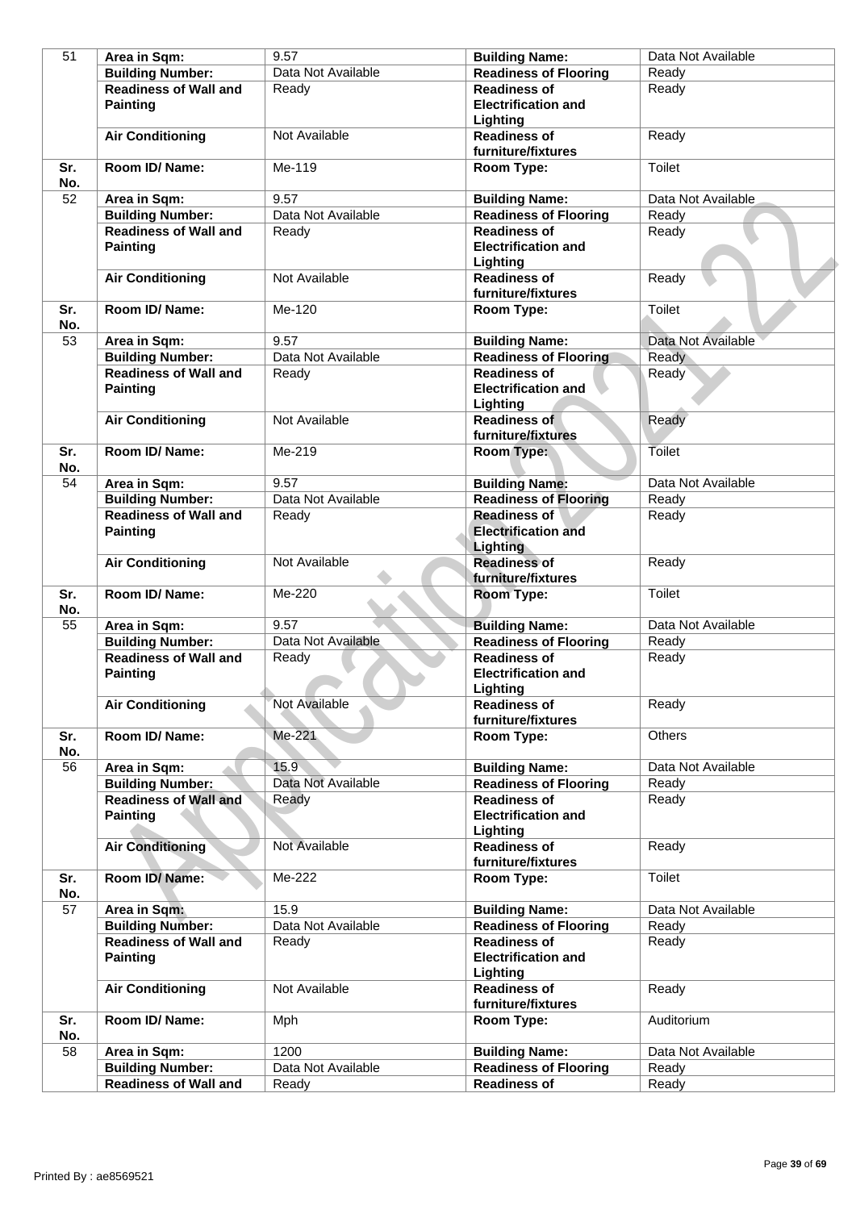| 51 | Area in Sqm: | 9.57 | Building Name: | Data Not Available |
|---|---|---|---|---|
| | Building Number: | Data Not Available | Readiness of Flooring | Ready |
| | Readiness of Wall and Painting | Ready | Readiness of Electrification and Lighting | Ready |
| | Air Conditioning | Not Available | Readiness of furniture/fixtures | Ready |
| Sr. No. | Room ID/ Name: | Me-119 | Room Type: | Toilet |
| 52 | Area in Sqm: | 9.57 | Building Name: | Data Not Available |
| | Building Number: | Data Not Available | Readiness of Flooring | Ready |
| | Readiness of Wall and Painting | Ready | Readiness of Electrification and Lighting | Ready |
| | Air Conditioning | Not Available | Readiness of furniture/fixtures | Ready |
| Sr. No. | Room ID/ Name: | Me-120 | Room Type: | Toilet |
| 53 | Area in Sqm: | 9.57 | Building Name: | Data Not Available |
| | Building Number: | Data Not Available | Readiness of Flooring | Ready |
| | Readiness of Wall and Painting | Ready | Readiness of Electrification and Lighting | Ready |
| | Air Conditioning | Not Available | Readiness of furniture/fixtures | Ready |
| Sr. No. | Room ID/ Name: | Me-219 | Room Type: | Toilet |
| 54 | Area in Sqm: | 9.57 | Building Name: | Data Not Available |
| | Building Number: | Data Not Available | Readiness of Flooring | Ready |
| | Readiness of Wall and Painting | Ready | Readiness of Electrification and Lighting | Ready |
| | Air Conditioning | Not Available | Readiness of furniture/fixtures | Ready |
| Sr. No. | Room ID/ Name: | Me-220 | Room Type: | Toilet |
| 55 | Area in Sqm: | 9.57 | Building Name: | Data Not Available |
| | Building Number: | Data Not Available | Readiness of Flooring | Ready |
| | Readiness of Wall and Painting | Ready | Readiness of Electrification and Lighting | Ready |
| | Air Conditioning | Not Available | Readiness of furniture/fixtures | Ready |
| Sr. No. | Room ID/ Name: | Me-221 | Room Type: | Others |
| 56 | Area in Sqm: | 15.9 | Building Name: | Data Not Available |
| | Building Number: | Data Not Available | Readiness of Flooring | Ready |
| | Readiness of Wall and Painting | Ready | Readiness of Electrification and Lighting | Ready |
| | Air Conditioning | Not Available | Readiness of furniture/fixtures | Ready |
| Sr. No. | Room ID/ Name: | Me-222 | Room Type: | Toilet |
| 57 | Area in Sqm: | 15.9 | Building Name: | Data Not Available |
| | Building Number: | Data Not Available | Readiness of Flooring | Ready |
| | Readiness of Wall and Painting | Ready | Readiness of Electrification and Lighting | Ready |
| | Air Conditioning | Not Available | Readiness of furniture/fixtures | Ready |
| Sr. No. | Room ID/ Name: | Mph | Room Type: | Auditorium |
| 58 | Area in Sqm: | 1200 | Building Name: | Data Not Available |
| | Building Number: | Data Not Available | Readiness of Flooring | Ready |
| | Readiness of Wall and | Ready | Readiness of | Ready |

Printed By : ae8569521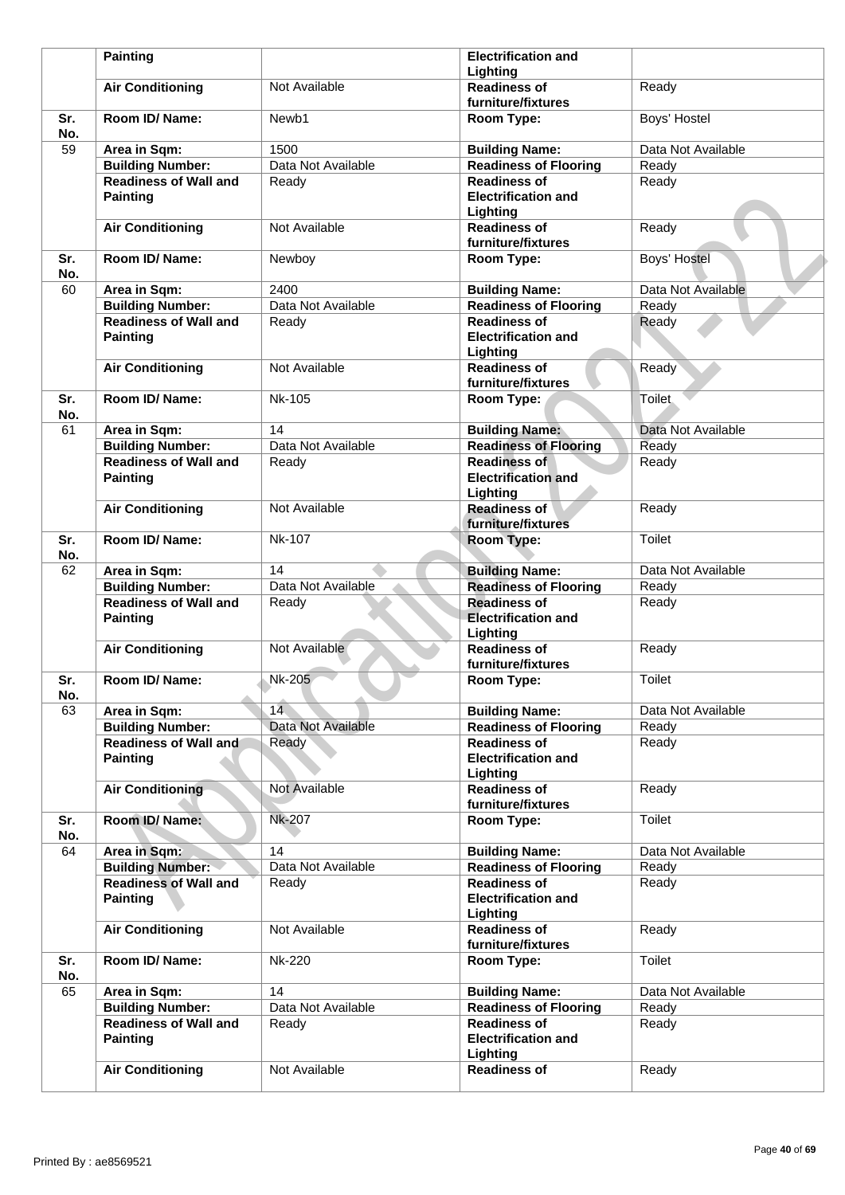|  | Painting |  | Electrification and Lighting |  |
|---|---|---|---|---|
|  | Air Conditioning | Not Available | Readiness of furniture/fixtures | Ready |
| Sr. No. | Room ID/ Name: | Newb1 | Room Type: | Boys' Hostel |
| 59 | Area in Sqm: | 1500 | Building Name: | Data Not Available |
|  | Building Number: | Data Not Available | Readiness of Flooring | Ready |
|  | Readiness of Wall and Painting | Ready | Readiness of Electrification and Lighting | Ready |
|  | Air Conditioning | Not Available | Readiness of furniture/fixtures | Ready |
| Sr. No. | Room ID/ Name: | Newboy | Room Type: | Boys' Hostel |
| 60 | Area in Sqm: | 2400 | Building Name: | Data Not Available |
|  | Building Number: | Data Not Available | Readiness of Flooring | Ready |
|  | Readiness of Wall and Painting | Ready | Readiness of Electrification and Lighting | Ready |
|  | Air Conditioning | Not Available | Readiness of furniture/fixtures | Ready |
| Sr. No. | Room ID/ Name: | Nk-105 | Room Type: | Toilet |
| 61 | Area in Sqm: | 14 | Building Name: | Data Not Available |
|  | Building Number: | Data Not Available | Readiness of Flooring | Ready |
|  | Readiness of Wall and Painting | Ready | Readiness of Electrification and Lighting | Ready |
|  | Air Conditioning | Not Available | Readiness of furniture/fixtures | Ready |
| Sr. No. | Room ID/ Name: | Nk-107 | Room Type: | Toilet |
| 62 | Area in Sqm: | 14 | Building Name: | Data Not Available |
|  | Building Number: | Data Not Available | Readiness of Flooring | Ready |
|  | Readiness of Wall and Painting | Ready | Readiness of Electrification and Lighting | Ready |
|  | Air Conditioning | Not Available | Readiness of furniture/fixtures | Ready |
| Sr. No. | Room ID/ Name: | Nk-205 | Room Type: | Toilet |
| 63 | Area in Sqm: | 14 | Building Name: | Data Not Available |
|  | Building Number: | Data Not Available | Readiness of Flooring | Ready |
|  | Readiness of Wall and Painting | Ready | Readiness of Electrification and Lighting | Ready |
|  | Air Conditioning | Not Available | Readiness of furniture/fixtures | Ready |
| Sr. No. | Room ID/ Name: | Nk-207 | Room Type: | Toilet |
| 64 | Area in Sqm: | 14 | Building Name: | Data Not Available |
|  | Building Number: | Data Not Available | Readiness of Flooring | Ready |
|  | Readiness of Wall and Painting | Ready | Readiness of Electrification and Lighting | Ready |
|  | Air Conditioning | Not Available | Readiness of furniture/fixtures | Ready |
| Sr. No. | Room ID/ Name: | Nk-220 | Room Type: | Toilet |
| 65 | Area in Sqm: | 14 | Building Name: | Data Not Available |
|  | Building Number: | Data Not Available | Readiness of Flooring | Ready |
|  | Readiness of Wall and Painting | Ready | Readiness of Electrification and Lighting | Ready |
|  | Air Conditioning | Not Available | Readiness of | Ready |

Printed By : ae8569521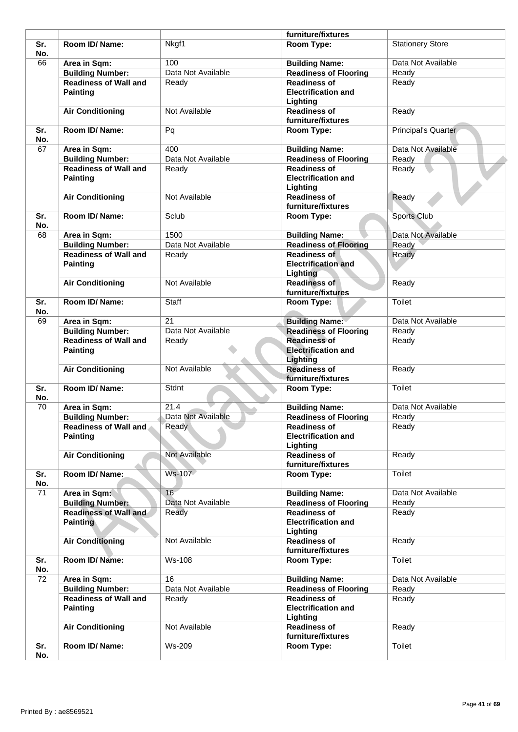| | | | furniture/fixtures | |
|---|---|---|---|---|
| **Sr. No.** | **Room ID/ Name:** | Nkgf1 | **Room Type:** | Stationery Store |
| 66 | **Area in Sqm:** | 100 | **Building Name:** | Data Not Available |
| | **Building Number:** | Data Not Available | **Readiness of Flooring** | Ready |
| | **Readiness of Wall and Painting** | Ready | **Readiness of Electrification and Lighting** | Ready |
| | **Air Conditioning** | Not Available | **Readiness of furniture/fixtures** | Ready |
| **Sr. No.** | **Room ID/ Name:** | Pq | **Room Type:** | Principal's Quarter |
| 67 | **Area in Sqm:** | 400 | **Building Name:** | Data Not Available |
| | **Building Number:** | Data Not Available | **Readiness of Flooring** | Ready |
| | **Readiness of Wall and Painting** | Ready | **Readiness of Electrification and Lighting** | Ready |
| | **Air Conditioning** | Not Available | **Readiness of furniture/fixtures** | Ready |
| **Sr. No.** | **Room ID/ Name:** | Sclub | **Room Type:** | Sports Club |
| 68 | **Area in Sqm:** | 1500 | **Building Name:** | Data Not Available |
| | **Building Number:** | Data Not Available | **Readiness of Flooring** | Ready |
| | **Readiness of Wall and Painting** | Ready | **Readiness of Electrification and Lighting** | Ready |
| | **Air Conditioning** | Not Available | **Readiness of furniture/fixtures** | Ready |
| **Sr. No.** | **Room ID/ Name:** | Staff | **Room Type:** | Toilet |
| 69 | **Area in Sqm:** | 21 | **Building Name:** | Data Not Available |
| | **Building Number:** | Data Not Available | **Readiness of Flooring** | Ready |
| | **Readiness of Wall and Painting** | Ready | **Readiness of Electrification and Lighting** | Ready |
| | **Air Conditioning** | Not Available | **Readiness of furniture/fixtures** | Ready |
| **Sr. No.** | **Room ID/ Name:** | Stdnt | **Room Type:** | Toilet |
| 70 | **Area in Sqm:** | 21.4 | **Building Name:** | Data Not Available |
| | **Building Number:** | Data Not Available | **Readiness of Flooring** | Ready |
| | **Readiness of Wall and Painting** | Ready | **Readiness of Electrification and Lighting** | Ready |
| | **Air Conditioning** | Not Available | **Readiness of furniture/fixtures** | Ready |
| **Sr. No.** | **Room ID/ Name:** | Ws-107 | **Room Type:** | Toilet |
| 71 | **Area in Sqm:** | 16 | **Building Name:** | Data Not Available |
| | **Building Number:** | Data Not Available | **Readiness of Flooring** | Ready |
| | **Readiness of Wall and Painting** | Ready | **Readiness of Electrification and Lighting** | Ready |
| | **Air Conditioning** | Not Available | **Readiness of furniture/fixtures** | Ready |
| **Sr. No.** | **Room ID/ Name:** | Ws-108 | **Room Type:** | Toilet |
| 72 | **Area in Sqm:** | 16 | **Building Name:** | Data Not Available |
| | **Building Number:** | Data Not Available | **Readiness of Flooring** | Ready |
| | **Readiness of Wall and Painting** | Ready | **Readiness of Electrification and Lighting** | Ready |
| | **Air Conditioning** | Not Available | **Readiness of furniture/fixtures** | Ready |
| **Sr. No.** | **Room ID/ Name:** | Ws-209 | **Room Type:** | Toilet |

Printed By : ae8569521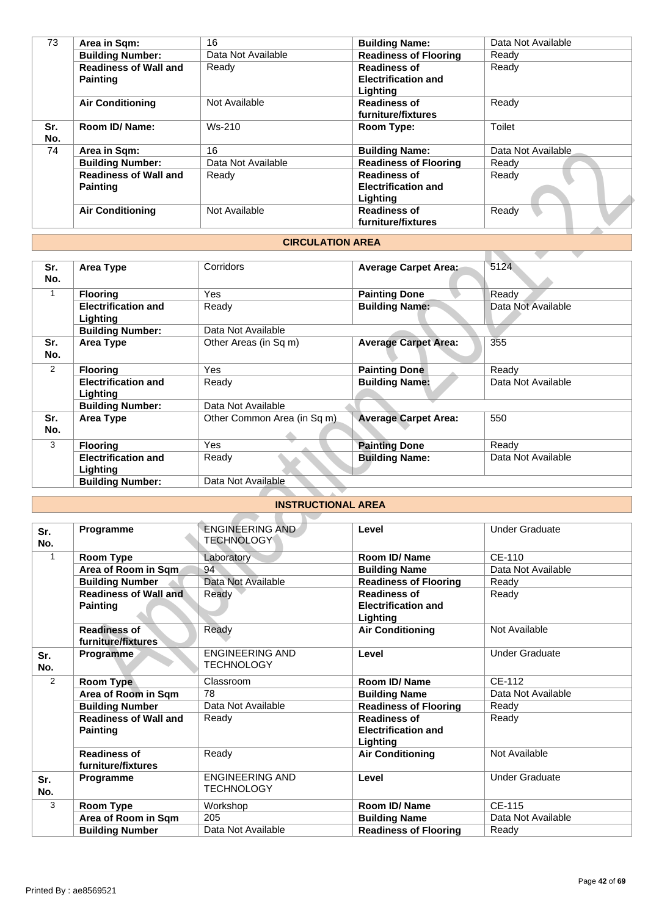| | | | | |
|---|---|---|---|---|
| 73 | **Area in Sqm:** | 16 | **Building Name:** | Data Not Available |
| | **Building Number:** | Data Not Available | **Readiness of Flooring** | Ready |
| | **Readiness of Wall and Painting** | Ready | **Readiness of Electrification and Lighting** | Ready |
| | **Air Conditioning** | Not Available | **Readiness of furniture/fixtures** | Ready |
| **Sr. No.** | **Room ID/ Name:** | Ws-210 | **Room Type:** | Toilet |
| 74 | **Area in Sqm:** | 16 | **Building Name:** | Data Not Available |
| | **Building Number:** | Data Not Available | **Readiness of Flooring** | Ready |
| | **Readiness of Wall and Painting** | Ready | **Readiness of Electrification and Lighting** | Ready |
| | **Air Conditioning** | Not Available | **Readiness of furniture/fixtures** | Ready |

## CIRCULATION AREA

| **Sr. No.** | **Area Type** | Corridors | **Average Carpet Area:** | 5124 |
|---|---|---|---|---|
| 1 | **Flooring** | Yes | **Painting Done** | Ready |
| | **Electrification and Lighting** | Ready | **Building Name:** | Data Not Available |
| | **Building Number:** | Data Not Available | | |
| **Sr. No.** | **Area Type** | Other Areas (in Sq m) | **Average Carpet Area:** | 355 |
| 2 | **Flooring** | Yes | **Painting Done** | Ready |
| | **Electrification and Lighting** | Ready | **Building Name:** | Data Not Available |
| | **Building Number:** | Data Not Available | | |
| **Sr. No.** | **Area Type** | Other Common Area (in Sq m) | **Average Carpet Area:** | 550 |
| 3 | **Flooring** | Yes | **Painting Done** | Ready |
| | **Electrification and Lighting** | Ready | **Building Name:** | Data Not Available |
| | **Building Number:** | Data Not Available | | |

## INSTRUCTIONAL AREA

| **Sr. No.** | **Programme** | ENGINEERING AND TECHNOLOGY | **Level** | Under Graduate |
|---|---|---|---|---|
| 1 | **Room Type** | Laboratory | **Room ID/ Name** | CE-110 |
| | **Area of Room in Sqm** | 94 | **Building Name** | Data Not Available |
| | **Building Number** | Data Not Available | **Readiness of Flooring** | Ready |
| | **Readiness of Wall and Painting** | Ready | **Readiness of Electrification and Lighting** | Ready |
| | **Readiness of furniture/fixtures** | Ready | **Air Conditioning** | Not Available |
| **Sr. No.** | **Programme** | ENGINEERING AND TECHNOLOGY | **Level** | Under Graduate |
| 2 | **Room Type** | Classroom | **Room ID/ Name** | CE-112 |
| | **Area of Room in Sqm** | 78 | **Building Name** | Data Not Available |
| | **Building Number** | Data Not Available | **Readiness of Flooring** | Ready |
| | **Readiness of Wall and Painting** | Ready | **Readiness of Electrification and Lighting** | Ready |
| | **Readiness of furniture/fixtures** | Ready | **Air Conditioning** | Not Available |
| **Sr. No.** | **Programme** | ENGINEERING AND TECHNOLOGY | **Level** | Under Graduate |
| 3 | **Room Type** | Workshop | **Room ID/ Name** | CE-115 |
| | **Area of Room in Sqm** | 205 | **Building Name** | Data Not Available |
| | **Building Number** | Data Not Available | **Readiness of Flooring** | Ready |

Printed By : ae8569521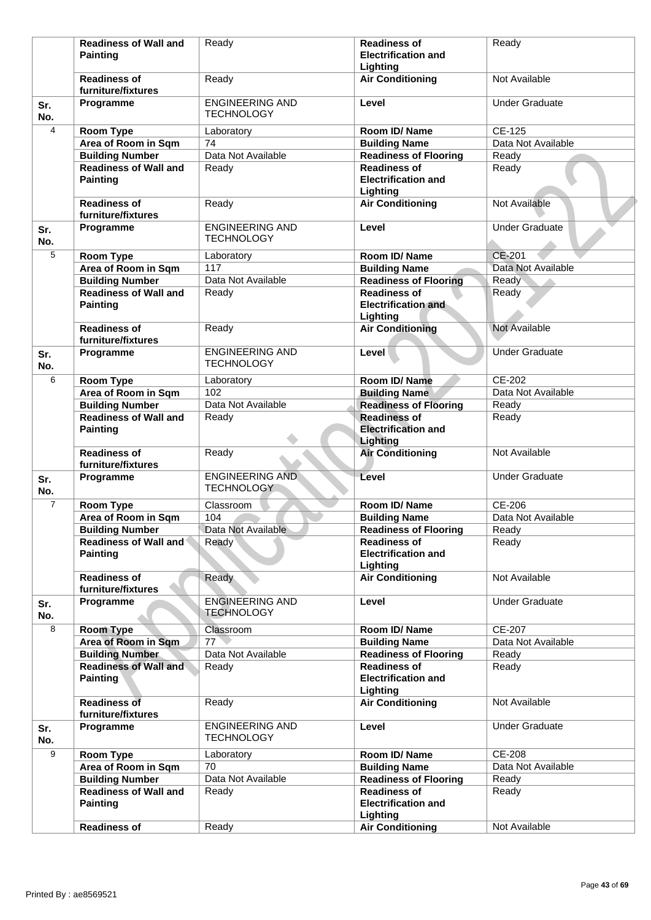| Sr. No. | | | | |
|---|---|---|---|---|
| | **Readiness of Wall and Painting** | Ready | **Readiness of Electrification and Lighting** | Ready |
| | **Readiness of furniture/fixtures** | Ready | **Air Conditioning** | Not Available |
| **Sr. No.** | **Programme** | ENGINEERING AND TECHNOLOGY | **Level** | Under Graduate |
| 4 | **Room Type** | Laboratory | **Room ID/ Name** | CE-125 |
| | **Area of Room in Sqm** | 74 | **Building Name** | Data Not Available |
| | **Building Number** | Data Not Available | **Readiness of Flooring** | Ready |
| | **Readiness of Wall and Painting** | Ready | **Readiness of Electrification and Lighting** | Ready |
| | **Readiness of furniture/fixtures** | Ready | **Air Conditioning** | Not Available |
| **Sr. No.** | **Programme** | ENGINEERING AND TECHNOLOGY | **Level** | Under Graduate |
| 5 | **Room Type** | Laboratory | **Room ID/ Name** | CE-201 |
| | **Area of Room in Sqm** | 117 | **Building Name** | Data Not Available |
| | **Building Number** | Data Not Available | **Readiness of Flooring** | Ready |
| | **Readiness of Wall and Painting** | Ready | **Readiness of Electrification and Lighting** | Ready |
| | **Readiness of furniture/fixtures** | Ready | **Air Conditioning** | Not Available |
| **Sr. No.** | **Programme** | ENGINEERING AND TECHNOLOGY | **Level** | Under Graduate |
| 6 | **Room Type** | Laboratory | **Room ID/ Name** | CE-202 |
| | **Area of Room in Sqm** | 102 | **Building Name** | Data Not Available |
| | **Building Number** | Data Not Available | **Readiness of Flooring** | Ready |
| | **Readiness of Wall and Painting** | Ready | **Readiness of Electrification and Lighting** | Ready |
| | **Readiness of furniture/fixtures** | Ready | **Air Conditioning** | Not Available |
| **Sr. No.** | **Programme** | ENGINEERING AND TECHNOLOGY | **Level** | Under Graduate |
| 7 | **Room Type** | Classroom | **Room ID/ Name** | CE-206 |
| | **Area of Room in Sqm** | 104 | **Building Name** | Data Not Available |
| | **Building Number** | Data Not Available | **Readiness of Flooring** | Ready |
| | **Readiness of Wall and Painting** | Ready | **Readiness of Electrification and Lighting** | Ready |
| | **Readiness of furniture/fixtures** | Ready | **Air Conditioning** | Not Available |
| **Sr. No.** | **Programme** | ENGINEERING AND TECHNOLOGY | **Level** | Under Graduate |
| 8 | **Room Type** | Classroom | **Room ID/ Name** | CE-207 |
| | **Area of Room in Sqm** | 77 | **Building Name** | Data Not Available |
| | **Building Number** | Data Not Available | **Readiness of Flooring** | Ready |
| | **Readiness of Wall and Painting** | Ready | **Readiness of Electrification and Lighting** | Ready |
| | **Readiness of furniture/fixtures** | Ready | **Air Conditioning** | Not Available |
| **Sr. No.** | **Programme** | ENGINEERING AND TECHNOLOGY | **Level** | Under Graduate |
| 9 | **Room Type** | Laboratory | **Room ID/ Name** | CE-208 |
| | **Area of Room in Sqm** | 70 | **Building Name** | Data Not Available |
| | **Building Number** | Data Not Available | **Readiness of Flooring** | Ready |
| | **Readiness of Wall and Painting** | Ready | **Readiness of Electrification and Lighting** | Ready |
| | **Readiness of** | Ready | **Air Conditioning** | Not Available |

Printed By : ae8569521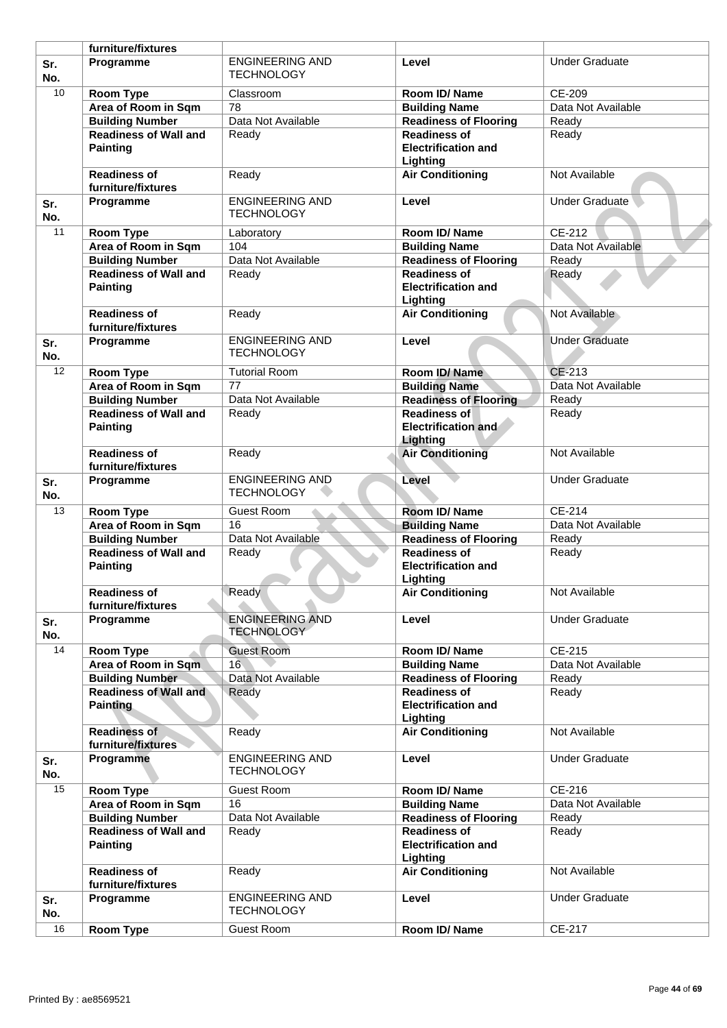|  | furniture/fixtures |  |  |  |
|---|---|---|---|---|
| **Sr. No.** | **Programme** | ENGINEERING AND TECHNOLOGY | **Level** | Under Graduate |
| 10 | **Room Type** | Classroom | **Room ID/ Name** | CE-209 |
|  | **Area of Room in Sqm** | 78 | **Building Name** | Data Not Available |
|  | **Building Number** | Data Not Available | **Readiness of Flooring** | Ready |
|  | **Readiness of Wall and Painting** | Ready | **Readiness of Electrification and Lighting** | Ready |
|  | **Readiness of furniture/fixtures** | Ready | **Air Conditioning** | Not Available |
| **Sr. No.** | **Programme** | ENGINEERING AND TECHNOLOGY | **Level** | Under Graduate |
| 11 | **Room Type** | Laboratory | **Room ID/ Name** | CE-212 |
|  | **Area of Room in Sqm** | 104 | **Building Name** | Data Not Available |
|  | **Building Number** | Data Not Available | **Readiness of Flooring** | Ready |
|  | **Readiness of Wall and Painting** | Ready | **Readiness of Electrification and Lighting** | Ready |
|  | **Readiness of furniture/fixtures** | Ready | **Air Conditioning** | Not Available |
| **Sr. No.** | **Programme** | ENGINEERING AND TECHNOLOGY | **Level** | Under Graduate |
| 12 | **Room Type** | Tutorial Room | **Room ID/ Name** | CE-213 |
|  | **Area of Room in Sqm** | 77 | **Building Name** | Data Not Available |
|  | **Building Number** | Data Not Available | **Readiness of Flooring** | Ready |
|  | **Readiness of Wall and Painting** | Ready | **Readiness of Electrification and Lighting** | Ready |
|  | **Readiness of furniture/fixtures** | Ready | **Air Conditioning** | Not Available |
| **Sr. No.** | **Programme** | ENGINEERING AND TECHNOLOGY | **Level** | Under Graduate |
| 13 | **Room Type** | Guest Room | **Room ID/ Name** | CE-214 |
|  | **Area of Room in Sqm** | 16 | **Building Name** | Data Not Available |
|  | **Building Number** | Data Not Available | **Readiness of Flooring** | Ready |
|  | **Readiness of Wall and Painting** | Ready | **Readiness of Electrification and Lighting** | Ready |
|  | **Readiness of furniture/fixtures** | Ready | **Air Conditioning** | Not Available |
| **Sr. No.** | **Programme** | ENGINEERING AND TECHNOLOGY | **Level** | Under Graduate |
| 14 | **Room Type** | Guest Room | **Room ID/ Name** | CE-215 |
|  | **Area of Room in Sqm** | 16 | **Building Name** | Data Not Available |
|  | **Building Number** | Data Not Available | **Readiness of Flooring** | Ready |
|  | **Readiness of Wall and Painting** | Ready | **Readiness of Electrification and Lighting** | Ready |
|  | **Readiness of furniture/fixtures** | Ready | **Air Conditioning** | Not Available |
| **Sr. No.** | **Programme** | ENGINEERING AND TECHNOLOGY | **Level** | Under Graduate |
| 15 | **Room Type** | Guest Room | **Room ID/ Name** | CE-216 |
|  | **Area of Room in Sqm** | 16 | **Building Name** | Data Not Available |
|  | **Building Number** | Data Not Available | **Readiness of Flooring** | Ready |
|  | **Readiness of Wall and Painting** | Ready | **Readiness of Electrification and Lighting** | Ready |
|  | **Readiness of furniture/fixtures** | Ready | **Air Conditioning** | Not Available |
| **Sr. No.** | **Programme** | ENGINEERING AND TECHNOLOGY | **Level** | Under Graduate |
| 16 | **Room Type** | Guest Room | **Room ID/ Name** | CE-217 |

Printed By : ae8569521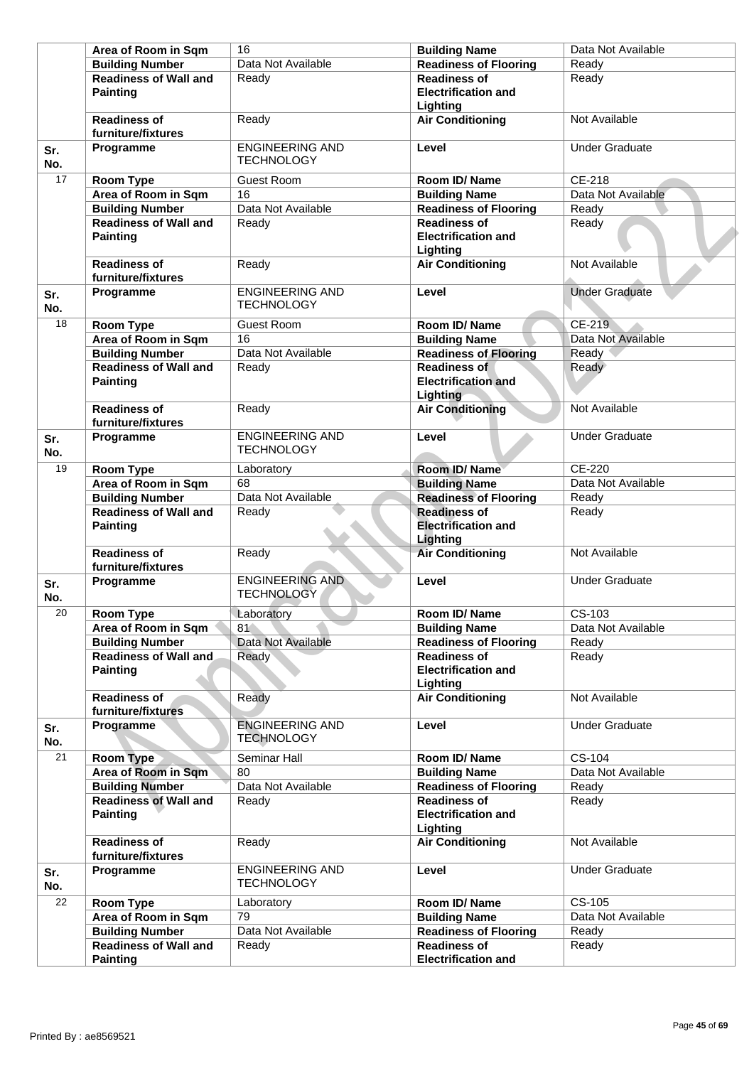| | | | | |
|---|---|---|---|---|
| | **Area of Room in Sqm** | 16 | **Building Name** | Data Not Available |
| | **Building Number** | Data Not Available | **Readiness of Flooring** | Ready |
| | **Readiness of Wall and Painting** | Ready | **Readiness of Electrification and Lighting** | Ready |
| | **Readiness of furniture/fixtures** | Ready | **Air Conditioning** | Not Available |
| **Sr. No.** | **Programme** | ENGINEERING AND TECHNOLOGY | **Level** | Under Graduate |
| 17 | **Room Type** | Guest Room | **Room ID/ Name** | CE-218 |
| | **Area of Room in Sqm** | 16 | **Building Name** | Data Not Available |
| | **Building Number** | Data Not Available | **Readiness of Flooring** | Ready |
| | **Readiness of Wall and Painting** | Ready | **Readiness of Electrification and Lighting** | Ready |
| | **Readiness of furniture/fixtures** | Ready | **Air Conditioning** | Not Available |
| **Sr. No.** | **Programme** | ENGINEERING AND TECHNOLOGY | **Level** | Under Graduate |
| 18 | **Room Type** | Guest Room | **Room ID/ Name** | CE-219 |
| | **Area of Room in Sqm** | 16 | **Building Name** | Data Not Available |
| | **Building Number** | Data Not Available | **Readiness of Flooring** | Ready |
| | **Readiness of Wall and Painting** | Ready | **Readiness of Electrification and Lighting** | Ready |
| | **Readiness of furniture/fixtures** | Ready | **Air Conditioning** | Not Available |
| **Sr. No.** | **Programme** | ENGINEERING AND TECHNOLOGY | **Level** | Under Graduate |
| 19 | **Room Type** | Laboratory | **Room ID/ Name** | CE-220 |
| | **Area of Room in Sqm** | 68 | **Building Name** | Data Not Available |
| | **Building Number** | Data Not Available | **Readiness of Flooring** | Ready |
| | **Readiness of Wall and Painting** | Ready | **Readiness of Electrification and Lighting** | Ready |
| | **Readiness of furniture/fixtures** | Ready | **Air Conditioning** | Not Available |
| **Sr. No.** | **Programme** | ENGINEERING AND TECHNOLOGY | **Level** | Under Graduate |
| 20 | **Room Type** | Laboratory | **Room ID/ Name** | CS-103 |
| | **Area of Room in Sqm** | 81 | **Building Name** | Data Not Available |
| | **Building Number** | Data Not Available | **Readiness of Flooring** | Ready |
| | **Readiness of Wall and Painting** | Ready | **Readiness of Electrification and Lighting** | Ready |
| | **Readiness of furniture/fixtures** | Ready | **Air Conditioning** | Not Available |
| **Sr. No.** | **Programme** | ENGINEERING AND TECHNOLOGY | **Level** | Under Graduate |
| 21 | **Room Type** | Seminar Hall | **Room ID/ Name** | CS-104 |
| | **Area of Room in Sqm** | 80 | **Building Name** | Data Not Available |
| | **Building Number** | Data Not Available | **Readiness of Flooring** | Ready |
| | **Readiness of Wall and Painting** | Ready | **Readiness of Electrification and Lighting** | Ready |
| | **Readiness of furniture/fixtures** | Ready | **Air Conditioning** | Not Available |
| **Sr. No.** | **Programme** | ENGINEERING AND TECHNOLOGY | **Level** | Under Graduate |
| 22 | **Room Type** | Laboratory | **Room ID/ Name** | CS-105 |
| | **Area of Room in Sqm** | 79 | **Building Name** | Data Not Available |
| | **Building Number** | Data Not Available | **Readiness of Flooring** | Ready |
| | **Readiness of Wall and Painting** | Ready | **Readiness of Electrification and** | Ready |

Printed By : ae8569521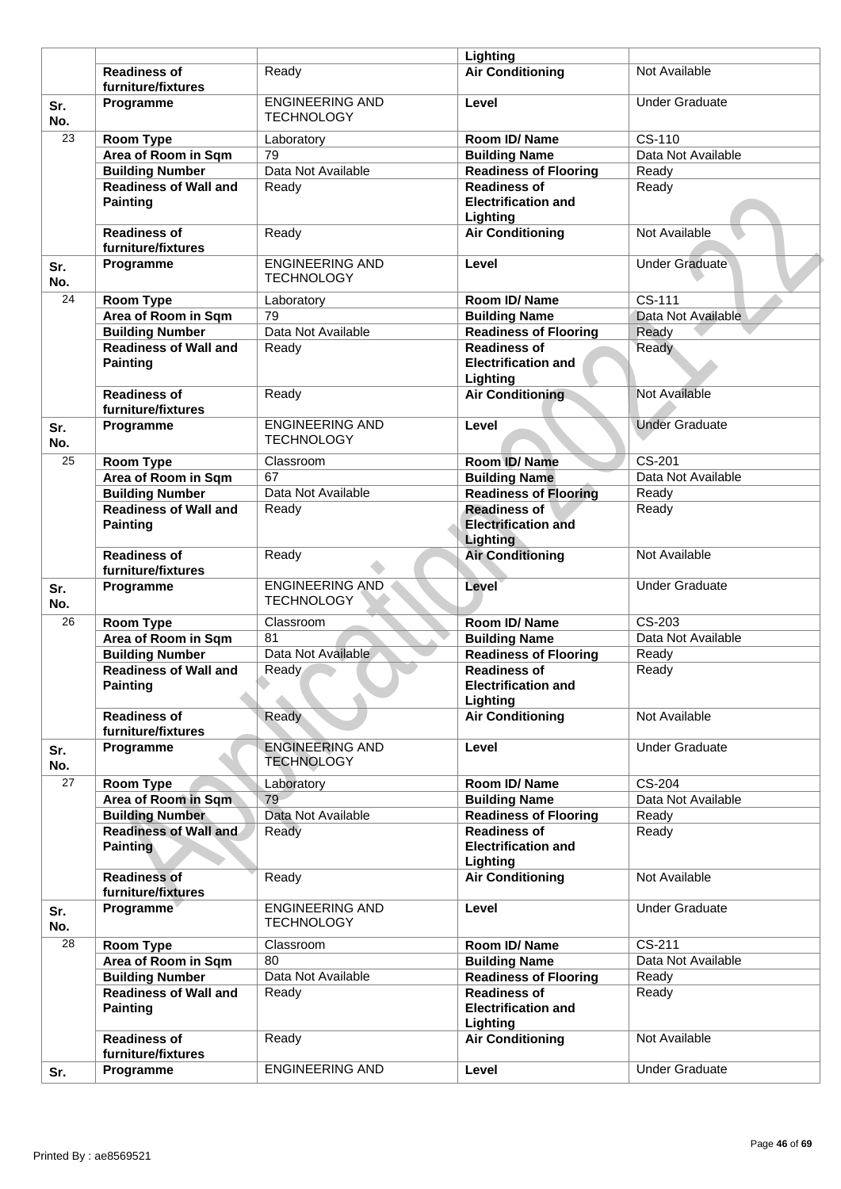| | | | | |
|---|---|---|---|---|
| | | | **Lighting** | |
| | **Readiness of furniture/fixtures** | Ready | **Air Conditioning** | Not Available |
| **Sr. No.** | **Programme** | ENGINEERING AND TECHNOLOGY | **Level** | Under Graduate |
| 23 | **Room Type** | Laboratory | **Room ID/ Name** | CS-110 |
| | **Area of Room in Sqm** | 79 | **Building Name** | Data Not Available |
| | **Building Number** | Data Not Available | **Readiness of Flooring** | Ready |
| | **Readiness of Wall and Painting** | Ready | **Readiness of Electrification and Lighting** | Ready |
| | **Readiness of furniture/fixtures** | Ready | **Air Conditioning** | Not Available |
| **Sr. No.** | **Programme** | ENGINEERING AND TECHNOLOGY | **Level** | Under Graduate |
| 24 | **Room Type** | Laboratory | **Room ID/ Name** | CS-111 |
| | **Area of Room in Sqm** | 79 | **Building Name** | Data Not Available |
| | **Building Number** | Data Not Available | **Readiness of Flooring** | Ready |
| | **Readiness of Wall and Painting** | Ready | **Readiness of Electrification and Lighting** | Ready |
| | **Readiness of furniture/fixtures** | Ready | **Air Conditioning** | Not Available |
| **Sr. No.** | **Programme** | ENGINEERING AND TECHNOLOGY | **Level** | Under Graduate |
| 25 | **Room Type** | Classroom | **Room ID/ Name** | CS-201 |
| | **Area of Room in Sqm** | 67 | **Building Name** | Data Not Available |
| | **Building Number** | Data Not Available | **Readiness of Flooring** | Ready |
| | **Readiness of Wall and Painting** | Ready | **Readiness of Electrification and Lighting** | Ready |
| | **Readiness of furniture/fixtures** | Ready | **Air Conditioning** | Not Available |
| **Sr. No.** | **Programme** | ENGINEERING AND TECHNOLOGY | **Level** | Under Graduate |
| 26 | **Room Type** | Classroom | **Room ID/ Name** | CS-203 |
| | **Area of Room in Sqm** | 81 | **Building Name** | Data Not Available |
| | **Building Number** | Data Not Available | **Readiness of Flooring** | Ready |
| | **Readiness of Wall and Painting** | Ready | **Readiness of Electrification and Lighting** | Ready |
| | **Readiness of furniture/fixtures** | Ready | **Air Conditioning** | Not Available |
| **Sr. No.** | **Programme** | ENGINEERING AND TECHNOLOGY | **Level** | Under Graduate |
| 27 | **Room Type** | Laboratory | **Room ID/ Name** | CS-204 |
| | **Area of Room in Sqm** | 79 | **Building Name** | Data Not Available |
| | **Building Number** | Data Not Available | **Readiness of Flooring** | Ready |
| | **Readiness of Wall and Painting** | Ready | **Readiness of Electrification and Lighting** | Ready |
| | **Readiness of furniture/fixtures** | Ready | **Air Conditioning** | Not Available |
| **Sr. No.** | **Programme** | ENGINEERING AND TECHNOLOGY | **Level** | Under Graduate |
| 28 | **Room Type** | Classroom | **Room ID/ Name** | CS-211 |
| | **Area of Room in Sqm** | 80 | **Building Name** | Data Not Available |
| | **Building Number** | Data Not Available | **Readiness of Flooring** | Ready |
| | **Readiness of Wall and Painting** | Ready | **Readiness of Electrification and Lighting** | Ready |
| | **Readiness of furniture/fixtures** | Ready | **Air Conditioning** | Not Available |
| **Sr.** | **Programme** | ENGINEERING AND | **Level** | Under Graduate |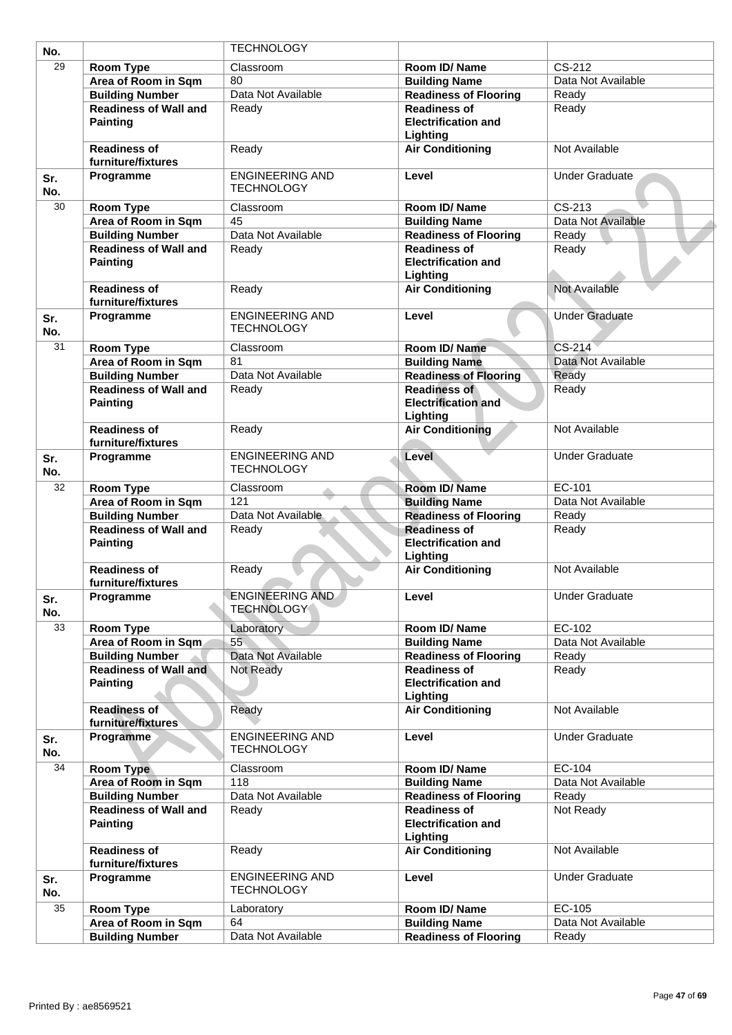| No. | | TECHNOLOGY | | |
|---|---|---|---|---|
| 29 | **Room Type** | Classroom | **Room ID/ Name** | CS-212 |
| | **Area of Room in Sqm** | 80 | **Building Name** | Data Not Available |
| | **Building Number** | Data Not Available | **Readiness of Flooring** | Ready |
| | **Readiness of Wall and Painting** | Ready | **Readiness of Electrification and Lighting** | Ready |
| | **Readiness of furniture/fixtures** | Ready | **Air Conditioning** | Not Available |
| **Sr. No.** | **Programme** | ENGINEERING AND TECHNOLOGY | **Level** | Under Graduate |
| 30 | **Room Type** | Classroom | **Room ID/ Name** | CS-213 |
| | **Area of Room in Sqm** | 45 | **Building Name** | Data Not Available |
| | **Building Number** | Data Not Available | **Readiness of Flooring** | Ready |
| | **Readiness of Wall and Painting** | Ready | **Readiness of Electrification and Lighting** | Ready |
| | **Readiness of furniture/fixtures** | Ready | **Air Conditioning** | Not Available |
| **Sr. No.** | **Programme** | ENGINEERING AND TECHNOLOGY | **Level** | Under Graduate |
| 31 | **Room Type** | Classroom | **Room ID/ Name** | CS-214 |
| | **Area of Room in Sqm** | 81 | **Building Name** | Data Not Available |
| | **Building Number** | Data Not Available | **Readiness of Flooring** | Ready |
| | **Readiness of Wall and Painting** | Ready | **Readiness of Electrification and Lighting** | Ready |
| | **Readiness of furniture/fixtures** | Ready | **Air Conditioning** | Not Available |
| **Sr. No.** | **Programme** | ENGINEERING AND TECHNOLOGY | **Level** | Under Graduate |
| 32 | **Room Type** | Classroom | **Room ID/ Name** | EC-101 |
| | **Area of Room in Sqm** | 121 | **Building Name** | Data Not Available |
| | **Building Number** | Data Not Available | **Readiness of Flooring** | Ready |
| | **Readiness of Wall and Painting** | Ready | **Readiness of Electrification and Lighting** | Ready |
| | **Readiness of furniture/fixtures** | Ready | **Air Conditioning** | Not Available |
| **Sr. No.** | **Programme** | ENGINEERING AND TECHNOLOGY | **Level** | Under Graduate |
| 33 | **Room Type** | Laboratory | **Room ID/ Name** | EC-102 |
| | **Area of Room in Sqm** | 55 | **Building Name** | Data Not Available |
| | **Building Number** | Data Not Available | **Readiness of Flooring** | Ready |
| | **Readiness of Wall and Painting** | Not Ready | **Readiness of Electrification and Lighting** | Ready |
| | **Readiness of furniture/fixtures** | Ready | **Air Conditioning** | Not Available |
| **Sr. No.** | **Programme** | ENGINEERING AND TECHNOLOGY | **Level** | Under Graduate |
| 34 | **Room Type** | Classroom | **Room ID/ Name** | EC-104 |
| | **Area of Room in Sqm** | 118 | **Building Name** | Data Not Available |
| | **Building Number** | Data Not Available | **Readiness of Flooring** | Ready |
| | **Readiness of Wall and Painting** | Ready | **Readiness of Electrification and Lighting** | Not Ready |
| | **Readiness of furniture/fixtures** | Ready | **Air Conditioning** | Not Available |
| **Sr. No.** | **Programme** | ENGINEERING AND TECHNOLOGY | **Level** | Under Graduate |
| 35 | **Room Type** | Laboratory | **Room ID/ Name** | EC-105 |
| | **Area of Room in Sqm** | 64 | **Building Name** | Data Not Available |
| | **Building Number** | Data Not Available | **Readiness of Flooring** | Ready |

Printed By : ae8569521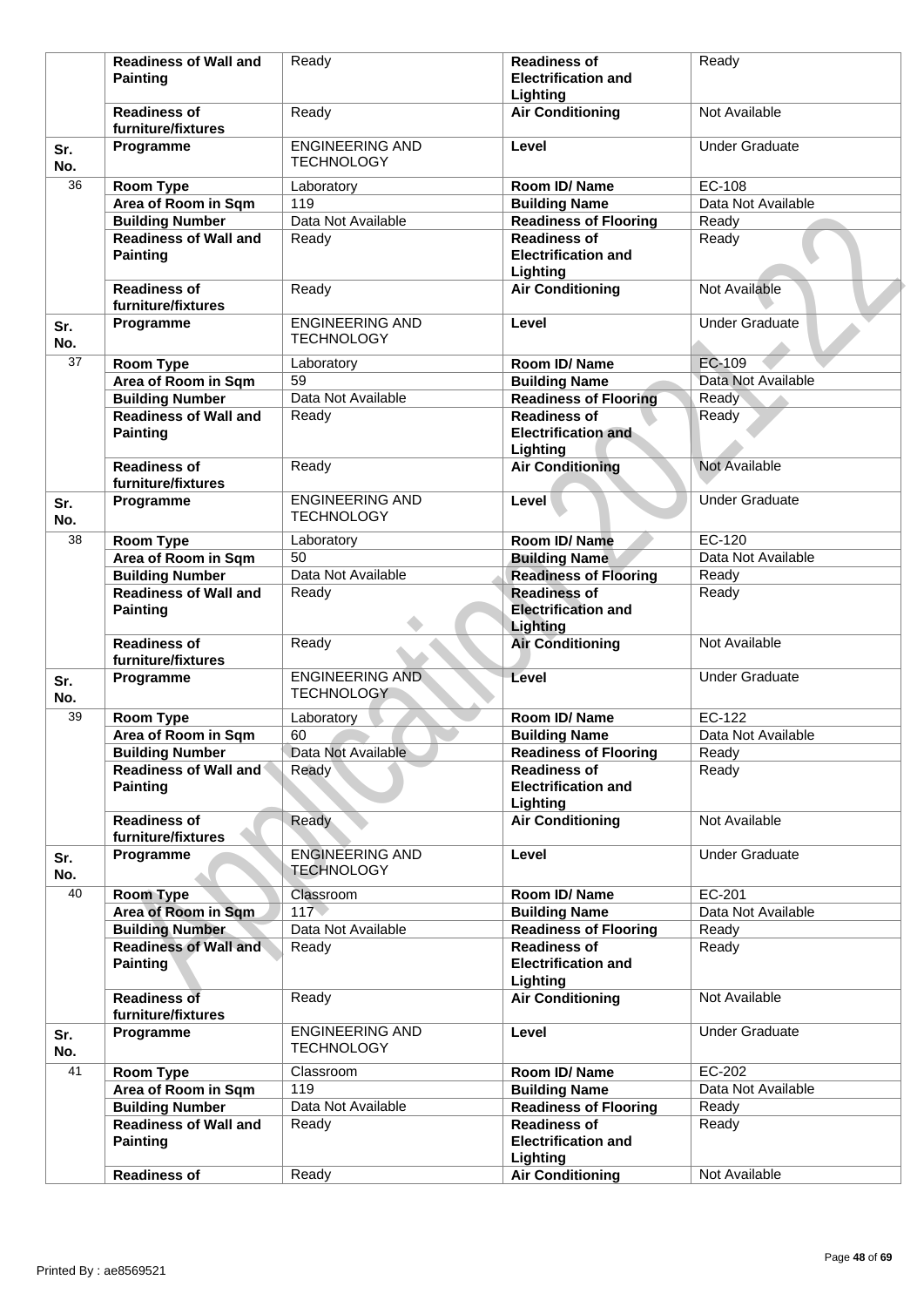| | | | | |
|---|---|---|---|---|
| | **Readiness of Wall and Painting** | Ready | **Readiness of Electrification and Lighting** | Ready |
| | **Readiness of furniture/fixtures** | Ready | **Air Conditioning** | Not Available |
| **Sr. No.** | **Programme** | ENGINEERING AND TECHNOLOGY | **Level** | Under Graduate |
| 36 | **Room Type** | Laboratory | **Room ID/ Name** | EC-108 |
| | **Area of Room in Sqm** | 119 | **Building Name** | Data Not Available |
| | **Building Number** | Data Not Available | **Readiness of Flooring** | Ready |
| | **Readiness of Wall and Painting** | Ready | **Readiness of Electrification and Lighting** | Ready |
| | **Readiness of furniture/fixtures** | Ready | **Air Conditioning** | Not Available |
| **Sr. No.** | **Programme** | ENGINEERING AND TECHNOLOGY | **Level** | Under Graduate |
| 37 | **Room Type** | Laboratory | **Room ID/ Name** | EC-109 |
| | **Area of Room in Sqm** | 59 | **Building Name** | Data Not Available |
| | **Building Number** | Data Not Available | **Readiness of Flooring** | Ready |
| | **Readiness of Wall and Painting** | Ready | **Readiness of Electrification and Lighting** | Ready |
| | **Readiness of furniture/fixtures** | Ready | **Air Conditioning** | Not Available |
| **Sr. No.** | **Programme** | ENGINEERING AND TECHNOLOGY | **Level** | Under Graduate |
| 38 | **Room Type** | Laboratory | **Room ID/ Name** | EC-120 |
| | **Area of Room in Sqm** | 50 | **Building Name** | Data Not Available |
| | **Building Number** | Data Not Available | **Readiness of Flooring** | Ready |
| | **Readiness of Wall and Painting** | Ready | **Readiness of Electrification and Lighting** | Ready |
| | **Readiness of furniture/fixtures** | Ready | **Air Conditioning** | Not Available |
| **Sr. No.** | **Programme** | ENGINEERING AND TECHNOLOGY | **Level** | Under Graduate |
| 39 | **Room Type** | Laboratory | **Room ID/ Name** | EC-122 |
| | **Area of Room in Sqm** | 60 | **Building Name** | Data Not Available |
| | **Building Number** | Data Not Available | **Readiness of Flooring** | Ready |
| | **Readiness of Wall and Painting** | Ready | **Readiness of Electrification and Lighting** | Ready |
| | **Readiness of furniture/fixtures** | Ready | **Air Conditioning** | Not Available |
| **Sr. No.** | **Programme** | ENGINEERING AND TECHNOLOGY | **Level** | Under Graduate |
| 40 | **Room Type** | Classroom | **Room ID/ Name** | EC-201 |
| | **Area of Room in Sqm** | 117 | **Building Name** | Data Not Available |
| | **Building Number** | Data Not Available | **Readiness of Flooring** | Ready |
| | **Readiness of Wall and Painting** | Ready | **Readiness of Electrification and Lighting** | Ready |
| | **Readiness of furniture/fixtures** | Ready | **Air Conditioning** | Not Available |
| **Sr. No.** | **Programme** | ENGINEERING AND TECHNOLOGY | **Level** | Under Graduate |
| 41 | **Room Type** | Classroom | **Room ID/ Name** | EC-202 |
| | **Area of Room in Sqm** | 119 | **Building Name** | Data Not Available |
| | **Building Number** | Data Not Available | **Readiness of Flooring** | Ready |
| | **Readiness of Wall and Painting** | Ready | **Readiness of Electrification and Lighting** | Ready |
| | **Readiness of** | Ready | **Air Conditioning** | Not Available |

Printed By : ae8569521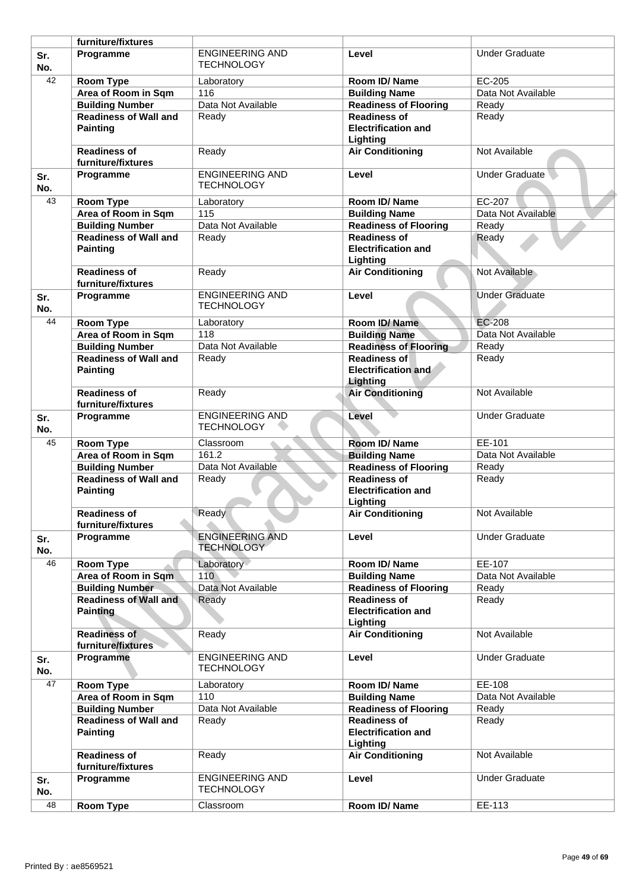|  | furniture/fixtures |  |  |  |
|---|---|---|---|---|
| **Sr. No.** | **Programme** | ENGINEERING AND TECHNOLOGY | **Level** | Under Graduate |
| 42 | **Room Type** | Laboratory | **Room ID/ Name** | EC-205 |
|  | **Area of Room in Sqm** | 116 | **Building Name** | Data Not Available |
|  | **Building Number** | Data Not Available | **Readiness of Flooring** | Ready |
|  | **Readiness of Wall and Painting** | Ready | **Readiness of Electrification and Lighting** | Ready |
|  | **Readiness of furniture/fixtures** | Ready | **Air Conditioning** | Not Available |
| **Sr. No.** | **Programme** | ENGINEERING AND TECHNOLOGY | **Level** | Under Graduate |
| 43 | **Room Type** | Laboratory | **Room ID/ Name** | EC-207 |
|  | **Area of Room in Sqm** | 115 | **Building Name** | Data Not Available |
|  | **Building Number** | Data Not Available | **Readiness of Flooring** | Ready |
|  | **Readiness of Wall and Painting** | Ready | **Readiness of Electrification and Lighting** | Ready |
|  | **Readiness of furniture/fixtures** | Ready | **Air Conditioning** | Not Available |
| **Sr. No.** | **Programme** | ENGINEERING AND TECHNOLOGY | **Level** | Under Graduate |
| 44 | **Room Type** | Laboratory | **Room ID/ Name** | EC-208 |
|  | **Area of Room in Sqm** | 118 | **Building Name** | Data Not Available |
|  | **Building Number** | Data Not Available | **Readiness of Flooring** | Ready |
|  | **Readiness of Wall and Painting** | Ready | **Readiness of Electrification and Lighting** | Ready |
|  | **Readiness of furniture/fixtures** | Ready | **Air Conditioning** | Not Available |
| **Sr. No.** | **Programme** | ENGINEERING AND TECHNOLOGY | **Level** | Under Graduate |
| 45 | **Room Type** | Classroom | **Room ID/ Name** | EE-101 |
|  | **Area of Room in Sqm** | 161.2 | **Building Name** | Data Not Available |
|  | **Building Number** | Data Not Available | **Readiness of Flooring** | Ready |
|  | **Readiness of Wall and Painting** | Ready | **Readiness of Electrification and Lighting** | Ready |
|  | **Readiness of furniture/fixtures** | Ready | **Air Conditioning** | Not Available |
| **Sr. No.** | **Programme** | ENGINEERING AND TECHNOLOGY | **Level** | Under Graduate |
| 46 | **Room Type** | Laboratory | **Room ID/ Name** | EE-107 |
|  | **Area of Room in Sqm** | 110 | **Building Name** | Data Not Available |
|  | **Building Number** | Data Not Available | **Readiness of Flooring** | Ready |
|  | **Readiness of Wall and Painting** | Ready | **Readiness of Electrification and Lighting** | Ready |
|  | **Readiness of furniture/fixtures** | Ready | **Air Conditioning** | Not Available |
| **Sr. No.** | **Programme** | ENGINEERING AND TECHNOLOGY | **Level** | Under Graduate |
| 47 | **Room Type** | Laboratory | **Room ID/ Name** | EE-108 |
|  | **Area of Room in Sqm** | 110 | **Building Name** | Data Not Available |
|  | **Building Number** | Data Not Available | **Readiness of Flooring** | Ready |
|  | **Readiness of Wall and Painting** | Ready | **Readiness of Electrification and Lighting** | Ready |
|  | **Readiness of furniture/fixtures** | Ready | **Air Conditioning** | Not Available |
| **Sr. No.** | **Programme** | ENGINEERING AND TECHNOLOGY | **Level** | Under Graduate |
| 48 | **Room Type** | Classroom | **Room ID/ Name** | EE-113 |

Printed By : ae8569521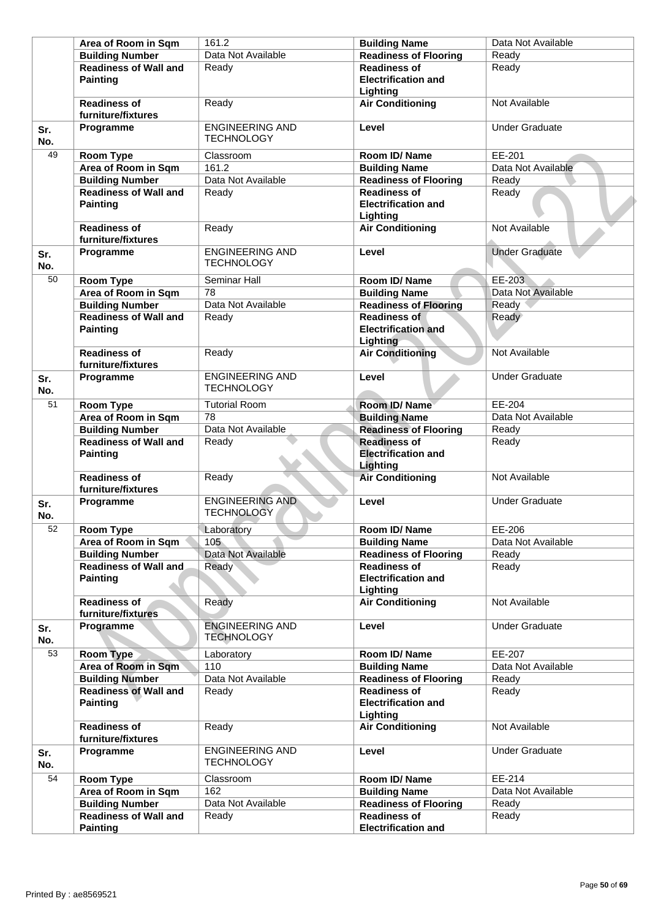| | | | | |
|---|---|---|---|---|
| | **Area of Room in Sqm** | 161.2 | **Building Name** | Data Not Available |
| | **Building Number** | Data Not Available | **Readiness of Flooring** | Ready |
| | **Readiness of Wall and Painting** | Ready | **Readiness of Electrification and Lighting** | Ready |
| | **Readiness of furniture/fixtures** | Ready | **Air Conditioning** | Not Available |
| **Sr. No.** | **Programme** | ENGINEERING AND TECHNOLOGY | **Level** | Under Graduate |
| 49 | **Room Type** | Classroom | **Room ID/ Name** | EE-201 |
| | **Area of Room in Sqm** | 161.2 | **Building Name** | Data Not Available |
| | **Building Number** | Data Not Available | **Readiness of Flooring** | Ready |
| | **Readiness of Wall and Painting** | Ready | **Readiness of Electrification and Lighting** | Ready |
| | **Readiness of furniture/fixtures** | Ready | **Air Conditioning** | Not Available |
| **Sr. No.** | **Programme** | ENGINEERING AND TECHNOLOGY | **Level** | Under Graduate |
| 50 | **Room Type** | Seminar Hall | **Room ID/ Name** | EE-203 |
| | **Area of Room in Sqm** | 78 | **Building Name** | Data Not Available |
| | **Building Number** | Data Not Available | **Readiness of Flooring** | Ready |
| | **Readiness of Wall and Painting** | Ready | **Readiness of Electrification and Lighting** | Ready |
| | **Readiness of furniture/fixtures** | Ready | **Air Conditioning** | Not Available |
| **Sr. No.** | **Programme** | ENGINEERING AND TECHNOLOGY | **Level** | Under Graduate |
| 51 | **Room Type** | Tutorial Room | **Room ID/ Name** | EE-204 |
| | **Area of Room in Sqm** | 78 | **Building Name** | Data Not Available |
| | **Building Number** | Data Not Available | **Readiness of Flooring** | Ready |
| | **Readiness of Wall and Painting** | Ready | **Readiness of Electrification and Lighting** | Ready |
| | **Readiness of furniture/fixtures** | Ready | **Air Conditioning** | Not Available |
| **Sr. No.** | **Programme** | ENGINEERING AND TECHNOLOGY | **Level** | Under Graduate |
| 52 | **Room Type** | Laboratory | **Room ID/ Name** | EE-206 |
| | **Area of Room in Sqm** | 105 | **Building Name** | Data Not Available |
| | **Building Number** | Data Not Available | **Readiness of Flooring** | Ready |
| | **Readiness of Wall and Painting** | Ready | **Readiness of Electrification and Lighting** | Ready |
| | **Readiness of furniture/fixtures** | Ready | **Air Conditioning** | Not Available |
| **Sr. No.** | **Programme** | ENGINEERING AND TECHNOLOGY | **Level** | Under Graduate |
| 53 | **Room Type** | Laboratory | **Room ID/ Name** | EE-207 |
| | **Area of Room in Sqm** | 110 | **Building Name** | Data Not Available |
| | **Building Number** | Data Not Available | **Readiness of Flooring** | Ready |
| | **Readiness of Wall and Painting** | Ready | **Readiness of Electrification and Lighting** | Ready |
| | **Readiness of furniture/fixtures** | Ready | **Air Conditioning** | Not Available |
| **Sr. No.** | **Programme** | ENGINEERING AND TECHNOLOGY | **Level** | Under Graduate |
| 54 | **Room Type** | Classroom | **Room ID/ Name** | EE-214 |
| | **Area of Room in Sqm** | 162 | **Building Name** | Data Not Available |
| | **Building Number** | Data Not Available | **Readiness of Flooring** | Ready |
| | **Readiness of Wall and Painting** | Ready | **Readiness of Electrification and** | Ready |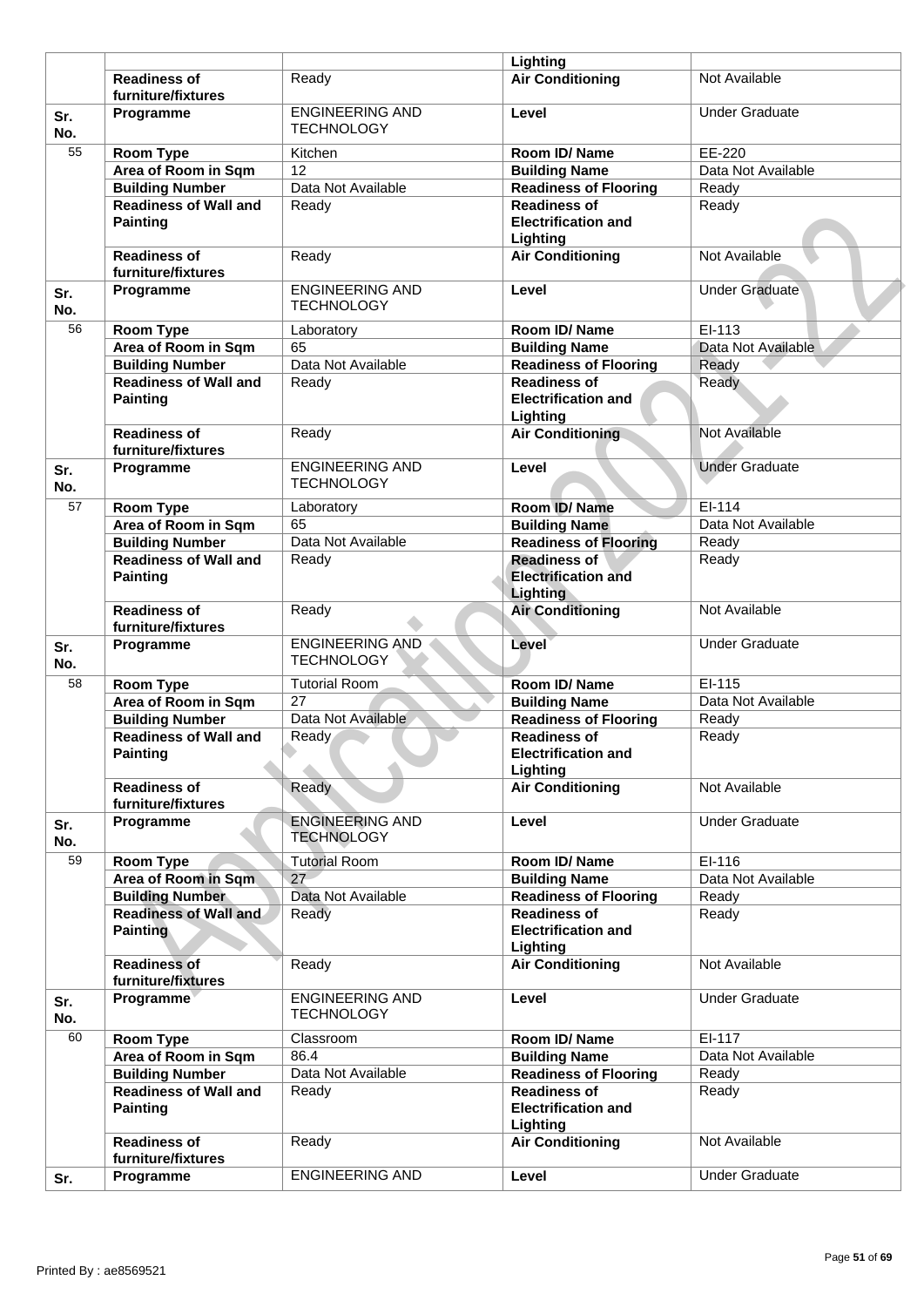| | | | | |
|---|---|---|---|---|
| | | | **Lighting** | |
| | **Readiness of furniture/fixtures** | Ready | **Air Conditioning** | Not Available |
| **Sr. No.** | **Programme** | ENGINEERING AND TECHNOLOGY | **Level** | Under Graduate |
| 55 | **Room Type** | Kitchen | **Room ID/ Name** | EE-220 |
| | **Area of Room in Sqm** | 12 | **Building Name** | Data Not Available |
| | **Building Number** | Data Not Available | **Readiness of Flooring** | Ready |
| | **Readiness of Wall and Painting** | Ready | **Readiness of Electrification and Lighting** | Ready |
| | **Readiness of furniture/fixtures** | Ready | **Air Conditioning** | Not Available |
| **Sr. No.** | **Programme** | ENGINEERING AND TECHNOLOGY | **Level** | Under Graduate |
| 56 | **Room Type** | Laboratory | **Room ID/ Name** | EI-113 |
| | **Area of Room in Sqm** | 65 | **Building Name** | Data Not Available |
| | **Building Number** | Data Not Available | **Readiness of Flooring** | Ready |
| | **Readiness of Wall and Painting** | Ready | **Readiness of Electrification and Lighting** | Ready |
| | **Readiness of furniture/fixtures** | Ready | **Air Conditioning** | Not Available |
| **Sr. No.** | **Programme** | ENGINEERING AND TECHNOLOGY | **Level** | Under Graduate |
| 57 | **Room Type** | Laboratory | **Room ID/ Name** | EI-114 |
| | **Area of Room in Sqm** | 65 | **Building Name** | Data Not Available |
| | **Building Number** | Data Not Available | **Readiness of Flooring** | Ready |
| | **Readiness of Wall and Painting** | Ready | **Readiness of Electrification and Lighting** | Ready |
| | **Readiness of furniture/fixtures** | Ready | **Air Conditioning** | Not Available |
| **Sr. No.** | **Programme** | ENGINEERING AND TECHNOLOGY | **Level** | Under Graduate |
| 58 | **Room Type** | Tutorial Room | **Room ID/ Name** | EI-115 |
| | **Area of Room in Sqm** | 27 | **Building Name** | Data Not Available |
| | **Building Number** | Data Not Available | **Readiness of Flooring** | Ready |
| | **Readiness of Wall and Painting** | Ready | **Readiness of Electrification and Lighting** | Ready |
| | **Readiness of furniture/fixtures** | Ready | **Air Conditioning** | Not Available |
| **Sr. No.** | **Programme** | ENGINEERING AND TECHNOLOGY | **Level** | Under Graduate |
| 59 | **Room Type** | Tutorial Room | **Room ID/ Name** | EI-116 |
| | **Area of Room in Sqm** | 27 | **Building Name** | Data Not Available |
| | **Building Number** | Data Not Available | **Readiness of Flooring** | Ready |
| | **Readiness of Wall and Painting** | Ready | **Readiness of Electrification and Lighting** | Ready |
| | **Readiness of furniture/fixtures** | Ready | **Air Conditioning** | Not Available |
| **Sr. No.** | **Programme** | ENGINEERING AND TECHNOLOGY | **Level** | Under Graduate |
| 60 | **Room Type** | Classroom | **Room ID/ Name** | EI-117 |
| | **Area of Room in Sqm** | 86.4 | **Building Name** | Data Not Available |
| | **Building Number** | Data Not Available | **Readiness of Flooring** | Ready |
| | **Readiness of Wall and Painting** | Ready | **Readiness of Electrification and Lighting** | Ready |
| | **Readiness of furniture/fixtures** | Ready | **Air Conditioning** | Not Available |
| **Sr.** | **Programme** | ENGINEERING AND | **Level** | Under Graduate |

Printed By : ae8569521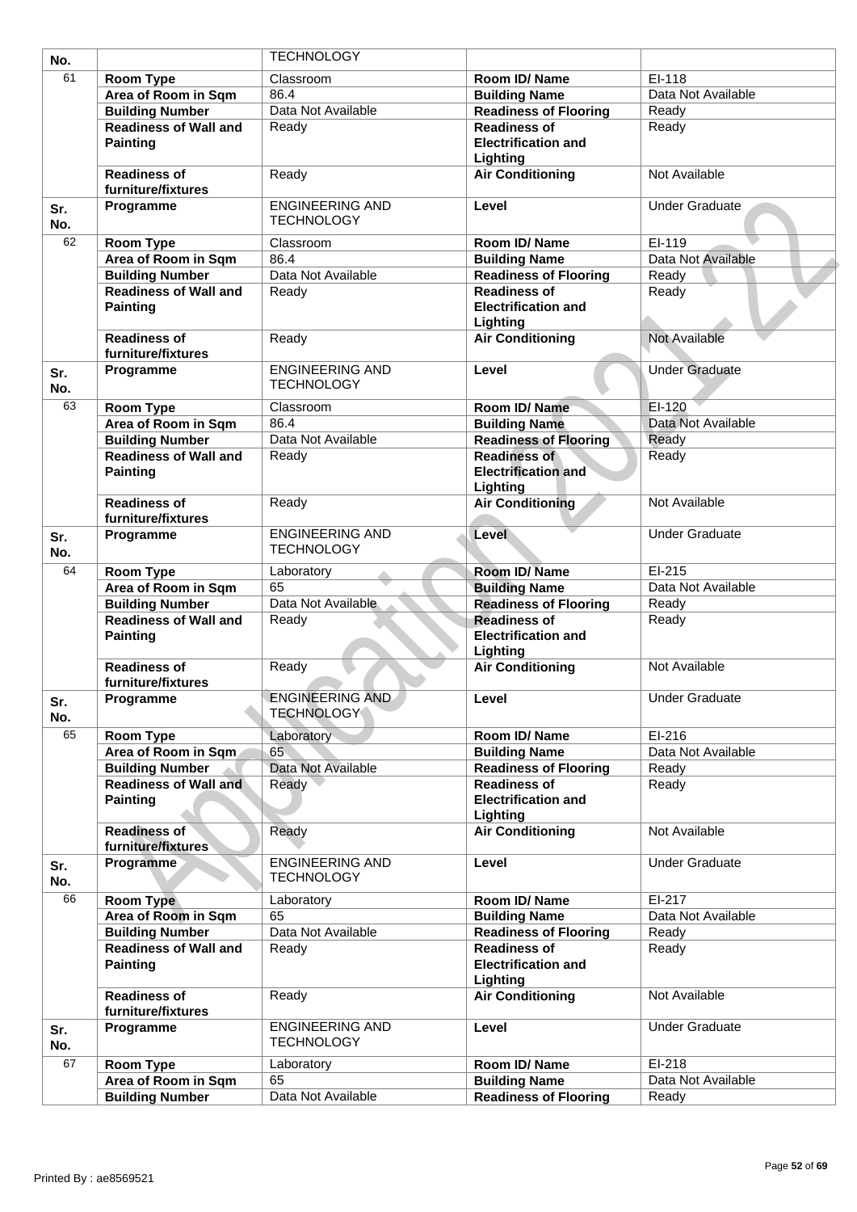| No. | | TECHNOLOGY | | |
|---|---|---|---|---|
| 61 | **Room Type** | Classroom | **Room ID/ Name** | EI-118 |
| | **Area of Room in Sqm** | 86.4 | **Building Name** | Data Not Available |
| | **Building Number** | Data Not Available | **Readiness of Flooring** | Ready |
| | **Readiness of Wall and Painting** | Ready | **Readiness of Electrification and Lighting** | Ready |
| | **Readiness of furniture/fixtures** | Ready | **Air Conditioning** | Not Available |
| **Sr. No.** | **Programme** | ENGINEERING AND TECHNOLOGY | **Level** | Under Graduate |
| 62 | **Room Type** | Classroom | **Room ID/ Name** | EI-119 |
| | **Area of Room in Sqm** | 86.4 | **Building Name** | Data Not Available |
| | **Building Number** | Data Not Available | **Readiness of Flooring** | Ready |
| | **Readiness of Wall and Painting** | Ready | **Readiness of Electrification and Lighting** | Ready |
| | **Readiness of furniture/fixtures** | Ready | **Air Conditioning** | Not Available |
| **Sr. No.** | **Programme** | ENGINEERING AND TECHNOLOGY | **Level** | Under Graduate |
| 63 | **Room Type** | Classroom | **Room ID/ Name** | EI-120 |
| | **Area of Room in Sqm** | 86.4 | **Building Name** | Data Not Available |
| | **Building Number** | Data Not Available | **Readiness of Flooring** | Ready |
| | **Readiness of Wall and Painting** | Ready | **Readiness of Electrification and Lighting** | Ready |
| | **Readiness of furniture/fixtures** | Ready | **Air Conditioning** | Not Available |
| **Sr. No.** | **Programme** | ENGINEERING AND TECHNOLOGY | **Level** | Under Graduate |
| 64 | **Room Type** | Laboratory | **Room ID/ Name** | EI-215 |
| | **Area of Room in Sqm** | 65 | **Building Name** | Data Not Available |
| | **Building Number** | Data Not Available | **Readiness of Flooring** | Ready |
| | **Readiness of Wall and Painting** | Ready | **Readiness of Electrification and Lighting** | Ready |
| | **Readiness of furniture/fixtures** | Ready | **Air Conditioning** | Not Available |
| **Sr. No.** | **Programme** | ENGINEERING AND TECHNOLOGY | **Level** | Under Graduate |
| 65 | **Room Type** | Laboratory | **Room ID/ Name** | EI-216 |
| | **Area of Room in Sqm** | 65 | **Building Name** | Data Not Available |
| | **Building Number** | Data Not Available | **Readiness of Flooring** | Ready |
| | **Readiness of Wall and Painting** | Ready | **Readiness of Electrification and Lighting** | Ready |
| | **Readiness of furniture/fixtures** | Ready | **Air Conditioning** | Not Available |
| **Sr. No.** | **Programme** | ENGINEERING AND TECHNOLOGY | **Level** | Under Graduate |
| 66 | **Room Type** | Laboratory | **Room ID/ Name** | EI-217 |
| | **Area of Room in Sqm** | 65 | **Building Name** | Data Not Available |
| | **Building Number** | Data Not Available | **Readiness of Flooring** | Ready |
| | **Readiness of Wall and Painting** | Ready | **Readiness of Electrification and Lighting** | Ready |
| | **Readiness of furniture/fixtures** | Ready | **Air Conditioning** | Not Available |
| **Sr. No.** | **Programme** | ENGINEERING AND TECHNOLOGY | **Level** | Under Graduate |
| 67 | **Room Type** | Laboratory | **Room ID/ Name** | EI-218 |
| | **Area of Room in Sqm** | 65 | **Building Name** | Data Not Available |
| | **Building Number** | Data Not Available | **Readiness of Flooring** | Ready |

Printed By : ae8569521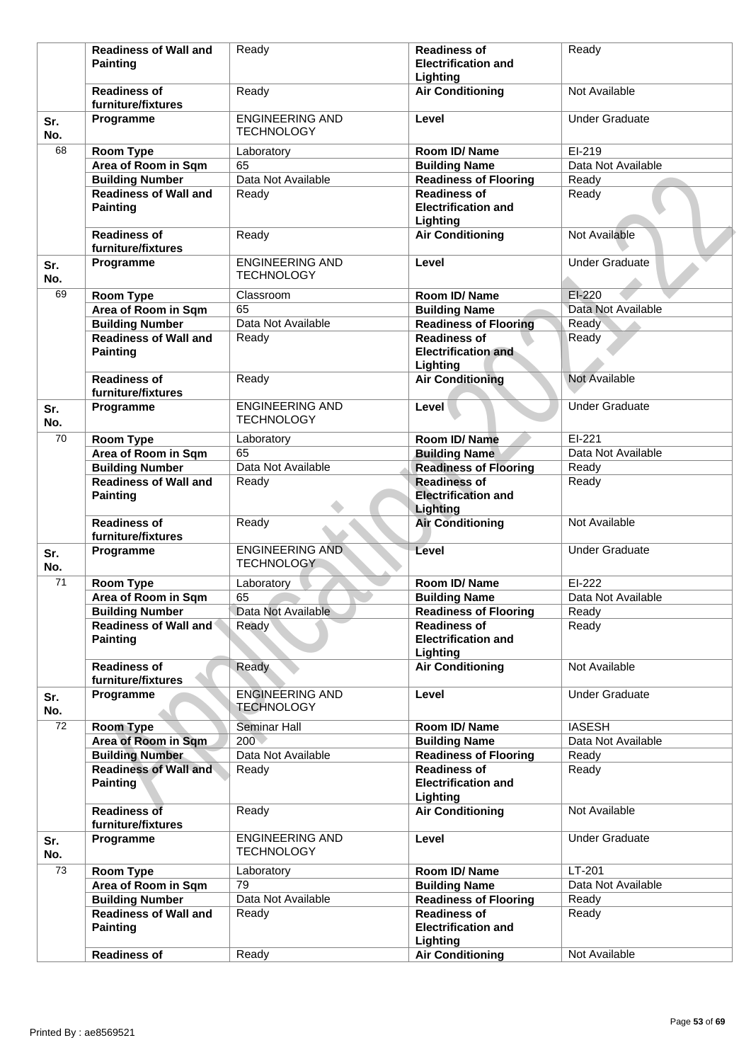|  |  |  |  |  |
|---|---|---|---|---|
|  | **Readiness of Wall and Painting** | Ready | **Readiness of Electrification and Lighting** | Ready |
|  | **Readiness of furniture/fixtures** | Ready | **Air Conditioning** | Not Available |
| **Sr. No.** | **Programme** | ENGINEERING AND TECHNOLOGY | **Level** | Under Graduate |
| 68 | **Room Type** | Laboratory | **Room ID/ Name** | EI-219 |
|  | **Area of Room in Sqm** | 65 | **Building Name** | Data Not Available |
|  | **Building Number** | Data Not Available | **Readiness of Flooring** | Ready |
|  | **Readiness of Wall and Painting** | Ready | **Readiness of Electrification and Lighting** | Ready |
|  | **Readiness of furniture/fixtures** | Ready | **Air Conditioning** | Not Available |
| **Sr. No.** | **Programme** | ENGINEERING AND TECHNOLOGY | **Level** | Under Graduate |
| 69 | **Room Type** | Classroom | **Room ID/ Name** | EI-220 |
|  | **Area of Room in Sqm** | 65 | **Building Name** | Data Not Available |
|  | **Building Number** | Data Not Available | **Readiness of Flooring** | Ready |
|  | **Readiness of Wall and Painting** | Ready | **Readiness of Electrification and Lighting** | Ready |
|  | **Readiness of furniture/fixtures** | Ready | **Air Conditioning** | Not Available |
| **Sr. No.** | **Programme** | ENGINEERING AND TECHNOLOGY | **Level** | Under Graduate |
| 70 | **Room Type** | Laboratory | **Room ID/ Name** | EI-221 |
|  | **Area of Room in Sqm** | 65 | **Building Name** | Data Not Available |
|  | **Building Number** | Data Not Available | **Readiness of Flooring** | Ready |
|  | **Readiness of Wall and Painting** | Ready | **Readiness of Electrification and Lighting** | Ready |
|  | **Readiness of furniture/fixtures** | Ready | **Air Conditioning** | Not Available |
| **Sr. No.** | **Programme** | ENGINEERING AND TECHNOLOGY | **Level** | Under Graduate |
| 71 | **Room Type** | Laboratory | **Room ID/ Name** | EI-222 |
|  | **Area of Room in Sqm** | 65 | **Building Name** | Data Not Available |
|  | **Building Number** | Data Not Available | **Readiness of Flooring** | Ready |
|  | **Readiness of Wall and Painting** | Ready | **Readiness of Electrification and Lighting** | Ready |
|  | **Readiness of furniture/fixtures** | Ready | **Air Conditioning** | Not Available |
| **Sr. No.** | **Programme** | ENGINEERING AND TECHNOLOGY | **Level** | Under Graduate |
| 72 | **Room Type** | Seminar Hall | **Room ID/ Name** | IASESH |
|  | **Area of Room in Sqm** | 200 | **Building Name** | Data Not Available |
|  | **Building Number** | Data Not Available | **Readiness of Flooring** | Ready |
|  | **Readiness of Wall and Painting** | Ready | **Readiness of Electrification and Lighting** | Ready |
|  | **Readiness of furniture/fixtures** | Ready | **Air Conditioning** | Not Available |
| **Sr. No.** | **Programme** | ENGINEERING AND TECHNOLOGY | **Level** | Under Graduate |
| 73 | **Room Type** | Laboratory | **Room ID/ Name** | LT-201 |
|  | **Area of Room in Sqm** | 79 | **Building Name** | Data Not Available |
|  | **Building Number** | Data Not Available | **Readiness of Flooring** | Ready |
|  | **Readiness of Wall and Painting** | Ready | **Readiness of Electrification and Lighting** | Ready |
|  | **Readiness of** | Ready | **Air Conditioning** | Not Available |

Printed By : ae8569521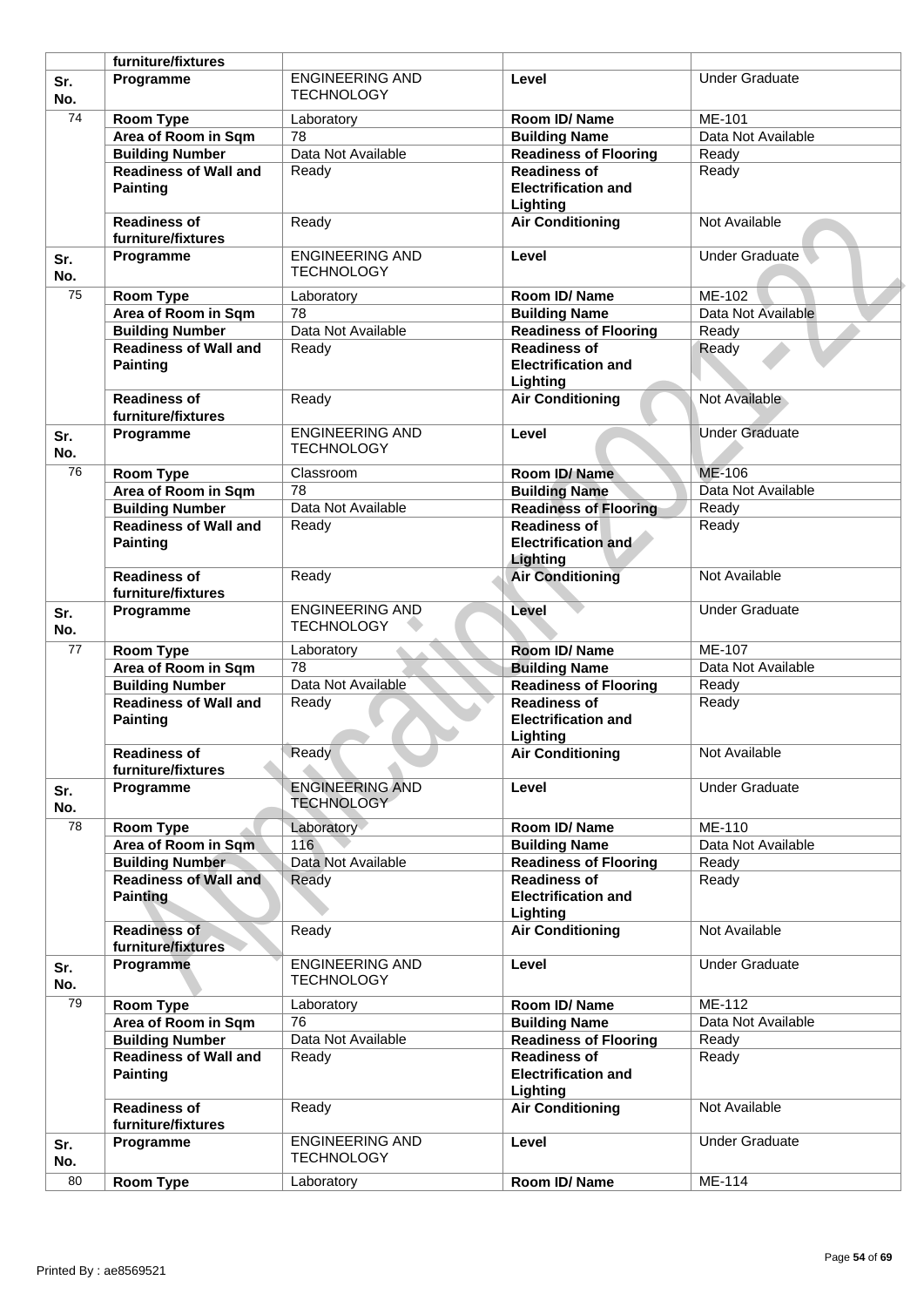| | furniture/fixtures | | | |
|---|---|---|---|---|
| **Sr. No.** | **Programme** | ENGINEERING AND TECHNOLOGY | **Level** | Under Graduate |
| 74 | **Room Type** | Laboratory | **Room ID/ Name** | ME-101 |
| | **Area of Room in Sqm** | 78 | **Building Name** | Data Not Available |
| | **Building Number** | Data Not Available | **Readiness of Flooring** | Ready |
| | **Readiness of Wall and Painting** | Ready | **Readiness of Electrification and Lighting** | Ready |
| | **Readiness of furniture/fixtures** | Ready | **Air Conditioning** | Not Available |
| **Sr. No.** | **Programme** | ENGINEERING AND TECHNOLOGY | **Level** | Under Graduate |
| 75 | **Room Type** | Laboratory | **Room ID/ Name** | ME-102 |
| | **Area of Room in Sqm** | 78 | **Building Name** | Data Not Available |
| | **Building Number** | Data Not Available | **Readiness of Flooring** | Ready |
| | **Readiness of Wall and Painting** | Ready | **Readiness of Electrification and Lighting** | Ready |
| | **Readiness of furniture/fixtures** | Ready | **Air Conditioning** | Not Available |
| **Sr. No.** | **Programme** | ENGINEERING AND TECHNOLOGY | **Level** | Under Graduate |
| 76 | **Room Type** | Classroom | **Room ID/ Name** | ME-106 |
| | **Area of Room in Sqm** | 78 | **Building Name** | Data Not Available |
| | **Building Number** | Data Not Available | **Readiness of Flooring** | Ready |
| | **Readiness of Wall and Painting** | Ready | **Readiness of Electrification and Lighting** | Ready |
| | **Readiness of furniture/fixtures** | Ready | **Air Conditioning** | Not Available |
| **Sr. No.** | **Programme** | ENGINEERING AND TECHNOLOGY | **Level** | Under Graduate |
| 77 | **Room Type** | Laboratory | **Room ID/ Name** | ME-107 |
| | **Area of Room in Sqm** | 78 | **Building Name** | Data Not Available |
| | **Building Number** | Data Not Available | **Readiness of Flooring** | Ready |
| | **Readiness of Wall and Painting** | Ready | **Readiness of Electrification and Lighting** | Ready |
| | **Readiness of furniture/fixtures** | Ready | **Air Conditioning** | Not Available |
| **Sr. No.** | **Programme** | ENGINEERING AND TECHNOLOGY | **Level** | Under Graduate |
| 78 | **Room Type** | Laboratory | **Room ID/ Name** | ME-110 |
| | **Area of Room in Sqm** | 116 | **Building Name** | Data Not Available |
| | **Building Number** | Data Not Available | **Readiness of Flooring** | Ready |
| | **Readiness of Wall and Painting** | Ready | **Readiness of Electrification and Lighting** | Ready |
| | **Readiness of furniture/fixtures** | Ready | **Air Conditioning** | Not Available |
| **Sr. No.** | **Programme** | ENGINEERING AND TECHNOLOGY | **Level** | Under Graduate |
| 79 | **Room Type** | Laboratory | **Room ID/ Name** | ME-112 |
| | **Area of Room in Sqm** | 76 | **Building Name** | Data Not Available |
| | **Building Number** | Data Not Available | **Readiness of Flooring** | Ready |
| | **Readiness of Wall and Painting** | Ready | **Readiness of Electrification and Lighting** | Ready |
| | **Readiness of furniture/fixtures** | Ready | **Air Conditioning** | Not Available |
| **Sr. No.** | **Programme** | ENGINEERING AND TECHNOLOGY | **Level** | Under Graduate |
| 80 | **Room Type** | Laboratory | **Room ID/ Name** | ME-114 |

Printed By : ae8569521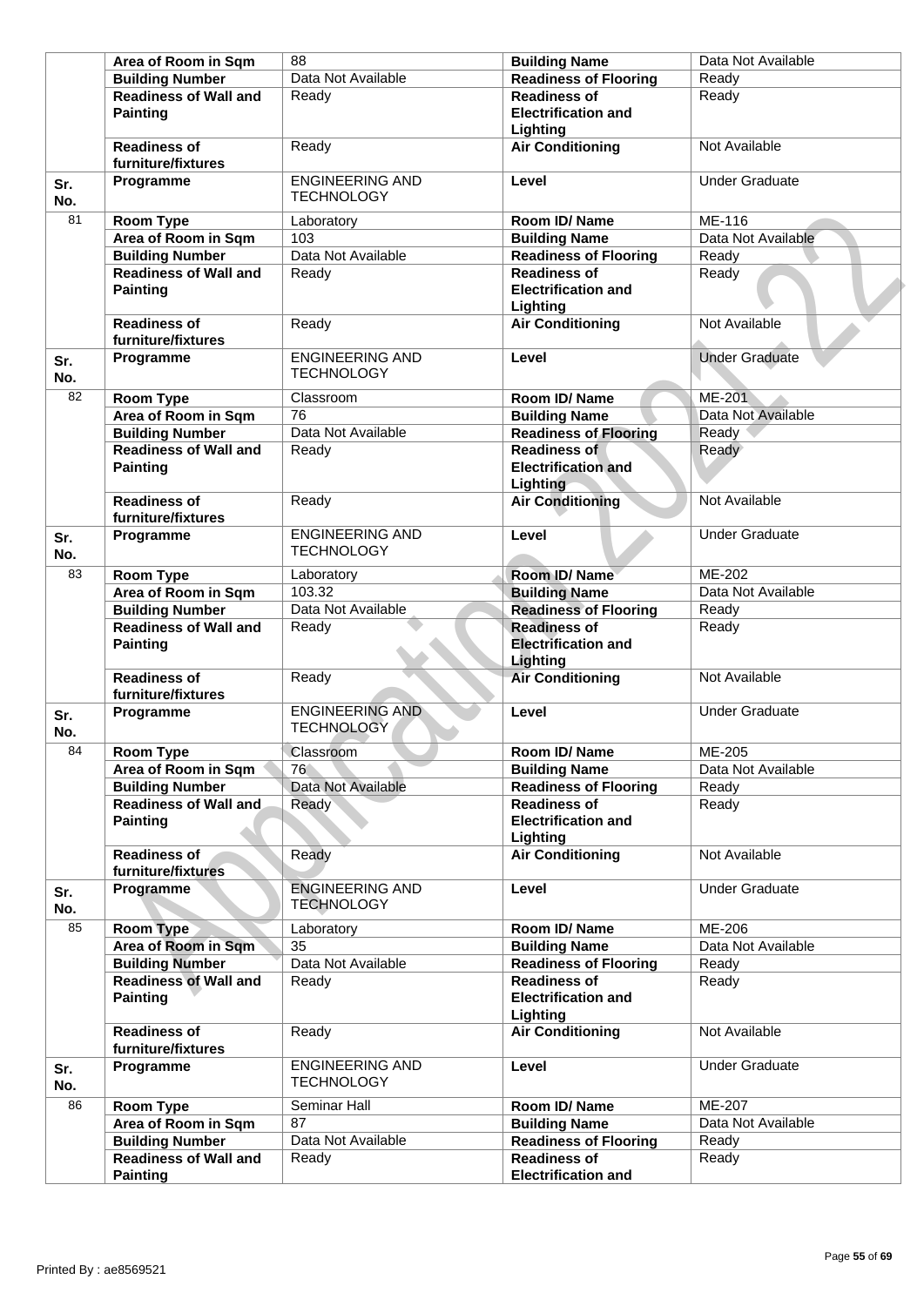| | | | | |
|---|---|---|---|---|
| | **Area of Room in Sqm** | 88 | **Building Name** | Data Not Available |
| | **Building Number** | Data Not Available | **Readiness of Flooring** | Ready |
| | **Readiness of Wall and Painting** | Ready | **Readiness of Electrification and Lighting** | Ready |
| | **Readiness of furniture/fixtures** | Ready | **Air Conditioning** | Not Available |
| **Sr. No.** | **Programme** | ENGINEERING AND TECHNOLOGY | **Level** | Under Graduate |
| 81 | **Room Type** | Laboratory | **Room ID/ Name** | ME-116 |
| | **Area of Room in Sqm** | 103 | **Building Name** | Data Not Available |
| | **Building Number** | Data Not Available | **Readiness of Flooring** | Ready |
| | **Readiness of Wall and Painting** | Ready | **Readiness of Electrification and Lighting** | Ready |
| | **Readiness of furniture/fixtures** | Ready | **Air Conditioning** | Not Available |
| **Sr. No.** | **Programme** | ENGINEERING AND TECHNOLOGY | **Level** | Under Graduate |
| 82 | **Room Type** | Classroom | **Room ID/ Name** | ME-201 |
| | **Area of Room in Sqm** | 76 | **Building Name** | Data Not Available |
| | **Building Number** | Data Not Available | **Readiness of Flooring** | Ready |
| | **Readiness of Wall and Painting** | Ready | **Readiness of Electrification and Lighting** | Ready |
| | **Readiness of furniture/fixtures** | Ready | **Air Conditioning** | Not Available |
| **Sr. No.** | **Programme** | ENGINEERING AND TECHNOLOGY | **Level** | Under Graduate |
| 83 | **Room Type** | Laboratory | **Room ID/ Name** | ME-202 |
| | **Area of Room in Sqm** | 103.32 | **Building Name** | Data Not Available |
| | **Building Number** | Data Not Available | **Readiness of Flooring** | Ready |
| | **Readiness of Wall and Painting** | Ready | **Readiness of Electrification and Lighting** | Ready |
| | **Readiness of furniture/fixtures** | Ready | **Air Conditioning** | Not Available |
| **Sr. No.** | **Programme** | ENGINEERING AND TECHNOLOGY | **Level** | Under Graduate |
| 84 | **Room Type** | Classroom | **Room ID/ Name** | ME-205 |
| | **Area of Room in Sqm** | 76 | **Building Name** | Data Not Available |
| | **Building Number** | Data Not Available | **Readiness of Flooring** | Ready |
| | **Readiness of Wall and Painting** | Ready | **Readiness of Electrification and Lighting** | Ready |
| | **Readiness of furniture/fixtures** | Ready | **Air Conditioning** | Not Available |
| **Sr. No.** | **Programme** | ENGINEERING AND TECHNOLOGY | **Level** | Under Graduate |
| 85 | **Room Type** | Laboratory | **Room ID/ Name** | ME-206 |
| | **Area of Room in Sqm** | 35 | **Building Name** | Data Not Available |
| | **Building Number** | Data Not Available | **Readiness of Flooring** | Ready |
| | **Readiness of Wall and Painting** | Ready | **Readiness of Electrification and Lighting** | Ready |
| | **Readiness of furniture/fixtures** | Ready | **Air Conditioning** | Not Available |
| **Sr. No.** | **Programme** | ENGINEERING AND TECHNOLOGY | **Level** | Under Graduate |
| 86 | **Room Type** | Seminar Hall | **Room ID/ Name** | ME-207 |
| | **Area of Room in Sqm** | 87 | **Building Name** | Data Not Available |
| | **Building Number** | Data Not Available | **Readiness of Flooring** | Ready |
| | **Readiness of Wall and Painting** | Ready | **Readiness of Electrification and** | Ready |

Printed By : ae8569521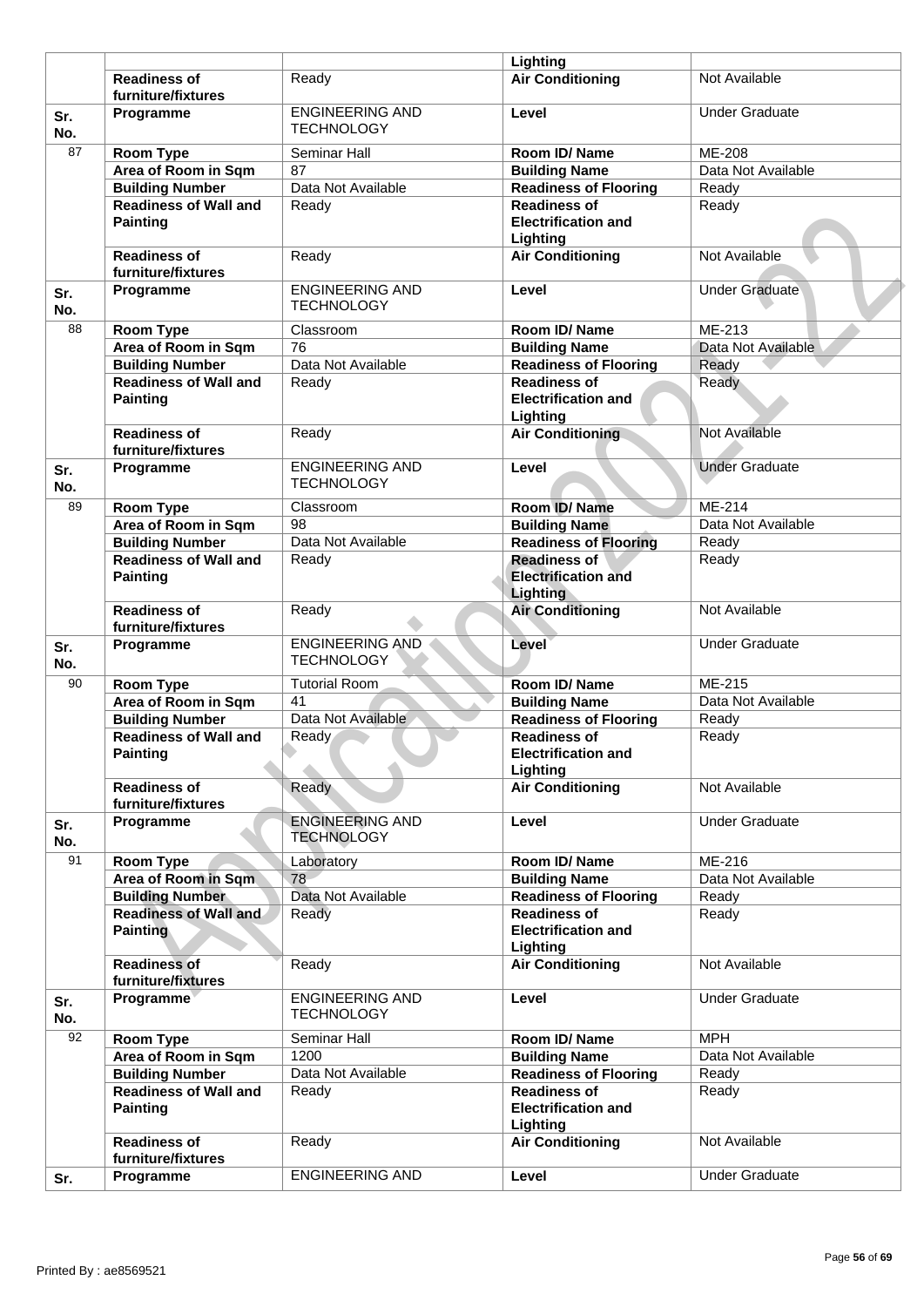| | | | Lighting | |
|---|---|---|---|---|
| | Readiness of furniture/fixtures | Ready | Air Conditioning | Not Available |
| Sr. No. | Programme | ENGINEERING AND TECHNOLOGY | Level | Under Graduate |
| 87 | Room Type | Seminar Hall | Room ID/ Name | ME-208 |
| | Area of Room in Sqm | 87 | Building Name | Data Not Available |
| | Building Number | Data Not Available | Readiness of Flooring | Ready |
| | Readiness of Wall and Painting | Ready | Readiness of Electrification and Lighting | Ready |
| | Readiness of furniture/fixtures | Ready | Air Conditioning | Not Available |
| Sr. No. | Programme | ENGINEERING AND TECHNOLOGY | Level | Under Graduate |
| 88 | Room Type | Classroom | Room ID/ Name | ME-213 |
| | Area of Room in Sqm | 76 | Building Name | Data Not Available |
| | Building Number | Data Not Available | Readiness of Flooring | Ready |
| | Readiness of Wall and Painting | Ready | Readiness of Electrification and Lighting | Ready |
| | Readiness of furniture/fixtures | Ready | Air Conditioning | Not Available |
| Sr. No. | Programme | ENGINEERING AND TECHNOLOGY | Level | Under Graduate |
| 89 | Room Type | Classroom | Room ID/ Name | ME-214 |
| | Area of Room in Sqm | 98 | Building Name | Data Not Available |
| | Building Number | Data Not Available | Readiness of Flooring | Ready |
| | Readiness of Wall and Painting | Ready | Readiness of Electrification and Lighting | Ready |
| | Readiness of furniture/fixtures | Ready | Air Conditioning | Not Available |
| Sr. No. | Programme | ENGINEERING AND TECHNOLOGY | Level | Under Graduate |
| 90 | Room Type | Tutorial Room | Room ID/ Name | ME-215 |
| | Area of Room in Sqm | 41 | Building Name | Data Not Available |
| | Building Number | Data Not Available | Readiness of Flooring | Ready |
| | Readiness of Wall and Painting | Ready | Readiness of Electrification and Lighting | Ready |
| | Readiness of furniture/fixtures | Ready | Air Conditioning | Not Available |
| Sr. No. | Programme | ENGINEERING AND TECHNOLOGY | Level | Under Graduate |
| 91 | Room Type | Laboratory | Room ID/ Name | ME-216 |
| | Area of Room in Sqm | 78 | Building Name | Data Not Available |
| | Building Number | Data Not Available | Readiness of Flooring | Ready |
| | Readiness of Wall and Painting | Ready | Readiness of Electrification and Lighting | Ready |
| | Readiness of furniture/fixtures | Ready | Air Conditioning | Not Available |
| Sr. No. | Programme | ENGINEERING AND TECHNOLOGY | Level | Under Graduate |
| 92 | Room Type | Seminar Hall | Room ID/ Name | MPH |
| | Area of Room in Sqm | 1200 | Building Name | Data Not Available |
| | Building Number | Data Not Available | Readiness of Flooring | Ready |
| | Readiness of Wall and Painting | Ready | Readiness of Electrification and Lighting | Ready |
| | Readiness of furniture/fixtures | Ready | Air Conditioning | Not Available |
| Sr. | Programme | ENGINEERING AND | Level | Under Graduate |

Printed By : ae8569521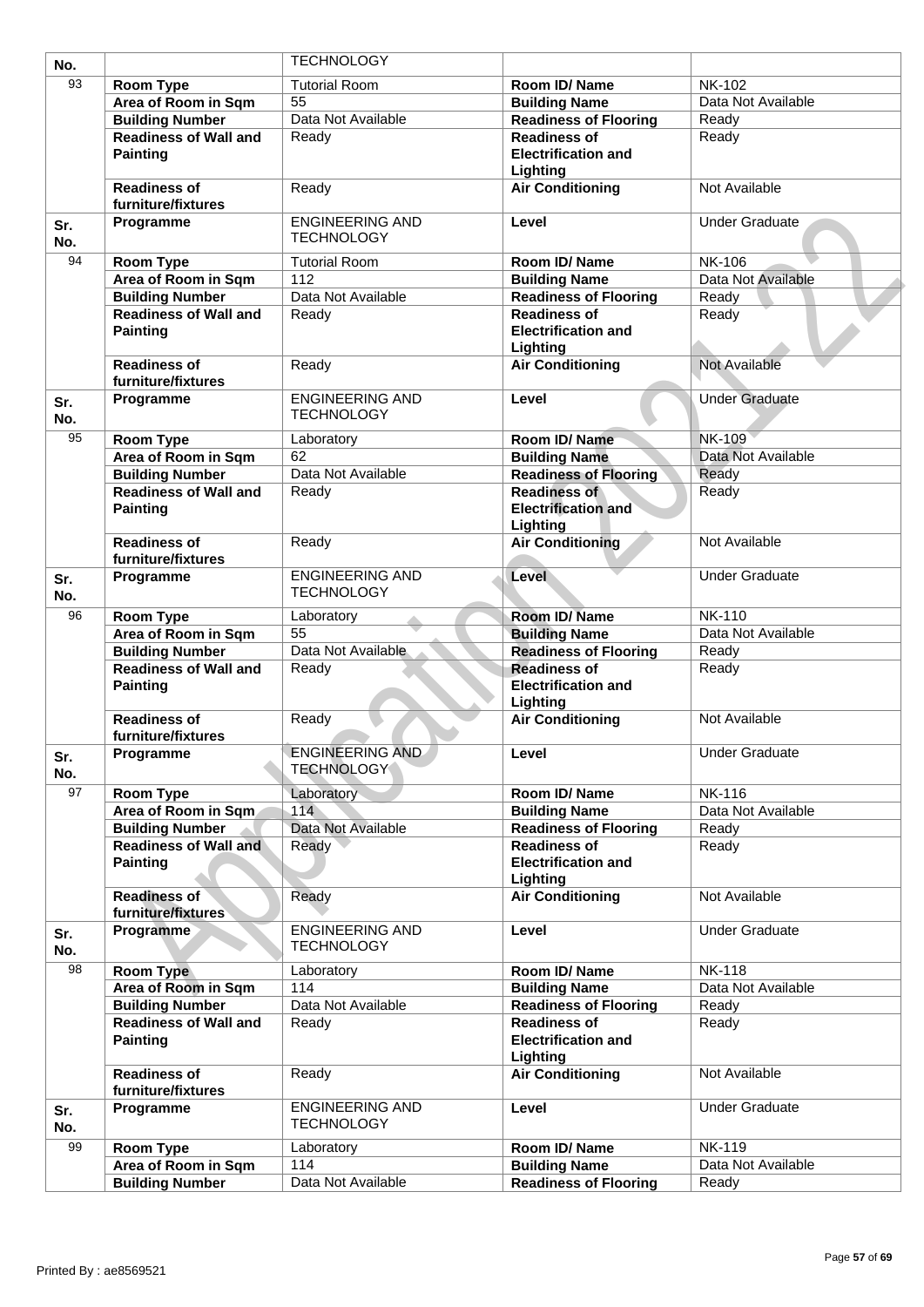| No. | | TECHNOLOGY | | |
|---|---|---|---|---|
| 93 | **Room Type** | Tutorial Room | **Room ID/ Name** | NK-102 |
| | **Area of Room in Sqm** | 55 | **Building Name** | Data Not Available |
| | **Building Number** | Data Not Available | **Readiness of Flooring** | Ready |
| | **Readiness of Wall and Painting** | Ready | **Readiness of Electrification and Lighting** | Ready |
| | **Readiness of furniture/fixtures** | Ready | **Air Conditioning** | Not Available |
| **Sr. No.** | **Programme** | ENGINEERING AND TECHNOLOGY | **Level** | Under Graduate |
| 94 | **Room Type** | Tutorial Room | **Room ID/ Name** | NK-106 |
| | **Area of Room in Sqm** | 112 | **Building Name** | Data Not Available |
| | **Building Number** | Data Not Available | **Readiness of Flooring** | Ready |
| | **Readiness of Wall and Painting** | Ready | **Readiness of Electrification and Lighting** | Ready |
| | **Readiness of furniture/fixtures** | Ready | **Air Conditioning** | Not Available |
| **Sr. No.** | **Programme** | ENGINEERING AND TECHNOLOGY | **Level** | Under Graduate |
| 95 | **Room Type** | Laboratory | **Room ID/ Name** | NK-109 |
| | **Area of Room in Sqm** | 62 | **Building Name** | Data Not Available |
| | **Building Number** | Data Not Available | **Readiness of Flooring** | Ready |
| | **Readiness of Wall and Painting** | Ready | **Readiness of Electrification and Lighting** | Ready |
| | **Readiness of furniture/fixtures** | Ready | **Air Conditioning** | Not Available |
| **Sr. No.** | **Programme** | ENGINEERING AND TECHNOLOGY | **Level** | Under Graduate |
| 96 | **Room Type** | Laboratory | **Room ID/ Name** | NK-110 |
| | **Area of Room in Sqm** | 55 | **Building Name** | Data Not Available |
| | **Building Number** | Data Not Available | **Readiness of Flooring** | Ready |
| | **Readiness of Wall and Painting** | Ready | **Readiness of Electrification and Lighting** | Ready |
| | **Readiness of furniture/fixtures** | Ready | **Air Conditioning** | Not Available |
| **Sr. No.** | **Programme** | ENGINEERING AND TECHNOLOGY | **Level** | Under Graduate |
| 97 | **Room Type** | Laboratory | **Room ID/ Name** | NK-116 |
| | **Area of Room in Sqm** | 114 | **Building Name** | Data Not Available |
| | **Building Number** | Data Not Available | **Readiness of Flooring** | Ready |
| | **Readiness of Wall and Painting** | Ready | **Readiness of Electrification and Lighting** | Ready |
| | **Readiness of furniture/fixtures** | Ready | **Air Conditioning** | Not Available |
| **Sr. No.** | **Programme** | ENGINEERING AND TECHNOLOGY | **Level** | Under Graduate |
| 98 | **Room Type** | Laboratory | **Room ID/ Name** | NK-118 |
| | **Area of Room in Sqm** | 114 | **Building Name** | Data Not Available |
| | **Building Number** | Data Not Available | **Readiness of Flooring** | Ready |
| | **Readiness of Wall and Painting** | Ready | **Readiness of Electrification and Lighting** | Ready |
| | **Readiness of furniture/fixtures** | Ready | **Air Conditioning** | Not Available |
| **Sr. No.** | **Programme** | ENGINEERING AND TECHNOLOGY | **Level** | Under Graduate |
| 99 | **Room Type** | Laboratory | **Room ID/ Name** | NK-119 |
| | **Area of Room in Sqm** | 114 | **Building Name** | Data Not Available |
| | **Building Number** | Data Not Available | **Readiness of Flooring** | Ready |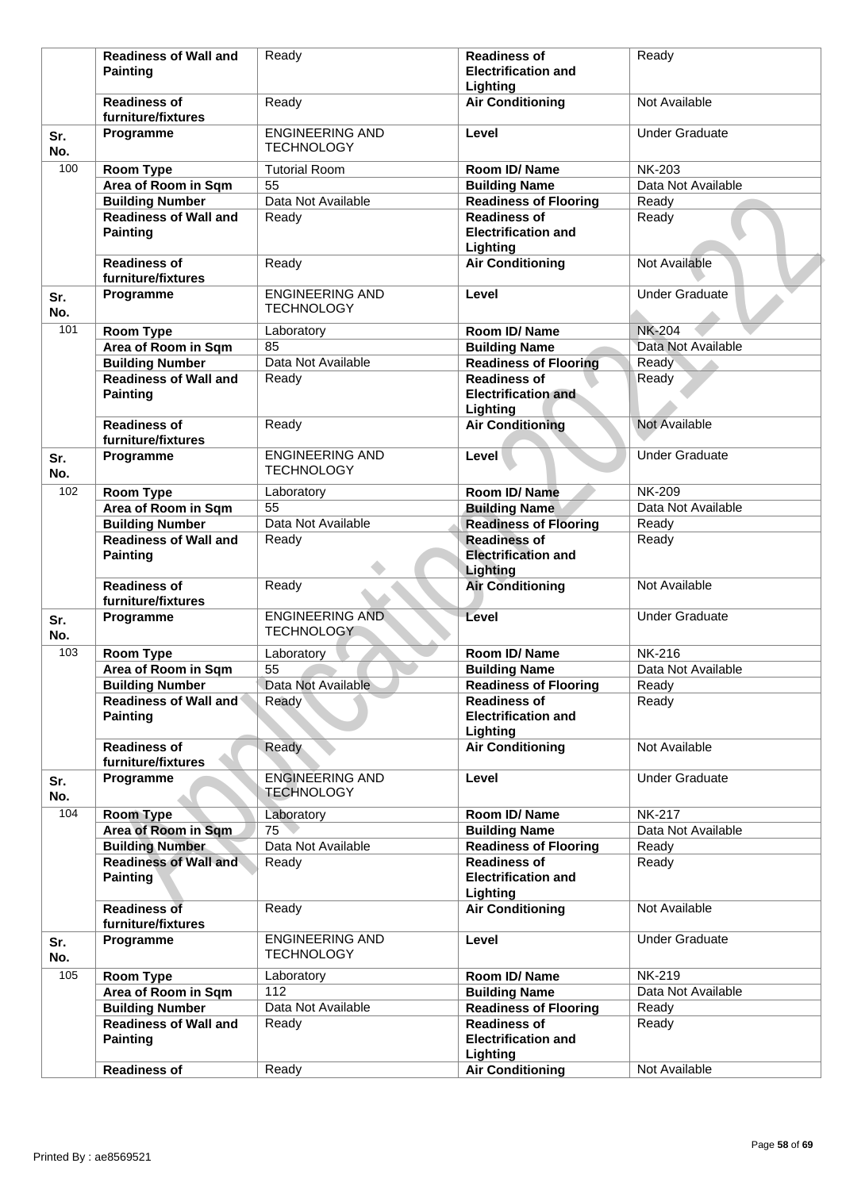| | | | | |
|---|---|---|---|---|
| | **Readiness of Wall and Painting** | Ready | **Readiness of Electrification and Lighting** | Ready |
| | **Readiness of furniture/fixtures** | Ready | **Air Conditioning** | Not Available |
| **Sr. No.** | **Programme** | ENGINEERING AND TECHNOLOGY | **Level** | Under Graduate |
| 100 | **Room Type** | Tutorial Room | **Room ID/ Name** | NK-203 |
| | **Area of Room in Sqm** | 55 | **Building Name** | Data Not Available |
| | **Building Number** | Data Not Available | **Readiness of Flooring** | Ready |
| | **Readiness of Wall and Painting** | Ready | **Readiness of Electrification and Lighting** | Ready |
| | **Readiness of furniture/fixtures** | Ready | **Air Conditioning** | Not Available |
| **Sr. No.** | **Programme** | ENGINEERING AND TECHNOLOGY | **Level** | Under Graduate |
| 101 | **Room Type** | Laboratory | **Room ID/ Name** | NK-204 |
| | **Area of Room in Sqm** | 85 | **Building Name** | Data Not Available |
| | **Building Number** | Data Not Available | **Readiness of Flooring** | Ready |
| | **Readiness of Wall and Painting** | Ready | **Readiness of Electrification and Lighting** | Ready |
| | **Readiness of furniture/fixtures** | Ready | **Air Conditioning** | Not Available |
| **Sr. No.** | **Programme** | ENGINEERING AND TECHNOLOGY | **Level** | Under Graduate |
| 102 | **Room Type** | Laboratory | **Room ID/ Name** | NK-209 |
| | **Area of Room in Sqm** | 55 | **Building Name** | Data Not Available |
| | **Building Number** | Data Not Available | **Readiness of Flooring** | Ready |
| | **Readiness of Wall and Painting** | Ready | **Readiness of Electrification and Lighting** | Ready |
| | **Readiness of furniture/fixtures** | Ready | **Air Conditioning** | Not Available |
| **Sr. No.** | **Programme** | ENGINEERING AND TECHNOLOGY | **Level** | Under Graduate |
| 103 | **Room Type** | Laboratory | **Room ID/ Name** | NK-216 |
| | **Area of Room in Sqm** | 55 | **Building Name** | Data Not Available |
| | **Building Number** | Data Not Available | **Readiness of Flooring** | Ready |
| | **Readiness of Wall and Painting** | Ready | **Readiness of Electrification and Lighting** | Ready |
| | **Readiness of furniture/fixtures** | Ready | **Air Conditioning** | Not Available |
| **Sr. No.** | **Programme** | ENGINEERING AND TECHNOLOGY | **Level** | Under Graduate |
| 104 | **Room Type** | Laboratory | **Room ID/ Name** | NK-217 |
| | **Area of Room in Sqm** | 75 | **Building Name** | Data Not Available |
| | **Building Number** | Data Not Available | **Readiness of Flooring** | Ready |
| | **Readiness of Wall and Painting** | Ready | **Readiness of Electrification and Lighting** | Ready |
| | **Readiness of furniture/fixtures** | Ready | **Air Conditioning** | Not Available |
| **Sr. No.** | **Programme** | ENGINEERING AND TECHNOLOGY | **Level** | Under Graduate |
| 105 | **Room Type** | Laboratory | **Room ID/ Name** | NK-219 |
| | **Area of Room in Sqm** | 112 | **Building Name** | Data Not Available |
| | **Building Number** | Data Not Available | **Readiness of Flooring** | Ready |
| | **Readiness of Wall and Painting** | Ready | **Readiness of Electrification and Lighting** | Ready |
| | **Readiness of** | Ready | **Air Conditioning** | Not Available |

Printed By : ae8569521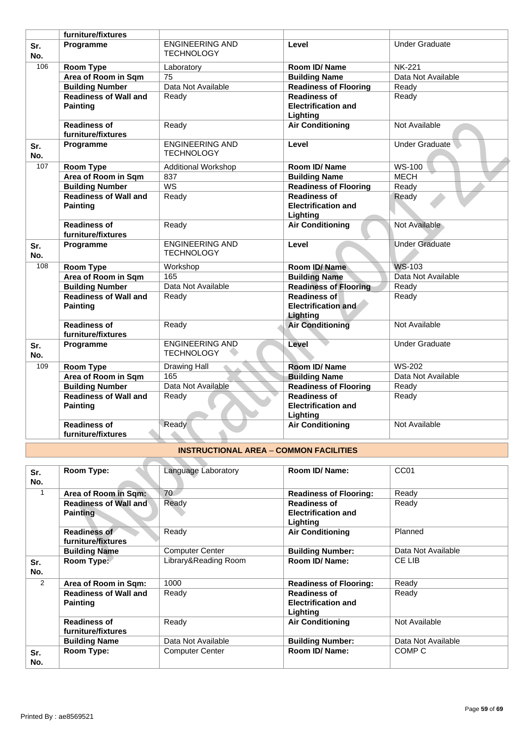| | furniture/fixtures | | | |
|---|---|---|---|---|
| **Sr. No.** | **Programme** | ENGINEERING AND TECHNOLOGY | **Level** | Under Graduate |
| 106 | **Room Type** | Laboratory | **Room ID/ Name** | NK-221 |
| | **Area of Room in Sqm** | 75 | **Building Name** | Data Not Available |
| | **Building Number** | Data Not Available | **Readiness of Flooring** | Ready |
| | **Readiness of Wall and Painting** | Ready | **Readiness of Electrification and Lighting** | Ready |
| | **Readiness of furniture/fixtures** | Ready | **Air Conditioning** | Not Available |
| **Sr. No.** | **Programme** | ENGINEERING AND TECHNOLOGY | **Level** | Under Graduate |
| 107 | **Room Type** | Additional Workshop | **Room ID/ Name** | WS-100 |
| | **Area of Room in Sqm** | 837 | **Building Name** | MECH |
| | **Building Number** | WS | **Readiness of Flooring** | Ready |
| | **Readiness of Wall and Painting** | Ready | **Readiness of Electrification and Lighting** | Ready |
| | **Readiness of furniture/fixtures** | Ready | **Air Conditioning** | Not Available |
| **Sr. No.** | **Programme** | ENGINEERING AND TECHNOLOGY | **Level** | Under Graduate |
| 108 | **Room Type** | Workshop | **Room ID/ Name** | WS-103 |
| | **Area of Room in Sqm** | 165 | **Building Name** | Data Not Available |
| | **Building Number** | Data Not Available | **Readiness of Flooring** | Ready |
| | **Readiness of Wall and Painting** | Ready | **Readiness of Electrification and Lighting** | Ready |
| | **Readiness of furniture/fixtures** | Ready | **Air Conditioning** | Not Available |
| **Sr. No.** | **Programme** | ENGINEERING AND TECHNOLOGY | **Level** | Under Graduate |
| 109 | **Room Type** | Drawing Hall | **Room ID/ Name** | WS-202 |
| | **Area of Room in Sqm** | 165 | **Building Name** | Data Not Available |
| | **Building Number** | Data Not Available | **Readiness of Flooring** | Ready |
| | **Readiness of Wall and Painting** | Ready | **Readiness of Electrification and Lighting** | Ready |
| | **Readiness of furniture/fixtures** | Ready | **Air Conditioning** | Not Available |

## INSTRUCTIONAL AREA – COMMON FACILITIES

| **Sr. No.** | **Room Type:** | Language Laboratory | **Room ID/ Name:** | CC01 |
|---|---|---|---|---|
| 1 | **Area of Room in Sqm:** | 70 | **Readiness of Flooring:** | Ready |
| | **Readiness of Wall and Painting** | Ready | **Readiness of Electrification and Lighting** | Ready |
| | **Readiness of furniture/fixtures** | Ready | **Air Conditioning** | Planned |
| | **Building Name** | Computer Center | **Building Number:** | Data Not Available |
| **Sr. No.** | **Room Type:** | Library&Reading Room | **Room ID/ Name:** | CE LIB |
| 2 | **Area of Room in Sqm:** | 1000 | **Readiness of Flooring:** | Ready |
| | **Readiness of Wall and Painting** | Ready | **Readiness of Electrification and Lighting** | Ready |
| | **Readiness of furniture/fixtures** | Ready | **Air Conditioning** | Not Available |
| | **Building Name** | Data Not Available | **Building Number:** | Data Not Available |
| **Sr. No.** | **Room Type:** | Computer Center | **Room ID/ Name:** | COMP C |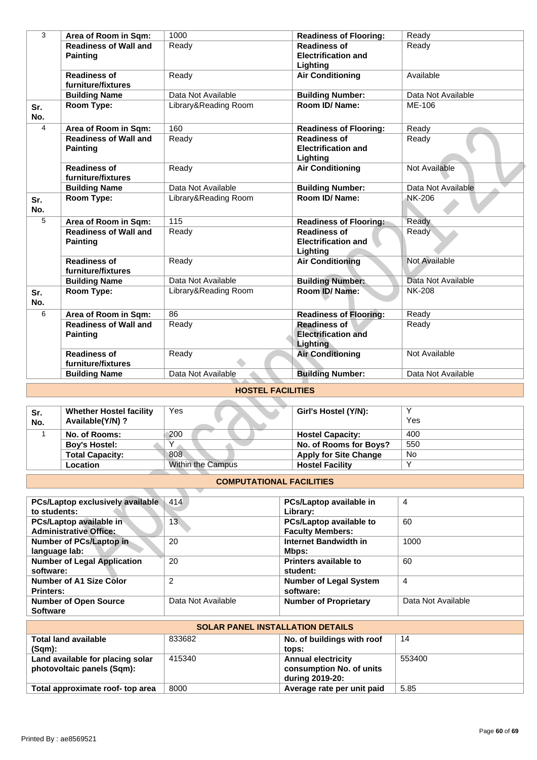| 3 | Area of Room in Sqm: | 1000 | Readiness of Flooring: | Ready |
|---|---|---|---|---|
| | Readiness of Wall and Painting | Ready | Readiness of Electrification and Lighting | Ready |
| | Readiness of furniture/fixtures | Ready | Air Conditioning | Available |
| | Building Name | Data Not Available | Building Number: | Data Not Available |
| Sr. No. | Room Type: | Library&Reading Room | Room ID/ Name: | ME-106 |
| 4 | Area of Room in Sqm: | 160 | Readiness of Flooring: | Ready |
| | Readiness of Wall and Painting | Ready | Readiness of Electrification and Lighting | Ready |
| | Readiness of furniture/fixtures | Ready | Air Conditioning | Not Available |
| | Building Name | Data Not Available | Building Number: | Data Not Available |
| Sr. No. | Room Type: | Library&Reading Room | Room ID/ Name: | NK-206 |
| 5 | Area of Room in Sqm: | 115 | Readiness of Flooring: | Ready |
| | Readiness of Wall and Painting | Ready | Readiness of Electrification and Lighting | Ready |
| | Readiness of furniture/fixtures | Ready | Air Conditioning | Not Available |
| | Building Name | Data Not Available | Building Number: | Data Not Available |
| Sr. No. | Room Type: | Library&Reading Room | Room ID/ Name: | NK-208 |
| 6 | Area of Room in Sqm: | 86 | Readiness of Flooring: | Ready |
| | Readiness of Wall and Painting | Ready | Readiness of Electrification and Lighting | Ready |
| | Readiness of furniture/fixtures | Ready | Air Conditioning | Not Available |
| | Building Name | Data Not Available | Building Number: | Data Not Available |

## HOSTEL FACILITIES

| Sr. No. | Whether Hostel facility Available(Y/N) ? | Yes | Girl's Hostel (Y/N): | Y Yes |
|---|---|---|---|---|
| 1 | No. of Rooms: | 200 | Hostel Capacity: | 400 |
| | Boy's Hostel: | Y | No. of Rooms for Boys? | 550 |
| | Total Capacity: | 808 | Apply for Site Change | No |
| | Location | Within the Campus | Hostel Facility | Y |

## COMPUTATIONAL FACILITIES

| PCs/Laptop exclusively available to students: | 414 | PCs/Laptop available in Library: | 4 |
|---|---|---|---|
| PCs/Laptop available in Administrative Office: | 13 | PCs/Laptop available to Faculty Members: | 60 |
| Number of PCs/Laptop in language lab: | 20 | Internet Bandwidth in Mbps: | 1000 |
| Number of Legal Application software: | 20 | Printers available to student: | 60 |
| Number of A1 Size Color Printers: | 2 | Number of Legal System software: | 4 |
| Number of Open Source Software | Data Not Available | Number of Proprietary | Data Not Available |

## SOLAR PANEL INSTALLATION DETAILS

| Total land available (Sqm): | 833682 | No. of buildings with roof tops: | 14 |
|---|---|---|---|
| Land available for placing solar photovoltaic panels (Sqm): | 415340 | Annual electricity consumption No. of units during 2019-20: | 553400 |
| Total approximate roof- top area | 8000 | Average rate per unit paid | 5.85 |

Printed By : ae8569521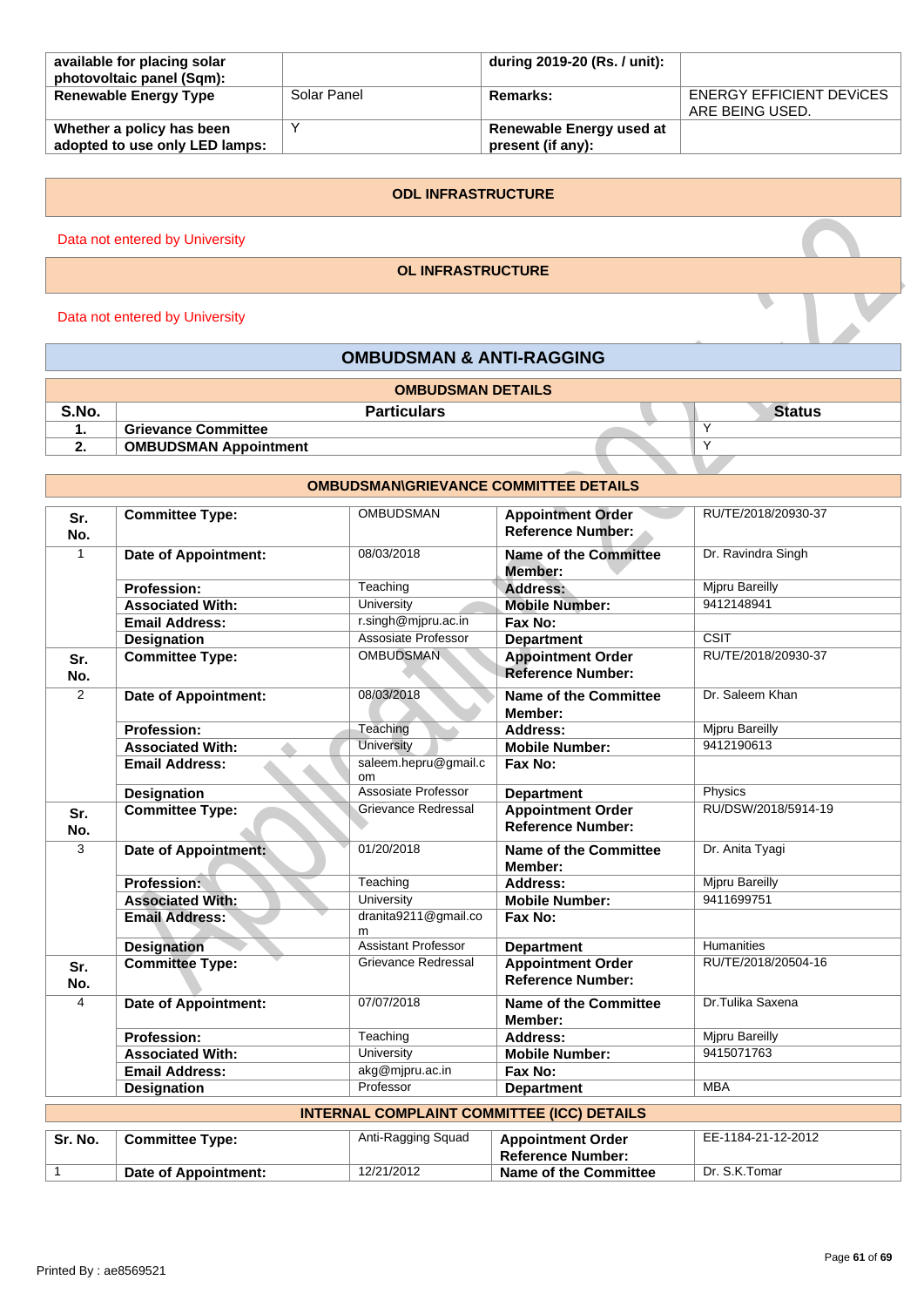| available for placing solar photovoltaic panel (Sqm): | | during 2019-20 (Rs. / unit): | |
|---|---|---|---|
| **Renewable Energy Type** | Solar Panel | **Remarks:** | ENERGY EFFICIENT DEViCES ARE BEING USED. |
| **Whether a policy has been adopted to use only LED lamps:** | Y | **Renewable Energy used at present (if any):** | |

## ODL INFRASTRUCTURE

Data not entered by University

## OL INFRASTRUCTURE

Data not entered by University

## OMBUDSMAN & ANTI-RAGGING

### OMBUDSMAN DETAILS

| S.No. | Particulars | Status |
|---|---|---|
| 1. | Grievance Committee | Y |
| 2. | OMBUDSMAN Appointment | Y |

### OMBUDSMAN\GRIEVANCE COMMITTEE DETAILS

| Sr. No. | Committee Type: | OMBUDSMAN | Appointment Order Reference Number: | RU/TE/2018/20930-37 |
|---|---|---|---|---|
| 1 | Date of Appointment: | 08/03/2018 | Name of the Committee Member: | Dr. Ravindra Singh |
| | Profession: | Teaching | Address: | Mjpru Bareilly |
| | Associated With: | University | Mobile Number: | 9412148941 |
| | Email Address: | r.singh@mjpru.ac.in | Fax No: | |
| | Designation | Assosiate Professor | Department | CSIT |
| **Sr. No.** | **Committee Type:** | OMBUDSMAN | **Appointment Order Reference Number:** | RU/TE/2018/20930-37 |
| 2 | Date of Appointment: | 08/03/2018 | Name of the Committee Member: | Dr. Saleem Khan |
| | Profession: | Teaching | Address: | Mjpru Bareilly |
| | Associated With: | University | Mobile Number: | 9412190613 |
| | Email Address: | saleem.hepru@gmail.com | Fax No: | |
| | Designation | Assosiate Professor | Department | Physics |
| **Sr. No.** | **Committee Type:** | Grievance Redressal | **Appointment Order Reference Number:** | RU/DSW/2018/5914-19 |
| 3 | Date of Appointment: | 01/20/2018 | Name of the Committee Member: | Dr. Anita Tyagi |
| | Profession: | Teaching | Address: | Mjpru Bareilly |
| | Associated With: | University | Mobile Number: | 9411699751 |
| | Email Address: | dranita9211@gmail.com | Fax No: | |
| | Designation | Assistant Professor | Department | Humanities |
| **Sr. No.** | **Committee Type:** | Grievance Redressal | **Appointment Order Reference Number:** | RU/TE/2018/20504-16 |
| 4 | Date of Appointment: | 07/07/2018 | Name of the Committee Member: | Dr.Tulika Saxena |
| | Profession: | Teaching | Address: | Mjpru Bareilly |
| | Associated With: | University | Mobile Number: | 9415071763 |
| | Email Address: | akg@mjpru.ac.in | Fax No: | |
| | Designation | Professor | Department | MBA |

### INTERNAL COMPLAINT COMMITTEE (ICC) DETAILS

| Sr. No. | Committee Type: | Anti-Ragging Squad | Appointment Order Reference Number: | EE-1184-21-12-2012 |
|---|---|---|---|---|
| 1 | Date of Appointment: | 12/21/2012 | Name of the Committee | Dr. S.K.Tomar |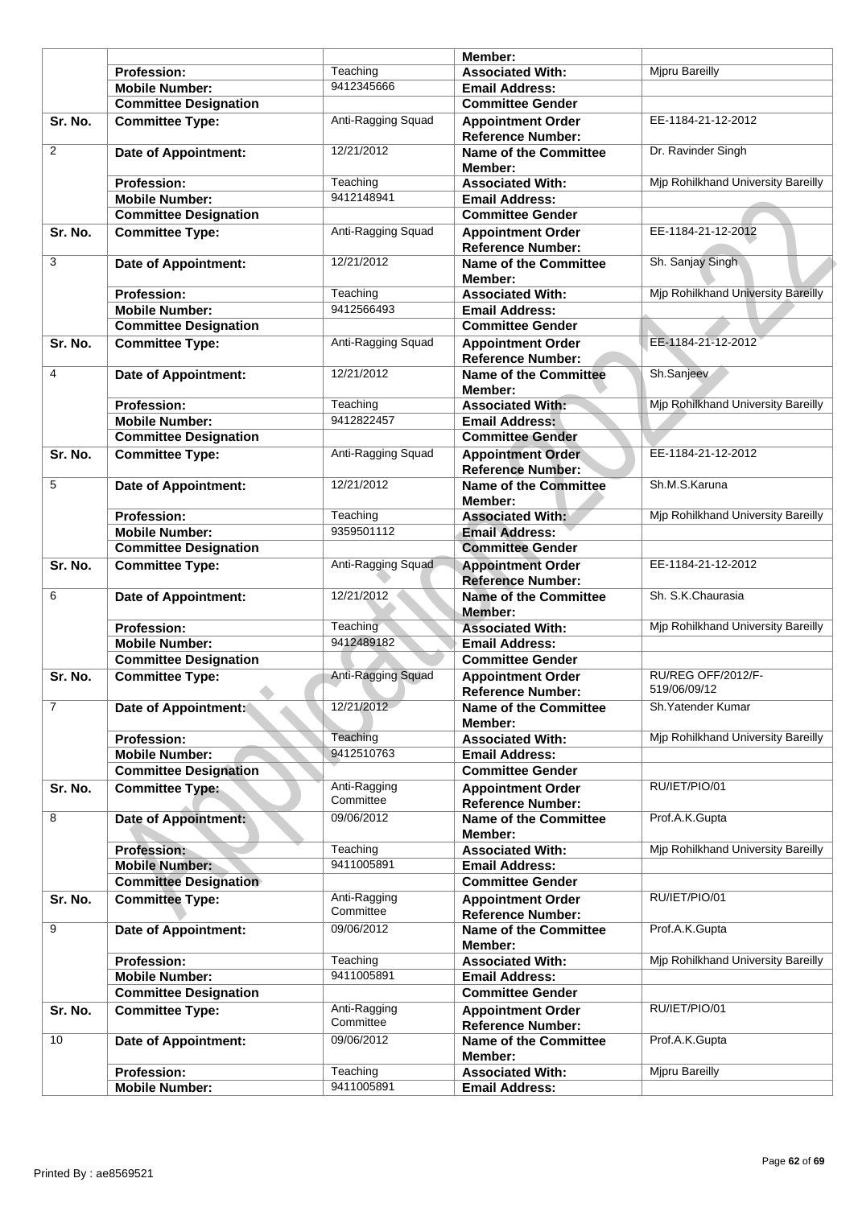|  |  |  | Member: |  |
|---|---|---|---|---|
|  | **Profession:** | Teaching | **Associated With:** | Mjpru Bareilly |
|  | **Mobile Number:** | 9412345666 | **Email Address:** |  |
|  | **Committee Designation** |  | **Committee Gender** |  |
| **Sr. No.** | **Committee Type:** | Anti-Ragging Squad | **Appointment Order Reference Number:** | EE-1184-21-12-2012 |
| 2 | **Date of Appointment:** | 12/21/2012 | **Name of the Committee Member:** | Dr. Ravinder Singh |
|  | **Profession:** | Teaching | **Associated With:** | Mjp Rohilkhand University Bareilly |
|  | **Mobile Number:** | 9412148941 | **Email Address:** |  |
|  | **Committee Designation** |  | **Committee Gender** |  |
| **Sr. No.** | **Committee Type:** | Anti-Ragging Squad | **Appointment Order Reference Number:** | EE-1184-21-12-2012 |
| 3 | **Date of Appointment:** | 12/21/2012 | **Name of the Committee Member:** | Sh. Sanjay Singh |
|  | **Profession:** | Teaching | **Associated With:** | Mjp Rohilkhand University Bareilly |
|  | **Mobile Number:** | 9412566493 | **Email Address:** |  |
|  | **Committee Designation** |  | **Committee Gender** |  |
| **Sr. No.** | **Committee Type:** | Anti-Ragging Squad | **Appointment Order Reference Number:** | EE-1184-21-12-2012 |
| 4 | **Date of Appointment:** | 12/21/2012 | **Name of the Committee Member:** | Sh.Sanjeev |
|  | **Profession:** | Teaching | **Associated With:** | Mjp Rohilkhand University Bareilly |
|  | **Mobile Number:** | 9412822457 | **Email Address:** |  |
|  | **Committee Designation** |  | **Committee Gender** |  |
| **Sr. No.** | **Committee Type:** | Anti-Ragging Squad | **Appointment Order Reference Number:** | EE-1184-21-12-2012 |
| 5 | **Date of Appointment:** | 12/21/2012 | **Name of the Committee Member:** | Sh.M.S.Karuna |
|  | **Profession:** | Teaching | **Associated With:** | Mjp Rohilkhand University Bareilly |
|  | **Mobile Number:** | 9359501112 | **Email Address:** |  |
|  | **Committee Designation** |  | **Committee Gender** |  |
| **Sr. No.** | **Committee Type:** | Anti-Ragging Squad | **Appointment Order Reference Number:** | EE-1184-21-12-2012 |
| 6 | **Date of Appointment:** | 12/21/2012 | **Name of the Committee Member:** | Sh. S.K.Chaurasia |
|  | **Profession:** | Teaching | **Associated With:** | Mjp Rohilkhand University Bareilly |
|  | **Mobile Number:** | 9412489182 | **Email Address:** |  |
|  | **Committee Designation** |  | **Committee Gender** |  |
| **Sr. No.** | **Committee Type:** | Anti-Ragging Squad | **Appointment Order Reference Number:** | RU/REG OFF/2012/F-519/06/09/12 |
| 7 | **Date of Appointment:** | 12/21/2012 | **Name of the Committee Member:** | Sh.Yatender Kumar |
|  | **Profession:** | Teaching | **Associated With:** | Mjp Rohilkhand University Bareilly |
|  | **Mobile Number:** | 9412510763 | **Email Address:** |  |
|  | **Committee Designation** |  | **Committee Gender** |  |
| **Sr. No.** | **Committee Type:** | Anti-Ragging Committee | **Appointment Order Reference Number:** | RU/IET/PIO/01 |
| 8 | **Date of Appointment:** | 09/06/2012 | **Name of the Committee Member:** | Prof.A.K.Gupta |
|  | **Profession:** | Teaching | **Associated With:** | Mjp Rohilkhand University Bareilly |
|  | **Mobile Number:** | 9411005891 | **Email Address:** |  |
|  | **Committee Designation** |  | **Committee Gender** |  |
| **Sr. No.** | **Committee Type:** | Anti-Ragging Committee | **Appointment Order Reference Number:** | RU/IET/PIO/01 |
| 9 | **Date of Appointment:** | 09/06/2012 | **Name of the Committee Member:** | Prof.A.K.Gupta |
|  | **Profession:** | Teaching | **Associated With:** | Mjp Rohilkhand University Bareilly |
|  | **Mobile Number:** | 9411005891 | **Email Address:** |  |
|  | **Committee Designation** |  | **Committee Gender** |  |
| **Sr. No.** | **Committee Type:** | Anti-Ragging Committee | **Appointment Order Reference Number:** | RU/IET/PIO/01 |
| 10 | **Date of Appointment:** | 09/06/2012 | **Name of the Committee Member:** | Prof.A.K.Gupta |
|  | **Profession:** | Teaching | **Associated With:** | Mjpru Bareilly |
|  | **Mobile Number:** | 9411005891 | **Email Address:** |  |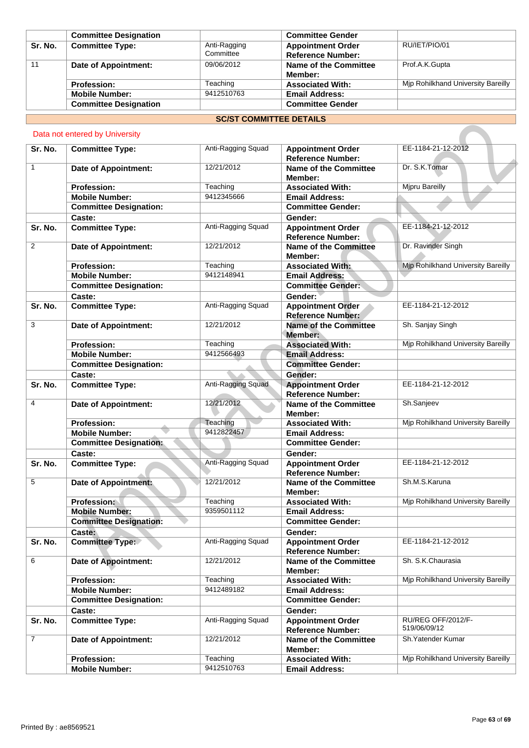| | Committee Designation | | Committee Gender | |
|---|---|---|---|---|
| Sr. No. | Committee Type: | Anti-Ragging Committee | Appointment Order Reference Number: | RU/IET/PIO/01 |
| 11 | Date of Appointment: | 09/06/2012 | Name of the Committee Member: | Prof.A.K.Gupta |
| | Profession: | Teaching | Associated With: | Mjp Rohilkhand University Bareilly |
| | Mobile Number: | 9412510763 | Email Address: | |
| | Committee Designation | | Committee Gender | |

## SC/ST COMMITTEE DETAILS

Data not entered by University

| Sr. No. | Committee Type: | Anti-Ragging Squad | Appointment Order Reference Number: | EE-1184-21-12-2012 |
|---|---|---|---|---|
| 1 | Date of Appointment: | 12/21/2012 | Name of the Committee Member: | Dr. S.K.Tomar |
| | Profession: | Teaching | Associated With: | Mjpru Bareilly |
| | Mobile Number: | 9412345666 | Email Address: | |
| | Committee Designation: | | Committee Gender: | |
| | Caste: | | Gender: | |
| Sr. No. | Committee Type: | Anti-Ragging Squad | Appointment Order Reference Number: | EE-1184-21-12-2012 |
| 2 | Date of Appointment: | 12/21/2012 | Name of the Committee Member: | Dr. Ravinder Singh |
| | Profession: | Teaching | Associated With: | Mjp Rohilkhand University Bareilly |
| | Mobile Number: | 9412148941 | Email Address: | |
| | Committee Designation: | | Committee Gender: | |
| | Caste: | | Gender: | |
| Sr. No. | Committee Type: | Anti-Ragging Squad | Appointment Order Reference Number: | EE-1184-21-12-2012 |
| 3 | Date of Appointment: | 12/21/2012 | Name of the Committee Member: | Sh. Sanjay Singh |
| | Profession: | Teaching | Associated With: | Mjp Rohilkhand University Bareilly |
| | Mobile Number: | 9412566493 | Email Address: | |
| | Committee Designation: | | Committee Gender: | |
| | Caste: | | Gender: | |
| Sr. No. | Committee Type: | Anti-Ragging Squad | Appointment Order Reference Number: | EE-1184-21-12-2012 |
| 4 | Date of Appointment: | 12/21/2012 | Name of the Committee Member: | Sh.Sanjeev |
| | Profession: | Teaching | Associated With: | Mjp Rohilkhand University Bareilly |
| | Mobile Number: | 9412822457 | Email Address: | |
| | Committee Designation: | | Committee Gender: | |
| | Caste: | | Gender: | |
| Sr. No. | Committee Type: | Anti-Ragging Squad | Appointment Order Reference Number: | EE-1184-21-12-2012 |
| 5 | Date of Appointment: | 12/21/2012 | Name of the Committee Member: | Sh.M.S.Karuna |
| | Profession: | Teaching | Associated With: | Mjp Rohilkhand University Bareilly |
| | Mobile Number: | 9359501112 | Email Address: | |
| | Committee Designation: | | Committee Gender: | |
| | Caste: | | Gender: | |
| Sr. No. | Committee Type: | Anti-Ragging Squad | Appointment Order Reference Number: | EE-1184-21-12-2012 |
| 6 | Date of Appointment: | 12/21/2012 | Name of the Committee Member: | Sh. S.K.Chaurasia |
| | Profession: | Teaching | Associated With: | Mjp Rohilkhand University Bareilly |
| | Mobile Number: | 9412489182 | Email Address: | |
| | Committee Designation: | | Committee Gender: | |
| | Caste: | | Gender: | |
| Sr. No. | Committee Type: | Anti-Ragging Squad | Appointment Order Reference Number: | RU/REG OFF/2012/F-519/06/09/12 |
| 7 | Date of Appointment: | 12/21/2012 | Name of the Committee Member: | Sh.Yatender Kumar |
| | Profession: | Teaching | Associated With: | Mjp Rohilkhand University Bareilly |
| | Mobile Number: | 9412510763 | Email Address: | |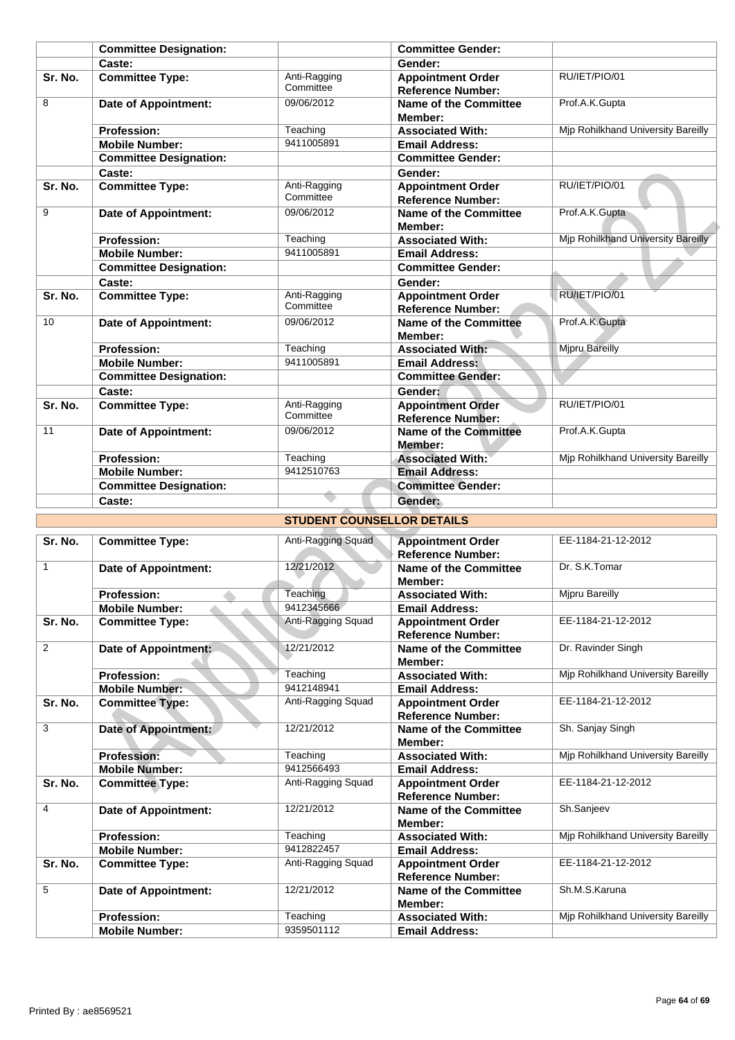| | | | | |
|---|---|---|---|---|
| | **Committee Designation:** | | **Committee Gender:** | |
| | **Caste:** | | **Gender:** | |
| **Sr. No.** | **Committee Type:** | Anti-Ragging Committee | **Appointment Order Reference Number:** | RU/IET/PIO/01 |
| 8 | **Date of Appointment:** | 09/06/2012 | **Name of the Committee Member:** | Prof.A.K.Gupta |
| | **Profession:** | Teaching | **Associated With:** | Mjp Rohilkhand University Bareilly |
| | **Mobile Number:** | 9411005891 | **Email Address:** | |
| | **Committee Designation:** | | **Committee Gender:** | |
| | **Caste:** | | **Gender:** | |
| **Sr. No.** | **Committee Type:** | Anti-Ragging Committee | **Appointment Order Reference Number:** | RU/IET/PIO/01 |
| 9 | **Date of Appointment:** | 09/06/2012 | **Name of the Committee Member:** | Prof.A.K.Gupta |
| | **Profession:** | Teaching | **Associated With:** | Mjp Rohilkhand University Bareilly |
| | **Mobile Number:** | 9411005891 | **Email Address:** | |
| | **Committee Designation:** | | **Committee Gender:** | |
| | **Caste:** | | **Gender:** | |
| **Sr. No.** | **Committee Type:** | Anti-Ragging Committee | **Appointment Order Reference Number:** | RU/IET/PIO/01 |
| 10 | **Date of Appointment:** | 09/06/2012 | **Name of the Committee Member:** | Prof.A.K.Gupta |
| | **Profession:** | Teaching | **Associated With:** | Mjpru Bareilly |
| | **Mobile Number:** | 9411005891 | **Email Address:** | |
| | **Committee Designation:** | | **Committee Gender:** | |
| | **Caste:** | | **Gender:** | |
| **Sr. No.** | **Committee Type:** | Anti-Ragging Committee | **Appointment Order Reference Number:** | RU/IET/PIO/01 |
| 11 | **Date of Appointment:** | 09/06/2012 | **Name of the Committee Member:** | Prof.A.K.Gupta |
| | **Profession:** | Teaching | **Associated With:** | Mjp Rohilkhand University Bareilly |
| | **Mobile Number:** | 9412510763 | **Email Address:** | |
| | **Committee Designation:** | | **Committee Gender:** | |
| | **Caste:** | | **Gender:** | |

## STUDENT COUNSELLOR DETAILS

| | | | | |
|---|---|---|---|---|
| **Sr. No.** | **Committee Type:** | Anti-Ragging Squad | **Appointment Order Reference Number:** | EE-1184-21-12-2012 |
| 1 | **Date of Appointment:** | 12/21/2012 | **Name of the Committee Member:** | Dr. S.K.Tomar |
| | **Profession:** | Teaching | **Associated With:** | Mjpru Bareilly |
| | **Mobile Number:** | 9412345666 | **Email Address:** | |
| **Sr. No.** | **Committee Type:** | Anti-Ragging Squad | **Appointment Order Reference Number:** | EE-1184-21-12-2012 |
| 2 | **Date of Appointment:** | 12/21/2012 | **Name of the Committee Member:** | Dr. Ravinder Singh |
| | **Profession:** | Teaching | **Associated With:** | Mjp Rohilkhand University Bareilly |
| | **Mobile Number:** | 9412148941 | **Email Address:** | |
| **Sr. No.** | **Committee Type:** | Anti-Ragging Squad | **Appointment Order Reference Number:** | EE-1184-21-12-2012 |
| 3 | **Date of Appointment:** | 12/21/2012 | **Name of the Committee Member:** | Sh. Sanjay Singh |
| | **Profession:** | Teaching | **Associated With:** | Mjp Rohilkhand University Bareilly |
| | **Mobile Number:** | 9412566493 | **Email Address:** | |
| **Sr. No.** | **Committee Type:** | Anti-Ragging Squad | **Appointment Order Reference Number:** | EE-1184-21-12-2012 |
| 4 | **Date of Appointment:** | 12/21/2012 | **Name of the Committee Member:** | Sh.Sanjeev |
| | **Profession:** | Teaching | **Associated With:** | Mjp Rohilkhand University Bareilly |
| | **Mobile Number:** | 9412822457 | **Email Address:** | |
| **Sr. No.** | **Committee Type:** | Anti-Ragging Squad | **Appointment Order Reference Number:** | EE-1184-21-12-2012 |
| 5 | **Date of Appointment:** | 12/21/2012 | **Name of the Committee Member:** | Sh.M.S.Karuna |
| | **Profession:** | Teaching | **Associated With:** | Mjp Rohilkhand University Bareilly |
| | **Mobile Number:** | 9359501112 | **Email Address:** | |

Printed By : ae8569521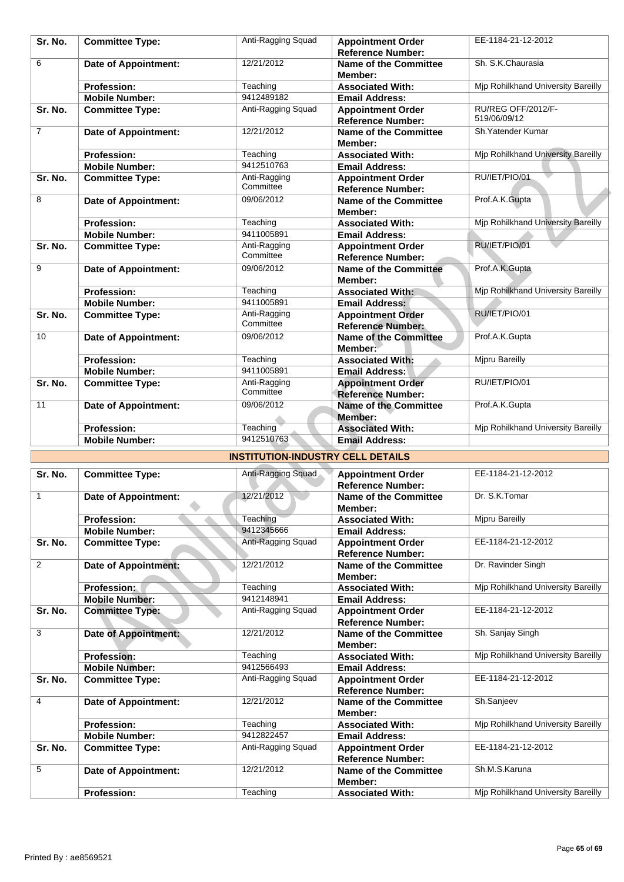| Sr. No. | Committee Type: | Anti-Ragging Squad | Appointment Order Reference Number: | EE-1184-21-12-2012 |
|---|---|---|---|---|
| 6 | Date of Appointment: | 12/21/2012 | Name of the Committee Member: | Sh. S.K.Chaurasia |
| | Profession: | Teaching | Associated With: | Mjp Rohilkhand University Bareilly |
| | Mobile Number: | 9412489182 | Email Address: | |
| Sr. No. | Committee Type: | Anti-Ragging Squad | Appointment Order Reference Number: | RU/REG OFF/2012/F-519/06/09/12 |
| 7 | Date of Appointment: | 12/21/2012 | Name of the Committee Member: | Sh.Yatender Kumar |
| | Profession: | Teaching | Associated With: | Mjp Rohilkhand University Bareilly |
| | Mobile Number: | 9412510763 | Email Address: | |
| Sr. No. | Committee Type: | Anti-Ragging Committee | Appointment Order Reference Number: | RU/IET/PIO/01 |
| 8 | Date of Appointment: | 09/06/2012 | Name of the Committee Member: | Prof.A.K.Gupta |
| | Profession: | Teaching | Associated With: | Mjp Rohilkhand University Bareilly |
| | Mobile Number: | 9411005891 | Email Address: | |
| Sr. No. | Committee Type: | Anti-Ragging Committee | Appointment Order Reference Number: | RU/IET/PIO/01 |
| 9 | Date of Appointment: | 09/06/2012 | Name of the Committee Member: | Prof.A.K.Gupta |
| | Profession: | Teaching | Associated With: | Mjp Rohilkhand University Bareilly |
| | Mobile Number: | 9411005891 | Email Address: | |
| Sr. No. | Committee Type: | Anti-Ragging Committee | Appointment Order Reference Number: | RU/IET/PIO/01 |
| 10 | Date of Appointment: | 09/06/2012 | Name of the Committee Member: | Prof.A.K.Gupta |
| | Profession: | Teaching | Associated With: | Mjpru Bareilly |
| | Mobile Number: | 9411005891 | Email Address: | |
| Sr. No. | Committee Type: | Anti-Ragging Committee | Appointment Order Reference Number: | RU/IET/PIO/01 |
| 11 | Date of Appointment: | 09/06/2012 | Name of the Committee Member: | Prof.A.K.Gupta |
| | Profession: | Teaching | Associated With: | Mjp Rohilkhand University Bareilly |
| | Mobile Number: | 9412510763 | Email Address: | |

## INSTITUTION-INDUSTRY CELL DETAILS

| Sr. No. | Committee Type: | Anti-Ragging Squad | Appointment Order Reference Number: | EE-1184-21-12-2012 |
|---|---|---|---|---|
| 1 | Date of Appointment: | 12/21/2012 | Name of the Committee Member: | Dr. S.K.Tomar |
| | Profession: | Teaching | Associated With: | Mjpru Bareilly |
| | Mobile Number: | 9412345666 | Email Address: | |
| Sr. No. | Committee Type: | Anti-Ragging Squad | Appointment Order Reference Number: | EE-1184-21-12-2012 |
| 2 | Date of Appointment: | 12/21/2012 | Name of the Committee Member: | Dr. Ravinder Singh |
| | Profession: | Teaching | Associated With: | Mjp Rohilkhand University Bareilly |
| | Mobile Number: | 9412148941 | Email Address: | |
| Sr. No. | Committee Type: | Anti-Ragging Squad | Appointment Order Reference Number: | EE-1184-21-12-2012 |
| 3 | Date of Appointment: | 12/21/2012 | Name of the Committee Member: | Sh. Sanjay Singh |
| | Profession: | Teaching | Associated With: | Mjp Rohilkhand University Bareilly |
| | Mobile Number: | 9412566493 | Email Address: | |
| Sr. No. | Committee Type: | Anti-Ragging Squad | Appointment Order Reference Number: | EE-1184-21-12-2012 |
| 4 | Date of Appointment: | 12/21/2012 | Name of the Committee Member: | Sh.Sanjeev |
| | Profession: | Teaching | Associated With: | Mjp Rohilkhand University Bareilly |
| | Mobile Number: | 9412822457 | Email Address: | |
| Sr. No. | Committee Type: | Anti-Ragging Squad | Appointment Order Reference Number: | EE-1184-21-12-2012 |
| 5 | Date of Appointment: | 12/21/2012 | Name of the Committee Member: | Sh.M.S.Karuna |
| | Profession: | Teaching | Associated With: | Mjp Rohilkhand University Bareilly |

Printed By : ae8569521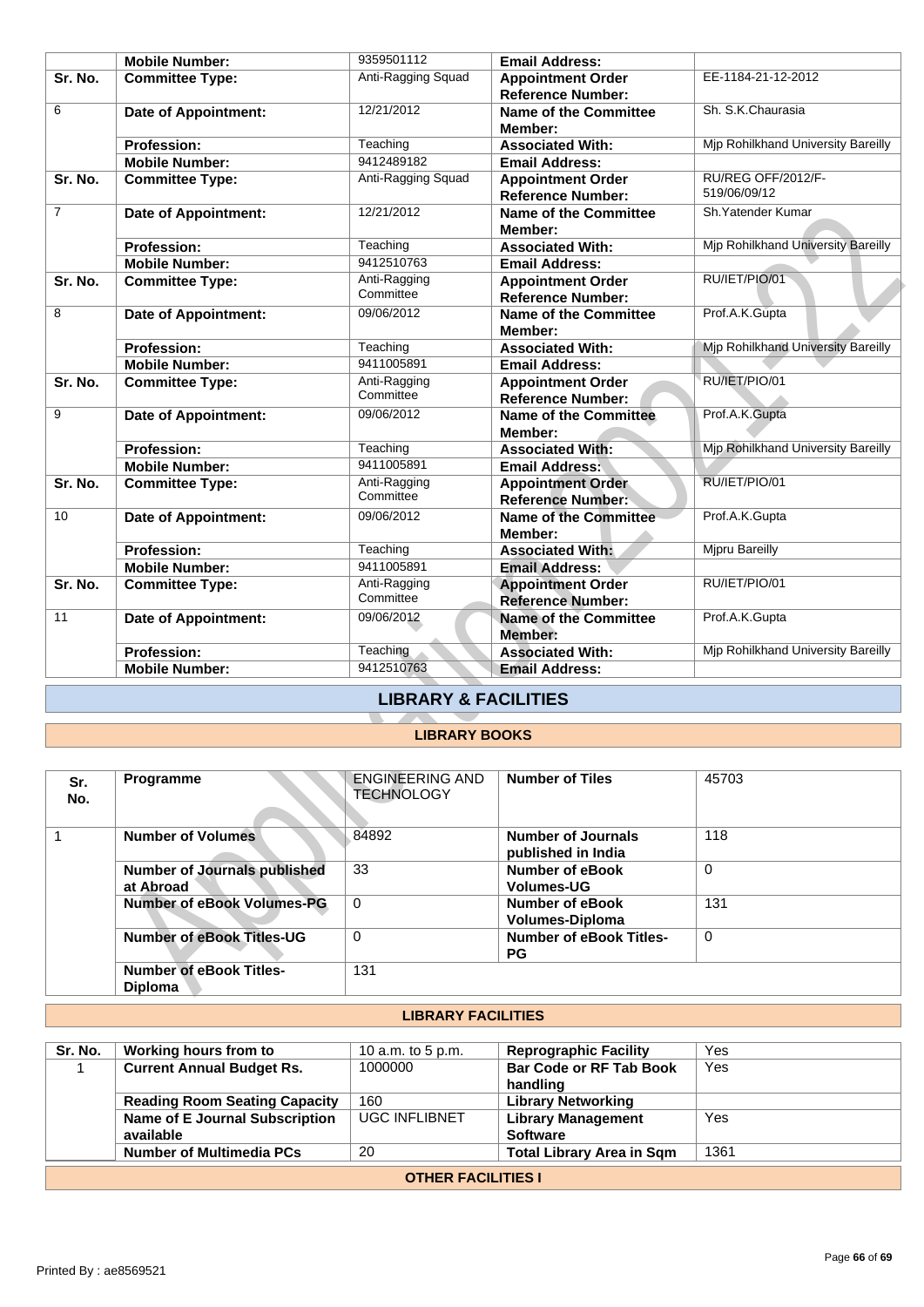| | | | | |
|---|---|---|---|---|
| | **Mobile Number:** | 9359501112 | **Email Address:** | |
| **Sr. No.** | **Committee Type:** | Anti-Ragging Squad | **Appointment Order Reference Number:** | EE-1184-21-12-2012 |
| 6 | **Date of Appointment:** | 12/21/2012 | **Name of the Committee Member:** | Sh. S.K.Chaurasia |
| | **Profession:** | Teaching | **Associated With:** | Mjp Rohilkhand University Bareilly |
| | **Mobile Number:** | 9412489182 | **Email Address:** | |
| **Sr. No.** | **Committee Type:** | Anti-Ragging Squad | **Appointment Order Reference Number:** | RU/REG OFF/2012/F-519/06/09/12 |
| 7 | **Date of Appointment:** | 12/21/2012 | **Name of the Committee Member:** | Sh.Yatender Kumar |
| | **Profession:** | Teaching | **Associated With:** | Mjp Rohilkhand University Bareilly |
| | **Mobile Number:** | 9412510763 | **Email Address:** | |
| **Sr. No.** | **Committee Type:** | Anti-Ragging Committee | **Appointment Order Reference Number:** | RU/IET/PIO/01 |
| 8 | **Date of Appointment:** | 09/06/2012 | **Name of the Committee Member:** | Prof.A.K.Gupta |
| | **Profession:** | Teaching | **Associated With:** | Mjp Rohilkhand University Bareilly |
| | **Mobile Number:** | 9411005891 | **Email Address:** | |
| **Sr. No.** | **Committee Type:** | Anti-Ragging Committee | **Appointment Order Reference Number:** | RU/IET/PIO/01 |
| 9 | **Date of Appointment:** | 09/06/2012 | **Name of the Committee Member:** | Prof.A.K.Gupta |
| | **Profession:** | Teaching | **Associated With:** | Mjp Rohilkhand University Bareilly |
| | **Mobile Number:** | 9411005891 | **Email Address:** | |
| **Sr. No.** | **Committee Type:** | Anti-Ragging Committee | **Appointment Order Reference Number:** | RU/IET/PIO/01 |
| 10 | **Date of Appointment:** | 09/06/2012 | **Name of the Committee Member:** | Prof.A.K.Gupta |
| | **Profession:** | Teaching | **Associated With:** | Mjpru Bareilly |
| | **Mobile Number:** | 9411005891 | **Email Address:** | |
| **Sr. No.** | **Committee Type:** | Anti-Ragging Committee | **Appointment Order Reference Number:** | RU/IET/PIO/01 |
| 11 | **Date of Appointment:** | 09/06/2012 | **Name of the Committee Member:** | Prof.A.K.Gupta |
| | **Profession:** | Teaching | **Associated With:** | Mjp Rohilkhand University Bareilly |
| | **Mobile Number:** | 9412510763 | **Email Address:** | |

## LIBRARY & FACILITIES

### LIBRARY BOOKS

| Sr. No. | Programme | ENGINEERING AND TECHNOLOGY | Number of Tiles | 45703 |
|---|---|---|---|---|
| 1 | **Number of Volumes** | 84892 | **Number of Journals published in India** | 118 |
| | **Number of Journals published at Abroad** | 33 | **Number of eBook Volumes-UG** | 0 |
| | **Number of eBook Volumes-PG** | 0 | **Number of eBook Volumes-Diploma** | 131 |
| | **Number of eBook Titles-UG** | 0 | **Number of eBook Titles-PG** | 0 |
| | **Number of eBook Titles-Diploma** | 131 | | |

### LIBRARY FACILITIES

| Sr. No. | Working hours from to | 10 a.m. to 5 p.m. | Reprographic Facility | Yes |
|---|---|---|---|---|
| 1 | **Current Annual Budget Rs.** | 1000000 | **Bar Code or RF Tab Book handling** | Yes |
| | **Reading Room Seating Capacity** | 160 | **Library Networking** | |
| | **Name of E Journal Subscription available** | UGC INFLIBNET | **Library Management Software** | Yes |
| | **Number of Multimedia PCs** | 20 | **Total Library Area in Sqm** | 1361 |

### OTHER FACILITIES I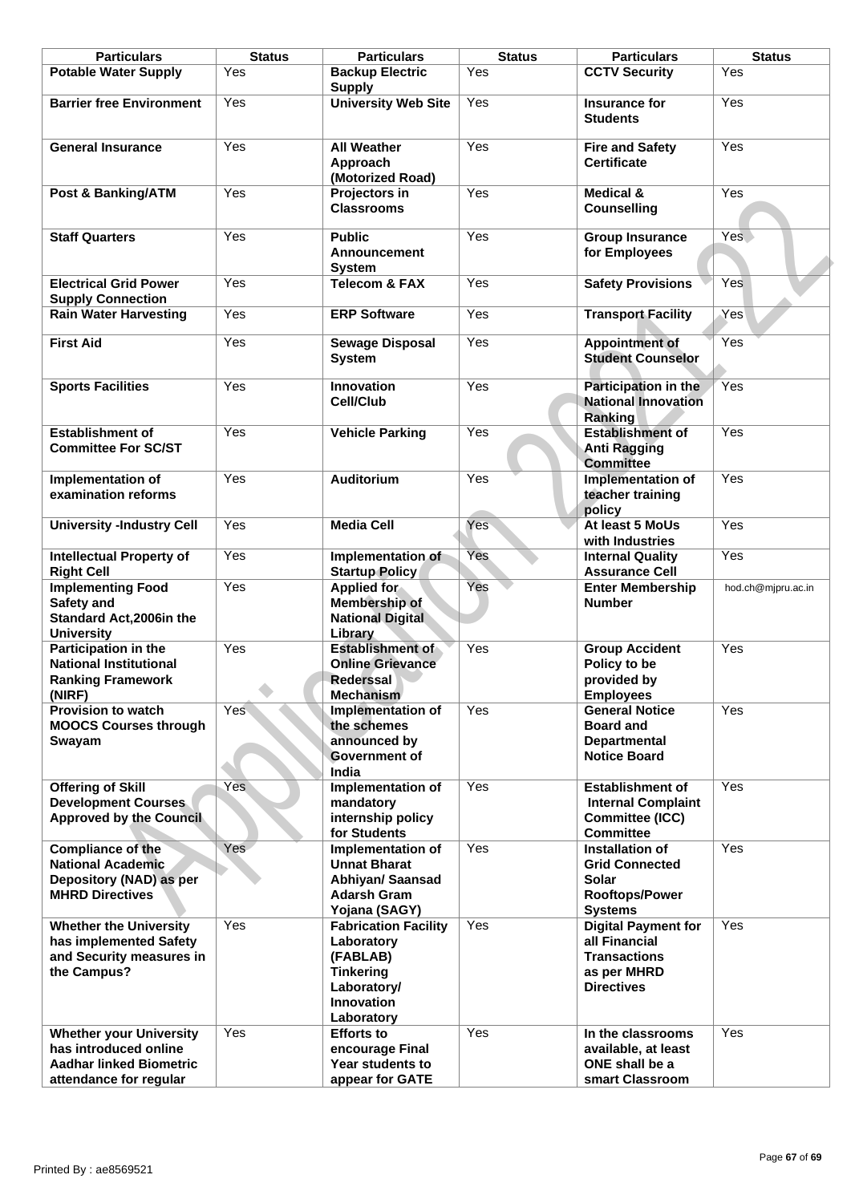| Particulars | Status | Particulars | Status | Particulars | Status |
|---|---|---|---|---|---|
| **Potable Water Supply** | Yes | **Backup Electric Supply** | Yes | **CCTV Security** | Yes |
| **Barrier free Environment** | Yes | **University Web Site** | Yes | **Insurance for Students** | Yes |
| **General Insurance** | Yes | **All Weather Approach (Motorized Road)** | Yes | **Fire and Safety Certificate** | Yes |
| **Post & Banking/ATM** | Yes | **Projectors in Classrooms** | Yes | **Medical & Counselling** | Yes |
| **Staff Quarters** | Yes | **Public Announcement System** | Yes | **Group Insurance for Employees** | Yes |
| **Electrical Grid Power Supply Connection** | Yes | **Telecom & FAX** | Yes | **Safety Provisions** | Yes |
| **Rain Water Harvesting** | Yes | **ERP Software** | Yes | **Transport Facility** | Yes |
| **First Aid** | Yes | **Sewage Disposal System** | Yes | **Appointment of Student Counselor** | Yes |
| **Sports Facilities** | Yes | **Innovation Cell/Club** | Yes | **Participation in the National Innovation Ranking** | Yes |
| **Establishment of Committee For SC/ST** | Yes | **Vehicle Parking** | Yes | **Establishment of Anti Ragging Committee** | Yes |
| **Implementation of examination reforms** | Yes | **Auditorium** | Yes | **Implementation of teacher training policy** | Yes |
| **University -Industry Cell** | Yes | **Media Cell** | Yes | **At least 5 MoUs with Industries** | Yes |
| **Intellectual Property of Right Cell** | Yes | **Implementation of Startup Policy** | Yes | **Internal Quality Assurance Cell** | Yes |
| **Implementing Food Safety and Standard Act,2006in the University** | Yes | **Applied for Membership of National Digital Library** | Yes | **Enter Membership Number** | hod.ch@mjpru.ac.in |
| **Participation in the National Institutional Ranking Framework (NIRF)** | Yes | **Establishment of Online Grievance Rederssal Mechanism** | Yes | **Group Accident Policy to be provided by Employees** | Yes |
| **Provision to watch MOOCS Courses through Swayam** | Yes | **Implementation of the schemes announced by Government of India** | Yes | **General Notice Board and Departmental Notice Board** | Yes |
| **Offering of Skill Development Courses Approved by the Council** | Yes | **Implementation of mandatory internship policy for Students** | Yes | **Establishment of Internal Complaint Committee (ICC) Committee** | Yes |
| **Compliance of the National Academic Depository (NAD) as per MHRD Directives** | Yes | **Implementation of Unnat Bharat Abhiyan/ Saansad Adarsh Gram Yojana (SAGY)** | Yes | **Installation of Grid Connected Solar Rooftops/Power Systems** | Yes |
| **Whether the University has implemented Safety and Security measures in the Campus?** | Yes | **Fabrication Facility Laboratory (FABLAB) Tinkering Laboratory/ Innovation Laboratory** | Yes | **Digital Payment for all Financial Transactions as per MHRD Directives** | Yes |
| **Whether your University has introduced online Aadhar linked Biometric attendance for regular** | Yes | **Efforts to encourage Final Year students to appear for GATE** | Yes | **In the classrooms available, at least ONE shall be a smart Classroom** | Yes |

Printed By : ae8569521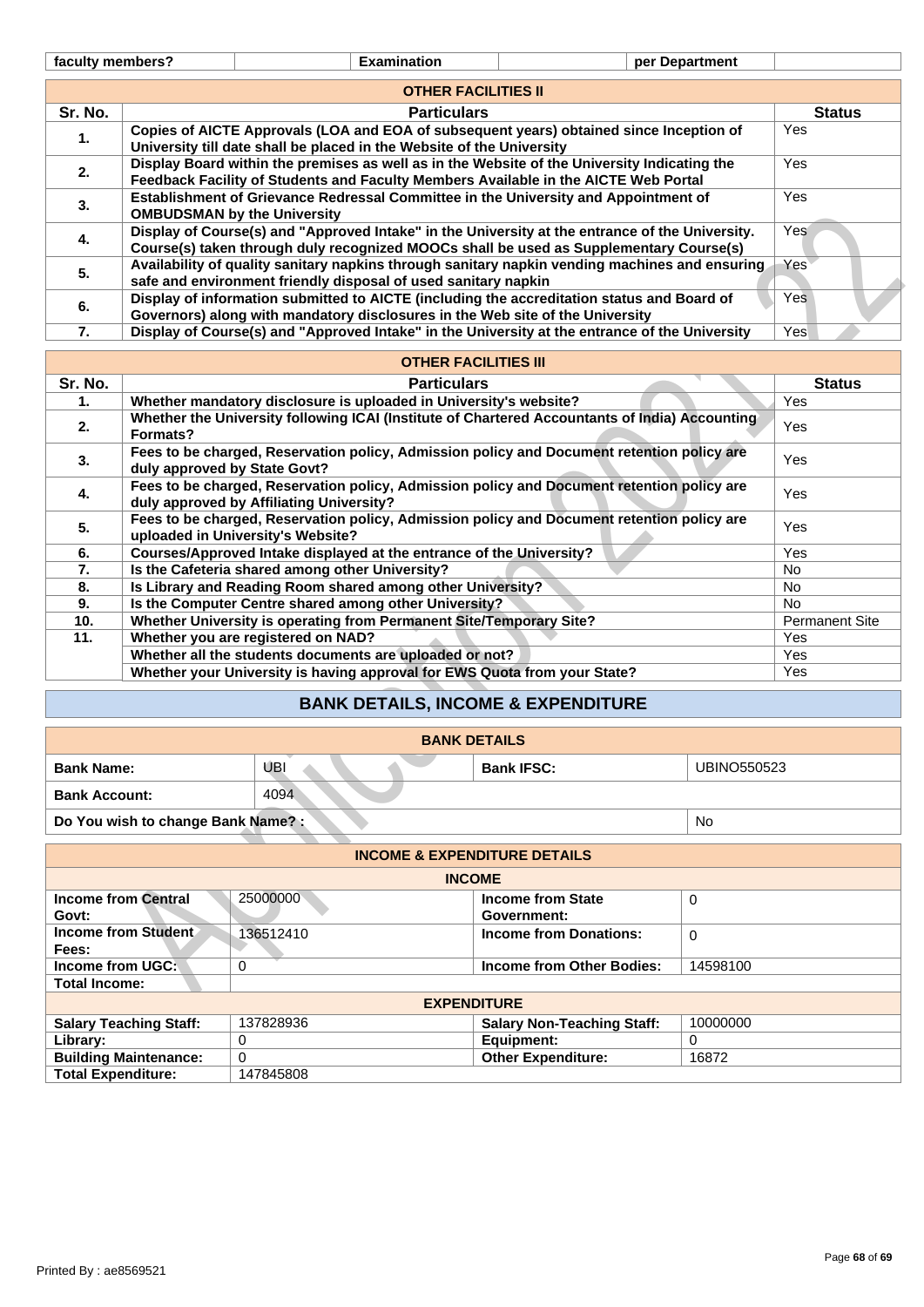| faculty members? | | Examination | | per Department | |
|---|---|---|---|---|---|

| OTHER FACILITIES II | | |
|---|---|---|
| **Sr. No.** | **Particulars** | **Status** |
| **1.** | **Copies of AICTE Approvals (LOA and EOA of subsequent years) obtained since Inception of University till date shall be placed in the Website of the University** | Yes |
| **2.** | **Display Board within the premises as well as in the Website of the University Indicating the Feedback Facility of Students and Faculty Members Available in the AICTE Web Portal** | Yes |
| **3.** | **Establishment of Grievance Redressal Committee in the University and Appointment of OMBUDSMAN by the University** | Yes |
| **4.** | **Display of Course(s) and "Approved Intake" in the University at the entrance of the University. Course(s) taken through duly recognized MOOCs shall be used as Supplementary Course(s)** | Yes |
| **5.** | **Availability of quality sanitary napkins through sanitary napkin vending machines and ensuring safe and environment friendly disposal of used sanitary napkin** | Yes |
| **6.** | **Display of information submitted to AICTE (including the accreditation status and Board of Governors) along with mandatory disclosures in the Web site of the University** | Yes |
| **7.** | **Display of Course(s) and "Approved Intake" in the University at the entrance of the University** | Yes |

| OTHER FACILITIES III | | |
|---|---|---|
| **Sr. No.** | **Particulars** | **Status** |
| **1.** | **Whether mandatory disclosure is uploaded in University's website?** | Yes |
| **2.** | **Whether the University following ICAI (Institute of Chartered Accountants of India) Accounting Formats?** | Yes |
| **3.** | **Fees to be charged, Reservation policy, Admission policy and Document retention policy are duly approved by State Govt?** | Yes |
| **4.** | **Fees to be charged, Reservation policy, Admission policy and Document retention policy are duly approved by Affiliating University?** | Yes |
| **5.** | **Fees to be charged, Reservation policy, Admission policy and Document retention policy are uploaded in University's Website?** | Yes |
| **6.** | **Courses/Approved Intake displayed at the entrance of the University?** | Yes |
| **7.** | **Is the Cafeteria shared among other University?** | No |
| **8.** | **Is Library and Reading Room shared among other University?** | No |
| **9.** | **Is the Computer Centre shared among other University?** | No |
| **10.** | **Whether University is operating from Permanent Site/Temporary Site?** | Permanent Site |
| **11.** | **Whether you are registered on NAD?** | Yes |
| | **Whether all the students documents are uploaded or not?** | Yes |
| | **Whether your University is having approval for EWS Quota from your State?** | Yes |

## BANK DETAILS, INCOME & EXPENDITURE

| BANK DETAILS | | | |
|---|---|---|---|
| **Bank Name:** | UBI | **Bank IFSC:** | UBINO550523 |
| **Bank Account:** | 4094 | | |
| **Do You wish to change Bank Name? :** | | | No |

| INCOME & EXPENDITURE DETAILS | | | |
|---|---|---|---|
| **INCOME** | | | |
| **Income from Central Govt:** | 25000000 | **Income from State Government:** | 0 |
| **Income from Student Fees:** | 136512410 | **Income from Donations:** | 0 |
| **Income from UGC:** | 0 | **Income from Other Bodies:** | 14598100 |
| **Total Income:** | | | |
| **EXPENDITURE** | | | |
| **Salary Teaching Staff:** | 137828936 | **Salary Non-Teaching Staff:** | 10000000 |
| **Library:** | 0 | **Equipment:** | 0 |
| **Building Maintenance:** | 0 | **Other Expenditure:** | 16872 |
| **Total Expenditure:** | 147845808 | | |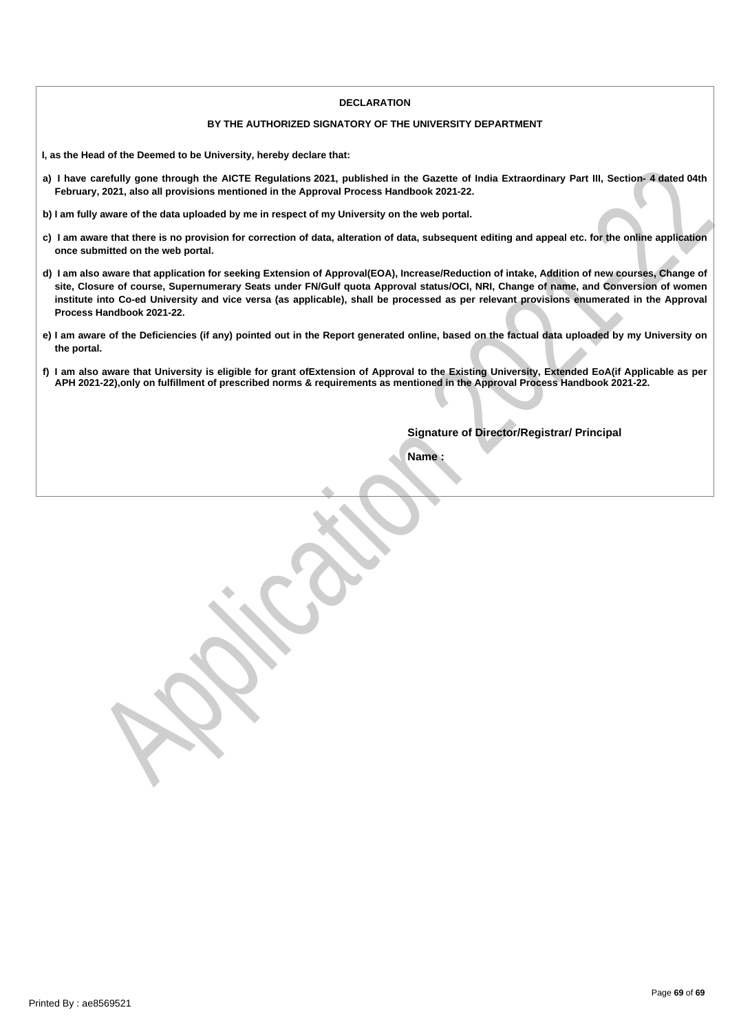**DECLARATION**

**BY THE AUTHORIZED SIGNATORY OF THE UNIVERSITY DEPARTMENT**

**I, as the Head of the Deemed to be University, hereby declare that:**

**a) I have carefully gone through the AICTE Regulations 2021, published in the Gazette of India Extraordinary Part III, Section- 4 dated 04th February, 2021, also all provisions mentioned in the Approval Process Handbook 2021-22.**

**b) I am fully aware of the data uploaded by me in respect of my University on the web portal.**

**c) I am aware that there is no provision for correction of data, alteration of data, subsequent editing and appeal etc. for the online application once submitted on the web portal.**

**d) I am also aware that application for seeking Extension of Approval(EOA), Increase/Reduction of intake, Addition of new courses, Change of site, Closure of course, Supernumerary Seats under FN/Gulf quota Approval status/OCI, NRI, Change of name, and Conversion of women institute into Co-ed University and vice versa (as applicable), shall be processed as per relevant provisions enumerated in the Approval Process Handbook 2021-22.**

**e) I am aware of the Deficiencies (if any) pointed out in the Report generated online, based on the factual data uploaded by my University on the portal.**

**f) I am also aware that University is eligible for grant ofExtension of Approval to the Existing University, Extended EoA(if Applicable as per APH 2021-22),only on fulfillment of prescribed norms & requirements as mentioned in the Approval Process Handbook 2021-22.**

**Signature of Director/Registrar/ Principal**

**Name :**

Printed By : ae8569521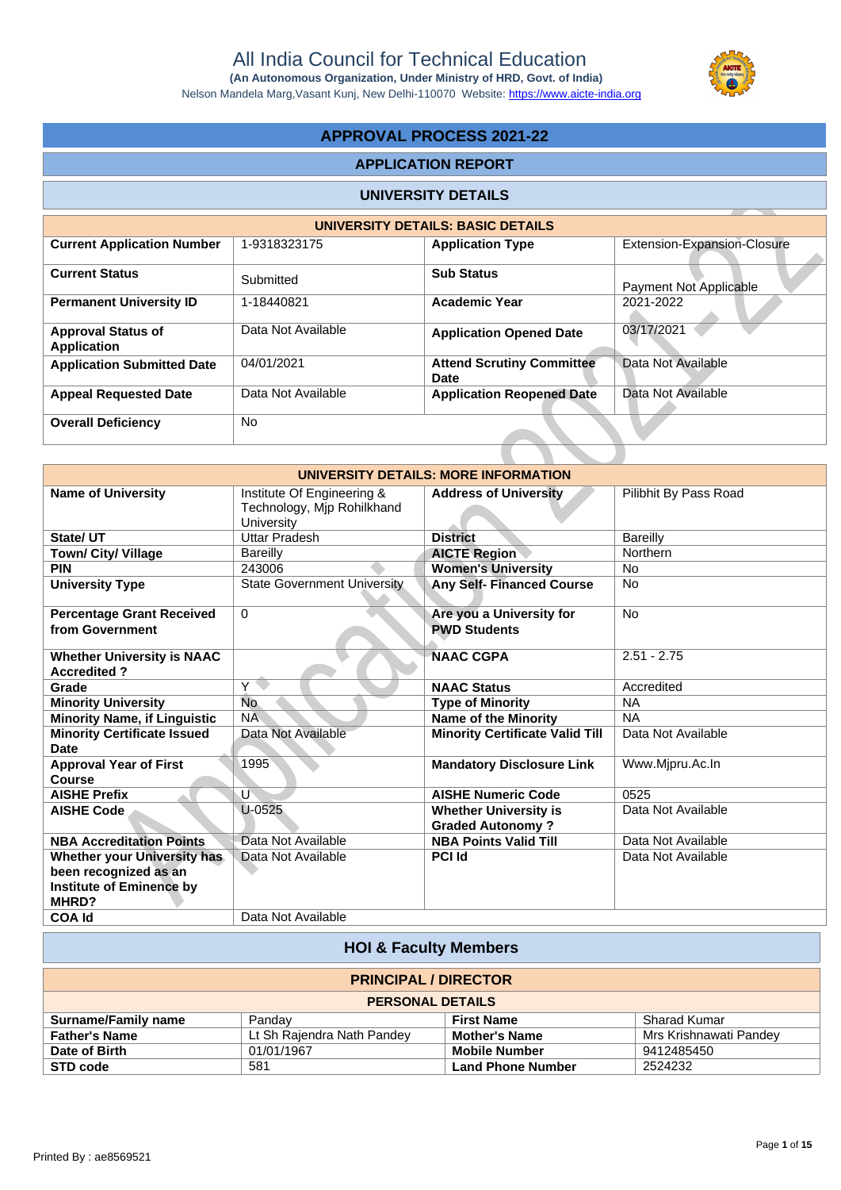# All India Council for Technical Education

**(An Autonomous Organization, Under Ministry of HRD, Govt. of India)**

Nelson Mandela Marg,Vasant Kunj, New Delhi-110070 Website: https://www.aicte-india.org

## APPROVAL PROCESS 2021-22

### APPLICATION REPORT

### UNIVERSITY DETAILS

| UNIVERSITY DETAILS: BASIC DETAILS | | | |
|---|---|---|---|
| **Current Application Number** | 1-9318323175 | **Application Type** | Extension-Expansion-Closure |
| **Current Status** | Submitted | **Sub Status** | Payment Not Applicable |
| **Permanent University ID** | 1-18440821 | **Academic Year** | 2021-2022 |
| **Approval Status of Application** | Data Not Available | **Application Opened Date** | 03/17/2021 |
| **Application Submitted Date** | 04/01/2021 | **Attend Scrutiny Committee Date** | Data Not Available |
| **Appeal Requested Date** | Data Not Available | **Application Reopened Date** | Data Not Available |
| **Overall Deficiency** | No | | |

| UNIVERSITY DETAILS: MORE INFORMATION | | | |
|---|---|---|---|
| **Name of University** | Institute Of Engineering & Technology, Mjp Rohilkhand University | **Address of University** | Pilibhit By Pass Road |
| **State/ UT** | Uttar Pradesh | **District** | Bareilly |
| **Town/ City/ Village** | Bareilly | **AICTE Region** | Northern |
| **PIN** | 243006 | **Women's University** | No |
| **University Type** | State Government University | **Any Self- Financed Course** | No |
| **Percentage Grant Received from Government** | 0 | **Are you a University for PWD Students** | No |
| **Whether University is NAAC Accredited ?** | | **NAAC CGPA** | 2.51 - 2.75 |
| **Grade** | Y | **NAAC Status** | Accredited |
| **Minority University** | No | **Type of Minority** | NA |
| **Minority Name, if Linguistic** | NA | **Name of the Minority** | NA |
| **Minority Certificate Issued Date** | Data Not Available | **Minority Certificate Valid Till** | Data Not Available |
| **Approval Year of First Course** | 1995 | **Mandatory Disclosure Link** | Www.Mjpru.Ac.In |
| **AISHE Prefix** | U | **AISHE Numeric Code** | 0525 |
| **AISHE Code** | U-0525 | **Whether University is Graded Autonomy ?** | Data Not Available |
| **NBA Accreditation Points** | Data Not Available | **NBA Points Valid Till** | Data Not Available |
| **Whether your University has been recognized as an Institute of Eminence by MHRD?** | Data Not Available | **PCI Id** | Data Not Available |
| **COA Id** | Data Not Available | | |

### HOI & Faculty Members

| PRINCIPAL / DIRECTOR | | | |
|---|---|---|---|
| **PERSONAL DETAILS** | | | |
| **Surname/Family name** | Panday | **First Name** | Sharad Kumar |
| **Father's Name** | Lt Sh Rajendra Nath Pandey | **Mother's Name** | Mrs Krishnawati Pandey |
| **Date of Birth** | 01/01/1967 | **Mobile Number** | 9412485450 |
| **STD code** | 581 | **Land Phone Number** | 2524232 |

Printed By : ae8569521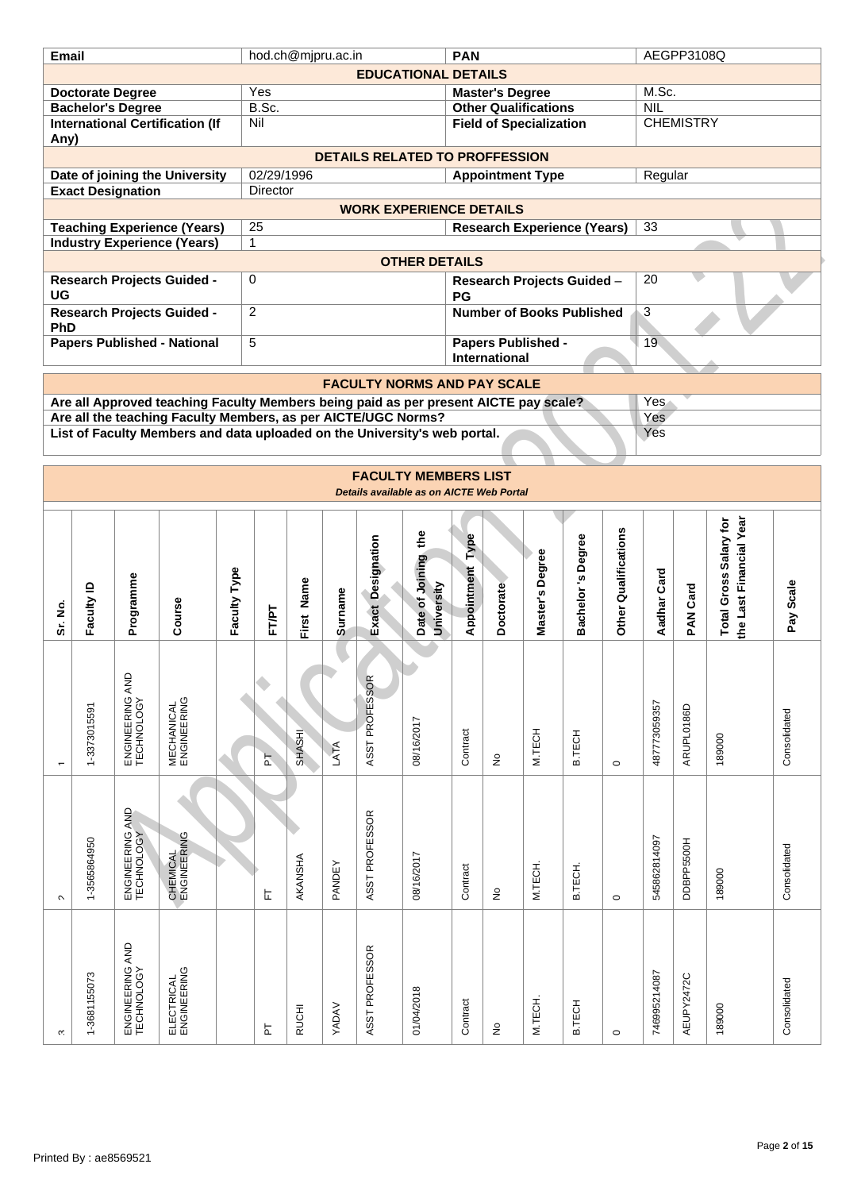| Email | hod.ch@mjpru.ac.in | PAN | AEGPP3108Q |
|---|---|---|---|
| **EDUCATIONAL DETAILS** | | | |
| **Doctorate Degree** | Yes | **Master's Degree** | M.Sc. |
| **Bachelor's Degree** | B.Sc. | **Other Qualifications** | NIL |
| **International Certification (If Any)** | Nil | **Field of Specialization** | CHEMISTRY |
| **DETAILS RELATED TO PROFFESSION** | | | |
| **Date of joining the University** | 02/29/1996 | **Appointment Type** | Regular |
| **Exact Designation** | Director | | |
| **WORK EXPERIENCE DETAILS** | | | |
| **Teaching Experience (Years)** | 25 | **Research Experience (Years)** | 33 |
| **Industry Experience (Years)** | 1 | | |
| **OTHER DETAILS** | | | |
| **Research Projects Guided - UG** | 0 | **Research Projects Guided – PG** | 20 |
| **Research Projects Guided - PhD** | 2 | **Number of Books Published** | 3 |
| **Papers Published - National** | 5 | **Papers Published - International** | 19 |

| FACULTY NORMS AND PAY SCALE | |
|---|---|
| **Are all Approved teaching Faculty Members being paid as per present AICTE pay scale?** | Yes |
| **Are all the teaching Faculty Members, as per AICTE/UGC Norms?** | Yes |
| **List of Faculty Members and data uploaded on the University's web portal.** | Yes |

**FACULTY MEMBERS LIST**

*Details available as on AICTE Web Portal*

| Sr. No. | Faculty ID | Programme | Course | Faculty Type | FT/PT | First Name | Surname | Exact Designation | Date of Joining the University | Appointment Type | Doctorate | Master's Degree | Bachelor's Degree | Other Qualifications | Aadhar Card | PAN Card | Total Gross Salary for the Last Financial Year | Pay Scale |
|---|---|---|---|---|---|---|---|---|---|---|---|---|---|---|---|---|---|---|
| 1 | 1-3373015591 | ENGINEERING AND TECHNOLOGY | MECHANICAL ENGINEERING | | PT | SHASHI | LATA | ASST PROFESSOR | 08/16/2017 | Contract | No | M.TECH | B.TECH | 0 | 487773059357 | ARUPL0186D | 189000 | Consolidated |
| 2 | 1-3565864950 | ENGINEERING AND TECHNOLOGY | CHEMICAL ENGINEERING | | FT | AKANSHA | PANDEY | ASST PROFESSOR | 08/16/2017 | Contract | No | M.TECH. | B.TECH. | 0 | 545862814097 | DDBPP5500H | 189000 | Consolidated |
| 3 | 1-3681155073 | ENGINEERING AND TECHNOLOGY | ELECTRICAL ENGINEERING | | PT | RUCHI | YADAV | ASST PROFESSOR | 01/04/2018 | Contract | No | M.TECH. | B.TECH | 0 | 746995214087 | AEUPY2472C | 189000 | Consolidated |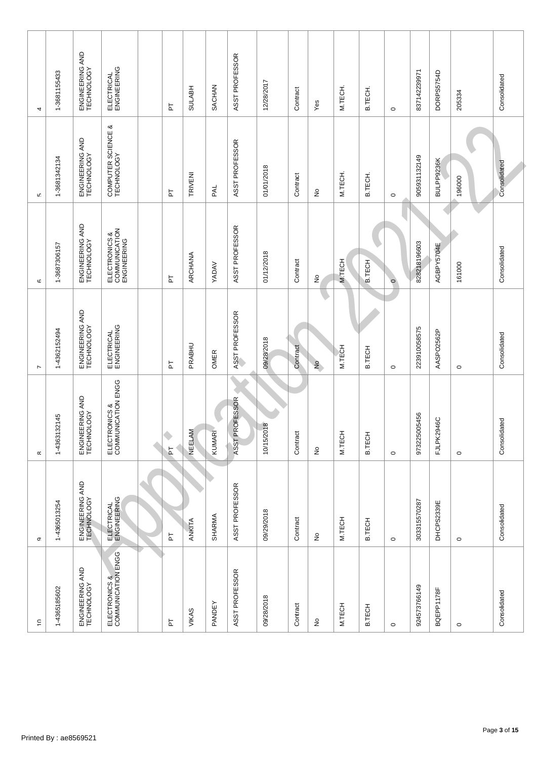| | | | | | | | | | | | | | | | | | | |
|---|---|---|---|---|---|---|---|---|---|---|---|---|---|---|---|---|---|---|
| 4 | 1-3681155433 | ENGINEERING AND TECHNOLOGY | ELECTRICAL ENGINEERING | | PT | SULABH | SACHAN | ASST PROFESSOR | 12/28/2017 | Contract | Yes | M.TECH. | B.TECH. | 0 | 837142239971 | DORPS5754D | 205334 | Consolidated |
| 5 | 1-3681342134 | ENGINEERING AND TECHNOLOGY | COMPUTER SCIENCE & TECHNOLOGY | | PT | TRIVENI | PAL | ASST PROFESSOR | 01/01/2018 | Contract | No | M.TECH. | B.TECH. | 0 | 905931132149 | BULPP9236K | 196000 | Consolidated |
| 6 | 1-3687306157 | ENGINEERING AND TECHNOLOGY | ELECTRONICS & COMMUNICATION ENGINEERING | | PT | ARCHANA | YADAV | ASST PROFESSOR | 01/12/2018 | Contract | No | M.TECH | B.TECH | 0 | 828218196603 | AGBPY5704E | 161000 | Consolidated |
| 7 | 1-4362152494 | ENGINEERING AND TECHNOLOGY | ELECTRICAL ENGINEERING | | PT | PRABHU | OMER | ASST PROFESSOR | 09/28/2018 | Contract | No | M.TECH | B.TECH | 0 | 223910058575 | AASPO2562P | 0 | Consolidated |
| 8 | 1-4363132145 | ENGINEERING AND TECHNOLOGY | ELECTRONICS & COMMUNICATION ENGG | | PT | NEELAM | KUMARI | ASST PROFESSOR | 10/15/2018 | Contract | No | M.TECH | B.TECH | 0 | 973225005456 | FJLPK2946C | 0 | Consolidated |
| 9 | 1-4365013254 | ENGINEERING AND TECHNOLOGY | ELECTRICAL ENGINEERING | | PT | ANKITA | SHARMA | ASST PROFESSOR | 09/29/2018 | Contract | No | M.TECH | B.TECH | 0 | 303315570287 | DHCPS2339E | 0 | Consolidated |
| 10 | 1-4365185602 | ENGINEERING AND TECHNOLOGY | ELECTRONICS & COMMUNICATION ENGG | | PT | VIKAS | PANDEY | ASST PROFESSOR | 09/28/2018 | Contract | No | M.TECH | B.TECH | 0 | 924573766149 | BQEPP1178F | 0 | Consolidated |

Printed By : ae8569521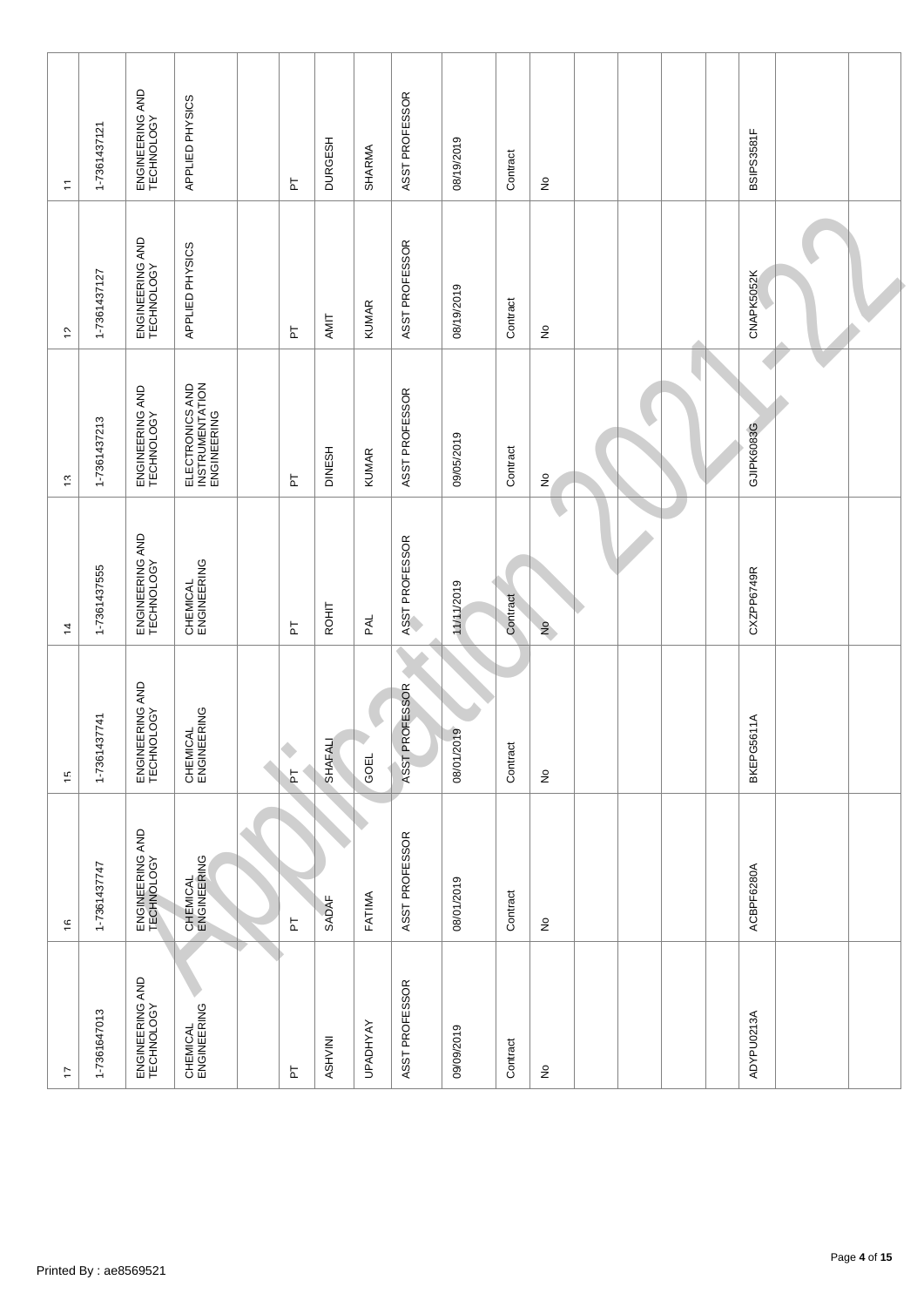| | | | | | | | | | | | | | | | | | | |
|---|---|---|---|---|---|---|---|---|---|---|---|---|---|---|---|---|---|---|
| 11 | 1-7361437121 | ENGINEERING AND TECHNOLOGY | APPLIED PHYSICS | | PT | DURGESH | SHARMA | ASST PROFESSOR | 08/19/2019 | Contract | No | | | | | BSIPS3581F | | |
| 12 | 1-7361437127 | ENGINEERING AND TECHNOLOGY | APPLIED PHYSICS | | PT | AMIT | KUMAR | ASST PROFESSOR | 08/19/2019 | Contract | No | | | | | CNAPK5052K | | |
| 13 | 1-7361437213 | ENGINEERING AND TECHNOLOGY | ELECTRONICS AND INSTRUMENTATION ENGINEERING | | PT | DINESH | KUMAR | ASST PROFESSOR | 09/05/2019 | Contract | No | | | | | GJIPK6083G | | |
| 14 | 1-7361437555 | ENGINEERING AND TECHNOLOGY | CHEMICAL ENGINEERING | | PT | ROHIT | PAL | ASST PROFESSOR | 11/11/2019 | Contract | No | | | | | CXZPP6749R | | |
| 15 | 1-7361437741 | ENGINEERING AND TECHNOLOGY | CHEMICAL ENGINEERING | | PT | SHAFALI | GOEL | ASST PROFESSOR | 08/01/2019 | Contract | No | | | | | BKEPG5611A | | |
| 16 | 1-7361437747 | ENGINEERING AND TECHNOLOGY | CHEMICAL ENGINEERING | | PT | SADAF | FATIMA | ASST PROFESSOR | 08/01/2019 | Contract | No | | | | | ACBPF6280A | | |
| 17 | 1-7361647013 | ENGINEERING AND TECHNOLOGY | CHEMICAL ENGINEERING | | PT | ASHVINI | UPADHYAY | ASST PROFESSOR | 09/09/2019 | Contract | No | | | | | ADYPU0213A | | |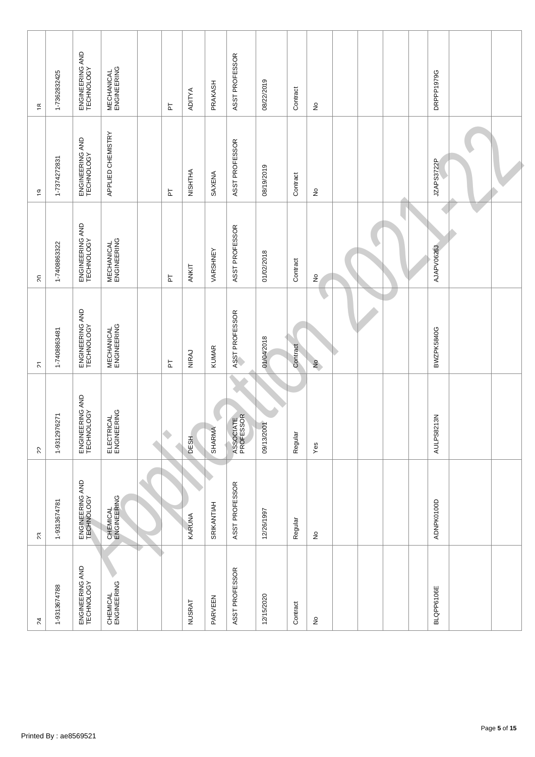| | | | | | | | | | | | | | | | | | | |
|---|---|---|---|---|---|---|---|---|---|---|---|---|---|---|---|---|---|---|
| 18 | 1-7362832425 | ENGINEERING AND TECHNOLOGY | MECHANICAL ENGINEERING | | PT | ADITYA | PRAKASH | ASST PROFESSOR | 08/22/2019 | Contract | No | | | | | DRPPP1979G | | |
| 19 | 1-7374272831 | ENGINEERING AND TECHNOLOGY | APPLIED CHEMISTRY | | PT | NISHTHA | SAXENA | ASST PROFESSOR | 08/19/2019 | Contract | No | | | | | JZAPS3722P | | |
| 20 | 1-7408863322 | ENGINEERING AND TECHNOLOGY | MECHANICAL ENGINEERING | | PT | ANKIT | VARSHNEY | ASST PROFESSOR | 01/02/2018 | Contract | No | | | | | AJAPV0626J | | |
| 21 | 1-7408863481 | ENGINEERING AND TECHNOLOGY | MECHANICAL ENGINEERING | | PT | NIRAJ | KUMAR | ASST PROFESSOR | 01/04/2018 | Contract | No | | | | | BWZPK5840G | | |
| 22 | 1-9312976271 | ENGINEERING AND TECHNOLOGY | ELECTRICAL ENGINEERING | | | DESH | SHARMA | ASSOCIATE PROFESSOR | 09/13/2001 | Regular | Yes | | | | | AULPS8213N | | |
| 23 | 1-9313674781 | ENGINEERING AND TECHNOLOGY | CHEMICAL ENGINEERING | | | KARUNA | SRIKANTIAH | ASST PROFESSOR | 12/26/1997 | Regular | No | | | | | ADNPK0100D | | |
| 24 | 1-9313674788 | ENGINEERING AND TECHNOLOGY | CHEMICAL ENGINEERING | | | NUSRAT | PARVEEN | ASST PROFESSOR | 12/15/2020 | Contract | No | | | | | BLQPP6106E | | |

Printed By : ae8569521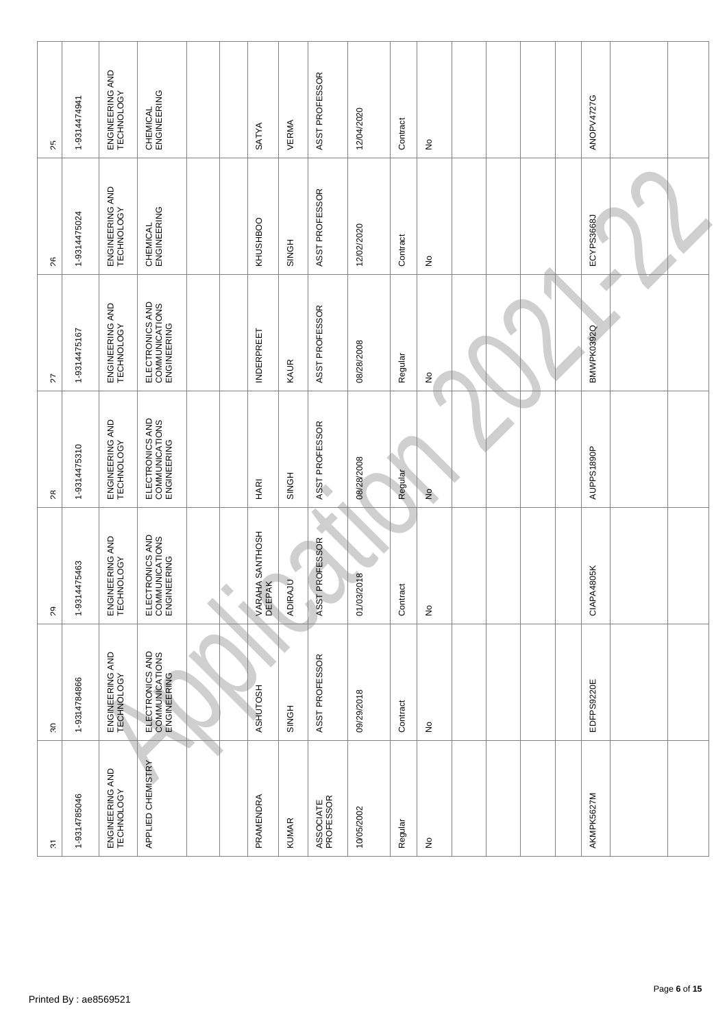| | | | | | | | | | | | | | | | | | | |
|---|---|---|---|---|---|---|---|---|---|---|---|---|---|---|---|---|---|---|
| 25 | 1-9314474941 | ENGINEERING AND TECHNOLOGY | CHEMICAL ENGINEERING | | | SATYA | VERMA | ASST PROFESSOR | 12/04/2020 | Contract | No | | | | | ANOPV4727G | | |
| 26 | 1-9314475024 | ENGINEERING AND TECHNOLOGY | CHEMICAL ENGINEERING | | | KHUSHBOO | SINGH | ASST PROFESSOR | 12/02/2020 | Contract | No | | | | | ECYPS3668J | | |
| 27 | 1-9314475167 | ENGINEERING AND TECHNOLOGY | ELECTRONICS AND COMMUNICATIONS ENGINEERING | | | INDERPREET | KAUR | ASST PROFESSOR | 08/28/2008 | Regular | No | | | | | BMWPK0392Q | | |
| 28 | 1-9314475310 | ENGINEERING AND TECHNOLOGY | ELECTRONICS AND COMMUNICATIONS ENGINEERING | | | HARI | SINGH | ASST PROFESSOR | 08/28/2008 | Regular | No | | | | | AUPPS1890P | | |
| 29 | 1-9314475463 | ENGINEERING AND TECHNOLOGY | ELECTRONICS AND COMMUNICATIONS ENGINEERING | | | VARAHA SANTHOSH DEEPAK | ADIRAJU | ASST PROFESSOR | 01/03/2018 | Contract | No | | | | | CIAPA4805K | | |
| 30 | 1-9314784866 | ENGINEERING AND TECHNOLOGY | ELECTRONICS AND COMMUNICATIONS ENGINEERING | | | ASHUTOSH | SINGH | ASST PROFESSOR | 09/29/2018 | Contract | No | | | | | EDFPS9220E | | |
| 31 | 1-9314785046 | ENGINEERING AND TECHNOLOGY | APPLIED CHEMISTRY | | | PRAMENDRA | KUMAR | ASSOCIATE PROFESSOR | 10/05/2002 | Regular | No | | | | | AKMPK5627M | | |

Printed By : ae8569521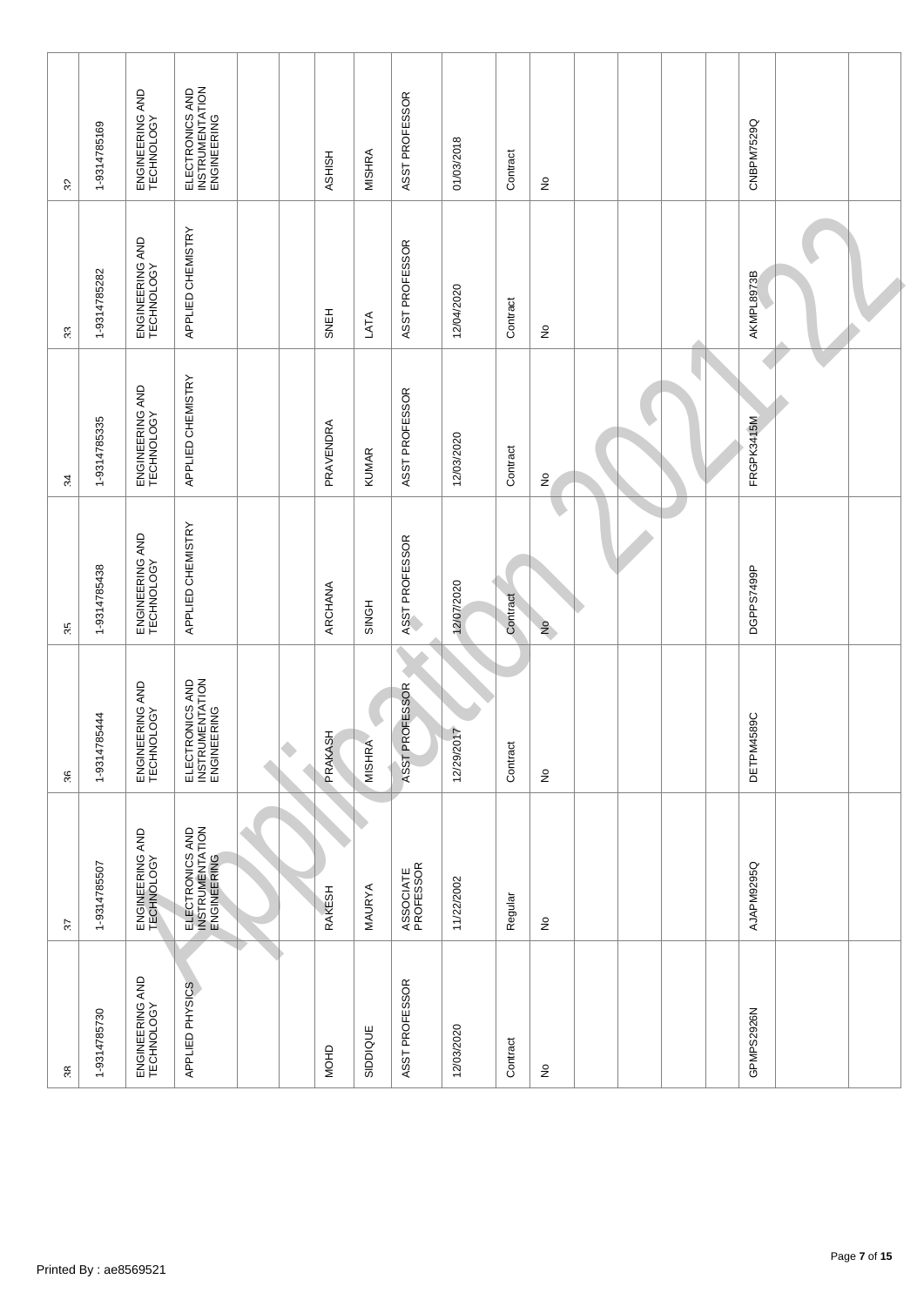| | | | | | | | | | | | | | | | | | | |
|---|---|---|---|---|---|---|---|---|---|---|---|---|---|---|---|---|---|---|
| 32 | 1-9314785169 | ENGINEERING AND TECHNOLOGY | ELECTRONICS AND INSTRUMENTATION ENGINEERING | | | ASHISH | MISHRA | ASST PROFESSOR | 01/03/2018 | Contract | No | | | | | CNBPM7529Q | | |
| 33 | 1-9314785282 | ENGINEERING AND TECHNOLOGY | APPLIED CHEMISTRY | | | SNEH | LATA | ASST PROFESSOR | 12/04/2020 | Contract | No | | | | | AKMPL8973B | | |
| 34 | 1-9314785335 | ENGINEERING AND TECHNOLOGY | APPLIED CHEMISTRY | | | PRAVENDRA | KUMAR | ASST PROFESSOR | 12/03/2020 | Contract | No | | | | | FRGPK3415M | | |
| 35 | 1-9314785438 | ENGINEERING AND TECHNOLOGY | APPLIED CHEMISTRY | | | ARCHANA | SINGH | ASST PROFESSOR | 12/07/2020 | Contract | No | | | | | DGPPS7499P | | |
| 36 | 1-9314785444 | ENGINEERING AND TECHNOLOGY | ELECTRONICS AND INSTRUMENTATION ENGINEERING | | | PRAKASH | MISHRA | ASST PROFESSOR | 12/29/2017 | Contract | No | | | | | DETPM4589C | | |
| 37 | 1-9314785507 | ENGINEERING AND TECHNOLOGY | ELECTRONICS AND INSTRUMENTATION ENGINEERING | | | RAKESH | MAURYA | ASSOCIATE PROFESSOR | 11/22/2002 | Regular | No | | | | | AJAPM9295Q | | |
| 38 | 1-9314785730 | ENGINEERING AND TECHNOLOGY | APPLIED PHYSICS | | | MOHD | SIDDIQUE | ASST PROFESSOR | 12/03/2020 | Contract | No | | | | | GPMPS2926N | | |

Printed By : ae8569521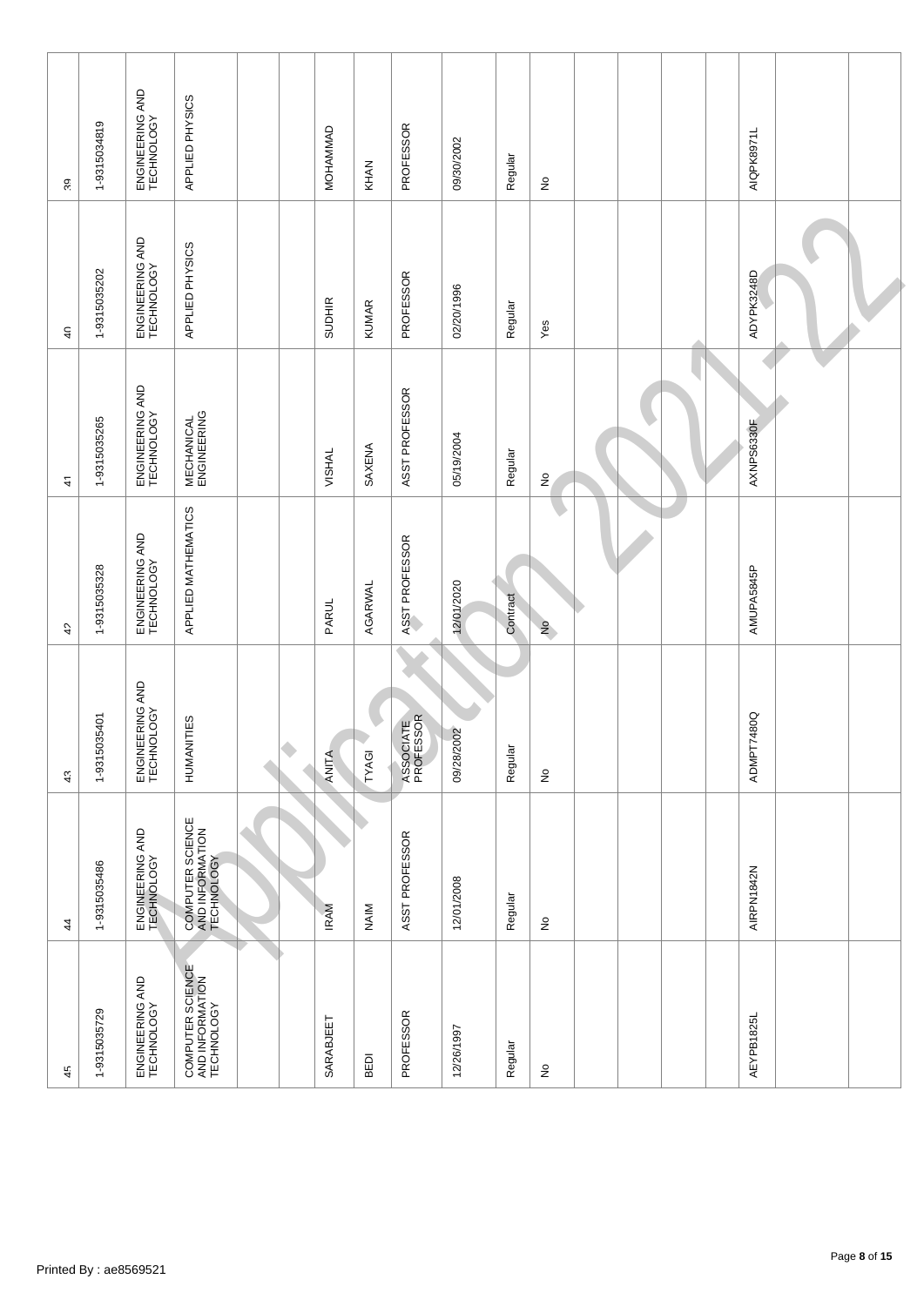| | | | | | | | | | | | | | | | | | | |
|---|---|---|---|---|---|---|---|---|---|---|---|---|---|---|---|---|---|---|
| 39 | 1-9315034819 | ENGINEERING AND TECHNOLOGY | APPLIED PHYSICS | | | MOHAMMAD | KHAN | PROFESSOR | 09/30/2002 | Regular | No | | | | | AIQPK8971L | | |
| 40 | 1-9315035202 | ENGINEERING AND TECHNOLOGY | APPLIED PHYSICS | | | SUDHIR | KUMAR | PROFESSOR | 02/20/1996 | Regular | Yes | | | | | ADYPK3248D | | |
| 41 | 1-9315035265 | ENGINEERING AND TECHNOLOGY | MECHANICAL ENGINEERING | | | VISHAL | SAXENA | ASST PROFESSOR | 05/19/2004 | Regular | No | | | | | AXNPS6330F | | |
| 42 | 1-9315035328 | ENGINEERING AND TECHNOLOGY | APPLIED MATHEMATICS | | | PARUL | AGARWAL | ASST PROFESSOR | 12/01/2020 | Contract | No | | | | | AMUPA5845P | | |
| 43 | 1-9315035401 | ENGINEERING AND TECHNOLOGY | HUMANITIES | | | ANITA | TYAGI | ASSOCIATE PROFESSOR | 09/28/2002 | Regular | No | | | | | ADMPT7480Q | | |
| 44 | 1-9315035486 | ENGINEERING AND TECHNOLOGY | COMPUTER SCIENCE AND INFORMATION TECHNOLOGY | | | IRAM | NAIM | ASST PROFESSOR | 12/01/2008 | Regular | No | | | | | AIRPN1842N | | |
| 45 | 1-9315035729 | ENGINEERING AND TECHNOLOGY | COMPUTER SCIENCE AND INFORMATION TECHNOLOGY | | | SARABJEET | BEDI | PROFESSOR | 12/26/1997 | Regular | No | | | | | AEYPB1825L | | |

Printed By : ae8569521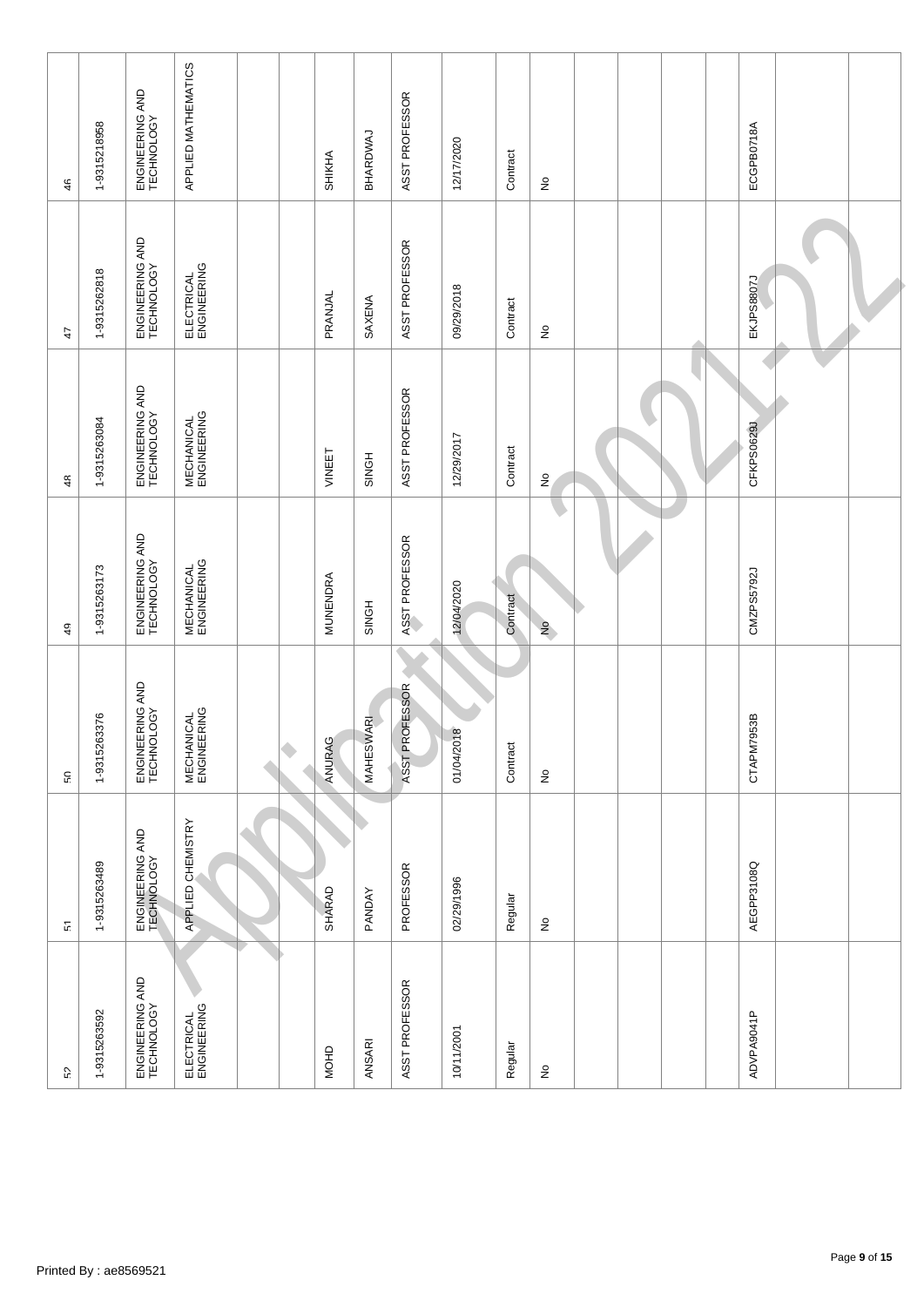| | | | | | | | | | | | | | | | | | | |
|---|---|---|---|---|---|---|---|---|---|---|---|---|---|---|---|---|---|---|
| 46 | 1-9315218958 | ENGINEERING AND TECHNOLOGY | APPLIED MATHEMATICS | | | SHIKHA | BHARDWAJ | ASST PROFESSOR | 12/17/2020 | Contract | No | | | | | ECGPB0718A | | |
| 47 | 1-9315262818 | ENGINEERING AND TECHNOLOGY | ELECTRICAL ENGINEERING | | | PRANJAL | SAXENA | ASST PROFESSOR | 09/29/2018 | Contract | No | | | | | EKJPS8807J | | |
| 48 | 1-9315263084 | ENGINEERING AND TECHNOLOGY | MECHANICAL ENGINEERING | | | VINEET | SINGH | ASST PROFESSOR | 12/29/2017 | Contract | No | | | | | CFKPS0629J | | |
| 49 | 1-9315263173 | ENGINEERING AND TECHNOLOGY | MECHANICAL ENGINEERING | | | MUNENDRA | SINGH | ASST PROFESSOR | 12/04/2020 | Contract | No | | | | | CMZPS5792J | | |
| 50 | 1-9315263376 | ENGINEERING AND TECHNOLOGY | MECHANICAL ENGINEERING | | | ANURAG | MAHESWARI | ASST PROFESSOR | 01/04/2018 | Contract | No | | | | | CTAPM7953B | | |
| 51 | 1-9315263489 | ENGINEERING AND TECHNOLOGY | APPLIED CHEMISTRY | | | SHARAD | PANDAY | PROFESSOR | 02/29/1996 | Regular | No | | | | | AEGPP3108Q | | |
| 52 | 1-9315263592 | ENGINEERING AND TECHNOLOGY | ELECTRICAL ENGINEERING | | | MOHD | ANSARI | ASST PROFESSOR | 10/11/2001 | Regular | No | | | | | ADVPA9041P | | |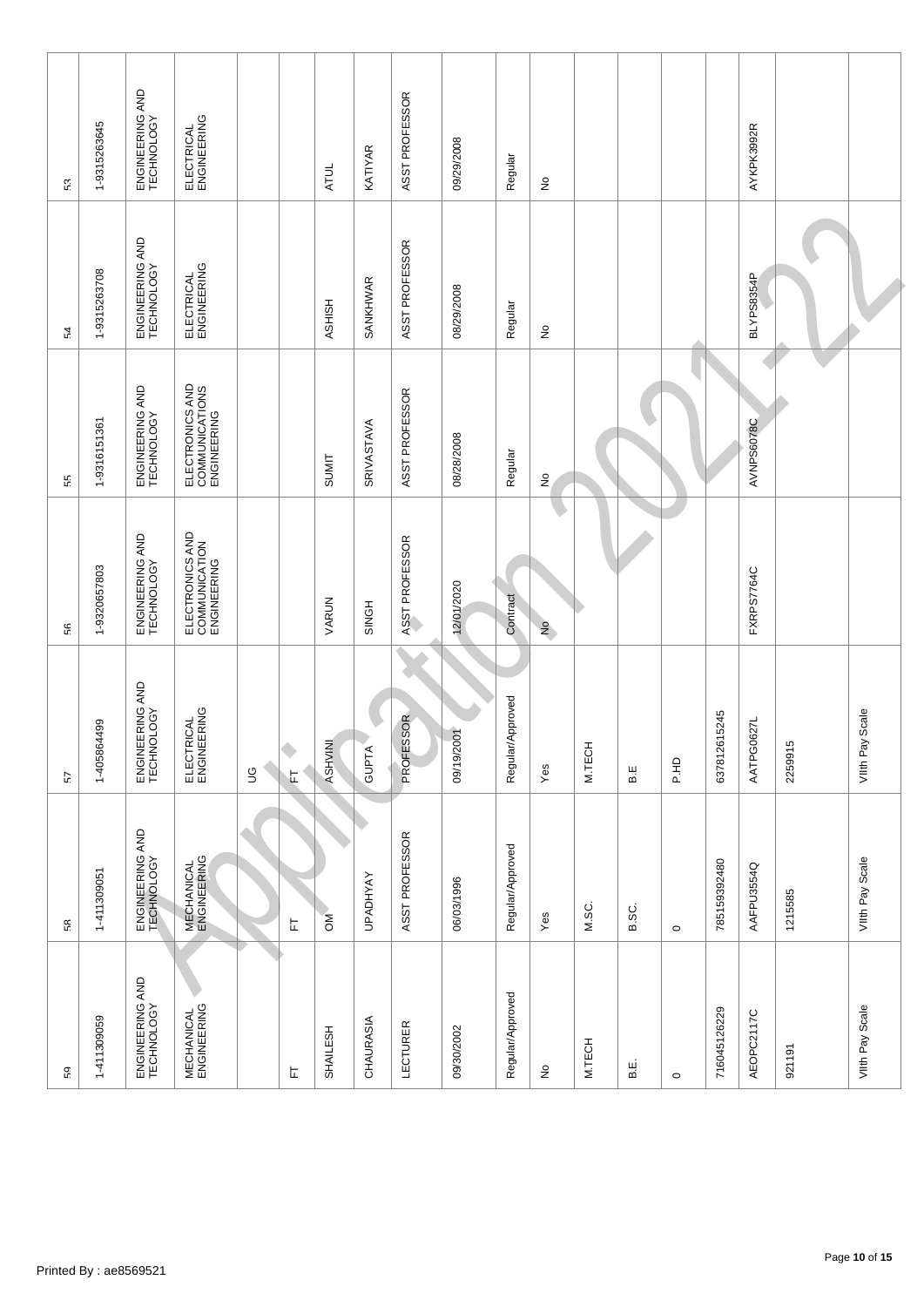| | | | | | | | | | | | | | | | | | | |
|---|---|---|---|---|---|---|---|---|---|---|---|---|---|---|---|---|---|---|
| 53 | 1-9315263645 | ENGINEERING AND TECHNOLOGY | ELECTRICAL ENGINEERING | | | ATUL | KATIYAR | ASST PROFESSOR | 09/29/2008 | Regular | No | | | | | AYKPK3992R | | |
| 54 | 1-9315263708 | ENGINEERING AND TECHNOLOGY | ELECTRICAL ENGINEERING | | | ASHISH | SANKHWAR | ASST PROFESSOR | 08/29/2008 | Regular | No | | | | | BLYPS8354P | | |
| 55 | 1-9316151361 | ENGINEERING AND TECHNOLOGY | ELECTRONICS AND COMMUNICATIONS ENGINEERING | | | SUMIT | SRIVASTAVA | ASST PROFESSOR | 08/28/2008 | Regular | No | | | | | AVNPS6078C | | |
| 56 | 1-9320657803 | ENGINEERING AND TECHNOLOGY | ELECTRONICS AND COMMUNICATION ENGINEERING | | | VARUN | SINGH | ASST PROFESSOR | 12/01/2020 | Contract | No | | | | | FXRPS7764C | | |
| 57 | 1-405864499 | ENGINEERING AND TECHNOLOGY | ELECTRICAL ENGINEERING | UG | FT | ASHVINI | GUPTA | PROFESSOR | 09/19/2001 | Regular/Approved | Yes | M.TECH | B.E | P.HD | 637812615245 | AATPG0627L | 2259915 | VIIth Pay Scale |
| 58 | 1-411309051 | ENGINEERING AND TECHNOLOGY | MECHANICAL ENGINEERING | | FT | OM | UPADHYAY | ASST PROFESSOR | 06/03/1996 | Regular/Approved | Yes | M.SC. | B.SC. | 0 | 785159392480 | AAFPU3554Q | 1215585 | VIIth Pay Scale |
| 59 | 1-411309059 | ENGINEERING AND TECHNOLOGY | MECHANICAL ENGINEERING | | FT | SHAILESH | CHAURASIA | LECTURER | 09/30/2002 | Regular/Approved | No | M.TECH | B.E. | 0 | 716045126229 | AEOPC2117C | 921191 | VIIth Pay Scale |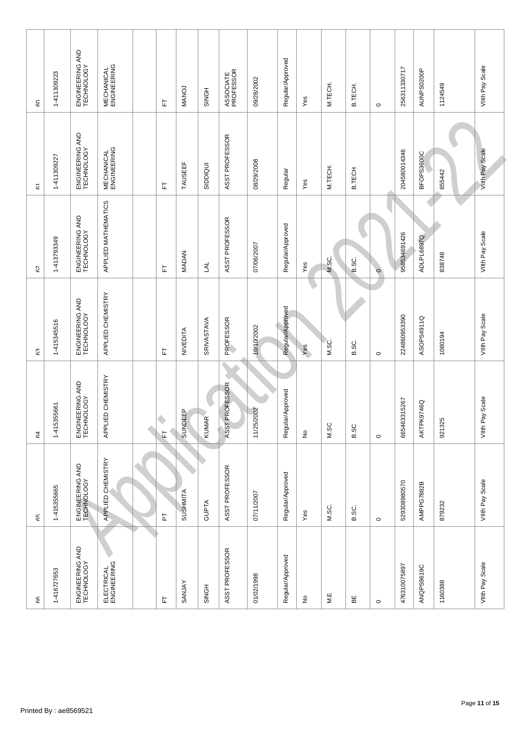| 60 | 1-411309223 | ENGINEERING AND TECHNOLOGY | MECHANICAL ENGINEERING | | FT | MANOJ | SINGH | ASSOCIATE PROFESSOR | 09/28/2002 | Regular/Approved | Yes | M.TECH. | B.TECH. | 0 | 256311330717 | AUNPS0200P | 1124549 | VIIth Pay Scale |
|---|---|---|---|---|---|---|---|---|---|---|---|---|---|---|---|---|---|---|
| 61 | 1-411309227 | ENGINEERING AND TECHNOLOGY | MECHANICAL ENGINEERING | | FT | TAUSEEF | SIDDIQUI | ASST PROFESSOR | 08/29/2008 | Regular | Yes | M.TECH. | B.TECH | | 204580014346 | BFOPS3600C | 855442 | VIIth Pay Scale |
| 62 | 1-413793349 | ENGINEERING AND TECHNOLOGY | APPLIED MATHEMATICS | | FT | MADAN | LAL | ASST PROFESSOR | 07/06/2007 | Regular/Approved | Yes | M.SC. | B.SC. | 0 | 958534691426 | ADLPL6897Q | 838748 | VIIth Pay Scale |
| 63 | 1-415345516 | ENGINEERING AND TECHNOLOGY | APPLIED CHEMISTRY | | FT | NIVEDITA | SRIVASTAVA | PROFESSOR | 10/10/2002 | Regular/Approved | Yes | M.SC. | B.SC. | 0 | 224860953390 | ASOPS4911Q | 1080194 | VIIth Pay Scale |
| 64 | 1-415355661 | ENGINEERING AND TECHNOLOGY | APPLIED CHEMISTRY | | FT | SUNDEEP | KUMAR | ASST PROFESSOR | 11/25/2002 | Regular/Approved | No | M.SC | B.SC | 0 | 665463315267 | AKTPK9746Q | 921325 | VIIth Pay Scale |
| 65 | 1-415355665 | ENGINEERING AND TECHNOLOGY | APPLIED CHEMISTRY | | PT | SUSHMITA | GUPTA | ASST PROFESSOR | 07/11/2007 | Regular/Approved | Yes | M.SC. | B.SC. | 0 | 529308980570 | AMPPG7882B | 879232 | VIIth Pay Scale |
| 66 | 1-416727653 | ENGINEERING AND TECHNOLOGY | ELECTRICAL ENGINEERING | | FT | SANJAY | SINGH | ASST PROFESSOR | 01/02/1998 | Regular/Approved | No | M.E | BE | 0 | 476310075897 | ANQPS9619C | 1160388 | VIIth Pay Scale |

Printed By : ae8569521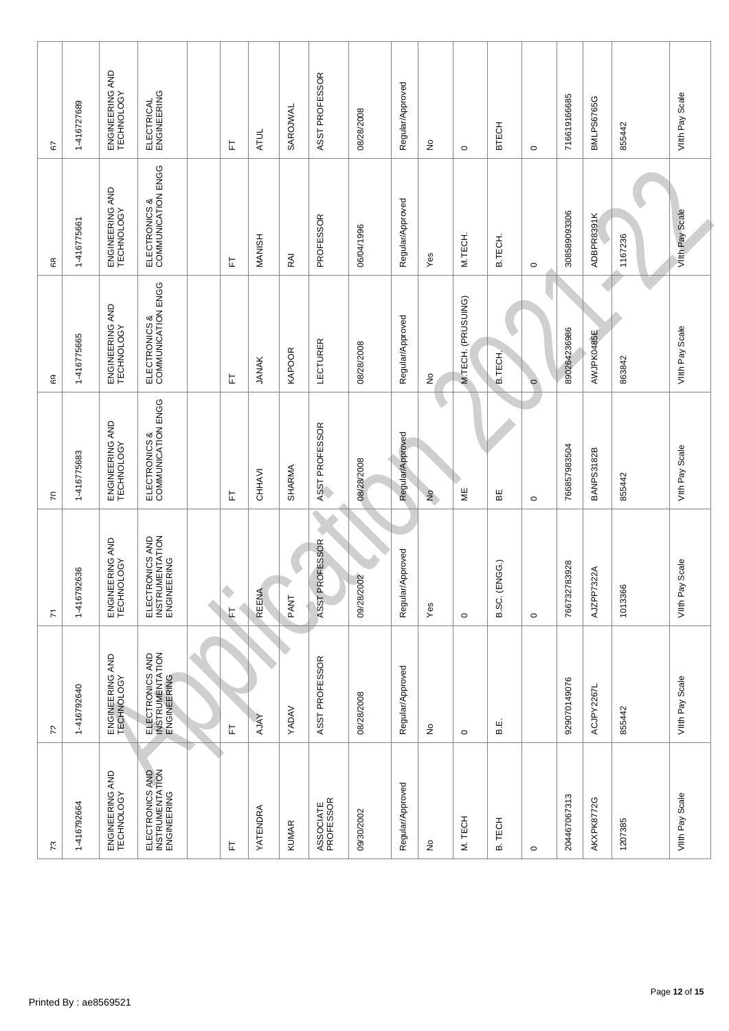| 67 | 1-416727689 | ENGINEERING AND TECHNOLOGY | ELECTRICAL ENGINEERING | | FT | ATUL | SAROJWAL | ASST PROFESSOR | 08/28/2008 | Regular/Approved | No | 0 | BTECH | 0 | 716619166685 | BMLPS6765G | 855442 | VIIth Pay Scale |
|---|---|---|---|---|---|---|---|---|---|---|---|---|---|---|---|---|---|---|
| 68 | 1-416775661 | ENGINEERING AND TECHNOLOGY | ELECTRONICS & COMMUNICATION ENGG | | FT | MANISH | RAI | PROFESSOR | 06/04/1996 | Regular/Approved | Yes | M.TECH. | B.TECH. | 0 | 308589093306 | ADBPR8391K | 1167236 | VIIth Pay Scale |
| 69 | 1-416775665 | ENGINEERING AND TECHNOLOGY | ELECTRONICS & COMMUNICATION ENGG | | FT | JANAK | KAPOOR | LECTURER | 08/28/2008 | Regular/Approved | No | M.TECH. (PRUSUING) | B.TECH. | 0 | 890264236986 | AWJPK0485E | 863842 | VIIth Pay Scale |
| 70 | 1-416775683 | ENGINEERING AND TECHNOLOGY | ELECTRONICS & COMMUNICATION ENGG | | FT | CHHAVI | SHARMA | ASST PROFESSOR | 08/28/2008 | Regular/Approved | No | ME | BE | 0 | 766857983504 | BANPS3182B | 855442 | VIIth Pay Scale |
| 71 | 1-416792636 | ENGINEERING AND TECHNOLOGY | ELECTRONICS AND INSTRUMENTATION ENGINEERING | | FT | REENA | PANT | ASST PROFESSOR | 09/28/2002 | Regular/Approved | Yes | 0 | B.SC. (ENGG.) | 0 | 766732783928 | AJZPP7322A | 1013366 | VIIth Pay Scale |
| 72 | 1-416792640 | ENGINEERING AND TECHNOLOGY | ELECTRONICS AND INSTRUMENTATION ENGINEERING | | FT | AJAY | YADAV | ASST PROFESSOR | 08/28/2008 | Regular/Approved | No | 0 | B.E. | | 929070149076 | ACJPY2267L | 855442 | VIIth Pay Scale |
| 73 | 1-416792664 | ENGINEERING AND TECHNOLOGY | ELECTRONICS AND INSTRUMENTATION ENGINEERING | | FT | YATENDRA | KUMAR | ASSOCIATE PROFESSOR | 09/30/2002 | Regular/Approved | No | M. TECH | B. TECH | 0 | 204467067313 | AKXPK8772G | 1207385 | VIIth Pay Scale |

Printed By : ae8569521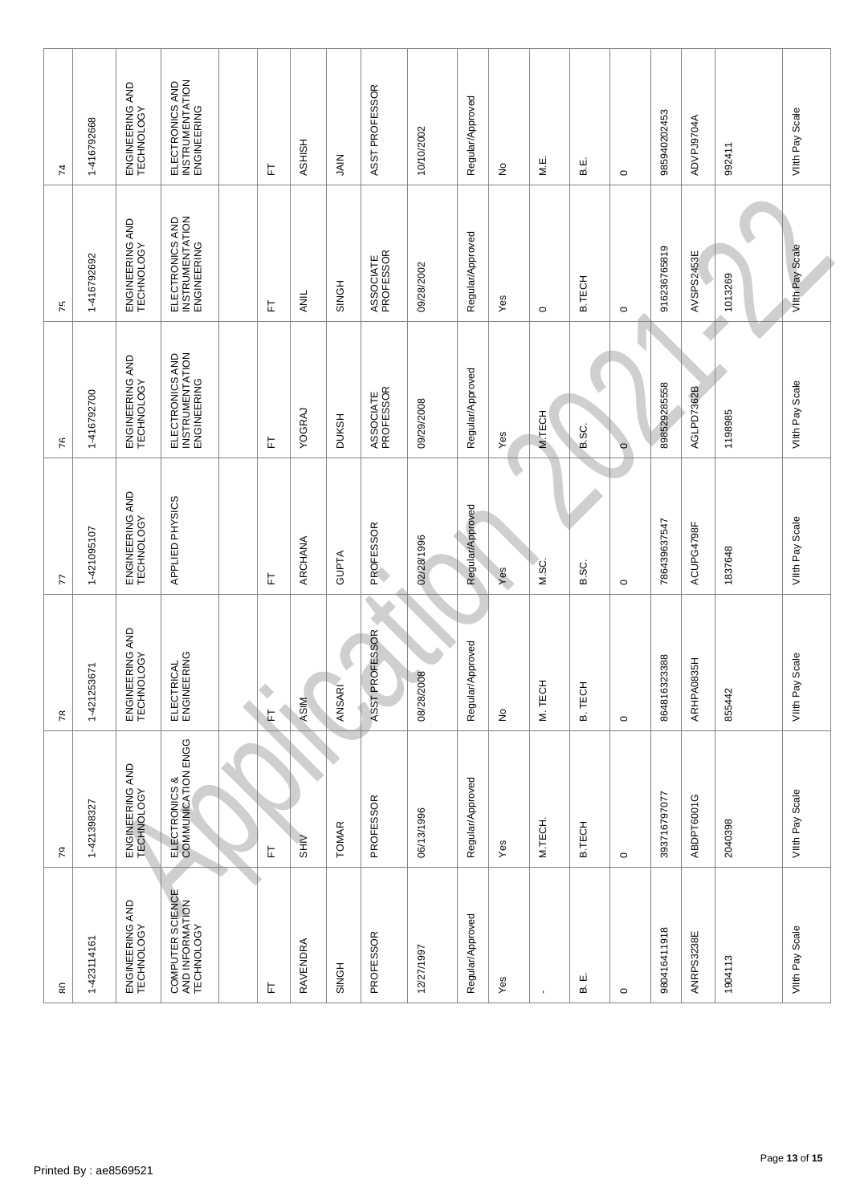| 74 | 1-416792668 | ENGINEERING AND TECHNOLOGY | ELECTRONICS AND INSTRUMENTATION ENGINEERING | | FT | ASHISH | JAIN | ASST PROFESSOR | 10/10/2002 | Regular/Approved | No | M.E. | B.E. | 0 | 985940202453 | ADVPJ9704A | 992411 | VIIth Pay Scale |
|---|---|---|---|---|---|---|---|---|---|---|---|---|---|---|---|---|---|---|
| 75 | 1-416792692 | ENGINEERING AND TECHNOLOGY | ELECTRONICS AND INSTRUMENTATION ENGINEERING | | FT | ANIL | SINGH | ASSOCIATE PROFESSOR | 09/28/2002 | Regular/Approved | Yes | 0 | B.TECH | 0 | 916236765819 | AVSPS2453E | 1013269 | VIIth Pay Scale |
| 76 | 1-416792700 | ENGINEERING AND TECHNOLOGY | ELECTRONICS AND INSTRUMENTATION ENGINEERING | | FT | YOGRAJ | DUKSH | ASSOCIATE PROFESSOR | 09/29/2008 | Regular/Approved | Yes | M.TECH | B.SC. | 0 | 898529285558 | AGLPD7362B | 1198985 | VIIth Pay Scale |
| 77 | 1-421095107 | ENGINEERING AND TECHNOLOGY | APPLIED PHYSICS | | FT | ARCHANA | GUPTA | PROFESSOR | 02/28/1996 | Regular/Approved | Yes | M.SC. | B.SC. | 0 | 786439637547 | ACUPG4798F | 1837648 | VIIth Pay Scale |
| 78 | 1-421253671 | ENGINEERING AND TECHNOLOGY | ELECTRICAL ENGINEERING | | FT | ASIM | ANSARI | ASST PROFESSOR | 08/28/2008 | Regular/Approved | No | M. TECH | B. TECH | 0 | 864816323388 | ARHPA0835H | 855442 | VIIth Pay Scale |
| 79 | 1-421398327 | ENGINEERING AND TECHNOLOGY | ELECTRONICS & COMMUNICATION ENGG | | FT | SHIV | TOMAR | PROFESSOR | 06/13/1996 | Regular/Approved | Yes | M.TECH. | B.TECH | 0 | 393716797077 | ABDPT6001G | 2040398 | VIIth Pay Scale |
| 80 | 1-423114161 | ENGINEERING AND TECHNOLOGY | COMPUTER SCIENCE AND INFORMATION TECHNOLOGY | | FT | RAVENDRA | SINGH | PROFESSOR | 12/27/1997 | Regular/Approved | Yes | - | B. E. | 0 | 980416411918 | ANRPS3238E | 1904113 | VIIth Pay Scale |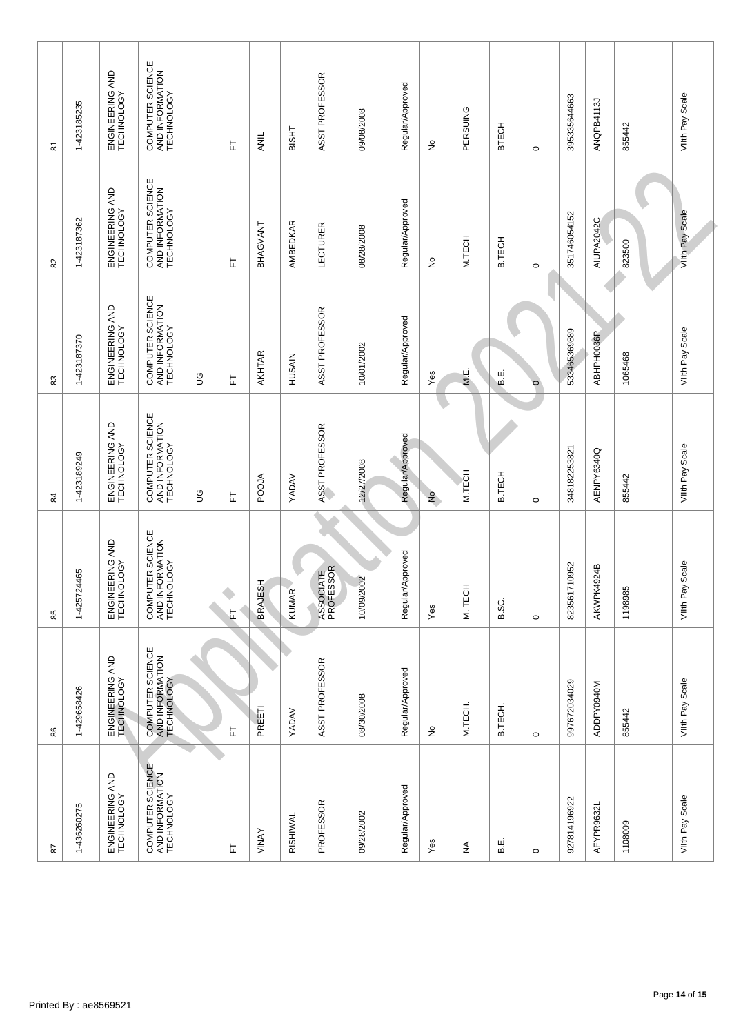| | | | | | | | | | | | | | | | | | | |
|---|---|---|---|---|---|---|---|---|---|---|---|---|---|---|---|---|---|---|
| 81 | 1-423185235 | ENGINEERING AND TECHNOLOGY | COMPUTER SCIENCE AND INFORMATION TECHNOLOGY | | FT | ANIL | BISHT | ASST PROFESSOR | 09/08/2008 | Regular/Approved | No | PERSUING | BTECH | 0 | 395335644663 | ANQPB4113J | 855442 | VIIth Pay Scale |
| 82 | 1-423187362 | ENGINEERING AND TECHNOLOGY | COMPUTER SCIENCE AND INFORMATION TECHNOLOGY | | FT | BHAGVANT | AMBEDKAR | LECTURER | 08/28/2008 | Regular/Approved | No | M.TECH | B.TECH | 0 | 351746054152 | AIUPA2042C | 823500 | VIIth Pay Scale |
| 83 | 1-423187370 | ENGINEERING AND TECHNOLOGY | COMPUTER SCIENCE AND INFORMATION TECHNOLOGY | UG | FT | AKHTAR | HUSAIN | ASST PROFESSOR | 10/01/2002 | Regular/Approved | Yes | M.E. | B.E. | 0 | 533465369889 | ABHPH0036P | 1065468 | VIIth Pay Scale |
| 84 | 1-423189249 | ENGINEERING AND TECHNOLOGY | COMPUTER SCIENCE AND INFORMATION TECHNOLOGY | UG | FT | POOJA | YADAV | ASST PROFESSOR | 12/27/2008 | Regular/Approved | No | M.TECH | B.TECH | 0 | 348182253821 | AENPY6340Q | 855442 | VIIth Pay Scale |
| 85 | 1-425724465 | ENGINEERING AND TECHNOLOGY | COMPUTER SCIENCE AND INFORMATION TECHNOLOGY | | FT | BRAJESH | KUMAR | ASSOCIATE PROFESSOR | 10/09/2002 | Regular/Approved | Yes | M. TECH | B.SC. | 0 | 823561710952 | AKWPK4924B | 1198885 | VIIth Pay Scale |
| 86 | 1-429658426 | ENGINEERING AND TECHNOLOGY | COMPUTER SCIENCE AND INFORMATION TECHNOLOGY | | FT | PREETI | YADAV | ASST PROFESSOR | 08/30/2008 | Regular/Approved | No | M.TECH. | B.TECH. | 0 | 997672034029 | ADDPY0940M | 855442 | VIIth Pay Scale |
| 87 | 1-436260275 | ENGINEERING AND TECHNOLOGY | COMPUTER SCIENCE AND INFORMATION TECHNOLOGY | | FT | VINAY | RISHIWAL | PROFESSOR | 09/28/2002 | Regular/Approved | Yes | NA | B.E. | 0 | 927814196922 | AFYPR9632L | 108009 | VIIth Pay Scale |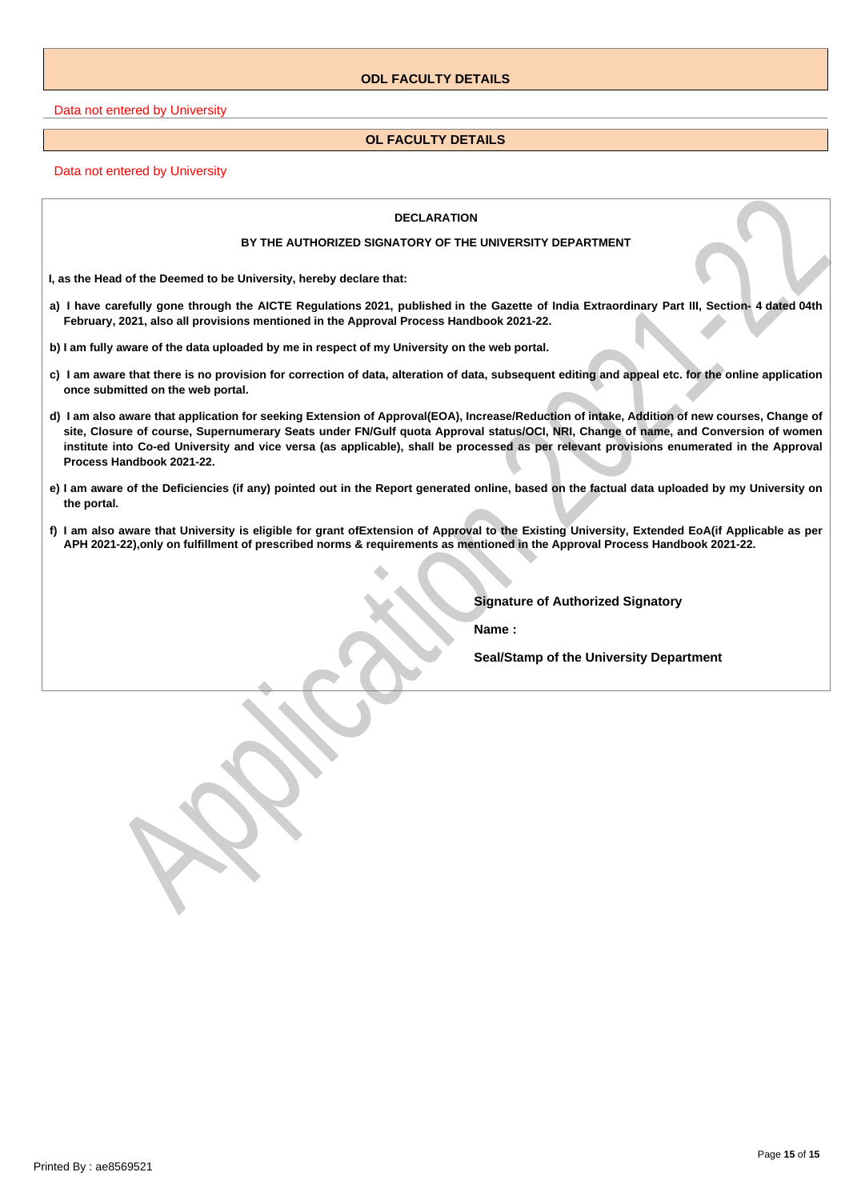## ODL FACULTY DETAILS

Data not entered by University

## OL FACULTY DETAILS

Data not entered by University

### DECLARATION

**BY THE AUTHORIZED SIGNATORY OF THE UNIVERSITY DEPARTMENT**

**I, as the Head of the Deemed to be University, hereby declare that:**

**a) I have carefully gone through the AICTE Regulations 2021, published in the Gazette of India Extraordinary Part III, Section- 4 dated 04th February, 2021, also all provisions mentioned in the Approval Process Handbook 2021-22.**

**b) I am fully aware of the data uploaded by me in respect of my University on the web portal.**

**c) I am aware that there is no provision for correction of data, alteration of data, subsequent editing and appeal etc. for the online application once submitted on the web portal.**

**d) I am also aware that application for seeking Extension of Approval(EOA), Increase/Reduction of intake, Addition of new courses, Change of site, Closure of course, Supernumerary Seats under FN/Gulf quota Approval status/OCI, NRI, Change of name, and Conversion of women institute into Co-ed University and vice versa (as applicable), shall be processed as per relevant provisions enumerated in the Approval Process Handbook 2021-22.**

**e) I am aware of the Deficiencies (if any) pointed out in the Report generated online, based on the factual data uploaded by my University on the portal.**

**f) I am also aware that University is eligible for grant ofExtension of Approval to the Existing University, Extended EoA(if Applicable as per APH 2021-22),only on fulfillment of prescribed norms & requirements as mentioned in the Approval Process Handbook 2021-22.**

**Signature of Authorized Signatory**

**Name :**

**Seal/Stamp of the University Department**

Printed By : ae8569521